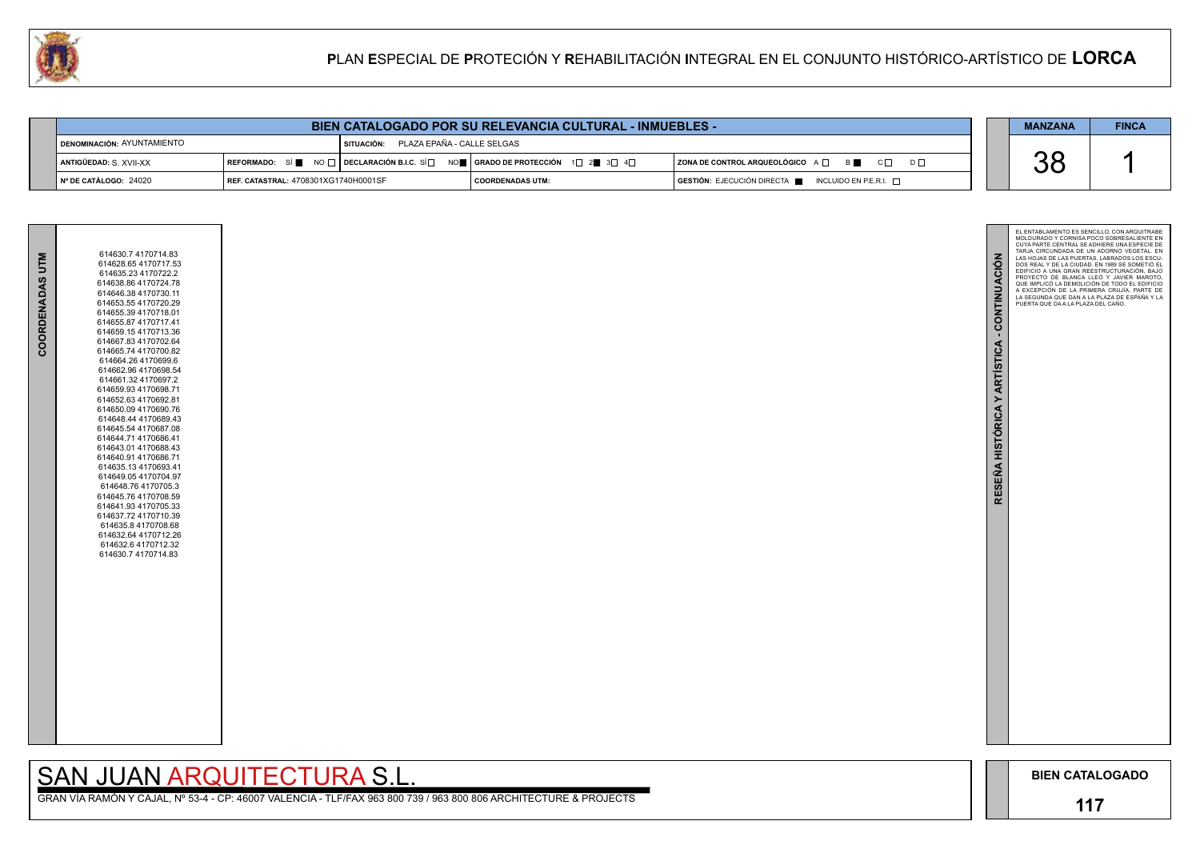# PLAN ESPECIAL DE PROTECIÓN Y REHABILITACIÓN INTEGRAL EN EL CONJUNTO HISTÓRICO-ARTÍSTICO DE LORCA

## BIEN CATALOGADO POR SU RELEVANCIA CULTURAL - INMUEBLES -

| | | | | |
|---|---|---|---|---|
| DENOMINACIÓN: AYUNTAMIENTO | | SITUACIÓN: PLAZA EPAÑA - CALLE SELGAS | | |
| ANTIGÜEDAD: S. XVII-XX | REFORMADO: SÍ ■ NO ☐ | DECLARACIÓN B.I.C. SÍ ☐ NO ■ | GRADO DE PROTECCIÓN 1☐ 2■ 3☐ 4☐ | ZONA DE CONTROL ARQUEOLÓGICO A ☐ B ■ C ☐ D ☐ |
| Nº DE CATÁLOGO: 24020 | REF. CATASTRAL: 4708301XG1740H0001SF | | COORDENADAS UTM: | GESTIÓN: EJECUCIÓN DIRECTA ■ INCLUIDO EN P.E.R.I. ☐ |

| MANZANA | FINCA |
|---|---|
| 38 | 1 |

## COORDENADAS UTM

614630.7 4170714.83
614628.65 4170717.53
614635.23 4170722.2
614638.86 4170724.78
614646.38 4170730.11
614653.55 4170720.29
614655.39 4170718.01
614655.87 4170717.41
614659.15 4170713.36
614667.83 4170702.64
614665.74 4170700.82
614664.26 4170699.6
614662.96 4170698.54
614661.32 4170697.2
614659.93 4170698.71
614652.63 4170692.81
614650.09 4170690.76
614648.44 4170689.43
614645.54 4170687.08
614644.71 4170686.41
614643.01 4170688.43
614640.91 4170686.71
614635.13 4170693.41
614649.05 4170704.97
614648.76 4170705.3
614645.76 4170708.59
614641.93 4170705.33
614637.72 4170710.39
614635.8 4170708.68
614632.64 4170712.26
614632.6 4170712.32
614630.7 4170714.83

## RESEÑA HISTÓRICA Y ARTÍSTICA - CONTINUACIÓN

EL ENTABLAMENTO ES SENCILLO, CON ARQUITRABE MOLDURADO Y CORNISA POCO SOBRESALIENTE EN CUYA PARTE CENTRAL SE ADHIERE UNA ESPECIE DE TARJA CIRCUNDADA DE UN ADORNO VEGETAL. EN LAS HOJAS DE LAS PUERTAS, LABRADOS LOS ESCUDOS REAL Y DE LA CIUDAD. EN 1989 SE SOMETIÓ EL EDIFICIO A UNA GRAN REESTRUCTURACIÓN, BAJO PROYECTO DE BLANCA LLEÓ Y JAVIER MAROTO, QUE IMPLICÓ LA DEMOLICIÓN DE TODO EL EDIFICIO A EXCEPCIÓN DE LA PRIMERA CRUJÍA, PARTE DE LA SEGUNDA QUE DAN A LA PLAZA DE ESPAÑA Y LA PUERTA QUE DA A LA PLAZA DEL CAÑO.

SAN JUAN ARQUITECTURA S.L.

GRAN VÍA RAMÓN Y CAJAL, Nº 53-4 - CP: 46007 VALENCIA - TLF/FAX 963 800 739 / 963 800 806 ARCHITECTURE & PROJECTS

BIEN CATALOGADO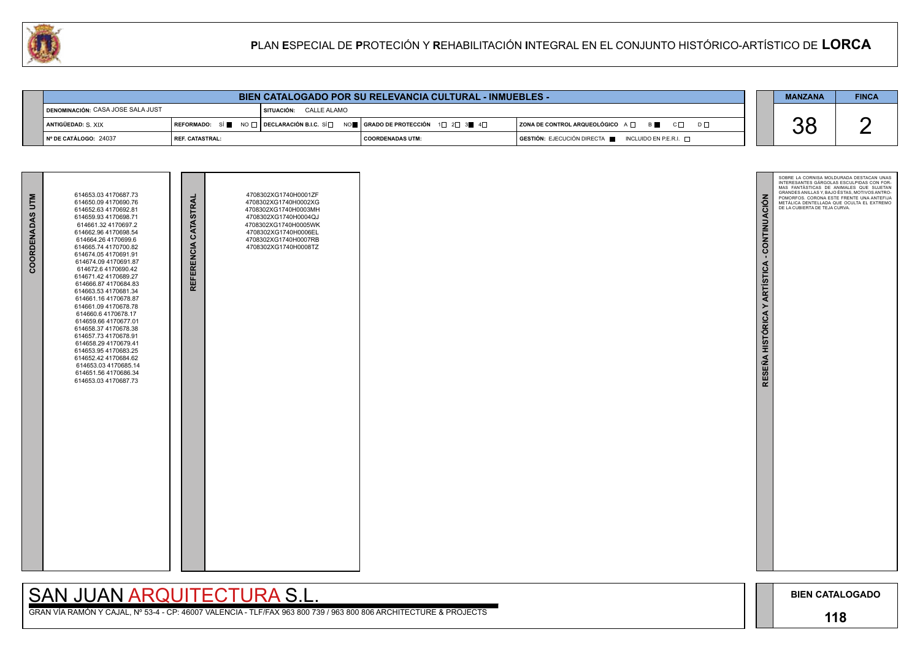# PLAN ESPECIAL DE PROTECIÓN Y REHABILITACIÓN INTEGRAL EN EL CONJUNTO HISTÓRICO-ARTÍSTICO DE LORCA

## BIEN CATALOGADO POR SU RELEVANCIA CULTURAL - INMUEBLES -

| | | | | | MANZANA | FINCA |
|---|---|---|---|---|---|---|
| DENOMINACIÓN: CASA JOSE SALA JUST | | SITUACIÓN: CALLE ALAMO | | | 38 | 2 |
| ANTIGÜEDAD: S. XIX | REFORMADO: SÍ ■ NO □ | DECLARACIÓN B.I.C. SÍ □ NO ■ | GRADO DE PROTECCIÓN 1□ 2□ 3■ 4□ | ZONA DE CONTROL ARQUEOLÓGICO A □ B ■ C □ D □ | | |
| Nº DE CATÁLOGO: 24037 | REF. CATASTRAL: | | COORDENADAS UTM: | GESTIÓN: EJECUCIÓN DIRECTA ■ INCLUIDO EN P.E.R.I. □ | | |

**COORDENADAS UTM**

614653.03 4170687.73
614650.09 4170690.76
614652.63 4170692.81
614659.93 4170698.71
614661.32 4170697.2
614662.96 4170698.54
614664.26 4170699.6
614665.74 4170700.82
614674.05 4170691.91
614674.09 4170691.87
614672.6 4170690.42
614671.42 4170689.27
614666.87 4170684.83
614663.53 4170681.34
614661.16 4170678.87
614661.09 4170678.78
614660.6 4170678.17
614659.66 4170677.01
614658.37 4170678.38
614657.73 4170678.91
614658.29 4170679.41
614653.95 4170683.25
614652.42 4170684.62
614653.03 4170685.14
614651.56 4170686.34
614653.03 4170687.73

**REFERENCIA CATASTRAL**

4708302XG1740H0001ZF
4708302XG1740H0002XG
4708302XG1740H0003MH
4708302XG1740H0004QJ
4708302XG1740H0005WK
4708302XG1740H0006EL
4708302XG1740H0007RB
4708302XG1740H0008TZ

**RESEÑA HISTÓRICA Y ARTÍSTICA - CONTINUACIÓN**

SOBRE LA CORNISA MOLDURADA DESTACAN UNAS INTERESANTES GÁRGOLAS ESCULPIDAS CON FORMAS FANTÁSTICAS DE ANIMALES QUE SUJETAN GRANDES ANILLAS Y, BAJO ÉSTAS, MOTIVOS ANTROPOMORFOS. CORONA ESTE FRENTE UNA ANTEFIJA METÁLICA DENTELLADA QUE OCULTA EL EXTREMO DE LA CUBIERTA DE TEJA CURVA.

SAN JUAN ARQUITECTURA S.L.

GRAN VÍA RAMÓN Y CAJAL, Nº 53-4 - CP: 46007 VALENCIA - TLF/FAX 963 800 739 / 963 800 806 ARCHITECTURE & PROJECTS

**BIEN CATALOGADO**

**118**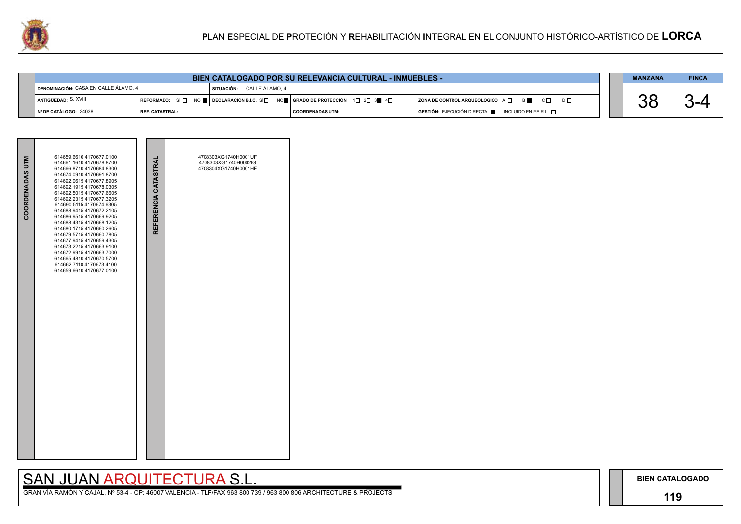# PLAN ESPECIAL DE PROTECIÓN Y REHABILITACIÓN INTEGRAL EN EL CONJUNTO HISTÓRICO-ARTÍSTICO DE LORCA

## BIEN CATALOGADO POR SU RELEVANCIA CULTURAL - INMUEBLES -

| | | | | |
|---|---|---|---|---|
| DENOMINACIÓN: CASA EN CALLE ÁLAMO, 4 | SITUACIÓN: CALLE ÁLAMO, 4 | | | |
| ANTIGÜEDAD: S. XVIII | REFORMADO: SÍ ☐ NO ■ | DECLARACIÓN B.I.C. SÍ ☐ NO ■ | GRADO DE PROTECCIÓN 1☐ 2☐ 3■ 4☐ | ZONA DE CONTROL ARQUEOLÓGICO A ☐ B ■ C ☐ D ☐ |
| Nº DE CATÁLOGO: 24038 | REF. CATASTRAL: | | COORDENADAS UTM: | GESTIÓN: EJECUCIÓN DIRECTA ■ INCLUIDO EN P.E.R.I. ☐ |

| MANZANA | FINCA |
|---|---|
| 38 | 3-4 |

| COORDENADAS UTM | REFERENCIA CATASTRAL |
|---|---|
| 614659.6610 4170677.0100<br>614661.1610 4170678.8700<br>614666.8710 4170684.8300<br>614674.0910 4170691.8700<br>614692.0615 4170677.8905<br>614692.1915 4170678.0305<br>614692.5015 4170677.6605<br>614692.2315 4170677.3205<br>614690.5115 4170674.6305<br>614688.9415 4170672.2105<br>614686.9515 4170669.9205<br>614688.4315 4170668.1205<br>614680.1715 4170660.2605<br>614679.5715 4170660.7805<br>614677.9415 4170659.4305<br>614673.2215 4170663.9100<br>614672.9915 4170663.7000<br>614665.4810 4170670.5700<br>614662.7110 4170673.4100<br>614659.6610 4170677.0100 | 4708303XG1740H0001UF<br>4708303XG1740H0002IG<br>4708304XG1740H0001HF |

SAN JUAN ARQUITECTURA S.L.

GRAN VÍA RAMÓN Y CAJAL, Nº 53-4 - CP: 46007 VALENCIA - TLF/FAX 963 800 739 / 963 800 806 ARCHITECTURE & PROJECTS

BIEN CATALOGADO

119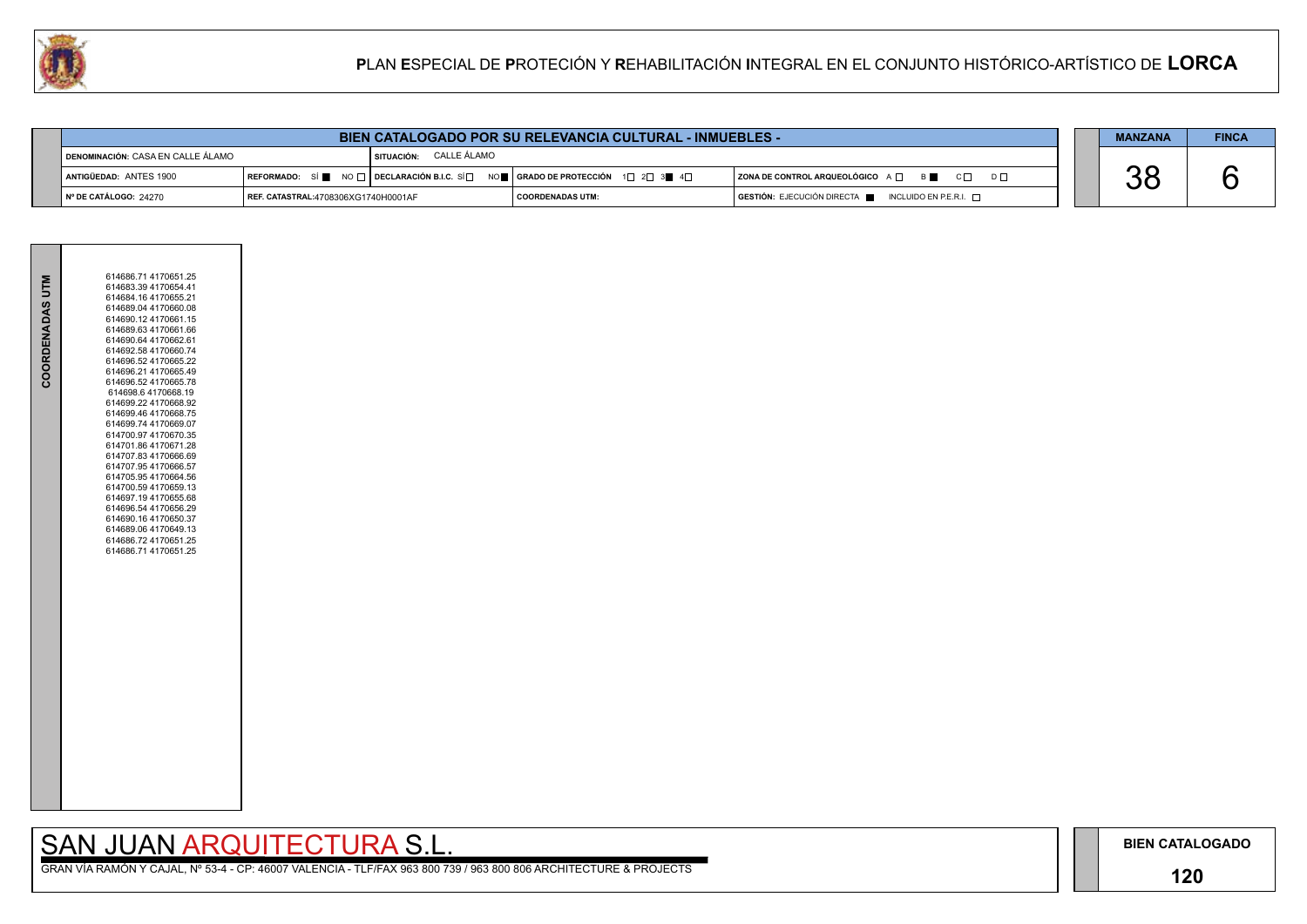# PLAN ESPECIAL DE PROTECIÓN Y REHABILITACIÓN INTEGRAL EN EL CONJUNTO HISTÓRICO-ARTÍSTICO DE LORCA

| BIEN CATALOGADO POR SU RELEVANCIA CULTURAL - INMUEBLES - | | | | |
|---|---|---|---|---|
| DENOMINACIÓN: CASA EN CALLE ÁLAMO | SITUACIÓN: CALLE ÁLAMO | | | |
| ANTIGÜEDAD: ANTES 1900 | REFORMADO: SÍ ■ NO □ | DECLARACIÓN B.I.C. SÍ □ NO ■ | GRADO DE PROTECCIÓN 1□ 2□ 3■ 4□ | ZONA DE CONTROL ARQUEOLÓGICO A □ B ■ C □ D □ |
| Nº DE CATÁLOGO: 24270 | REF. CATASTRAL:4708306XG1740H0001AF | | COORDENADAS UTM: | GESTIÓN: EJECUCIÓN DIRECTA ■ INCLUIDO EN P.E.R.I. □ |

| MANZANA | FINCA |
|---|---|
| 38 | 6 |

**COORDENADAS UTM**

614686.71 4170651.25
614683.39 4170654.41
614684.16 4170655.21
614689.04 4170660.08
614690.12 4170661.15
614689.63 4170661.66
614690.64 4170662.61
614692.58 4170660.74
614696.52 4170665.22
614696.21 4170665.49
614696.52 4170665.78
614698.6 4170668.19
614699.22 4170668.92
614699.46 4170668.75
614699.74 4170669.07
614700.97 4170670.35
614701.86 4170671.28
614707.83 4170666.69
614707.95 4170666.57
614705.95 4170664.56
614700.59 4170659.13
614697.19 4170655.68
614696.54 4170656.29
614690.16 4170650.37
614689.06 4170649.13
614686.72 4170651.25
614686.71 4170651.25

SAN JUAN ARQUITECTURA S.L.

GRAN VÍA RAMÓN Y CAJAL, Nº 53-4 - CP: 46007 VALENCIA - TLF/FAX 963 800 739 / 963 800 806 ARCHITECTURE & PROJECTS

**BIEN CATALOGADO**

**120**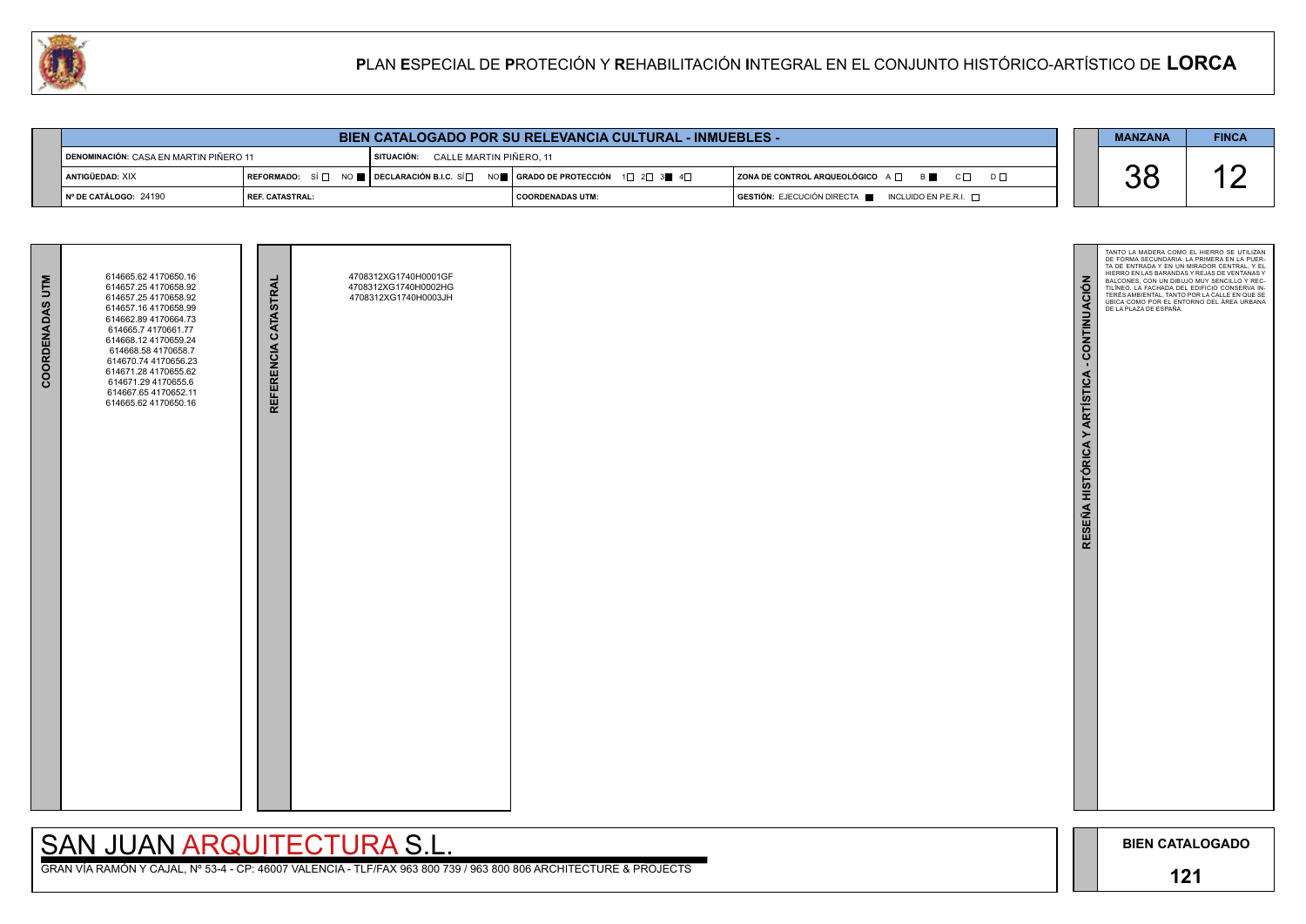# PLAN ESPECIAL DE PROTECIÓN Y REHABILITACIÓN INTEGRAL EN EL CONJUNTO HISTÓRICO-ARTÍSTICO DE LORCA

## BIEN CATALOGADO POR SU RELEVANCIA CULTURAL - INMUEBLES -

| | | | | |
|---|---|---|---|---|
| **DENOMINACIÓN:** CASA EN MARTIN PIÑERO 11 | | **SITUACIÓN:** CALLE MARTIN PIÑERO, 11 | | |
| **ANTIGÜEDAD:** XIX | **REFORMADO:** SÍ ☐ NO ■ | **DECLARACIÓN B.I.C.** SÍ ☐ NO ■ | **GRADO DE PROTECCIÓN** 1☐ 2☐ 3■ 4☐ | **ZONA DE CONTROL ARQUEOLÓGICO** A ☐ B ■ C ☐ D ☐ |
| **Nº DE CATÁLOGO:** 24190 | **REF. CATASTRAL:** | | **COORDENADAS UTM:** | **GESTIÓN:** EJECUCIÓN DIRECTA ■ INCLUIDO EN P.E.R.I. ☐ |

| MANZANA | FINCA |
|---|---|
| 38 | 12 |

**COORDENADAS UTM**

614665.62 4170650.16
614657.25 4170658.92
614657.25 4170658.92
614657.16 4170658.99
614662.89 4170664.73
614665.7 4170661.77
614668.12 4170659.24
614668.58 4170658.7
614670.74 4170656.23
614671.28 4170655.62
614671.29 4170655.6
614667.65 4170652.11
614665.62 4170650.16

**REFERENCIA CATASTRAL**

4708312XG1740H0001GF
4708312XG1740H0002HG
4708312XG1740H0003JH

**RESEÑA HISTÓRICA Y ARTÍSTICA - CONTINUACIÓN**

TANTO LA MADERA COMO EL HIERRO SE UTILIZAN DE FORMA SECUNDARIA: LA PRIMERA EN LA PUERTA DE ENTRADA Y EN UN MIRADOR CENTRAL, Y EL HIERRO EN LAS BARANDAS Y REJAS DE VENTANAS Y BALCONES, CON UN DIBUJO MUY SENCILLO Y RECTILÍNEO. LA FACHADA DEL EDIFICIO CONSERVA INTERÉS AMBIENTAL, TANTO POR LA CALLE EN QUE SE UBICA COMO POR EL ENTORNO DEL ÁREA URBANA DE LA PLAZA DE ESPAÑA.

SAN JUAN ARQUITECTURA S.L.

GRAN VÍA RAMÓN Y CAJAL, Nº 53-4 - CP: 46007 VALENCIA - TLF/FAX 963 800 739 / 963 800 806 ARCHITECTURE & PROJECTS

**BIEN CATALOGADO**

**121**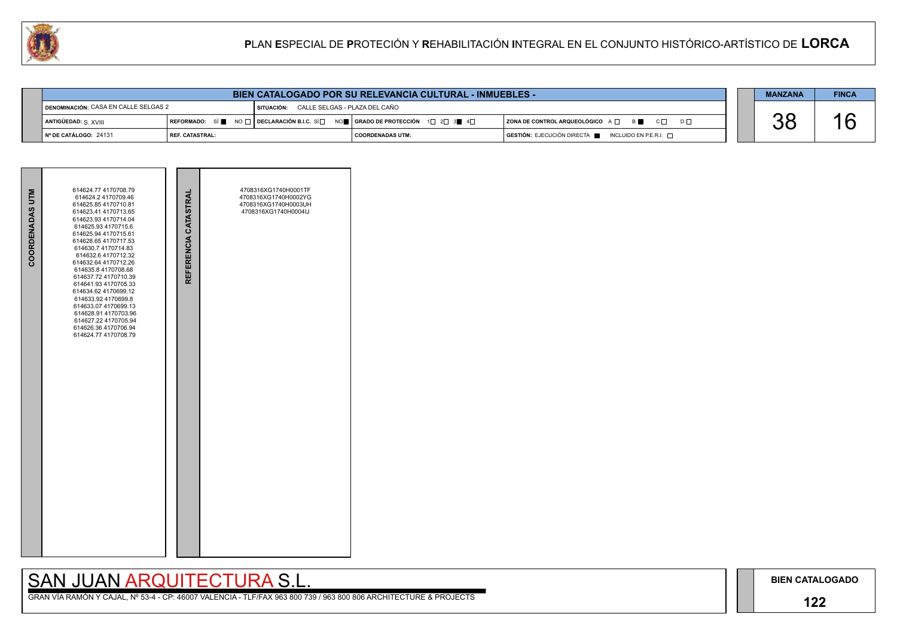# PLAN ESPECIAL DE PROTECIÓN Y REHABILITACIÓN INTEGRAL EN EL CONJUNTO HISTÓRICO-ARTÍSTICO DE LORCA

| BIEN CATALOGADO POR SU RELEVANCIA CULTURAL - INMUEBLES - | | | |
|---|---|---|---|
| DENOMINACIÓN: CASA EN CALLE SELGAS 2 | SITUACIÓN: CALLE SELGAS - PLAZA DEL CAÑO | | |
| ANTIGÜEDAD: S. XVIII | REFORMADO: SÍ ■ NO □ · DECLARACIÓN B.I.C. SÍ □ NO ■ | GRADO DE PROTECCIÓN 1□ 2□ 3■ 4□ | ZONA DE CONTROL ARQUEOLÓGICO A □ B ■ C □ D □ |
| Nº DE CATÁLOGO: 24131 | REF. CATASTRAL: | COORDENADAS UTM: | GESTIÓN: EJECUCIÓN DIRECTA ■ INCLUIDO EN P.E.R.I. □ |

| MANZANA | FINCA |
|---|---|
| 38 | 16 |

| COORDENADAS UTM | REFERENCIA CATASTRAL |
|---|---|
| 614624.77 4170708.79<br>614624.2 4170709.46<br>614625.85 4170710.81<br>614623.41 4170713.65<br>614623.93 4170714.04<br>614625.93 4170715.6<br>614625.94 4170715.61<br>614628.65 4170717.53<br>614630.7 4170714.83<br>614632.6 4170712.32<br>614632.64 4170712.26<br>614635.8 4170708.68<br>614637.72 4170710.39<br>614641.93 4170705.33<br>614634.62 4170699.12<br>614633.92 4170699.8<br>614633.07 4170699.13<br>614628.91 4170703.96<br>614627.22 4170705.94<br>614626.36 4170706.94<br>614624.77 4170708.79 | 4708316XG1740H0001TF<br>4708316XG1740H0002YG<br>4708316XG1740H0003UH<br>4708316XG1740H0004IJ |

SAN JUAN ARQUITECTURA S.L.

GRAN VÍA RAMÓN Y CAJAL, Nº 53-4 - CP: 46007 VALENCIA - TLF/FAX 963 800 739 / 963 800 806 ARCHITECTURE & PROJECTS

BIEN CATALOGADO

122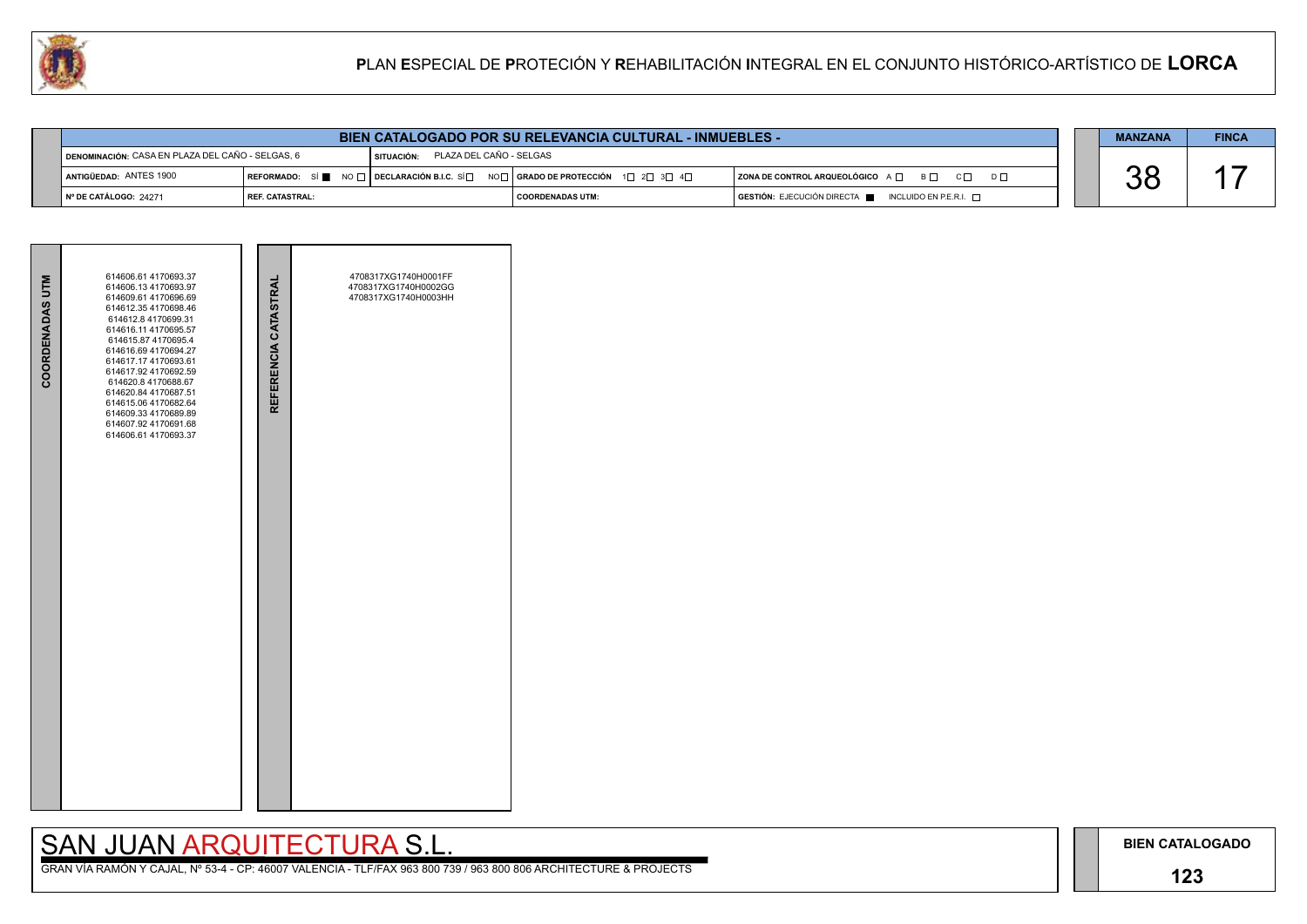# PLAN ESPECIAL DE PROTECIÓN Y REHABILITACIÓN INTEGRAL EN EL CONJUNTO HISTÓRICO-ARTÍSTICO DE LORCA

## BIEN CATALOGADO POR SU RELEVANCIA CULTURAL - INMUEBLES -

| | | | | |
|---|---|---|---|---|
| DENOMINACIÓN: CASA EN PLAZA DEL CAÑO - SELGAS, 6 | SITUACIÓN: PLAZA DEL CAÑO - SELGAS | | | |
| ANTIGÜEDAD: ANTES 1900 | REFORMADO: SÍ ■ NO □ | DECLARACIÓN B.I.C. SÍ □ NO □ | GRADO DE PROTECCIÓN 1□ 2□ 3□ 4□ | ZONA DE CONTROL ARQUEOLÓGICO A □ B □ C □ D □ |
| Nº DE CATÁLOGO: 24271 | REF. CATASTRAL: | | COORDENADAS UTM: | GESTIÓN: EJECUCIÓN DIRECTA ■ INCLUIDO EN P.E.R.I. □ |

| MANZANA | FINCA |
|---|---|
| 38 | 17 |

| COORDENADAS UTM | REFERENCIA CATASTRAL |
|---|---|
| 614606.61 4170693.37<br>614606.13 4170693.97<br>614609.61 4170696.69<br>614612.35 4170698.46<br>614612.8 4170699.31<br>614616.11 4170695.57<br>614615.87 4170695.4<br>614616.69 4170694.27<br>614617.17 4170693.61<br>614617.92 4170692.59<br>614620.8 4170688.67<br>614620.84 4170687.51<br>614615.06 4170682.64<br>614609.33 4170689.89<br>614607.92 4170691.68<br>614606.61 4170693.37 | 4708317XG1740H0001FF<br>4708317XG1740H0002GG<br>4708317XG1740H0003HH |

SAN JUAN ARQUITECTURA S.L.

GRAN VÍA RAMÓN Y CAJAL, Nº 53-4 - CP: 46007 VALENCIA - TLF/FAX 963 800 739 / 963 800 806 ARCHITECTURE & PROJECTS

BIEN CATALOGADO

123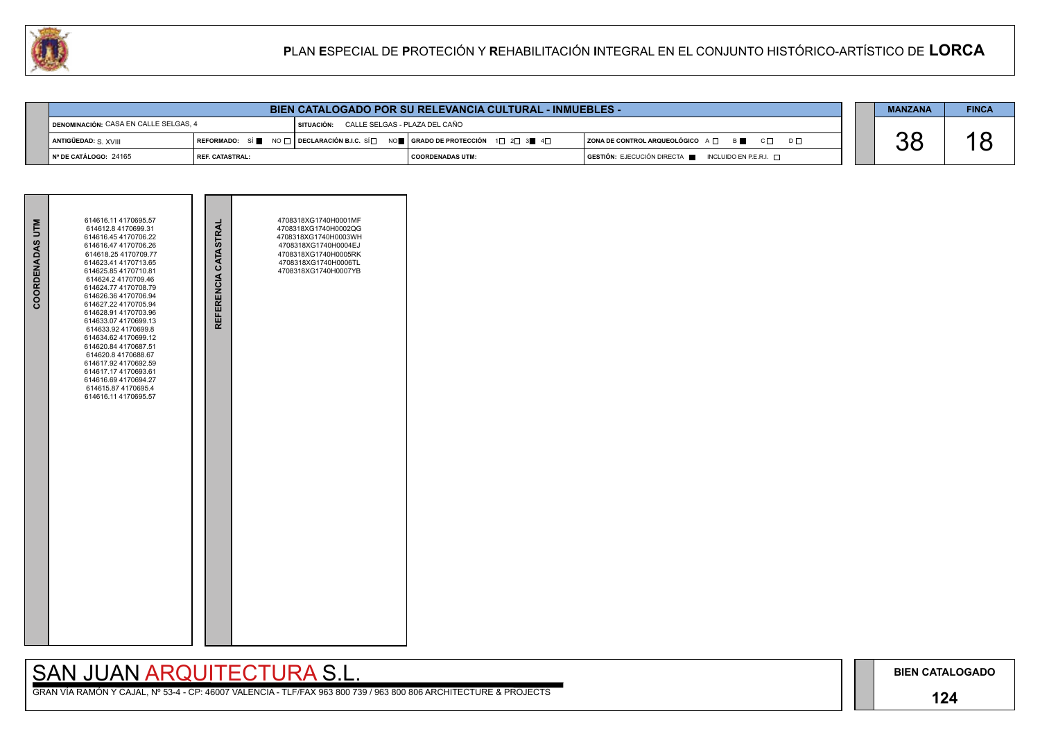# PLAN ESPECIAL DE PROTECIÓN Y REHABILITACIÓN INTEGRAL EN EL CONJUNTO HISTÓRICO-ARTÍSTICO DE LORCA

## BIEN CATALOGADO POR SU RELEVANCIA CULTURAL - INMUEBLES -

| | | | | |
|---|---|---|---|---|
| DENOMINACIÓN: CASA EN CALLE SELGAS, 4 | | SITUACIÓN: CALLE SELGAS - PLAZA DEL CAÑO | | |
| ANTIGÜEDAD: S. XVIII | REFORMADO: SÍ ■ NO □ | DECLARACIÓN B.I.C. SÍ □ NO ■ | GRADO DE PROTECCIÓN 1□ 2□ 3■ 4□ | ZONA DE CONTROL ARQUEOLÓGICO A □ B ■ C □ D □ |
| Nº DE CATÁLOGO: 24165 | REF. CATASTRAL: | | COORDENADAS UTM: | GESTIÓN: EJECUCIÓN DIRECTA ■ INCLUIDO EN P.E.R.I. □ |

| MANZANA | FINCA |
|---|---|
| 38 | 18 |

| COORDENADAS UTM | REFERENCIA CATASTRAL |
|---|---|
| 614616.11 4170695.57<br>614612.8 4170699.31<br>614616.45 4170706.22<br>614616.47 4170706.26<br>614618.25 4170709.77<br>614623.41 4170713.65<br>614625.85 4170710.81<br>614624.2 4170709.46<br>614624.77 4170708.79<br>614626.36 4170706.94<br>614627.22 4170705.94<br>614628.91 4170703.96<br>614633.07 4170699.13<br>614633.92 4170699.8<br>614634.62 4170699.12<br>614620.84 4170687.51<br>614620.8 4170688.67<br>614617.92 4170692.59<br>614617.17 4170693.61<br>614616.69 4170694.27<br>614615.87 4170695.4<br>614616.11 4170695.57 | 4708318XG1740H0001MF<br>4708318XG1740H0002QG<br>4708318XG1740H0003WH<br>4708318XG1740H0004EJ<br>4708318XG1740H0005RK<br>4708318XG1740H0006TL<br>4708318XG1740H0007YB |

SAN JUAN ARQUITECTURA S.L.

GRAN VÍA RAMÓN Y CAJAL, Nº 53-4 - CP: 46007 VALENCIA - TLF/FAX 963 800 739 / 963 800 806 ARCHITECTURE & PROJECTS

BIEN CATALOGADO

124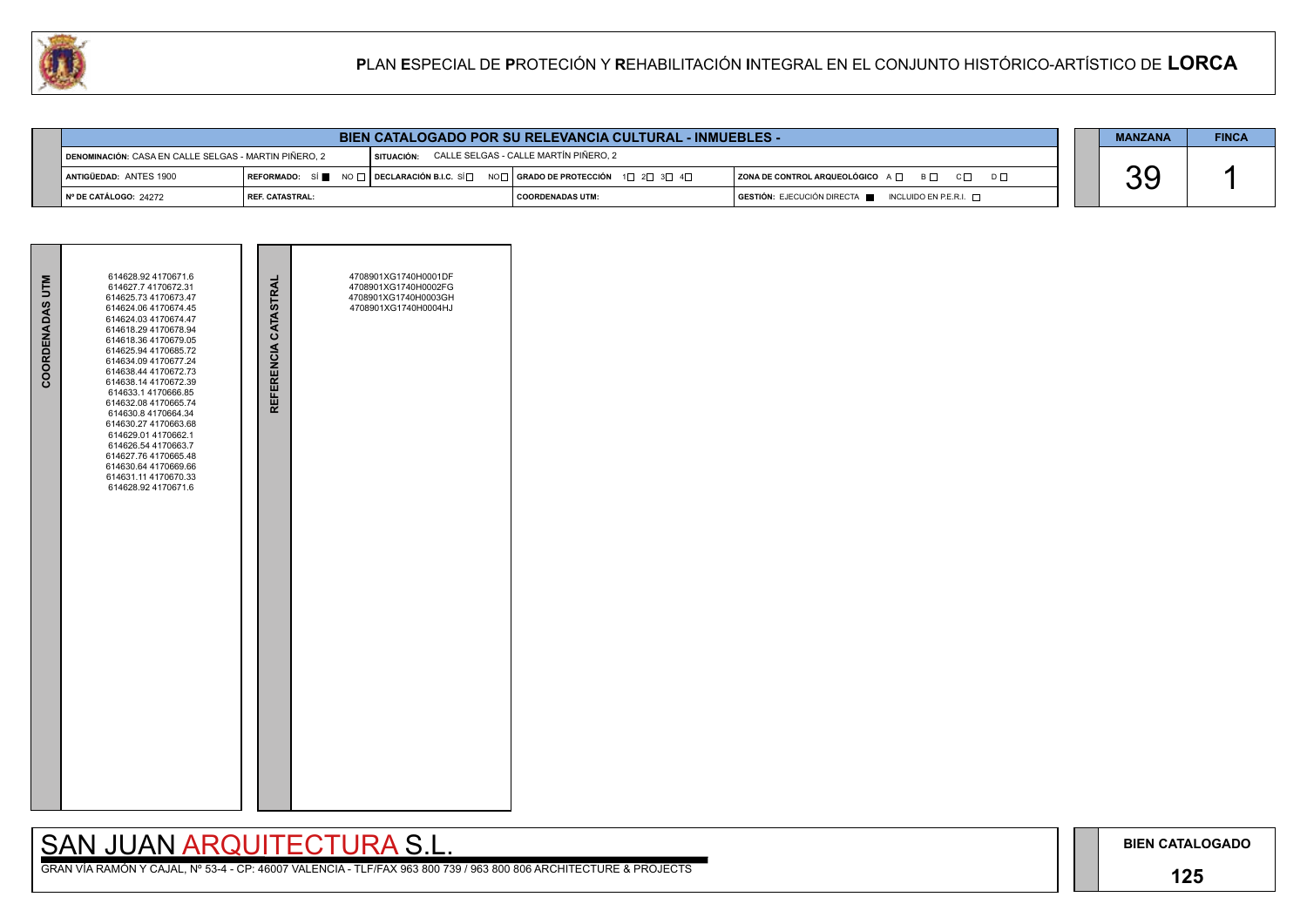## PLAN ESPECIAL DE PROTECIÓN Y REHABILITACIÓN INTEGRAL EN EL CONJUNTO HISTÓRICO-ARTÍSTICO DE LORCA

| BIEN CATALOGADO POR SU RELEVANCIA CULTURAL - INMUEBLES - | | | | |
|---|---|---|---|---|
| DENOMINACIÓN: CASA EN CALLE SELGAS - MARTIN PIÑERO, 2 | SITUACIÓN: CALLE SELGAS - CALLE MARTÍN PIÑERO, 2 | | | |
| ANTIGÜEDAD: ANTES 1900 | REFORMADO: SÍ ■ NO □ | DECLARACIÓN B.I.C. SÍ □ NO □ | GRADO DE PROTECCIÓN 1□ 2□ 3□ 4□ | ZONA DE CONTROL ARQUEOLÓGICO A □ B □ C □ D □ |
| Nº DE CATÁLOGO: 24272 | REF. CATASTRAL: | | COORDENADAS UTM: | GESTIÓN: EJECUCIÓN DIRECTA ■ INCLUIDO EN P.E.R.I. □ |

| MANZANA | FINCA |
|---|---|
| 39 | 1 |

| COORDENADAS UTM | REFERENCIA CATASTRAL |
|---|---|
| 614628.92 4170671.6<br>614627.7 4170672.31<br>614625.73 4170673.47<br>614624.06 4170674.45<br>614624.03 4170674.47<br>614618.29 4170678.94<br>614618.36 4170679.05<br>614625.94 4170685.72<br>614634.09 4170677.24<br>614638.44 4170672.73<br>614638.14 4170672.39<br>614633.1 4170666.85<br>614632.08 4170665.74<br>614630.8 4170664.34<br>614630.27 4170663.68<br>614629.01 4170662.1<br>614626.54 4170663.7<br>614627.76 4170665.48<br>614630.64 4170669.66<br>614631.11 4170670.33<br>614628.92 4170671.6 | 4708901XG1740H0001DF<br>4708901XG1740H0002FG<br>4708901XG1740H0003GH<br>4708901XG1740H0004HJ |

SAN JUAN ARQUITECTURA S.L.

GRAN VÍA RAMÓN Y CAJAL, Nº 53-4 - CP: 46007 VALENCIA - TLF/FAX 963 800 739 / 963 800 806 ARCHITECTURE & PROJECTS

BIEN CATALOGADO

125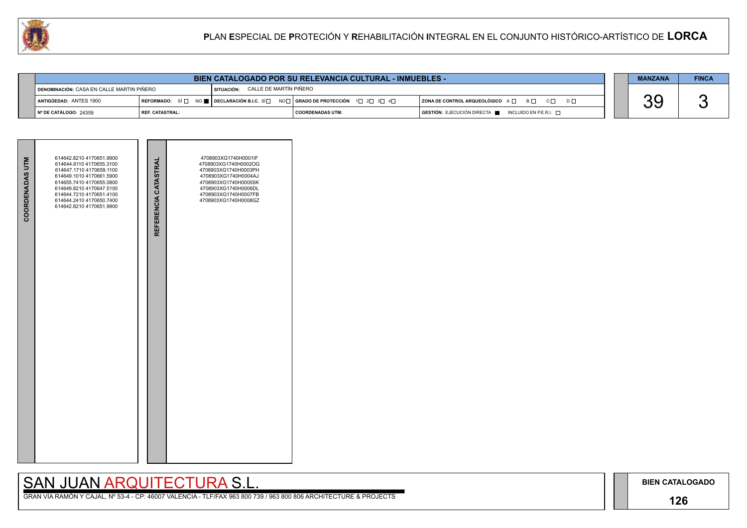# PLAN ESPECIAL DE PROTECIÓN Y REHABILITACIÓN INTEGRAL EN EL CONJUNTO HISTÓRICO-ARTÍSTICO DE LORCA

## BIEN CATALOGADO POR SU RELEVANCIA CULTURAL - INMUEBLES -

| | | | | |
|---|---|---|---|---|
| DENOMINACIÓN: CASA EN CALLE MARTIN PIÑERO | | SITUACIÓN: CALLE DE MARTÍN PIÑERO | | |
| ANTIGÜEDAD: ANTES 1900 | REFORMADO: SÍ ☐ NO ■ | DECLARACIÓN B.I.C. SÍ ☐ NO ☐ | GRADO DE PROTECCIÓN 1☐ 2☐ 3☐ 4☐ | ZONA DE CONTROL ARQUEOLÓGICO A ☐ B ☐ C ☐ D ☐ |
| Nº DE CATÁLOGO: 24359 | REF. CATASTRAL: | | COORDENADAS UTM: | GESTIÓN: EJECUCIÓN DIRECTA ■ INCLUIDO EN P.E.R.I. ☐ |

| MANZANA | FINCA |
|---|---|
| 39 | 3 |

| COORDENADAS UTM | REFERENCIA CATASTRAL |
|---|---|
| 614642.8210 4170651.9900<br>614644.6110 4170655.3100<br>614647.1710 4170659.1100<br>614649.1010 4170661.5900<br>614655.7410 4170655.0800<br>614649.8210 4170647.5100<br>614644.7210 4170651.4100<br>614644.2410 4170650.7400<br>614642.8210 4170651.9900 | 4708903XG1740H0001IF<br>4708903XG1740H0002OG<br>4708903XG1740H0003PH<br>4708903XG1740H0004AJ<br>4708903XG1740H0005SK<br>4708903XG1740H0006DL<br>4708903XG1740H0007FB<br>4708903XG1740H0008GZ |

SAN JUAN ARQUITECTURA S.L.

GRAN VÍA RAMÓN Y CAJAL, Nº 53-4 - CP: 46007 VALENCIA - TLF/FAX 963 800 739 / 963 800 806 ARCHITECTURE & PROJECTS

BIEN CATALOGADO

126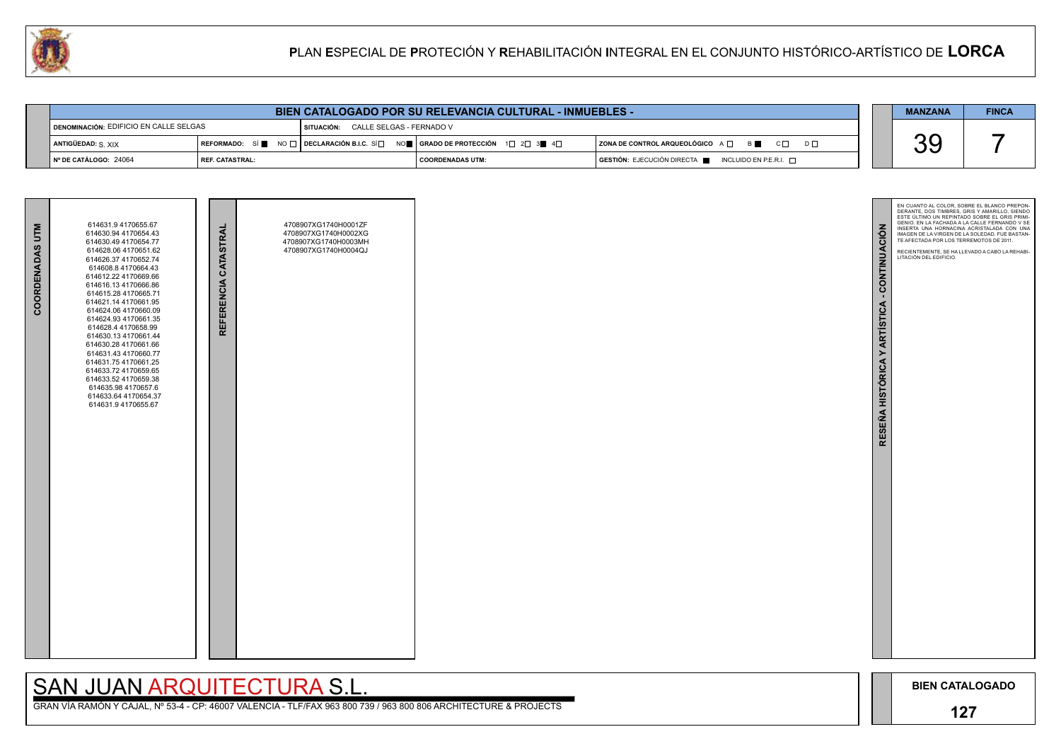# PLAN ESPECIAL DE PROTECIÓN Y REHABILITACIÓN INTEGRAL EN EL CONJUNTO HISTÓRICO-ARTÍSTICO DE LORCA

## BIEN CATALOGADO POR SU RELEVANCIA CULTURAL - INMUEBLES -

| | | | | |
|---|---|---|---|---|
| **DENOMINACIÓN:** EDIFICIO EN CALLE SELGAS | **SITUACIÓN:** CALLE SELGAS - FERNADO V | | | |
| **ANTIGÜEDAD:** S. XIX | **REFORMADO:** SÍ ■ NO ☐ | **DECLARACIÓN B.I.C.** SÍ ☐ NO ■ | **GRADO DE PROTECCIÓN** 1☐ 2☐ 3■ 4☐ | **ZONA DE CONTROL ARQUEOLÓGICO** A ☐ B ■ C ☐ D ☐ |
| **Nº DE CATÁLOGO:** 24064 | **REF. CATASTRAL:** | | **COORDENADAS UTM:** | **GESTIÓN:** EJECUCIÓN DIRECTA ■ INCLUIDO EN P.E.R.I. ☐ |

| MANZANA | FINCA |
|---|---|
| 39 | 7 |

### COORDENADAS UTM

614631.9 4170655.67
614630.94 4170654.43
614630.49 4170654.77
614628.06 4170651.62
614626.37 4170652.74
614608.8 4170664.43
614612.22 4170669.66
614616.13 4170666.86
614615.28 4170665.71
614621.14 4170661.95
614624.06 4170660.09
614624.93 4170661.35
614628.4 4170658.99
614630.13 4170661.44
614630.28 4170661.66
614631.43 4170660.77
614631.75 4170661.25
614633.72 4170659.65
614633.52 4170659.38
614635.98 4170657.6
614633.64 4170654.37
614631.9 4170655.67

### REFERENCIA CATASTRAL

4708907XG1740H0001ZF
4708907XG1740H0002XG
4708907XG1740H0003MH
4708907XG1740H0004QJ

### RESEÑA HISTÓRICA Y ARTÍSTICA - CONTINUACIÓN

EN CUANTO AL COLOR, SOBRE EL BLANCO PREPONDERANTE, DOS TIMBRES, GRIS Y AMARILLO, SIENDO ESTE ÚLTIMO UN REPINTADO SOBRE EL GRIS PRIMIGENIO. EN LA FACHADA A LA CALLE FERNANDO V SE INSERTA UNA HORNACINA ACRISTALADA CON UNA IMAGEN DE LA VIRGEN DE LA SOLEDAD. FUE BASTANTE AFECTADA POR LOS TERREMOTOS DE 2011.

RECIENTEMENTE, SE HA LLEVADO A CABO LA REHABILITACIÓN DEL EDIFICIO.

SAN JUAN ARQUITECTURA S.L.

GRAN VÍA RAMÓN Y CAJAL, Nº 53-4 - CP: 46007 VALENCIA - TLF/FAX 963 800 739 / 963 800 806 ARCHITECTURE & PROJECTS

**BIEN CATALOGADO**

**127**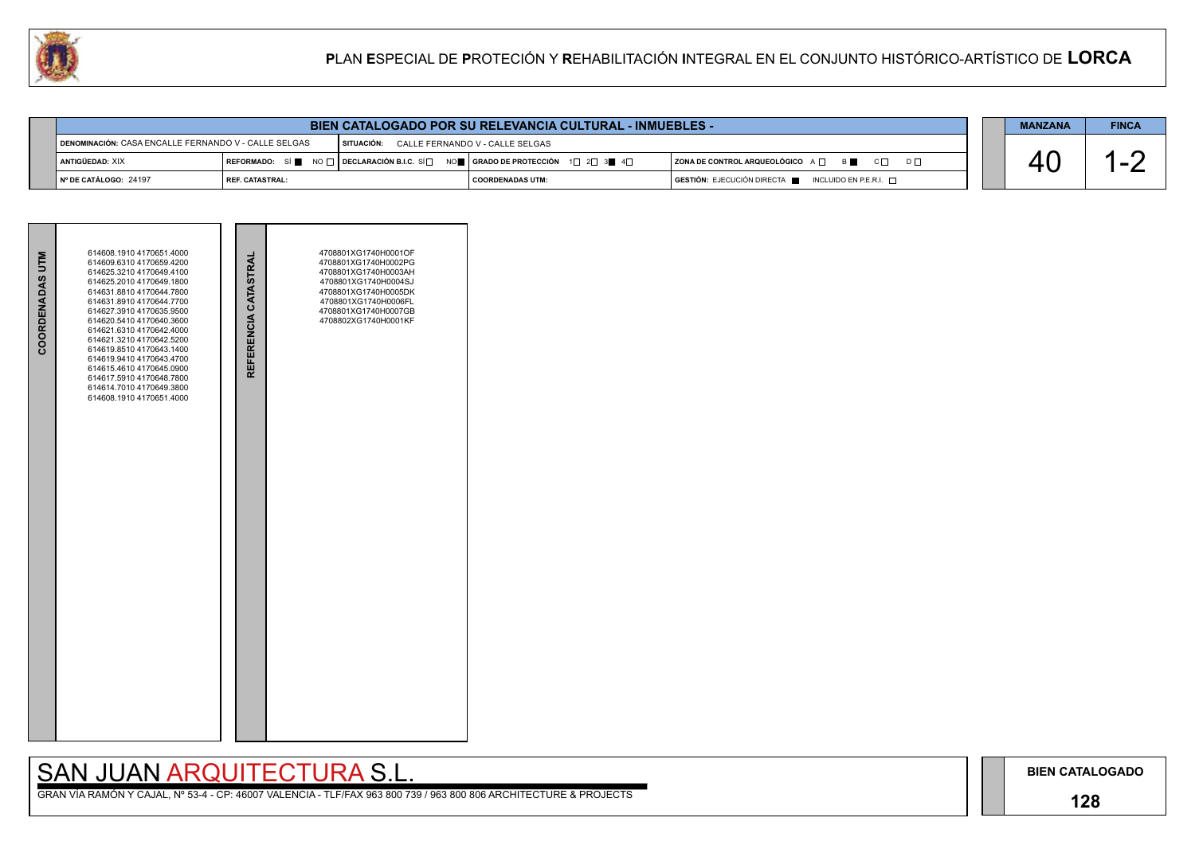# PLAN ESPECIAL DE PROTECIÓN Y REHABILITACIÓN INTEGRAL EN EL CONJUNTO HISTÓRICO-ARTÍSTICO DE LORCA

## BIEN CATALOGADO POR SU RELEVANCIA CULTURAL - INMUEBLES -

| | | | |
|---|---|---|---|
| DENOMINACIÓN: CASA ENCALLE FERNANDO V - CALLE SELGAS | SITUACIÓN: CALLE FERNANDO V - CALLE SELGAS | | |
| ANTIGÜEDAD: XIX | REFORMADO: SÍ ■ NO ☐ | DECLARACIÓN B.I.C. SÍ ☐ NO ■ | GRADO DE PROTECCIÓN 1☐ 2☐ 3■ 4☐ | ZONA DE CONTROL ARQUEOLÓGICO A ☐ B ■ C ☐ D ☐ |
| Nº DE CATÁLOGO: 24197 | REF. CATASTRAL: | COORDENADAS UTM: | GESTIÓN: EJECUCIÓN DIRECTA ■ INCLUIDO EN P.E.R.I. ☐ |

| MANZANA | FINCA |
|---|---|
| 40 | 1-2 |

| COORDENADAS UTM | REFERENCIA CATASTRAL |
|---|---|
| 614608.1910 4170651.4000<br>614609.6310 4170659.4200<br>614625.3210 4170649.4100<br>614625.2010 4170649.1800<br>614631.8810 4170644.7800<br>614631.8910 4170644.7700<br>614627.3910 4170635.9500<br>614620.5410 4170640.3600<br>614621.6310 4170642.4000<br>614621.3210 4170642.5200<br>614619.8510 4170643.1400<br>614619.9410 4170643.4700<br>614615.4610 4170645.0900<br>614617.5910 4170648.7800<br>614614.7010 4170649.3800<br>614608.1910 4170651.4000 | 4708801XG1740H0001OF<br>4708801XG1740H0002PG<br>4708801XG1740H0003AH<br>4708801XG1740H0004SJ<br>4708801XG1740H0005DK<br>4708801XG1740H0006FL<br>4708801XG1740H0007GB<br>4708802XG1740H0001KF |

SAN JUAN ARQUITECTURA S.L.

GRAN VÍA RAMÓN Y CAJAL, Nº 53-4 - CP: 46007 VALENCIA - TLF/FAX 963 800 739 / 963 800 806 ARCHITECTURE & PROJECTS

BIEN CATALOGADO

128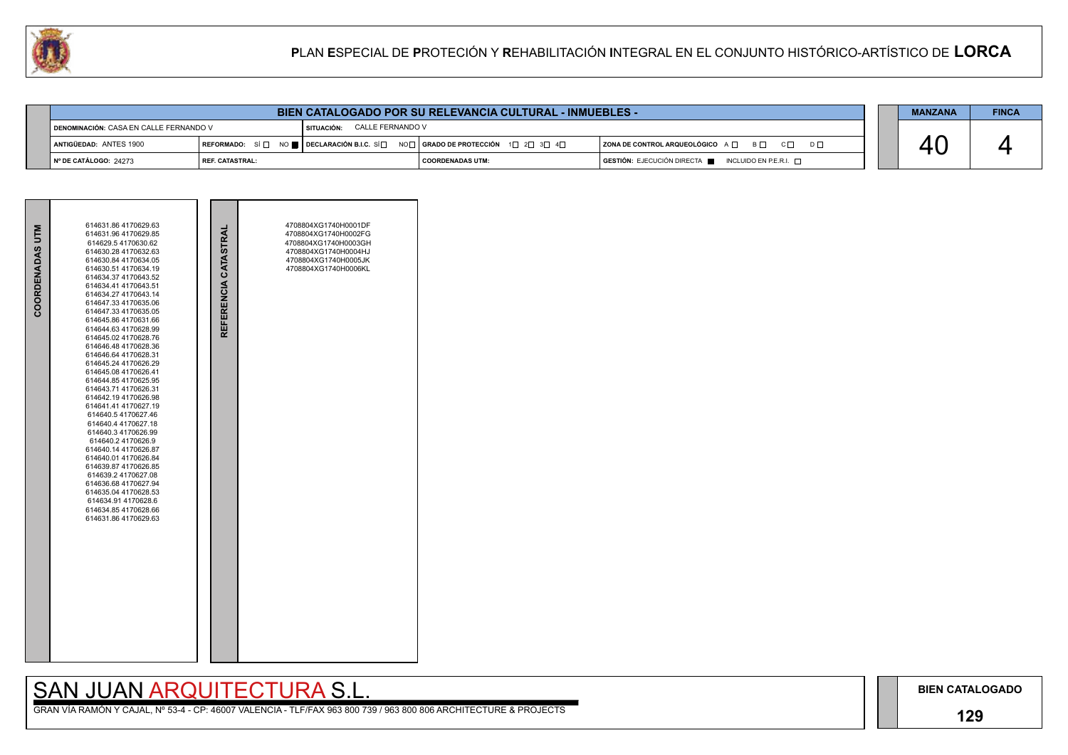# PLAN ESPECIAL DE PROTECIÓN Y REHABILITACIÓN INTEGRAL EN EL CONJUNTO HISTÓRICO-ARTÍSTICO DE LORCA

## BIEN CATALOGADO POR SU RELEVANCIA CULTURAL - INMUEBLES -

| | | | |
|---|---|---|---|
| DENOMINACIÓN: CASA EN CALLE FERNANDO V | SITUACIÓN: CALLE FERNANDO V | | |
| ANTIGÜEDAD: ANTES 1900 | REFORMADO: SÍ ☐ NO ■ / DECLARACIÓN B.I.C. SÍ ☐ NO ☐ | GRADO DE PROTECCIÓN 1☐ 2☐ 3☐ 4☐ | ZONA DE CONTROL ARQUEOLÓGICO A ☐ B ☐ C ☐ D ☐ |
| Nº DE CATÁLOGO: 24273 | REF. CATASTRAL: | COORDENADAS UTM: | GESTIÓN: EJECUCIÓN DIRECTA ■ INCLUIDO EN P.E.R.I. ☐ |

| MANZANA | FINCA |
|---|---|
| 40 | 4 |

| COORDENADAS UTM |
|---|
| 614631.86 4170629.63 |
| 614631.96 4170629.85 |
| 614629.5 4170630.62 |
| 614630.28 4170632.63 |
| 614630.84 4170634.05 |
| 614630.51 4170634.19 |
| 614634.37 4170643.52 |
| 614634.41 4170643.51 |
| 614634.27 4170643.14 |
| 614647.33 4170635.06 |
| 614647.33 4170635.05 |
| 614645.86 4170631.66 |
| 614644.63 4170628.99 |
| 614645.02 4170628.76 |
| 614646.48 4170628.36 |
| 614646.64 4170628.31 |
| 614645.24 4170626.29 |
| 614645.08 4170626.41 |
| 614644.85 4170625.95 |
| 614643.71 4170626.31 |
| 614642.19 4170626.98 |
| 614641.41 4170627.19 |
| 614640.5 4170627.46 |
| 614640.4 4170627.18 |
| 614640.3 4170626.99 |
| 614640.2 4170626.9 |
| 614640.14 4170626.87 |
| 614640.01 4170626.84 |
| 614639.87 4170626.85 |
| 614639.2 4170627.08 |
| 614636.68 4170627.94 |
| 614635.04 4170628.53 |
| 614634.91 4170628.6 |
| 614634.85 4170628.66 |
| 614631.86 4170629.63 |

| REFERENCIA CATASTRAL |
|---|
| 4708804XG1740H0001DF |
| 4708804XG1740H0002FG |
| 4708804XG1740H0003GH |
| 4708804XG1740H0004HJ |
| 4708804XG1740H0005JK |
| 4708804XG1740H0006KL |

SAN JUAN ARQUITECTURA S.L.

GRAN VÍA RAMÓN Y CAJAL, Nº 53-4 - CP: 46007 VALENCIA - TLF/FAX 963 800 739 / 963 800 806 ARCHITECTURE & PROJECTS

BIEN CATALOGADO

129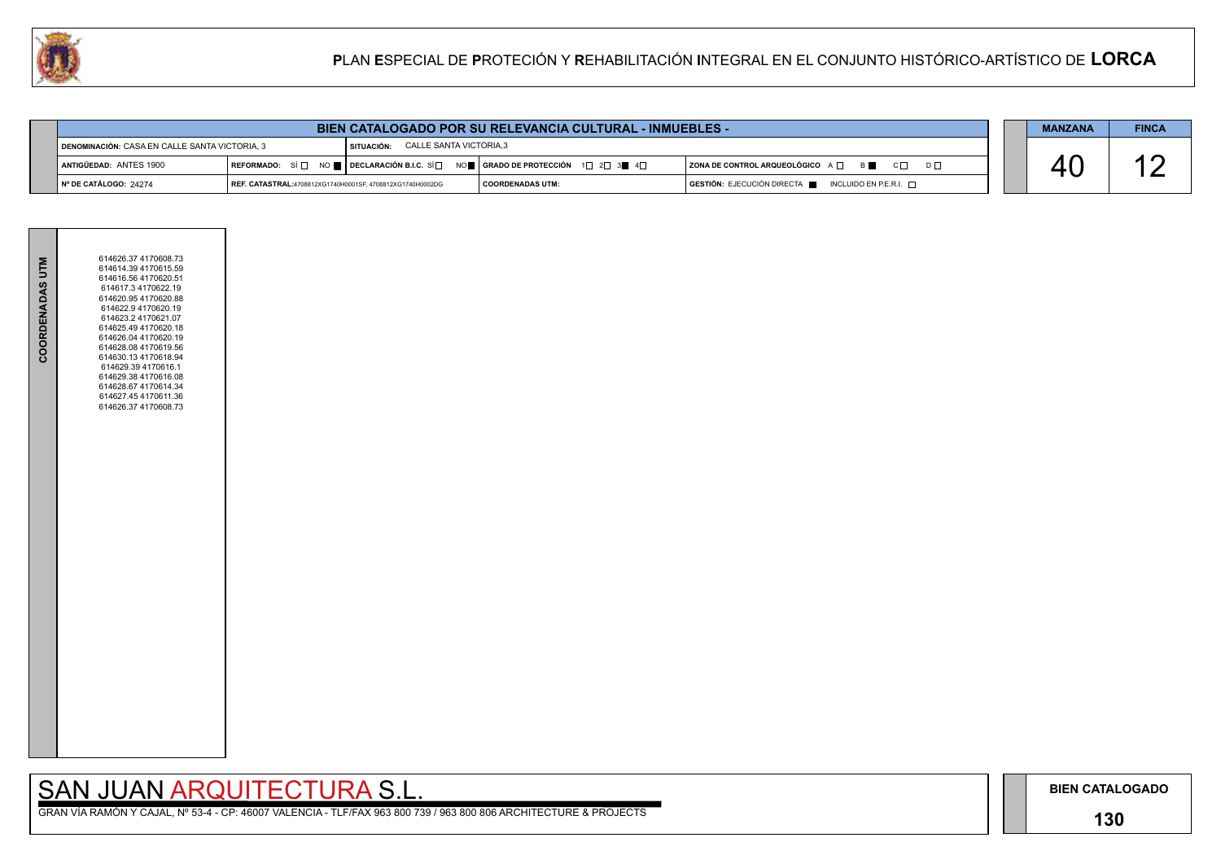# PLAN ESPECIAL DE PROTECIÓN Y REHABILITACIÓN INTEGRAL EN EL CONJUNTO HISTÓRICO-ARTÍSTICO DE LORCA

## BIEN CATALOGADO POR SU RELEVANCIA CULTURAL - INMUEBLES -

| | | | | |
|---|---|---|---|---|
| DENOMINACIÓN: CASA EN CALLE SANTA VICTORIA, 3 | | SITUACIÓN: CALLE SANTA VICTORIA,3 | | |
| ANTIGÜEDAD: ANTES 1900 | REFORMADO: SÍ ☐ NO ■ | DECLARACIÓN B.I.C. SÍ ☐ NO ■ | GRADO DE PROTECCIÓN 1☐ 2☐ 3■ 4☐ | ZONA DE CONTROL ARQUEOLÓGICO A ☐ B ■ C ☐ D ☐ |
| Nº DE CATÁLOGO: 24274 | REF. CATASTRAL:4708812XG1740H0001SF, 4708812XG1740H0002DG | | COORDENADAS UTM: | GESTIÓN: EJECUCIÓN DIRECTA ■ INCLUIDO EN P.E.R.I. ☐ |

| MANZANA | FINCA |
|---|---|
| 40 | 12 |

**COORDENADAS UTM**

614626.37 4170608.73
614614.39 4170615.59
614616.56 4170620.51
614617.3 4170622.19
614620.95 4170620.88
614622.9 4170620.19
614623.2 4170621.07
614625.49 4170620.18
614626.04 4170620.19
614628.08 4170619.56
614630.13 4170618.94
614629.39 4170616.1
614629.38 4170616.08
614628.67 4170614.34
614627.45 4170611.36
614626.37 4170608.73

SAN JUAN ARQUITECTURA S.L.

GRAN VÍA RAMÓN Y CAJAL, Nº 53-4 - CP: 46007 VALENCIA - TLF/FAX 963 800 739 / 963 800 806 ARCHITECTURE & PROJECTS

**BIEN CATALOGADO**

**130**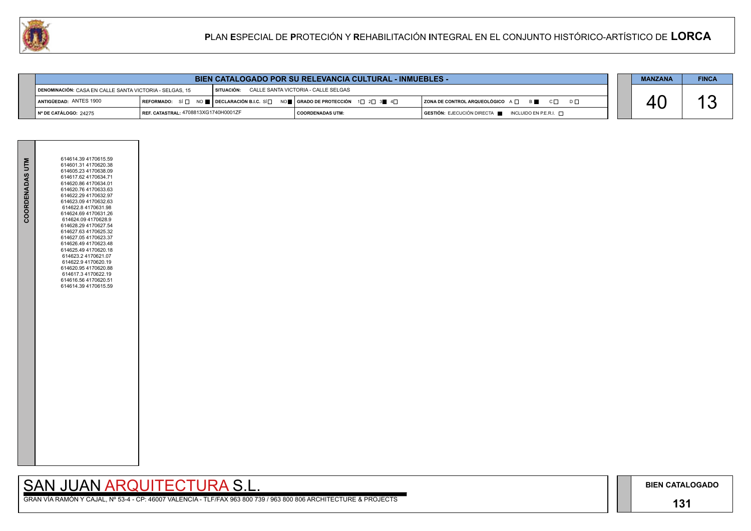# PLAN ESPECIAL DE PROTECIÓN Y REHABILITACIÓN INTEGRAL EN EL CONJUNTO HISTÓRICO-ARTÍSTICO DE LORCA

| BIEN CATALOGADO POR SU RELEVANCIA CULTURAL - INMUEBLES - | | | | |
|---|---|---|---|---|
| DENOMINACIÓN: CASA EN CALLE SANTA VICTORIA - SELGAS, 15 | SITUACIÓN: CALLE SANTA VICTORIA - CALLE SELGAS | | | |
| ANTIGÜEDAD: ANTES 1900 | REFORMADO: SÍ ☐ NO ■ | DECLARACIÓN B.I.C. SÍ ☐ NO ■ | GRADO DE PROTECCIÓN 1☐ 2☐ 3■ 4☐ | ZONA DE CONTROL ARQUEOLÓGICO A ☐ B ■ C ☐ D ☐ |
| Nº DE CATÁLOGO: 24275 | REF. CATASTRAL: 4708813XG1740H0001ZF | | COORDENADAS UTM: | GESTIÓN: EJECUCIÓN DIRECTA ■ INCLUIDO EN P.E.R.I. ☐ |

| MANZANA | FINCA |
|---|---|
| 40 | 13 |

**COORDENADAS UTM**

614614.39 4170615.59
614601.31 4170620.38
614605.23 4170638.09
614617.62 4170634.71
614620.86 4170634.01
614620.76 4170633.63
614622.29 4170632.97
614623.09 4170632.63
614622.8 4170631.98
614624.69 4170631.26
614624.09 4170628.9
614628.29 4170627.54
614627.63 4170625.32
614627.05 4170623.37
614626.49 4170623.48
614625.49 4170620.18
614623.2 4170621.07
614622.9 4170620.19
614620.95 4170620.88
614617.3 4170622.19
614616.56 4170620.51
614614.39 4170615.59

SAN JUAN ARQUITECTURA S.L.

GRAN VÍA RAMÓN Y CAJAL, Nº 53-4 - CP: 46007 VALENCIA - TLF/FAX 963 800 739 / 963 800 806 ARCHITECTURE & PROJECTS

BIEN CATALOGADO

131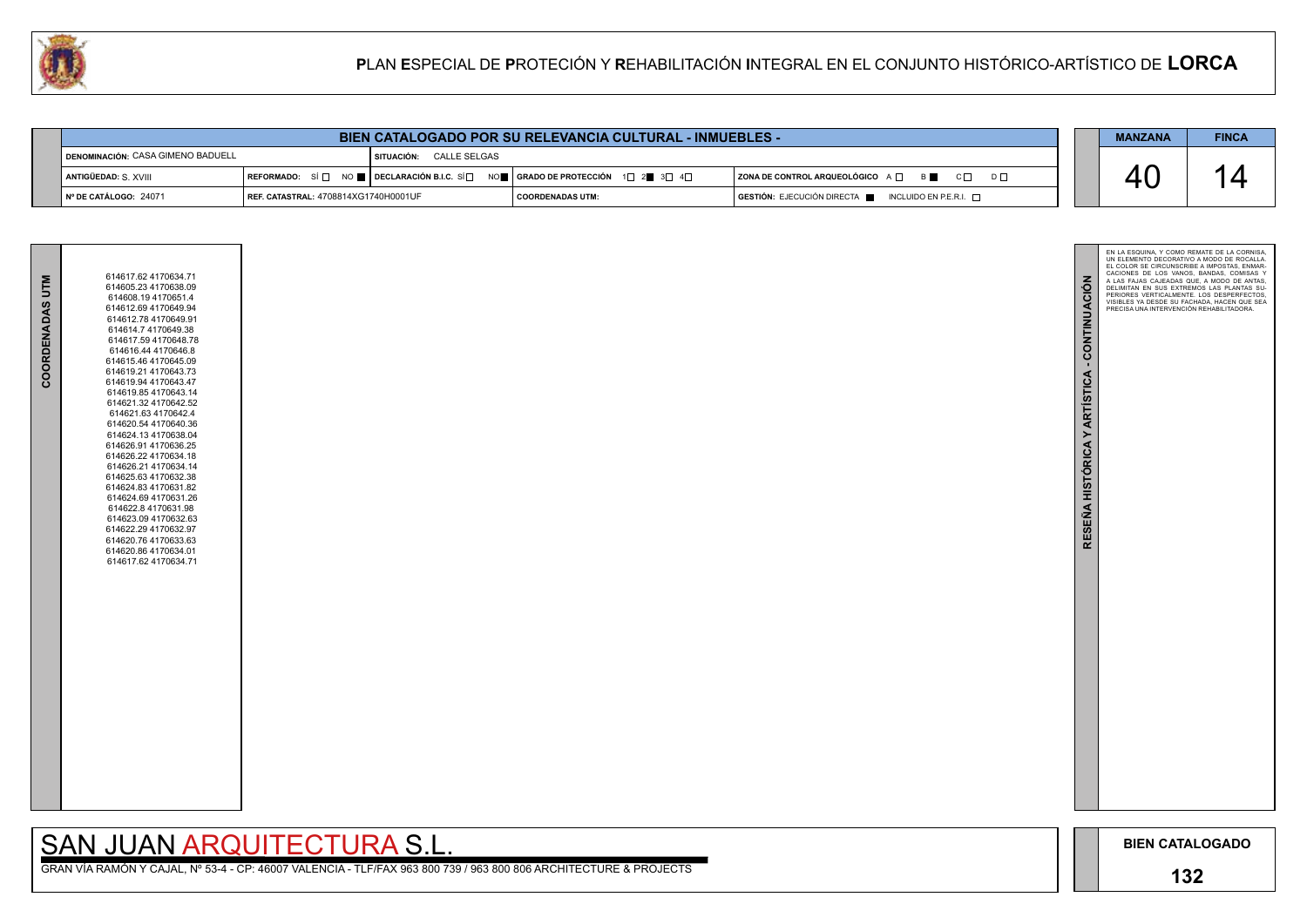# PLAN ESPECIAL DE PROTECIÓN Y REHABILITACIÓN INTEGRAL EN EL CONJUNTO HISTÓRICO-ARTÍSTICO DE LORCA

## BIEN CATALOGADO POR SU RELEVANCIA CULTURAL - INMUEBLES -

| | | | | |
|---|---|---|---|---|
| DENOMINACIÓN: CASA GIMENO BADUELL | | SITUACIÓN: CALLE SELGAS | | |
| ANTIGÜEDAD: S. XVIII | REFORMADO: SÍ ☐ NO ■ | DECLARACIÓN B.I.C. SÍ ☐ NO ■ | GRADO DE PROTECCIÓN 1☐ 2■ 3☐ 4☐ | ZONA DE CONTROL ARQUEOLÓGICO A ☐ B ■ C ☐ D ☐ |
| Nº DE CATÁLOGO: 24071 | REF. CATASTRAL: 4708814XG1740H0001UF | | COORDENADAS UTM: | GESTIÓN: EJECUCIÓN DIRECTA ■ INCLUIDO EN P.E.R.I. ☐ |

| MANZANA | FINCA |
|---|---|
| 40 | 14 |

### COORDENADAS UTM

614617.62 4170634.71
614605.23 4170638.09
614608.19 4170651.4
614612.69 4170649.94
614612.78 4170649.91
614614.7 4170649.38
614617.59 4170648.78
614616.44 4170646.8
614615.46 4170645.09
614619.21 4170643.73
614619.94 4170643.47
614619.85 4170643.14
614621.32 4170642.52
614621.63 4170642.4
614620.54 4170640.36
614624.13 4170638.04
614626.91 4170636.25
614626.22 4170634.18
614626.21 4170634.14
614625.63 4170632.38
614624.83 4170631.82
614624.69 4170631.26
614622.8 4170631.98
614623.09 4170632.63
614622.29 4170632.97
614620.76 4170633.63
614620.86 4170634.01
614617.62 4170634.71

### RESEÑA HISTÓRICA Y ARTÍSTICA - CONTINUACIÓN

EN LA ESQUINA, Y COMO REMATE DE LA CORNISA, UN ELEMENTO DECORATIVO A MODO DE ROCALLA. EL COLOR SE CIRCUNSCRIBE A IMPOSTAS, ENMARCACIONES DE LOS VANOS, BANDAS, COMISAS Y A LAS FAJAS CAJEADAS QUE, A MODO DE ANTAS, DELIMITAN EN SUS EXTREMOS LAS PLANTAS SUPERIORES VERTICALMENTE. LOS DESPERFECTOS, VISIBLES YA DESDE SU FACHADA, HACEN QUE SEA PRECISA UNA INTERVENCIÓN REHABILITADORA.

SAN JUAN ARQUITECTURA S.L.

GRAN VÍA RAMÓN Y CAJAL, Nº 53-4 - CP: 46007 VALENCIA - TLF/FAX 963 800 739 / 963 800 806 ARCHITECTURE & PROJECTS

BIEN CATALOGADO

132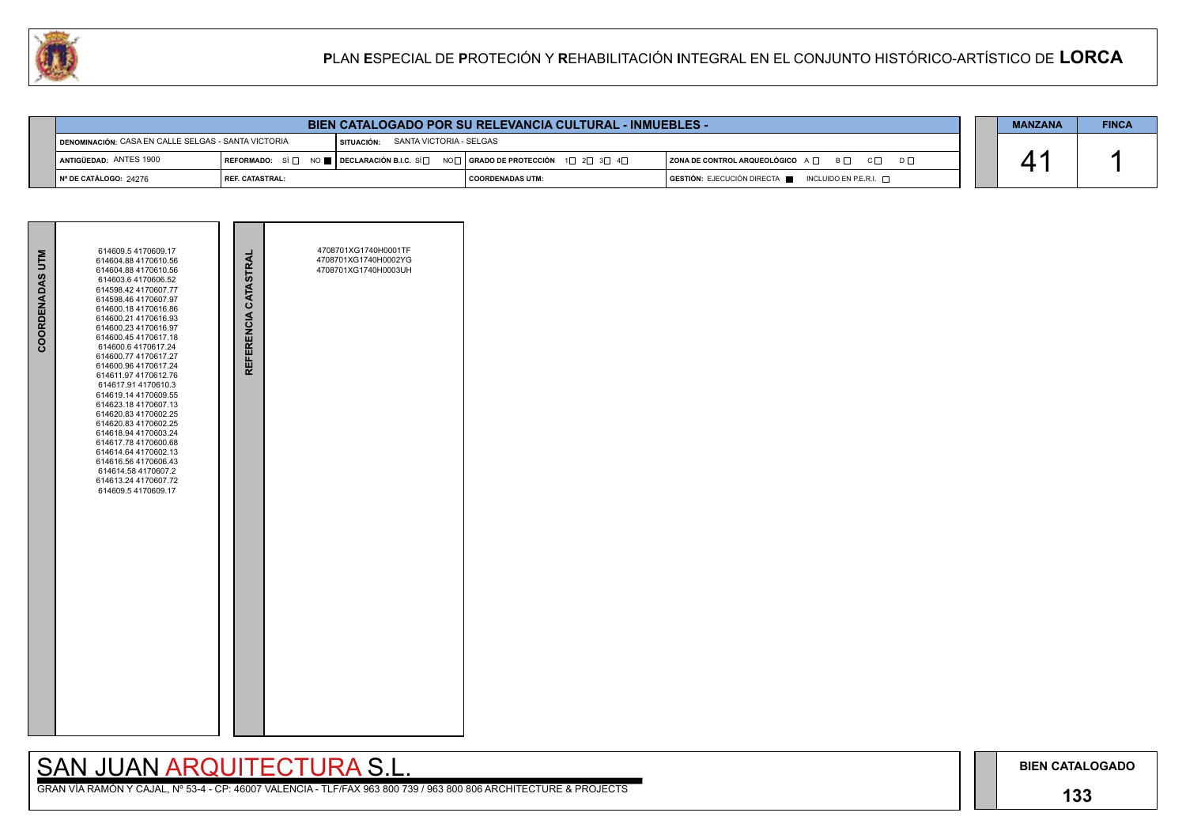# PLAN ESPECIAL DE PROTECIÓN Y REHABILITACIÓN INTEGRAL EN EL CONJUNTO HISTÓRICO-ARTÍSTICO DE LORCA

| BIEN CATALOGADO POR SU RELEVANCIA CULTURAL - INMUEBLES - | | | | |
|---|---|---|---|---|
| DENOMINACIÓN: CASA EN CALLE SELGAS - SANTA VICTORIA | SITUACIÓN: SANTA VICTORIA - SELGAS | | | |
| ANTIGÜEDAD: ANTES 1900 | REFORMADO: SÍ ☐ NO ■ | DECLARACIÓN B.I.C. SÍ ☐ NO ☐ | GRADO DE PROTECCIÓN 1☐ 2☐ 3☐ 4☐ | ZONA DE CONTROL ARQUEOLÓGICO A ☐ B ☐ C ☐ D ☐ |
| Nº DE CATÁLOGO: 24276 | REF. CATASTRAL: | | COORDENADAS UTM: | GESTIÓN: EJECUCIÓN DIRECTA ■ INCLUIDO EN P.E.R.I. ☐ |

| MANZANA | FINCA |
|---|---|
| 41 | 1 |

| COORDENADAS UTM | REFERENCIA CATASTRAL |
|---|---|
| 614609.5 4170609.17<br>614604.88 4170610.56<br>614604.88 4170610.56<br>614603.6 4170606.52<br>614598.42 4170607.77<br>614598.46 4170607.97<br>614600.18 4170616.86<br>614600.21 4170616.93<br>614600.23 4170616.97<br>614600.45 4170617.18<br>614600.6 4170617.24<br>614600.77 4170617.27<br>614600.96 4170617.24<br>614611.97 4170612.76<br>614617.91 4170610.3<br>614619.14 4170609.55<br>614623.18 4170607.13<br>614620.83 4170602.25<br>614620.83 4170602.25<br>614618.94 4170603.24<br>614617.78 4170600.68<br>614614.64 4170602.13<br>614616.56 4170606.43<br>614614.58 4170607.2<br>614613.24 4170607.72<br>614609.5 4170609.17 | 4708701XG1740H0001TF<br>4708701XG1740H0002YG<br>4708701XG1740H0003UH |

SAN JUAN ARQUITECTURA S.L.

GRAN VÍA RAMÓN Y CAJAL, Nº 53-4 - CP: 46007 VALENCIA - TLF/FAX 963 800 739 / 963 800 806 ARCHITECTURE & PROJECTS

BIEN CATALOGADO

133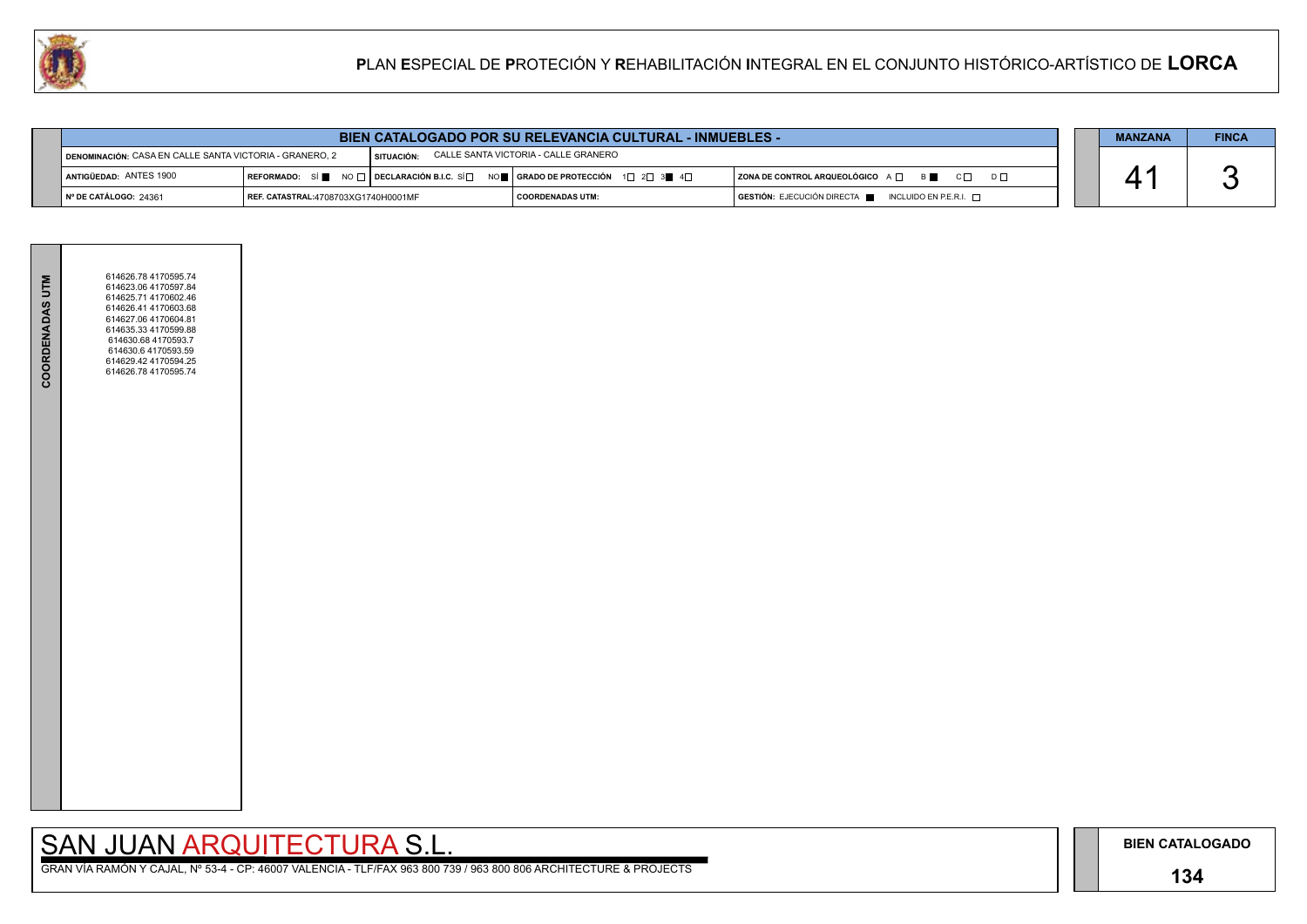## BIEN CATALOGADO POR SU RELEVANCIA CULTURAL - INMUEBLES -

| | | | |
|---|---|---|---|
| DENOMINACIÓN: CASA EN CALLE SANTA VICTORIA - GRANERO, 2 | SITUACIÓN: CALLE SANTA VICTORIA - CALLE GRANERO | | |
| ANTIGÜEDAD: ANTES 1900 | REFORMADO: SÍ ■ NO □ / DECLARACIÓN B.I.C. SÍ □ NO ■ | GRADO DE PROTECCIÓN 1□ 2□ 3■ 4□ | ZONA DE CONTROL ARQUEOLÓGICO A □ B ■ C □ D □ |
| Nº DE CATÁLOGO: 24361 | REF. CATASTRAL:4708703XG1740H0001MF | COORDENADAS UTM: | GESTIÓN: EJECUCIÓN DIRECTA ■ INCLUIDO EN P.E.R.I. □ |

| MANZANA | FINCA |
|---|---|
| 41 | 3 |

**COORDENADAS UTM**

614626.78 4170595.74
614623.06 4170597.84
614625.71 4170602.46
614626.41 4170603.68
614627.06 4170604.81
614635.33 4170599.88
614630.68 4170593.7
614630.6 4170593.59
614629.42 4170594.25
614626.78 4170595.74

SAN JUAN ARQUITECTURA S.L.

GRAN VÍA RAMÓN Y CAJAL, Nº 53-4 - CP: 46007 VALENCIA - TLF/FAX 963 800 739 / 963 800 806 ARCHITECTURE & PROJECTS

**BIEN CATALOGADO**

**134**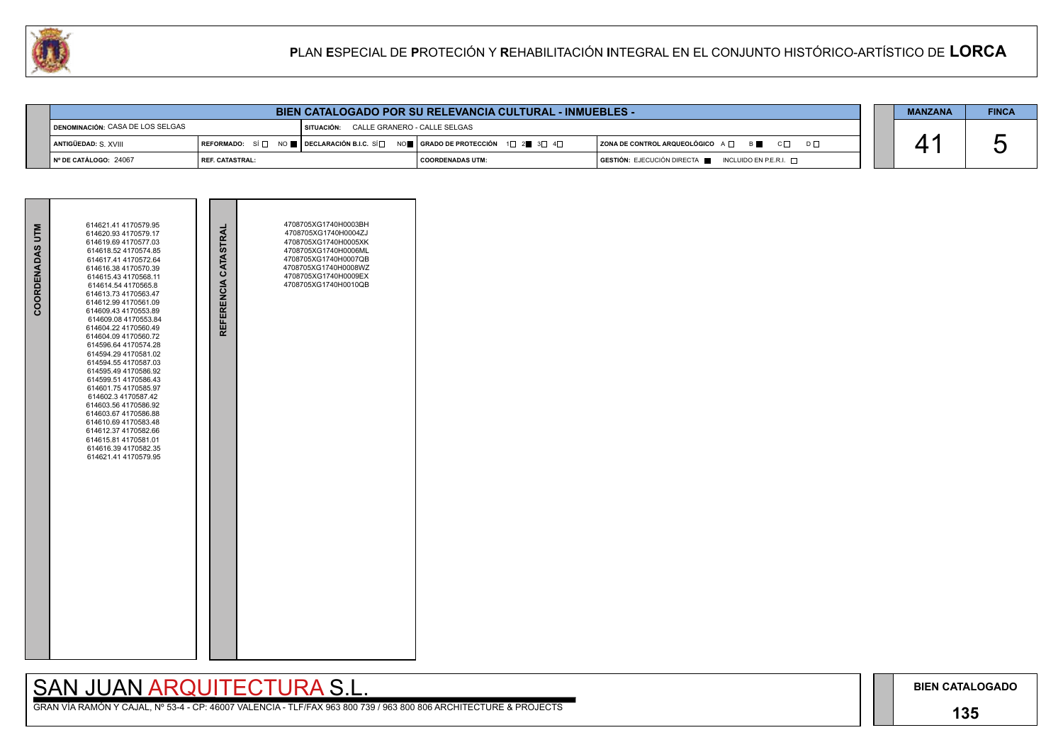# PLAN ESPECIAL DE PROTECIÓN Y REHABILITACIÓN INTEGRAL EN EL CONJUNTO HISTÓRICO-ARTÍSTICO DE LORCA

## BIEN CATALOGADO POR SU RELEVANCIA CULTURAL - INMUEBLES -

| | | | | |
|---|---|---|---|---|
| DENOMINACIÓN: CASA DE LOS SELGAS | | SITUACIÓN: CALLE GRANERO - CALLE SELGAS | | |
| ANTIGÜEDAD: S. XVIII | REFORMADO: SÍ ☐ NO ■ | DECLARACIÓN B.I.C. SÍ ☐ NO ■ | GRADO DE PROTECCIÓN 1 ☐ 2 ■ 3 ☐ 4 ☐ | ZONA DE CONTROL ARQUEOLÓGICO A ☐ B ■ C ☐ D ☐ |
| Nº DE CATÁLOGO: 24067 | REF. CATASTRAL: | | COORDENADAS UTM: | GESTIÓN: EJECUCIÓN DIRECTA ■ INCLUIDO EN P.E.R.I. ☐ |

| MANZANA | FINCA |
|---|---|
| 41 | 5 |

| COORDENADAS UTM | REFERENCIA CATASTRAL |
|---|---|
| 614621.41 4170579.95<br>614620.93 4170579.17<br>614619.69 4170577.03<br>614618.52 4170574.85<br>614617.41 4170572.64<br>614616.38 4170570.39<br>614615.43 4170568.11<br>614614.54 4170565.8<br>614613.73 4170563.47<br>614612.99 4170561.09<br>614609.43 4170553.89<br>614609.08 4170553.84<br>614604.22 4170560.49<br>614604.09 4170560.72<br>614596.64 4170574.28<br>614594.29 4170581.02<br>614594.55 4170587.03<br>614595.49 4170586.92<br>614599.51 4170586.43<br>614601.75 4170585.97<br>614602.3 4170587.42<br>614603.56 4170586.92<br>614603.67 4170586.88<br>614610.69 4170583.48<br>614612.37 4170582.66<br>614615.81 4170581.01<br>614616.39 4170582.35<br>614621.41 4170579.95 | 4708705XG1740H0003BH<br>4708705XG1740H0004ZJ<br>4708705XG1740H0005XK<br>4708705XG1740H0006ML<br>4708705XG1740H0007QB<br>4708705XG1740H0008WZ<br>4708705XG1740H0009EX<br>4708705XG1740H0010QB |

SAN JUAN ARQUITECTURA S.L.

GRAN VÍA RAMÓN Y CAJAL, Nº 53-4 - CP: 46007 VALENCIA - TLF/FAX 963 800 739 / 963 800 806 ARCHITECTURE & PROJECTS

BIEN CATALOGADO

135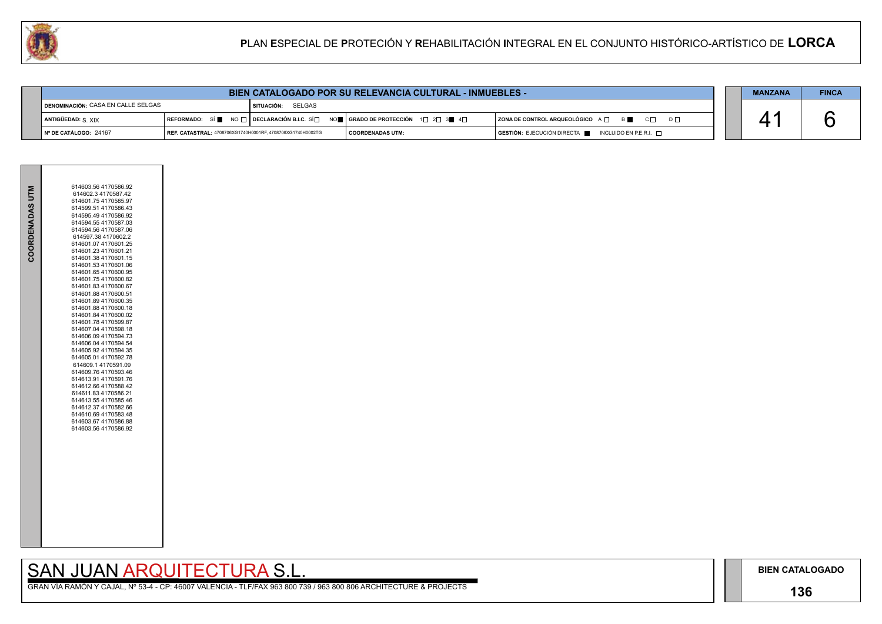# PLAN ESPECIAL DE PROTECIÓN Y REHABILITACIÓN INTEGRAL EN EL CONJUNTO HISTÓRICO-ARTÍSTICO DE LORCA

## BIEN CATALOGADO POR SU RELEVANCIA CULTURAL - INMUEBLES -

| | | | | |
|---|---|---|---|---|
| DENOMINACIÓN: CASA EN CALLE SELGAS | | SITUACIÓN: SELGAS | | |
| ANTIGÜEDAD: S. XIX | REFORMADO: SÍ ■ NO ☐ | DECLARACIÓN B.I.C. SÍ ☐ NO ■ | GRADO DE PROTECCIÓN 1☐ 2☐ 3■ 4☐ | ZONA DE CONTROL ARQUEOLÓGICO A ☐ B ■ C ☐ D ☐ |
| Nº DE CATÁLOGO: 24167 | REF. CATASTRAL: 4708706XG1740H0001RF, 4708706XG1740H0002TG | | COORDENADAS UTM: | GESTIÓN: EJECUCIÓN DIRECTA ■ INCLUIDO EN P.E.R.I. ☐ |

| MANZANA | FINCA |
|---|---|
| 41 | 6 |

**COORDENADAS UTM**

614603.56 4170586.92
614602.3 4170587.42
614601.75 4170585.97
614599.51 4170586.43
614595.49 4170586.92
614594.55 4170587.03
614594.56 4170587.06
614597.38 4170602.2
614601.07 4170601.25
614601.23 4170601.21
614601.38 4170601.15
614601.53 4170601.06
614601.65 4170600.95
614601.75 4170600.82
614601.83 4170600.67
614601.88 4170600.51
614601.89 4170600.35
614601.88 4170600.18
614601.84 4170600.02
614601.78 4170599.87
614607.04 4170598.18
614606.09 4170594.73
614606.04 4170594.54
614605.92 4170594.35
614605.01 4170592.78
614609.1 4170591.09
614609.76 4170593.46
614613.91 4170591.76
614612.66 4170588.42
614611.83 4170586.21
614613.55 4170585.46
614612.37 4170582.66
614610.69 4170583.48
614603.67 4170586.88
614603.56 4170586.92

SAN JUAN ARQUITECTURA S.L.

GRAN VÍA RAMÓN Y CAJAL, Nº 53-4 - CP: 46007 VALENCIA - TLF/FAX 963 800 739 / 963 800 806 ARCHITECTURE & PROJECTS

**BIEN CATALOGADO**

**136**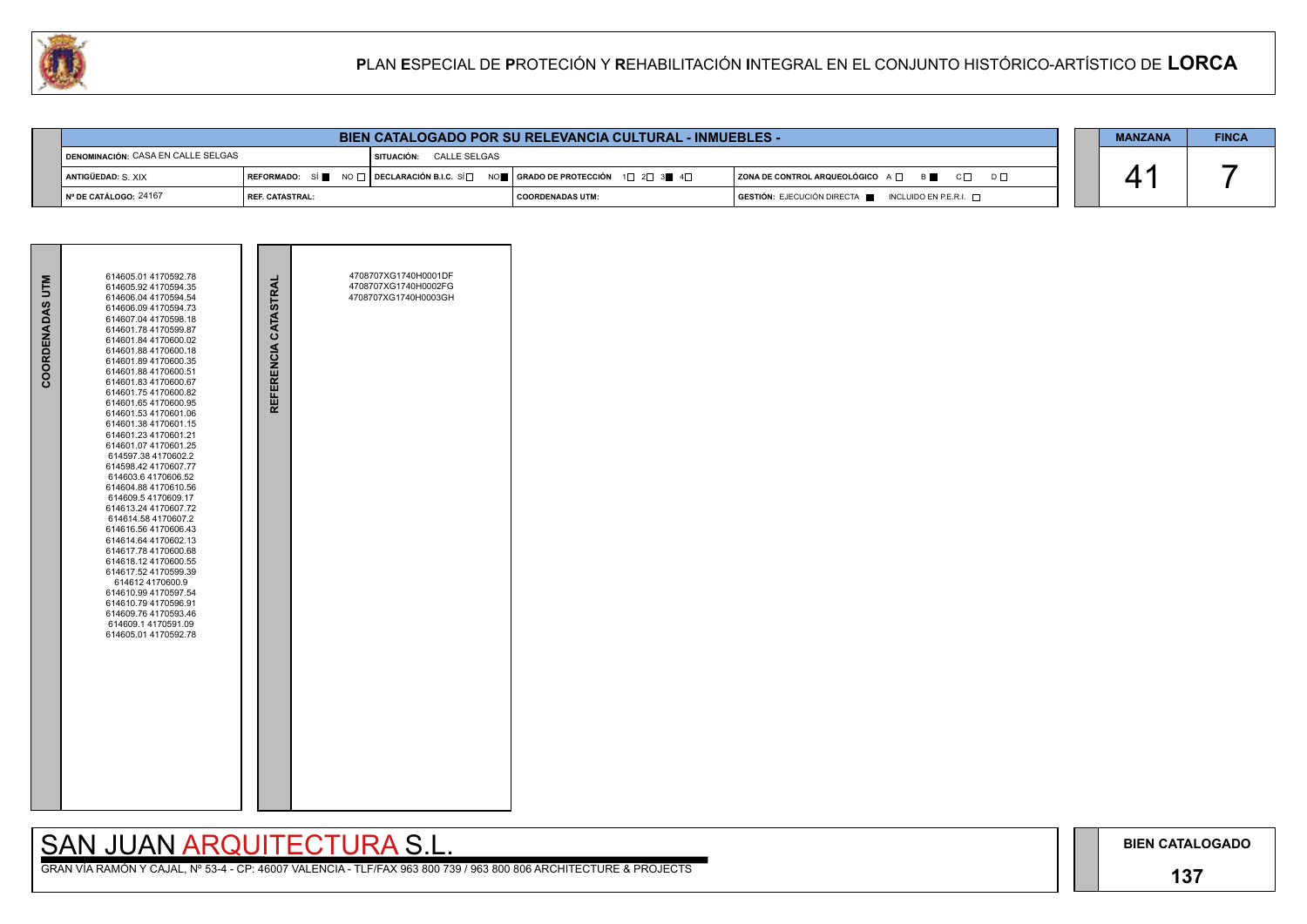# PLAN ESPECIAL DE PROTECIÓN Y REHABILITACIÓN INTEGRAL EN EL CONJUNTO HISTÓRICO-ARTÍSTICO DE LORCA

## BIEN CATALOGADO POR SU RELEVANCIA CULTURAL - INMUEBLES -

| | | | |
|---|---|---|---|
| DENOMINACIÓN: CASA EN CALLE SELGAS | SITUACIÓN: CALLE SELGAS | | |
| ANTIGÜEDAD: S. XIX | REFORMADO: SÍ ■ NO □ / DECLARACIÓN B.I.C. SÍ □ NO ■ | GRADO DE PROTECCIÓN 1□ 2□ 3■ 4□ | ZONA DE CONTROL ARQUEOLÓGICO A □ B ■ C □ D □ |
| Nº DE CATÁLOGO: 24167 | REF. CATASTRAL: | COORDENADAS UTM: | GESTIÓN: EJECUCIÓN DIRECTA ■ INCLUIDO EN P.E.R.I. □ |

| MANZANA | FINCA |
|---|---|
| 41 | 7 |

| COORDENADAS UTM | REFERENCIA CATASTRAL |
|---|---|
| 614605.01 4170592.78<br>614605.92 4170594.35<br>614606.04 4170594.54<br>614606.09 4170594.73<br>614607.04 4170598.18<br>614601.78 4170599.87<br>614601.84 4170600.02<br>614601.88 4170600.18<br>614601.89 4170600.35<br>614601.88 4170600.51<br>614601.83 4170600.67<br>614601.75 4170600.82<br>614601.65 4170600.95<br>614601.53 4170601.06<br>614601.38 4170601.15<br>614601.23 4170601.21<br>614601.07 4170601.25<br>614597.38 4170602.2<br>614598.42 4170607.77<br>614603.6 4170606.52<br>614604.88 4170610.56<br>614609.5 4170609.17<br>614613.24 4170607.72<br>614614.58 4170607.2<br>614616.56 4170606.43<br>614614.64 4170602.13<br>614617.78 4170600.68<br>614618.12 4170600.55<br>614617.52 4170599.39<br>614612 4170600.9<br>614610.99 4170597.54<br>614610.79 4170596.91<br>614609.76 4170593.46<br>614609.1 4170591.09<br>614605.01 4170592.78 | 4708707XG1740H0001DF<br>4708707XG1740H0002FG<br>4708707XG1740H0003GH |

SAN JUAN ARQUITECTURA S.L.

GRAN VÍA RAMÓN Y CAJAL, Nº 53-4 - CP: 46007 VALENCIA - TLF/FAX 963 800 739 / 963 800 806 ARCHITECTURE & PROJECTS

BIEN CATALOGADO

137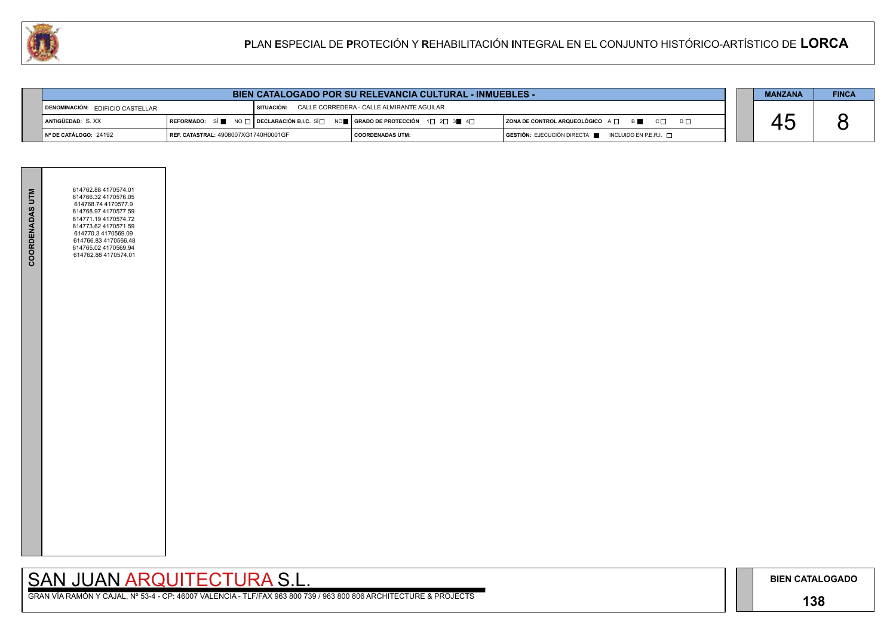# PLAN ESPECIAL DE PROTECIÓN Y REHABILITACIÓN INTEGRAL EN EL CONJUNTO HISTÓRICO-ARTÍSTICO DE LORCA

## BIEN CATALOGADO POR SU RELEVANCIA CULTURAL - INMUEBLES -

| | | | | |
|---|---|---|---|---|
| **DENOMINACIÓN:** EDIFICIO CASTELLAR | | **SITUACIÓN:** CALLE CORREDERA - CALLE ALMIRANTE AGUILAR | | |
| **ANTIGÜEDAD:** S. XX | **REFORMADO:** SÍ ■ NO □ | **DECLARACIÓN B.I.C.** SÍ □ NO ■ | **GRADO DE PROTECCIÓN** 1 □ 2 □ 3 ■ 4 □ | **ZONA DE CONTROL ARQUEOLÓGICO** A □ B ■ C □ D □ |
| **Nº DE CATÁLOGO:** 24192 | **REF. CATASTRAL:** 4908007XG1740H0001GF | | **COORDENADAS UTM:** | **GESTIÓN:** EJECUCIÓN DIRECTA ■ INCLUIDO EN P.E.R.I. □ |

| MANZANA | FINCA |
|---|---|
| 45 | 8 |

**COORDENADAS UTM**

614762.88 4170574.01
614766.32 4170576.05
614768.74 4170577.9
614768.97 4170577.59
614771.19 4170574.72
614773.62 4170571.59
614770.3 4170569.09
614766.83 4170566.48
614765.02 4170569.94
614762.88 4170574.01

SAN JUAN ARQUITECTURA S.L.

GRAN VÍA RAMÓN Y CAJAL, Nº 53-4 - CP: 46007 VALENCIA - TLF/FAX 963 800 739 / 963 800 806 ARCHITECTURE & PROJECTS

**BIEN CATALOGADO**

**138**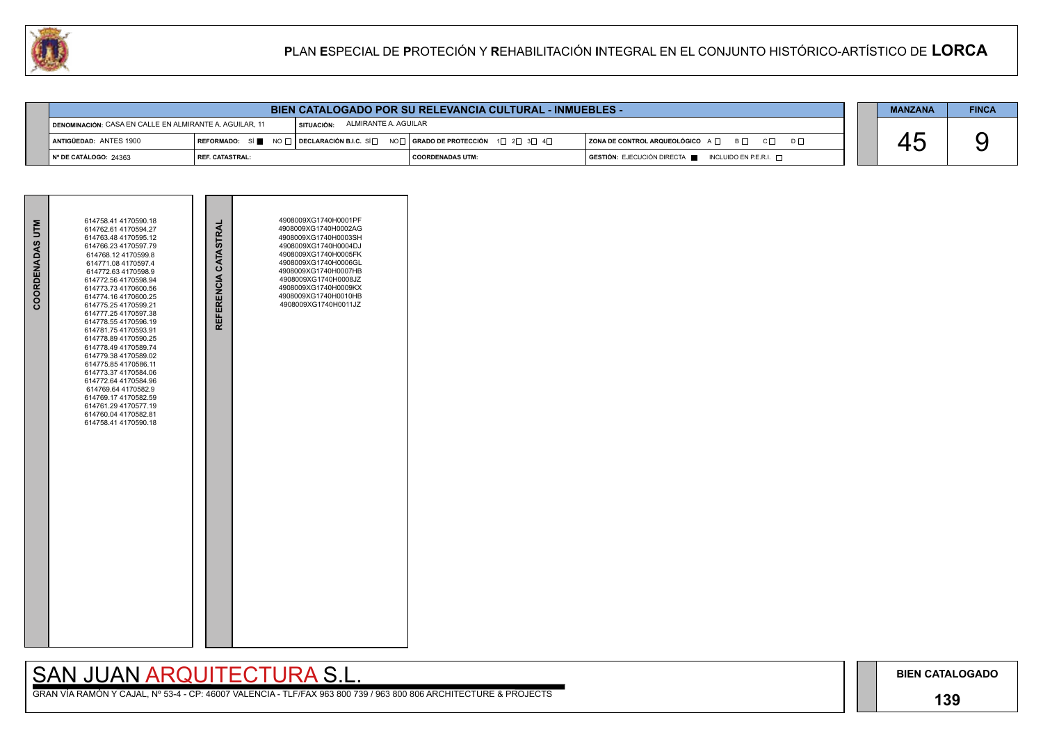# PLAN ESPECIAL DE PROTECIÓN Y REHABILITACIÓN INTEGRAL EN EL CONJUNTO HISTÓRICO-ARTÍSTICO DE LORCA

## BIEN CATALOGADO POR SU RELEVANCIA CULTURAL - INMUEBLES -

| | | | |
|---|---|---|---|
| DENOMINACIÓN: CASA EN CALLE EN ALMIRANTE A. AGUILAR, 11 | SITUACIÓN: ALMIRANTE A. AGUILAR | | |
| ANTIGÜEDAD: ANTES 1900 | REFORMADO: SÍ ■ NO □ / DECLARACIÓN B.I.C. SÍ □ NO □ | GRADO DE PROTECCIÓN 1□ 2□ 3□ 4□ | ZONA DE CONTROL ARQUEOLÓGICO A □ B □ C □ D □ |
| Nº DE CATÁLOGO: 24363 | REF. CATASTRAL: | COORDENADAS UTM: | GESTIÓN: EJECUCIÓN DIRECTA ■ INCLUIDO EN P.E.R.I. □ |

| MANZANA | FINCA |
|---|---|
| 45 | 9 |

| COORDENADAS UTM | REFERENCIA CATASTRAL |
|---|---|
| 614758.41 4170590.18<br>614762.61 4170594.27<br>614763.48 4170595.12<br>614766.23 4170597.79<br>614768.12 4170599.8<br>614771.08 4170597.4<br>614772.63 4170598.9<br>614772.56 4170598.94<br>614773.73 4170600.56<br>614774.16 4170600.25<br>614775.25 4170599.21<br>614777.25 4170597.38<br>614778.55 4170596.19<br>614781.75 4170593.91<br>614778.89 4170590.25<br>614778.49 4170589.74<br>614779.38 4170589.02<br>614775.85 4170586.11<br>614773.37 4170584.06<br>614772.64 4170584.96<br>614769.64 4170582.9<br>614769.17 4170582.59<br>614761.29 4170577.19<br>614760.04 4170582.81<br>614758.41 4170590.18 | 4908009XG1740H0001PF<br>4908009XG1740H0002AG<br>4908009XG1740H0003SH<br>4908009XG1740H0004DJ<br>4908009XG1740H0005FK<br>4908009XG1740H0006GL<br>4908009XG1740H0007HB<br>4908009XG1740H0008JZ<br>4908009XG1740H0009KX<br>4908009XG1740H0010HB<br>4908009XG1740H0011JZ |

SAN JUAN ARQUITECTURA S.L.

GRAN VÍA RAMÓN Y CAJAL, Nº 53-4 - CP: 46007 VALENCIA - TLF/FAX 963 800 739 / 963 800 806 ARCHITECTURE & PROJECTS

BIEN CATALOGADO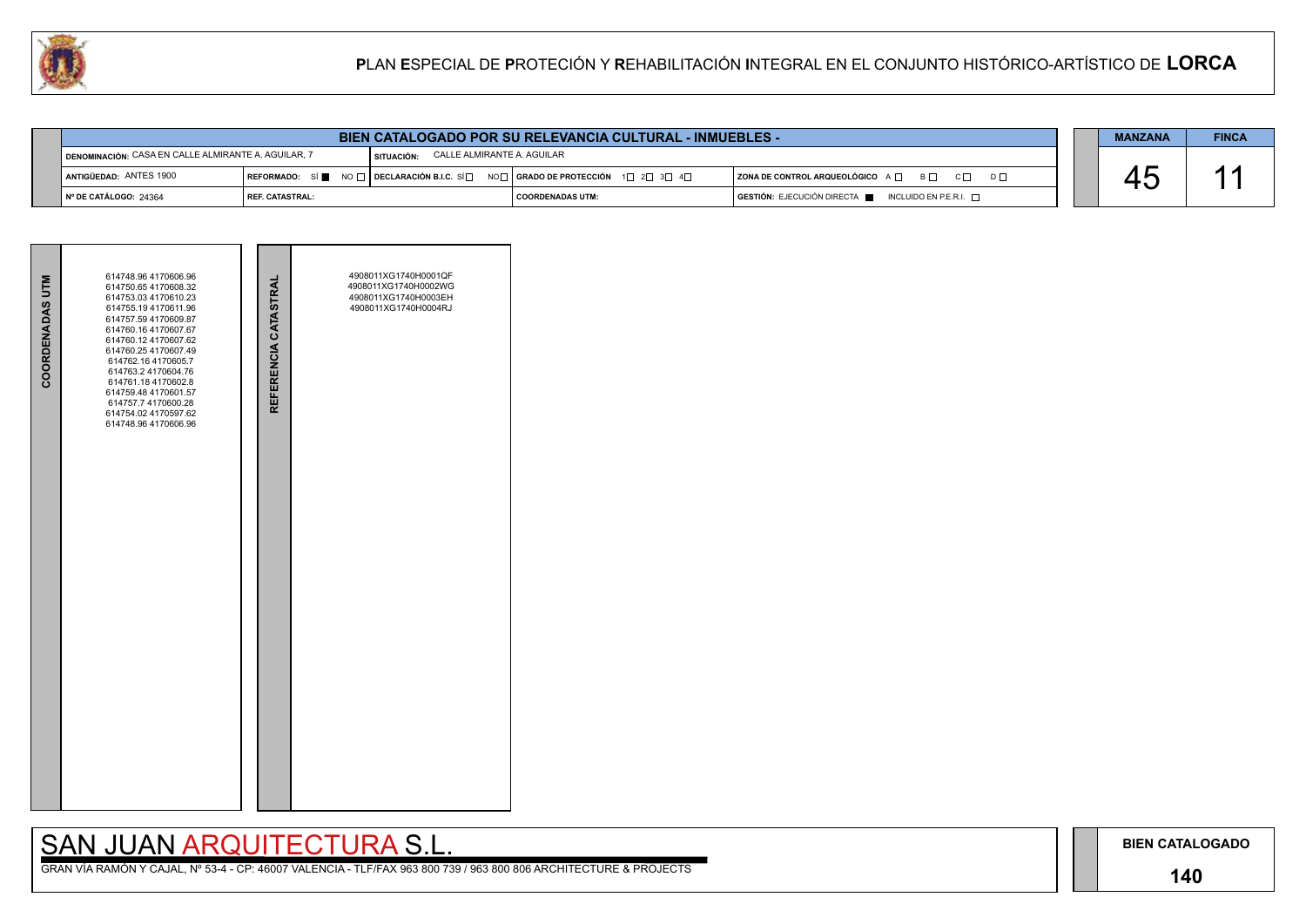# PLAN ESPECIAL DE PROTECIÓN Y REHABILITACIÓN INTEGRAL EN EL CONJUNTO HISTÓRICO-ARTÍSTICO DE LORCA

## BIEN CATALOGADO POR SU RELEVANCIA CULTURAL - INMUEBLES -

| | | | | |
|---|---|---|---|---|
| DENOMINACIÓN: CASA EN CALLE ALMIRANTE A. AGUILAR, 7 | SITUACIÓN: CALLE ALMIRANTE A. AGUILAR | | | |
| ANTIGÜEDAD: ANTES 1900 | REFORMADO: SÍ ■ NO ☐ | DECLARACIÓN B.I.C. SÍ ☐ NO ☐ | GRADO DE PROTECCIÓN 1☐ 2☐ 3☐ 4☐ | ZONA DE CONTROL ARQUEOLÓGICO A ☐ B ☐ C ☐ D ☐ |
| Nº DE CATÁLOGO: 24364 | REF. CATASTRAL: | | COORDENADAS UTM: | GESTIÓN: EJECUCIÓN DIRECTA ■ INCLUIDO EN P.E.R.I. ☐ |

| MANZANA | FINCA |
|---|---|
| 45 | 11 |

| COORDENADAS UTM | REFERENCIA CATASTRAL |
|---|---|
| 614748.96 4170606.96<br>614750.65 4170608.32<br>614753.03 4170610.23<br>614755.19 4170611.96<br>614757.59 4170609.87<br>614760.16 4170607.67<br>614760.12 4170607.62<br>614760.25 4170607.49<br>614762.16 4170605.7<br>614763.2 4170604.76<br>614761.18 4170602.8<br>614759.48 4170601.57<br>614757.7 4170600.28<br>614754.02 4170597.62<br>614748.96 4170606.96 | 4908011XG1740H0001QF<br>4908011XG1740H0002WG<br>4908011XG1740H0003EH<br>4908011XG1740H0004RJ |

SAN JUAN ARQUITECTURA S.L.

GRAN VÍA RAMÓN Y CAJAL, Nº 53-4 - CP: 46007 VALENCIA - TLF/FAX 963 800 739 / 963 800 806 ARCHITECTURE & PROJECTS

BIEN CATALOGADO

140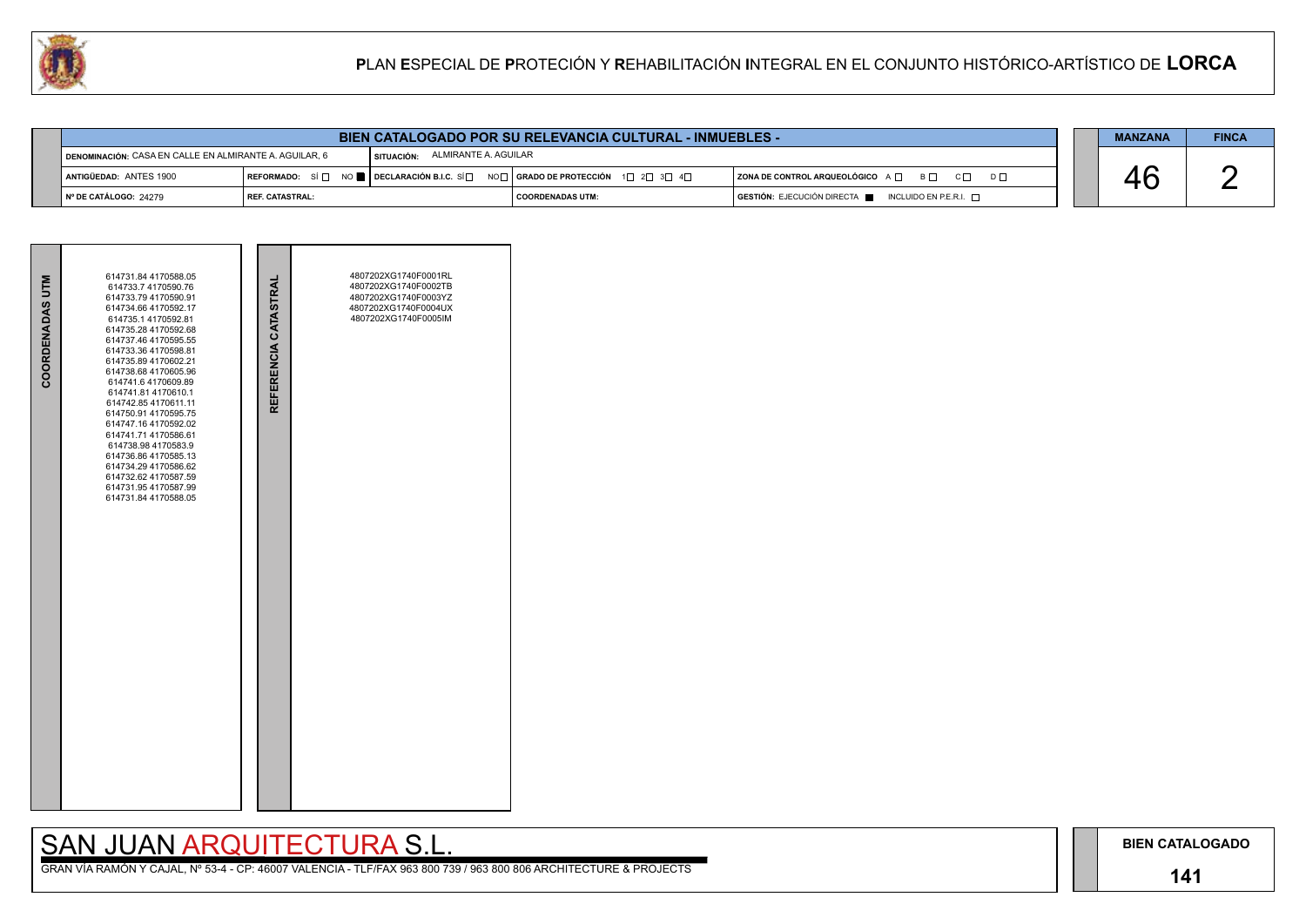# PLAN ESPECIAL DE PROTECIÓN Y REHABILITACIÓN INTEGRAL EN EL CONJUNTO HISTÓRICO-ARTÍSTICO DE LORCA

## BIEN CATALOGADO POR SU RELEVANCIA CULTURAL - INMUEBLES -

| | | | |
|---|---|---|---|
| DENOMINACIÓN: CASA EN CALLE EN ALMIRANTE A. AGUILAR, 6 | SITUACIÓN: ALMIRANTE A. AGUILAR | | |
| ANTIGÜEDAD: ANTES 1900 | REFORMADO: SÍ ☐ NO ■ | DECLARACIÓN B.I.C. SÍ ☐ NO ☐ | GRADO DE PROTECCIÓN 1☐ 2☐ 3☐ 4☐ | ZONA DE CONTROL ARQUEOLÓGICO A ☐ B ☐ C ☐ D ☐ |
| Nº DE CATÁLOGO: 24279 | REF. CATASTRAL: | COORDENADAS UTM: | GESTIÓN: EJECUCIÓN DIRECTA ■ INCLUIDO EN P.E.R.I. ☐ |

| MANZANA | FINCA |
|---|---|
| 46 | 2 |

| COORDENADAS UTM | REFERENCIA CATASTRAL |
|---|---|
| 614731.84 4170588.05<br>614733.7 4170590.76<br>614733.79 4170590.91<br>614734.66 4170592.17<br>614735.1 4170592.81<br>614735.28 4170592.68<br>614737.46 4170595.55<br>614733.36 4170598.81<br>614735.89 4170602.21<br>614738.68 4170605.96<br>614741.6 4170609.89<br>614741.81 4170610.1<br>614742.85 4170611.11<br>614750.91 4170595.75<br>614747.16 4170592.02<br>614741.71 4170586.61<br>614738.98 4170583.9<br>614736.86 4170585.13<br>614734.29 4170586.62<br>614732.62 4170587.59<br>614731.95 4170587.99<br>614731.84 4170588.05 | 4807202XG1740F0001RL<br>4807202XG1740F0002TB<br>4807202XG1740F0003YZ<br>4807202XG1740F0004UX<br>4807202XG1740F0005IM |

SAN JUAN ARQUITECTURA S.L.

GRAN VÍA RAMÓN Y CAJAL, Nº 53-4 - CP: 46007 VALENCIA - TLF/FAX 963 800 739 / 963 800 806 ARCHITECTURE & PROJECTS

BIEN CATALOGADO

141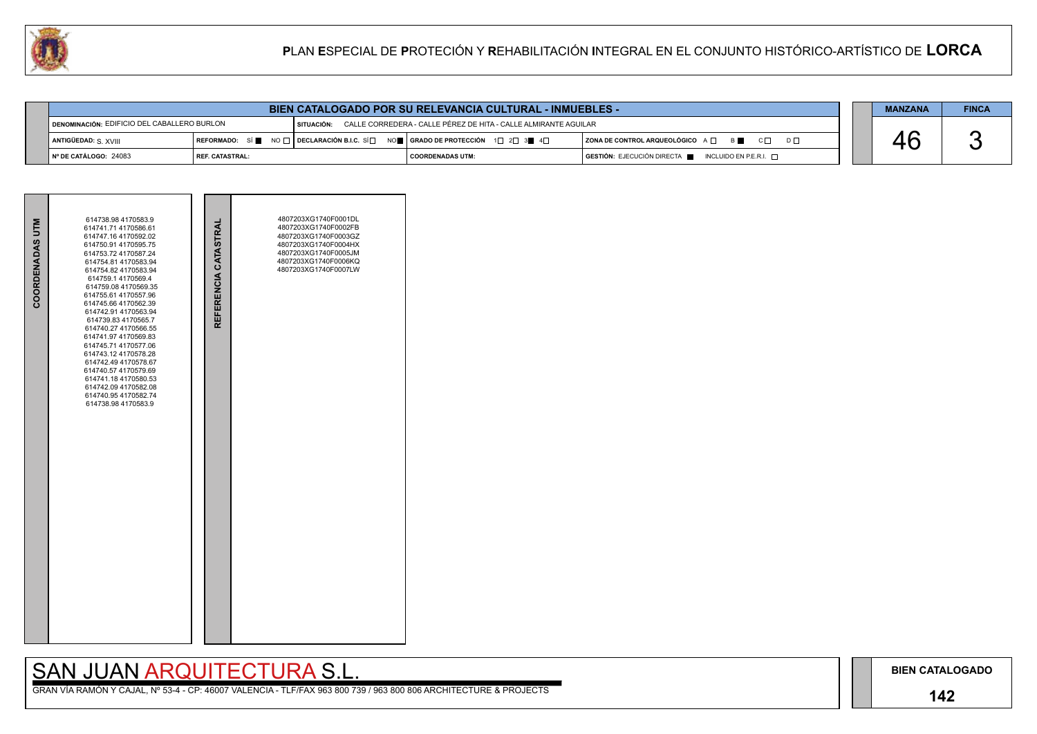# PLAN ESPECIAL DE PROTECIÓN Y REHABILITACIÓN INTEGRAL EN EL CONJUNTO HISTÓRICO-ARTÍSTICO DE LORCA

## BIEN CATALOGADO POR SU RELEVANCIA CULTURAL - INMUEBLES -

| | | | | | |
|---|---|---|---|---|---|
| DENOMINACIÓN: EDIFICIO DEL CABALLERO BURLON | | SITUACIÓN: CALLE CORREDERA - CALLE PÉREZ DE HITA - CALLE ALMIRANTE AGUILAR | | | |
| ANTIGÜEDAD: S. XVIII | REFORMADO: SÍ ■ NO ☐ | DECLARACIÓN B.I.C. SÍ ☐ NO ■ | GRADO DE PROTECCIÓN 1☐ 2☐ 3■ 4☐ | ZONA DE CONTROL ARQUEOLÓGICO A ☐ B ■ C ☐ D ☐ | |
| Nº DE CATÁLOGO: 24083 | REF. CATASTRAL: | | COORDENADAS UTM: | GESTIÓN: EJECUCIÓN DIRECTA ■ INCLUIDO EN P.E.R.I. ☐ | |

| MANZANA | FINCA |
|---|---|
| 46 | 3 |

| COORDENADAS UTM | REFERENCIA CATASTRAL |
|---|---|
| 614738.98 4170583.9<br>614741.71 4170586.61<br>614747.16 4170592.02<br>614750.91 4170595.75<br>614753.72 4170587.24<br>614754.81 4170583.94<br>614754.82 4170583.94<br>614759.1 4170569.4<br>614759.08 4170569.35<br>614755.61 4170557.96<br>614745.66 4170562.39<br>614742.91 4170563.94<br>614739.83 4170565.7<br>614740.27 4170566.55<br>614741.97 4170569.83<br>614745.71 4170577.06<br>614743.12 4170578.28<br>614742.49 4170578.67<br>614740.57 4170579.69<br>614741.18 4170580.53<br>614742.09 4170582.08<br>614740.95 4170582.74<br>614738.98 4170583.9 | 4807203XG1740F0001DL<br>4807203XG1740F0002FB<br>4807203XG1740F0003GZ<br>4807203XG1740F0004HX<br>4807203XG1740F0005JM<br>4807203XG1740F0006KQ<br>4807203XG1740F0007LW |

SAN JUAN ARQUITECTURA S.L.

GRAN VÍA RAMÓN Y CAJAL, Nº 53-4 - CP: 46007 VALENCIA - TLF/FAX 963 800 739 / 963 800 806 ARCHITECTURE & PROJECTS

BIEN CATALOGADO

142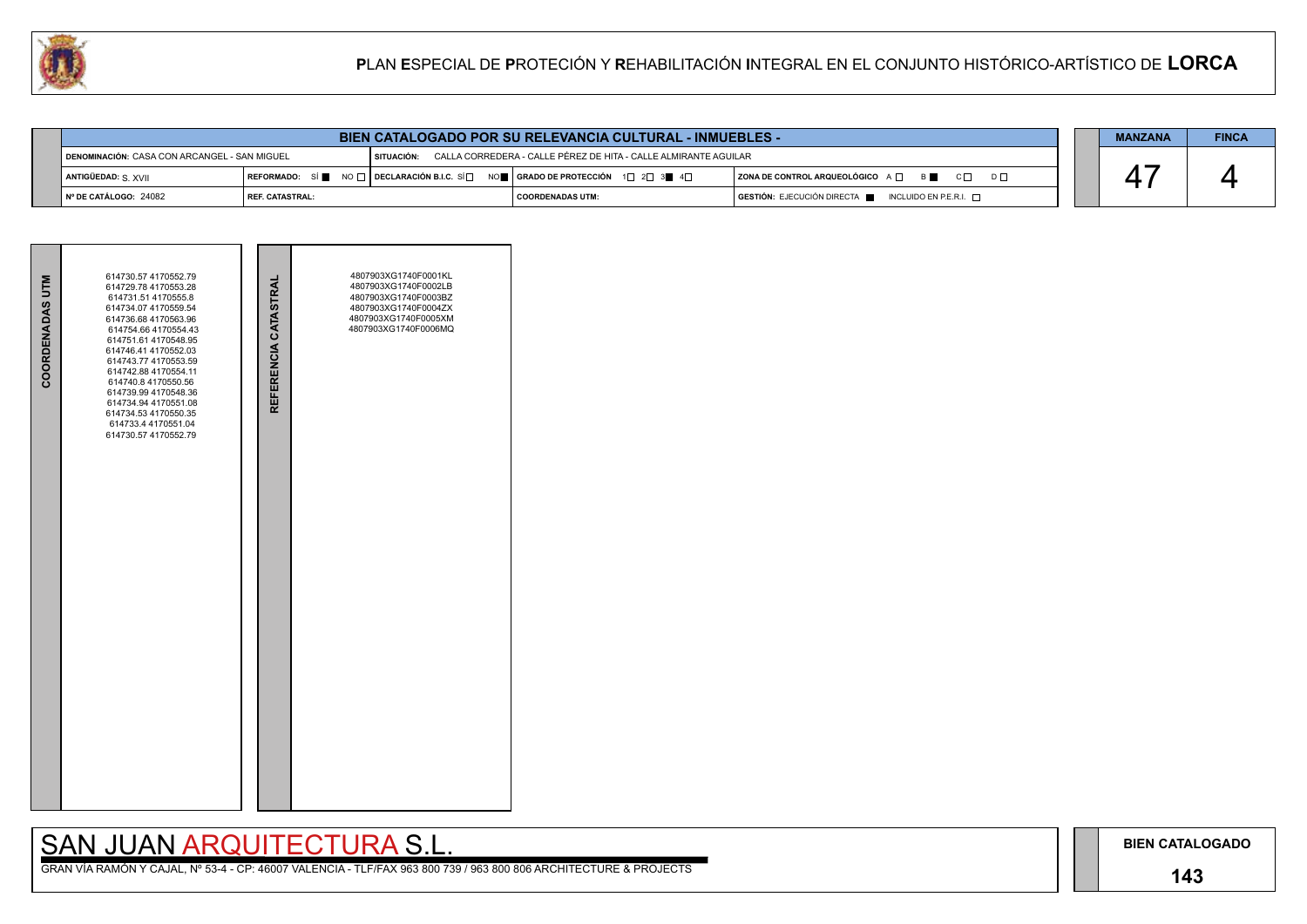# PLAN ESPECIAL DE PROTECIÓN Y REHABILITACIÓN INTEGRAL EN EL CONJUNTO HISTÓRICO-ARTÍSTICO DE LORCA

## BIEN CATALOGADO POR SU RELEVANCIA CULTURAL - INMUEBLES -

| | | | | |
|---|---|---|---|---|
| **DENOMINACIÓN:** CASA CON ARCANGEL - SAN MIGUEL | | **SITUACIÓN:** CALLA CORREDERA - CALLE PÉREZ DE HITA - CALLE ALMIRANTE AGUILAR | | |
| **ANTIGÜEDAD:** S. XVII | **REFORMADO:** SÍ ■ NO □ | **DECLARACIÓN B.I.C.** SÍ □ NO ■ | **GRADO DE PROTECCIÓN** 1□ 2□ 3■ 4□ | **ZONA DE CONTROL ARQUEOLÓGICO** A □ B ■ C □ D □ |
| **Nº DE CATÁLOGO:** 24082 | **REF. CATASTRAL:** | | **COORDENADAS UTM:** | **GESTIÓN:** EJECUCIÓN DIRECTA ■ INCLUIDO EN P.E.R.I. □ |

| MANZANA | FINCA |
|---|---|
| 47 | 4 |

| COORDENADAS UTM | REFERENCIA CATASTRAL |
|---|---|
| 614730.57 4170552.79<br>614729.78 4170553.28<br>614731.51 4170555.8<br>614734.07 4170559.54<br>614736.68 4170563.96<br>614754.66 4170554.43<br>614751.61 4170548.95<br>614746.41 4170552.03<br>614743.77 4170553.59<br>614742.88 4170554.11<br>614740.8 4170550.56<br>614739.99 4170548.36<br>614734.94 4170551.08<br>614734.53 4170550.35<br>614733.4 4170551.04<br>614730.57 4170552.79 | 4807903XG1740F0001KL<br>4807903XG1740F0002LB<br>4807903XG1740F0003BZ<br>4807903XG1740F0004ZX<br>4807903XG1740F0005XM<br>4807903XG1740F0006MQ |

SAN JUAN ARQUITECTURA S.L.

GRAN VÍA RAMÓN Y CAJAL, Nº 53-4 - CP: 46007 VALENCIA - TLF/FAX 963 800 739 / 963 800 806 ARCHITECTURE & PROJECTS

**BIEN CATALOGADO**

**143**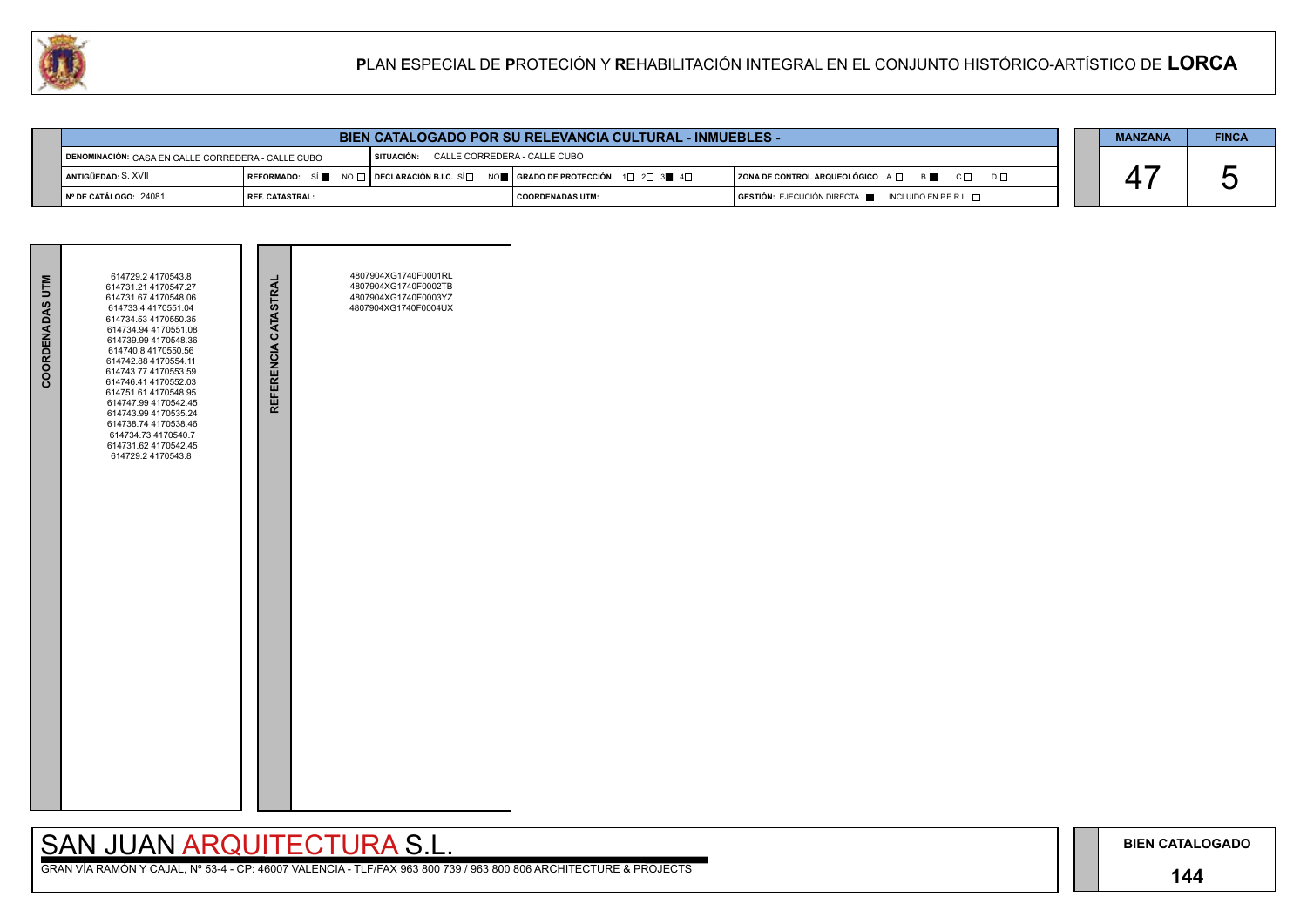# PLAN ESPECIAL DE PROTECIÓN Y REHABILITACIÓN INTEGRAL EN EL CONJUNTO HISTÓRICO-ARTÍSTICO DE LORCA

## BIEN CATALOGADO POR SU RELEVANCIA CULTURAL - INMUEBLES -

| | | | | |
|---|---|---|---|---|
| DENOMINACIÓN: CASA EN CALLE CORREDERA - CALLE CUBO | SITUACIÓN: CALLE CORREDERA - CALLE CUBO | | | |
| ANTIGÜEDAD: S. XVII | REFORMADO: SÍ ■ NO □ | DECLARACIÓN B.I.C. SÍ □ NO ■ | GRADO DE PROTECCIÓN 1□ 2□ 3■ 4□ | ZONA DE CONTROL ARQUEOLÓGICO A □ B ■ C □ D □ |
| Nº DE CATÁLOGO: 24081 | REF. CATASTRAL: | | COORDENADAS UTM: | GESTIÓN: EJECUCIÓN DIRECTA ■ INCLUIDO EN P.E.R.I. □ |

| MANZANA | FINCA |
|---|---|
| 47 | 5 |

| COORDENADAS UTM | REFERENCIA CATASTRAL |
|---|---|
| 614729.2 4170543.8<br>614731.21 4170547.27<br>614731.67 4170548.06<br>614733.4 4170551.04<br>614734.53 4170550.35<br>614734.94 4170551.08<br>614739.99 4170548.36<br>614740.8 4170550.56<br>614742.88 4170554.11<br>614743.77 4170553.59<br>614746.41 4170552.03<br>614751.61 4170548.95<br>614747.99 4170542.45<br>614743.99 4170535.24<br>614738.74 4170538.46<br>614734.73 4170540.7<br>614731.62 4170542.45<br>614729.2 4170543.8 | 4807904XG1740F0001RL<br>4807904XG1740F0002TB<br>4807904XG1740F0003YZ<br>4807904XG1740F0004UX |

SAN JUAN ARQUITECTURA S.L.

GRAN VÍA RAMÓN Y CAJAL, Nº 53-4 - CP: 46007 VALENCIA - TLF/FAX 963 800 739 / 963 800 806 ARCHITECTURE & PROJECTS

BIEN CATALOGADO

144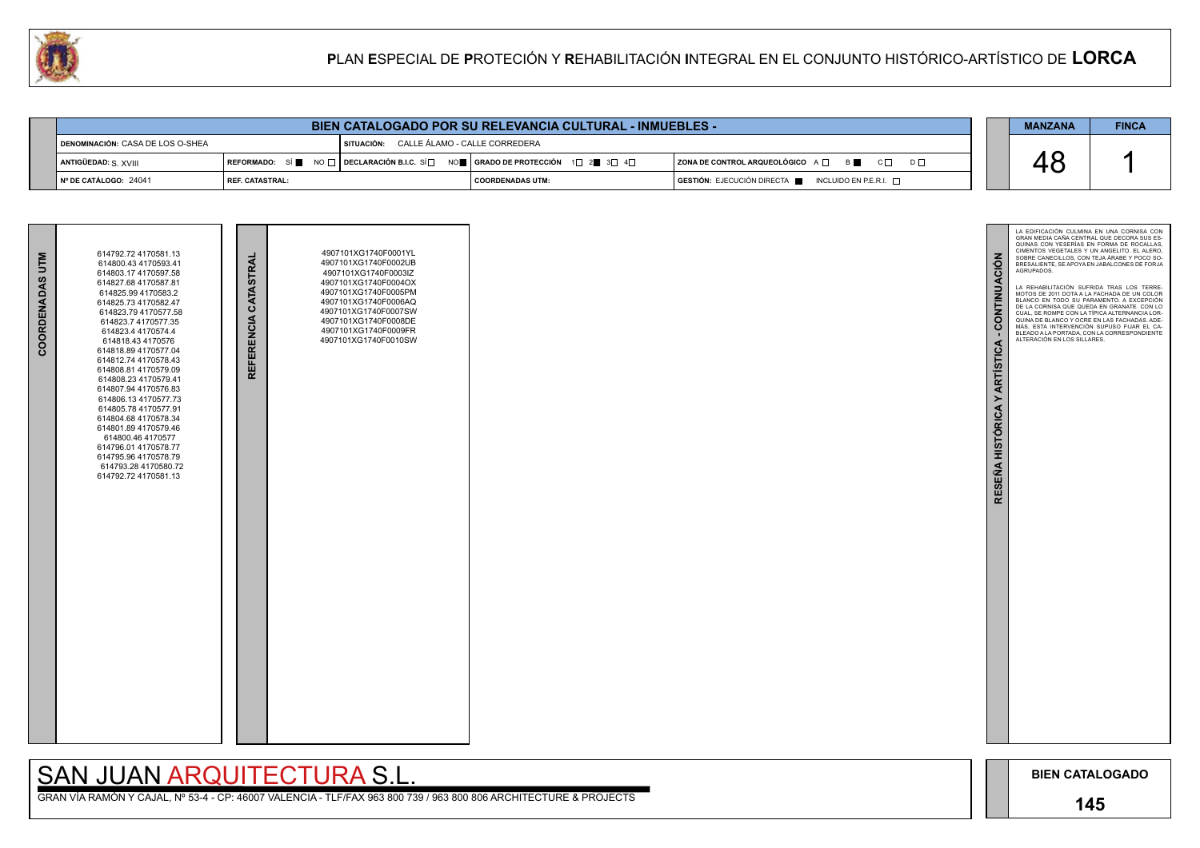# PLAN ESPECIAL DE PROTECIÓN Y REHABILITACIÓN INTEGRAL EN EL CONJUNTO HISTÓRICO-ARTÍSTICO DE LORCA

## BIEN CATALOGADO POR SU RELEVANCIA CULTURAL - INMUEBLES -

| | | | | |
|---|---|---|---|---|
| DENOMINACIÓN: CASA DE LOS O-SHEA | | SITUACIÓN: CALLE ÁLAMO - CALLE CORREDERA | | |
| ANTIGÜEDAD: S. XVIII | REFORMADO: SÍ ■ NO □ | DECLARACIÓN B.I.C. SÍ □ NO ■ | GRADO DE PROTECCIÓN 1□ 2■ 3□ 4□ | ZONA DE CONTROL ARQUEOLÓGICO A □ B ■ C □ D □ |
| Nº DE CATÁLOGO: 24041 | REF. CATASTRAL: | | COORDENADAS UTM: | GESTIÓN: EJECUCIÓN DIRECTA ■ INCLUIDO EN P.E.R.I. □ |

| MANZANA | FINCA |
|---|---|
| 48 | 1 |

### COORDENADAS UTM

614792.72 4170581.13
614800.43 4170593.41
614803.17 4170597.58
614827.68 4170587.81
614825.99 4170583.2
614825.73 4170582.47
614823.79 4170577.58
614823.7 4170577.35
614823.4 4170574.4
614818.43 4170576
614818.89 4170577.04
614812.74 4170578.43
614808.81 4170579.09
614808.23 4170579.41
614807.94 4170576.83
614806.13 4170577.73
614805.78 4170577.91
614804.68 4170578.34
614801.89 4170579.46
614800.46 4170577
614796.01 4170578.77
614795.96 4170578.79
614793.28 4170580.72
614792.72 4170581.13

### REFERENCIA CATASTRAL

4907101XG1740F0001YL
4907101XG1740F0002UB
4907101XG1740F0003IZ
4907101XG1740F0004OX
4907101XG1740F0005PM
4907101XG1740F0006AQ
4907101XG1740F0007SW
4907101XG1740F0008DE
4907101XG1740F0009FR
4907101XG1740F0010SW

### RESEÑA HISTÓRICA Y ARTÍSTICA - CONTINUACIÓN

LA EDIFICACIÓN CULMINA EN UNA CORNISA CON GRAN MEDIA CAÑA CENTRAL QUE DECORA SUS ESQUINAS CON YESERÍAS EN FORMA DE ROCALLAS, CIMENTOS VEGETALES Y UN ANGELITO. EL ALERO, SOBRE CANECILLOS, CON TEJA ÁRABE Y POCO SOBRESALIENTE, SE APOYA EN JABALCONES DE FORJA AGRUPADOS.

LA REHABILITACIÓN SUFRIDA TRAS LOS TERREMOTOS DE 2011 DOTA A LA FACHADA DE UN COLOR BLANCO EN TODO SU PARAMENTO, A EXCEPCIÓN DE LA CORNISA QUE QUEDA EN GRANATE. CON LO CUAL, SE ROMPE CON LA TÍPICA ALTERNANCIA LORQUINA DE BLANCO Y OCRE EN LAS FACHADAS. ADEMÁS, ESTA INTERVENCIÓN SUPUSO FIJAR EL CABLEADO A LA PORTADA, CON LA CORRESPONDIENTE ALTERACIÓN EN LOS SILLARES.

SAN JUAN ARQUITECTURA S.L.

GRAN VÍA RAMÓN Y CAJAL, Nº 53-4 - CP: 46007 VALENCIA - TLF/FAX 963 800 739 / 963 800 806 ARCHITECTURE & PROJECTS

BIEN CATALOGADO

145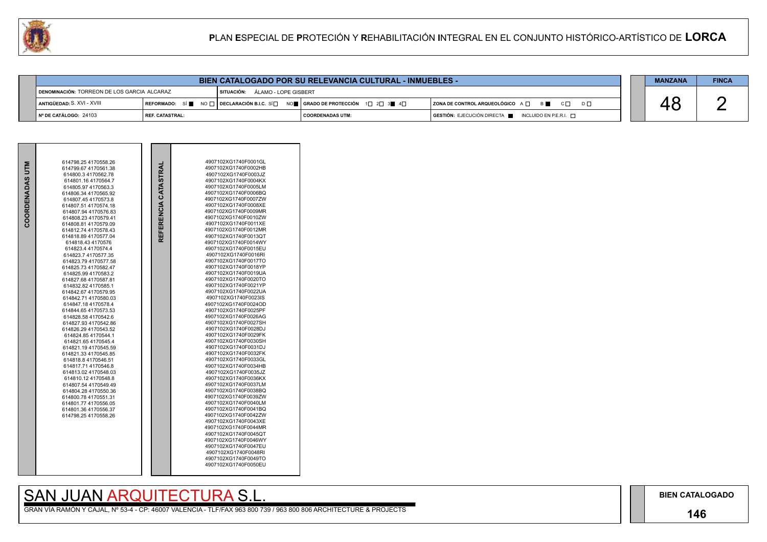# PLAN ESPECIAL DE PROTECIÓN Y REHABILITACIÓN INTEGRAL EN EL CONJUNTO HISTÓRICO-ARTÍSTICO DE LORCA

## BIEN CATALOGADO POR SU RELEVANCIA CULTURAL - INMUEBLES -

| | | | | |
|---|---|---|---|---|
| DENOMINACIÓN: TORREON DE LOS GARCIA ALCARAZ | | SITUACIÓN: ÁLAMO - LOPE GISBERT | | |
| ANTIGÜEDAD: S. XVI - XVIII | REFORMADO: SÍ ■ NO □ | DECLARACIÓN B.I.C. SÍ □ NO ■ | GRADO DE PROTECCIÓN 1□ 2□ 3■ 4□ | ZONA DE CONTROL ARQUEOLÓGICO A □ B ■ C □ D □ |
| Nº DE CATÁLOGO: 24103 | REF. CATASTRAL: | | COORDENADAS UTM: | GESTIÓN: EJECUCIÓN DIRECTA ■ INCLUIDO EN P.E.R.I. □ |

| MANZANA | FINCA |
|---|---|
| 48 | 2 |

| COORDENADAS UTM | REFERENCIA CATASTRAL |
|---|---|
| 614798.25 4170558.26 | 4907102XG1740F0001GL |
| 614799.67 4170561.38 | 4907102XG1740F0002HB |
| 614800.3 4170562.78 | 4907102XG1740F0003JZ |
| 614801.16 4170564.7 | 4907102XG1740F0004KX |
| 614805.97 4170563.3 | 4907102XG1740F0005LM |
| 614806.34 4170565.92 | 4907102XG1740F0006BQ |
| 614807.45 4170573.8 | 4907102XG1740F0007ZW |
| 614807.51 4170574.18 | 4907102XG1740F0008XE |
| 614807.94 4170576.83 | 4907102XG1740F0009MR |
| 614808.23 4170579.41 | 4907102XG1740F0010ZW |
| 614808.81 4170579.09 | 4907102XG1740F0011XE |
| 614812.74 4170578.43 | 4907102XG1740F0012MR |
| 614818.89 4170577.04 | 4907102XG1740F0013QT |
| 614818.43 4170576 | 4907102XG1740F0014WY |
| 614823.4 4170574.4 | 4907102XG1740F0015EU |
| 614823.7 4170577.35 | 4907102XG1740F0016RI |
| 614823.79 4170577.58 | 4907102XG1740F0017TO |
| 614825.73 4170582.47 | 4907102XG1740F0018YP |
| 614825.99 4170583.2 | 4907102XG1740F0019UA |
| 614827.68 4170587.81 | 4907102XG1740F0020TO |
| 614832.82 4170585.1 | 4907102XG1740F0021YP |
| 614842.67 4170579.95 | 4907102XG1740F0022UA |
| 614842.71 4170580.03 | 4907102XG1740F0023IS |
| 614847.18 4170578.4 | 4907102XG1740F0024OD |
| 614844.65 4170573.53 | 4907102XG1740F0025PF |
| 614828.58 4170542.6 | 4907102XG1740F0026AG |
| 614827.93 4170542.86 | 4907102XG1740F0027SH |
| 614826.29 4170543.52 | 4907102XG1740F0028DJ |
| 614824.85 4170544.1 | 4907102XG1740F0029FK |
| 614821.65 4170545.4 | 4907102XG1740F0030SH |
| 614821.19 4170545.59 | 4907102XG1740F0031DJ |
| 614821.33 4170545.85 | 4907102XG1740F0032FK |
| 614818.8 4170546.51 | 4907102XG1740F0033GL |
| 614817.71 4170546.8 | 4907102XG1740F0034HB |
| 614813.02 4170548.03 | 4907102XG1740F0035JZ |
| 614810.12 4170548.8 | 4907102XG1740F0036KX |
| 614807.54 4170549.49 | 4907102XG1740F0037LM |
| 614804.28 4170550.36 | 4907102XG1740F0038BQ |
| 614800.78 4170551.31 | 4907102XG1740F0039ZW |
| 614801.77 4170556.05 | 4907102XG1740F0040LM |
| 614801.36 4170556.37 | 4907102XG1740F0041BQ |
| 614798.25 4170558.26 | 4907102XG1740F0042ZW |
| | 4907102XG1740F0043XE |
| | 4907102XG1740F0044MR |
| | 4907102XG1740F0045QT |
| | 4907102XG1740F0046WY |
| | 4907102XG1740F0047EU |
| | 4907102XG1740F0048RI |
| | 4907102XG1740F0049TO |
| | 4907102XG1740F0050EU |

SAN JUAN ARQUITECTURA S.L.

GRAN VÍA RAMÓN Y CAJAL, Nº 53-4 - CP: 46007 VALENCIA - TLF/FAX 963 800 739 / 963 800 806 ARCHITECTURE & PROJECTS

BIEN CATALOGADO

146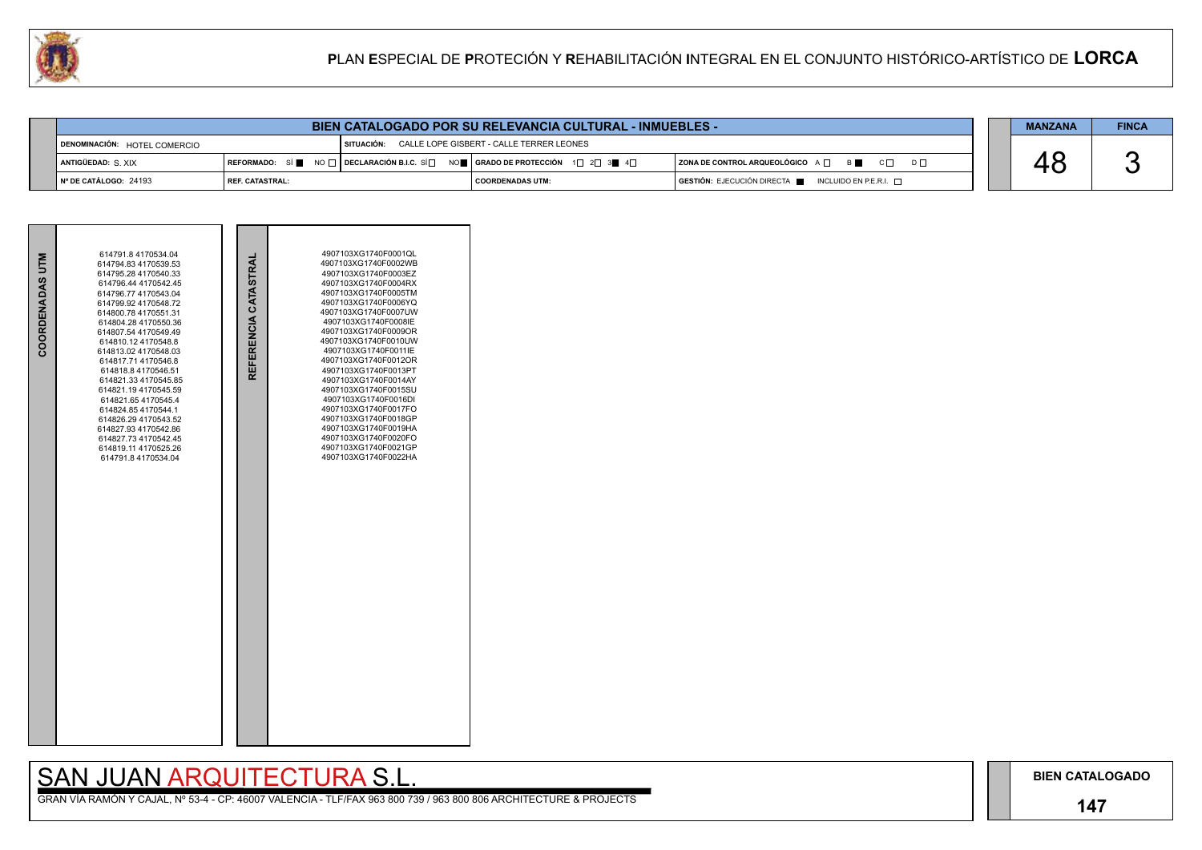# PLAN ESPECIAL DE PROTECIÓN Y REHABILITACIÓN INTEGRAL EN EL CONJUNTO HISTÓRICO-ARTÍSTICO DE LORCA

| BIEN CATALOGADO POR SU RELEVANCIA CULTURAL - INMUEBLES - | | | | |
|---|---|---|---|---|
| DENOMINACIÓN: HOTEL COMERCIO | | SITUACIÓN: CALLE LOPE GISBERT - CALLE TERRER LEONES | | |
| ANTIGÜEDAD: S. XIX | REFORMADO: SÍ ■ NO □ | DECLARACIÓN B.I.C. SÍ □ NO ■ | GRADO DE PROTECCIÓN 1□ 2□ 3■ 4□ | ZONA DE CONTROL ARQUEOLÓGICO A □ B ■ C □ D □ |
| Nº DE CATÁLOGO: 24193 | REF. CATASTRAL: | | COORDENADAS UTM: | GESTIÓN: EJECUCIÓN DIRECTA ■ INCLUIDO EN P.E.R.I. □ |

| MANZANA | FINCA |
|---|---|
| 48 | 3 |

| COORDENADAS UTM | REFERENCIA CATASTRAL |
|---|---|
| 614791.8 4170534.04 | 4907103XG1740F0001QL |
| 614794.83 4170539.53 | 4907103XG1740F0002WB |
| 614795.28 4170540.33 | 4907103XG1740F0003EZ |
| 614796.44 4170542.45 | 4907103XG1740F0004RX |
| 614796.77 4170543.04 | 4907103XG1740F0005TM |
| 614799.92 4170548.72 | 4907103XG1740F0006YQ |
| 614800.78 4170551.31 | 4907103XG1740F0007UW |
| 614804.28 4170550.36 | 4907103XG1740F0008IE |
| 614807.54 4170549.49 | 4907103XG1740F0009OR |
| 614810.12 4170548.8 | 4907103XG1740F0010UW |
| 614813.02 4170548.03 | 4907103XG1740F0011IE |
| 614817.71 4170546.8 | 4907103XG1740F0012OR |
| 614818.8 4170546.51 | 4907103XG1740F0013PT |
| 614821.33 4170545.85 | 4907103XG1740F0014AY |
| 614821.19 4170545.59 | 4907103XG1740F0015SU |
| 614821.65 4170545.4 | 4907103XG1740F0016DI |
| 614824.85 4170544.1 | 4907103XG1740F0017FO |
| 614826.29 4170543.52 | 4907103XG1740F0018GP |
| 614827.93 4170542.86 | 4907103XG1740F0019HA |
| 614827.73 4170542.45 | 4907103XG1740F0020FO |
| 614819.11 4170525.26 | 4907103XG1740F0021GP |
| 614791.8 4170534.04 | 4907103XG1740F0022HA |

SAN JUAN ARQUITECTURA S.L.

GRAN VÍA RAMÓN Y CAJAL, Nº 53-4 - CP: 46007 VALENCIA - TLF/FAX 963 800 739 / 963 800 806 ARCHITECTURE & PROJECTS

BIEN CATALOGADO

147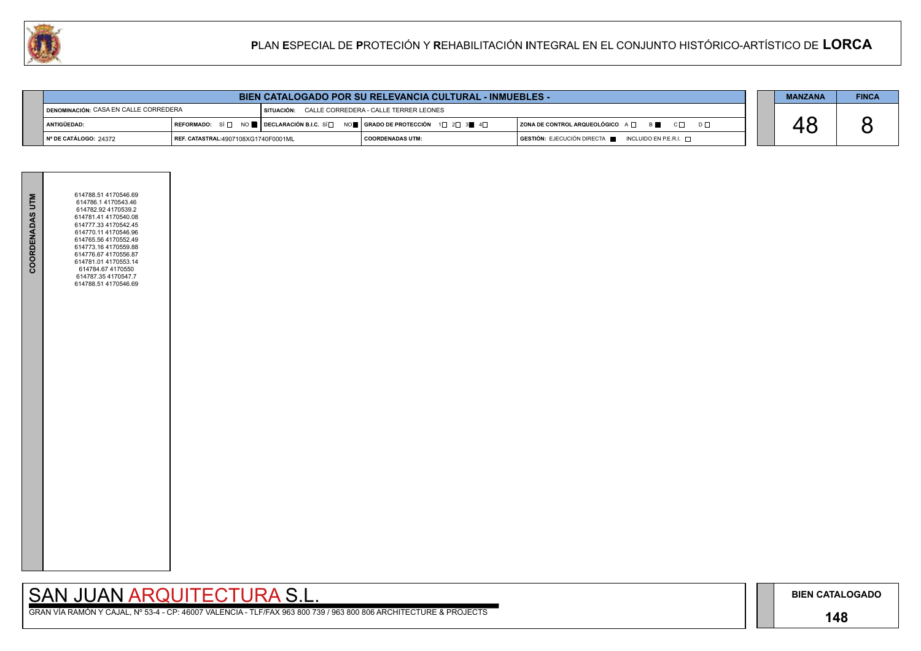# PLAN ESPECIAL DE PROTECIÓN Y REHABILITACIÓN INTEGRAL EN EL CONJUNTO HISTÓRICO-ARTÍSTICO DE LORCA

| BIEN CATALOGADO POR SU RELEVANCIA CULTURAL - INMUEBLES - | | | | |
|---|---|---|---|---|
| DENOMINACIÓN: CASA EN CALLE CORREDERA | | SITUACIÓN: CALLE CORREDERA - CALLE TERRER LEONES | | |
| ANTIGÜEDAD: | REFORMADO: SÍ ☐ NO ■ | DECLARACIÓN B.I.C. SÍ ☐ NO ■ | GRADO DE PROTECCIÓN 1☐ 2☐ 3■ 4☐ | ZONA DE CONTROL ARQUEOLÓGICO A ☐ B ■ C ☐ D ☐ |
| Nº DE CATÁLOGO: 24372 | REF. CATASTRAL:4907108XG1740F0001ML | | COORDENADAS UTM: | GESTIÓN: EJECUCIÓN DIRECTA ■ INCLUIDO EN P.E.R.I. ☐ |

| MANZANA | FINCA |
|---|---|
| 48 | 8 |

**COORDENADAS UTM**

614788.51 4170546.69
614786.1 4170543.46
614782.92 4170539.2
614781.41 4170540.08
614777.33 4170542.45
614770.11 4170546.96
614765.56 4170552.49
614773.16 4170559.88
614776.67 4170556.87
614781.01 4170553.14
614784.67 4170550
614787.35 4170547.7
614788.51 4170546.69

SAN JUAN ARQUITECTURA S.L.

GRAN VÍA RAMÓN Y CAJAL, Nº 53-4 - CP: 46007 VALENCIA - TLF/FAX 963 800 739 / 963 800 806 ARCHITECTURE & PROJECTS

**BIEN CATALOGADO**

**148**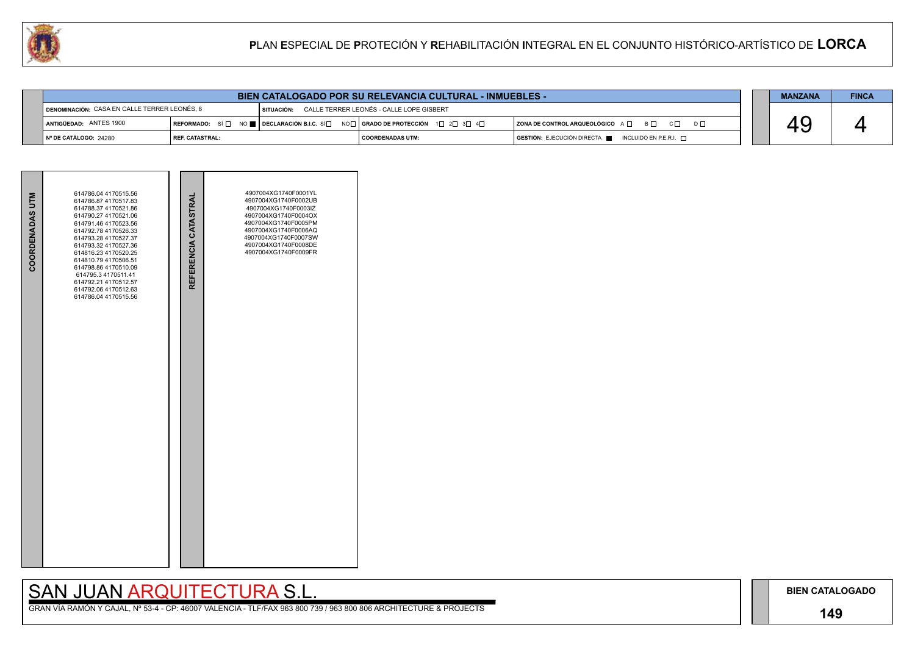# PLAN ESPECIAL DE PROTECIÓN Y REHABILITACIÓN INTEGRAL EN EL CONJUNTO HISTÓRICO-ARTÍSTICO DE LORCA

## BIEN CATALOGADO POR SU RELEVANCIA CULTURAL - INMUEBLES -

| | | | |
|---|---|---|---|
| DENOMINACIÓN: CASA EN CALLE TERRER LEONÉS, 8 | SITUACIÓN: CALLE TERRER LEONÉS - CALLE LOPE GISBERT | | |
| ANTIGÜEDAD: ANTES 1900 | REFORMADO: SÍ ☐ NO ■ / DECLARACIÓN B.I.C. SÍ ☐ NO ☐ | GRADO DE PROTECCIÓN 1☐ 2☐ 3☐ 4☐ | ZONA DE CONTROL ARQUEOLÓGICO A ☐ B ☐ C ☐ D ☐ |
| Nº DE CATÁLOGO: 24280 | REF. CATASTRAL: | COORDENADAS UTM: | GESTIÓN: EJECUCIÓN DIRECTA ■ INCLUIDO EN P.E.R.I. ☐ |

| MANZANA | FINCA |
|---|---|
| 49 | 4 |

**COORDENADAS UTM**

614786.04 4170515.56
614786.87 4170517.83
614788.37 4170521.86
614790.27 4170521.06
614791.46 4170523.56
614792.78 4170526.33
614793.28 4170527.37
614793.32 4170527.36
614816.23 4170520.25
614810.79 4170506.51
614798.86 4170510.09
614795.3 4170511.41
614792.21 4170512.57
614792.06 4170512.63
614786.04 4170515.56

**REFERENCIA CATASTRAL**

4907004XG1740F0001YL
4907004XG1740F0002UB
4907004XG1740F0003IZ
4907004XG1740F0004OX
4907004XG1740F0005PM
4907004XG1740F0006AQ
4907004XG1740F0007SW
4907004XG1740F0008DE
4907004XG1740F0009FR

SAN JUAN ARQUITECTURA S.L.

GRAN VÍA RAMÓN Y CAJAL, Nº 53-4 - CP: 46007 VALENCIA - TLF/FAX 963 800 739 / 963 800 806 ARCHITECTURE & PROJECTS

BIEN CATALOGADO

149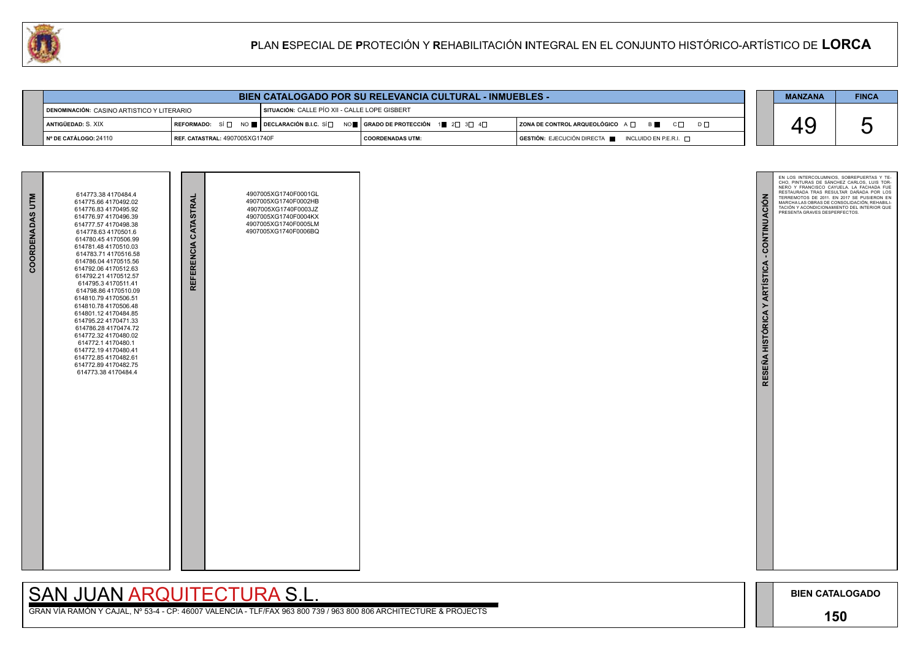# PLAN ESPECIAL DE PROTECIÓN Y REHABILITACIÓN INTEGRAL EN EL CONJUNTO HISTÓRICO-ARTÍSTICO DE LORCA

## BIEN CATALOGADO POR SU RELEVANCIA CULTURAL - INMUEBLES -

| | | | |
|---|---|---|---|
| **DENOMINACIÓN:** CASINO ARTISTICO Y LITERARIO | **SITUACIÓN:** CALLE PÍO XII - CALLE LOPE GISBERT | | |
| **ANTIGÜEDAD:** S. XIX | **REFORMADO:** SÍ ☐ NO ■ | **DECLARACIÓN B.I.C.** SÍ ☐ NO ■ | **GRADO DE PROTECCIÓN** 1 ■ 2 ☐ 3 ☐ 4 ☐ |
| **ZONA DE CONTROL ARQUEOLÓGICO** A ☐ B ■ C ☐ D ☐ | | | |
| **Nº DE CATÁLOGO:** 24110 | **REF. CATASTRAL:** 4907005XG1740F | **COORDENADAS UTM:** | **GESTIÓN:** EJECUCIÓN DIRECTA ■ INCLUIDO EN P.E.R.I. ☐ |

| MANZANA | FINCA |
|---|---|
| 49 | 5 |

### COORDENADAS UTM

614773.38 4170484.4
614775.66 4170492.02
614776.83 4170495.92
614776.97 4170496.39
614777.57 4170498.38
614778.63 4170501.6
614780.45 4170506.99
614781.48 4170510.03
614783.71 4170516.58
614786.04 4170515.56
614792.06 4170512.63
614792.21 4170512.57
614795.3 4170511.41
614798.86 4170510.09
614810.79 4170506.51
614810.78 4170506.48
614801.12 4170484.85
614795.22 4170471.33
614786.28 4170474.72
614772.32 4170480.02
614772.1 4170480.1
614772.19 4170480.41
614772.85 4170482.61
614772.89 4170482.75
614773.38 4170484.4

### REFERENCIA CATASTRAL

4907005XG1740F0001GL
4907005XG1740F0002HB
4907005XG1740F0003JZ
4907005XG1740F0004KX
4907005XG1740F0005LM
4907005XG1740F0006BQ

### RESEÑA HISTÓRICA Y ARTÍSTICA - CONTINUACIÓN

EN LOS INTERCOLUMNIOS, SOBREPUERTAS Y TECHO, PINTURAS DE SÁNCHEZ CARLOS, LUIS TORNERO Y FRANCISCO CAYUELA. LA FACHADA FUE RESTAURADA TRAS RESULTAR DAÑADA POR LOS TERREMOTOS DE 2011. EN 2017 SE PUSIERON EN MARCHA LAS OBRAS DE CONSOLIDACIÓN, REHABILITACIÓN Y ACONDICIONAMIENTO DEL INTERIOR QUE PRESENTA GRAVES DESPERFECTOS.

SAN JUAN ARQUITECTURA S.L.

GRAN VÍA RAMÓN Y CAJAL, Nº 53-4 - CP: 46007 VALENCIA - TLF/FAX 963 800 739 / 963 800 806 ARCHITECTURE & PROJECTS

**BIEN CATALOGADO**

**150**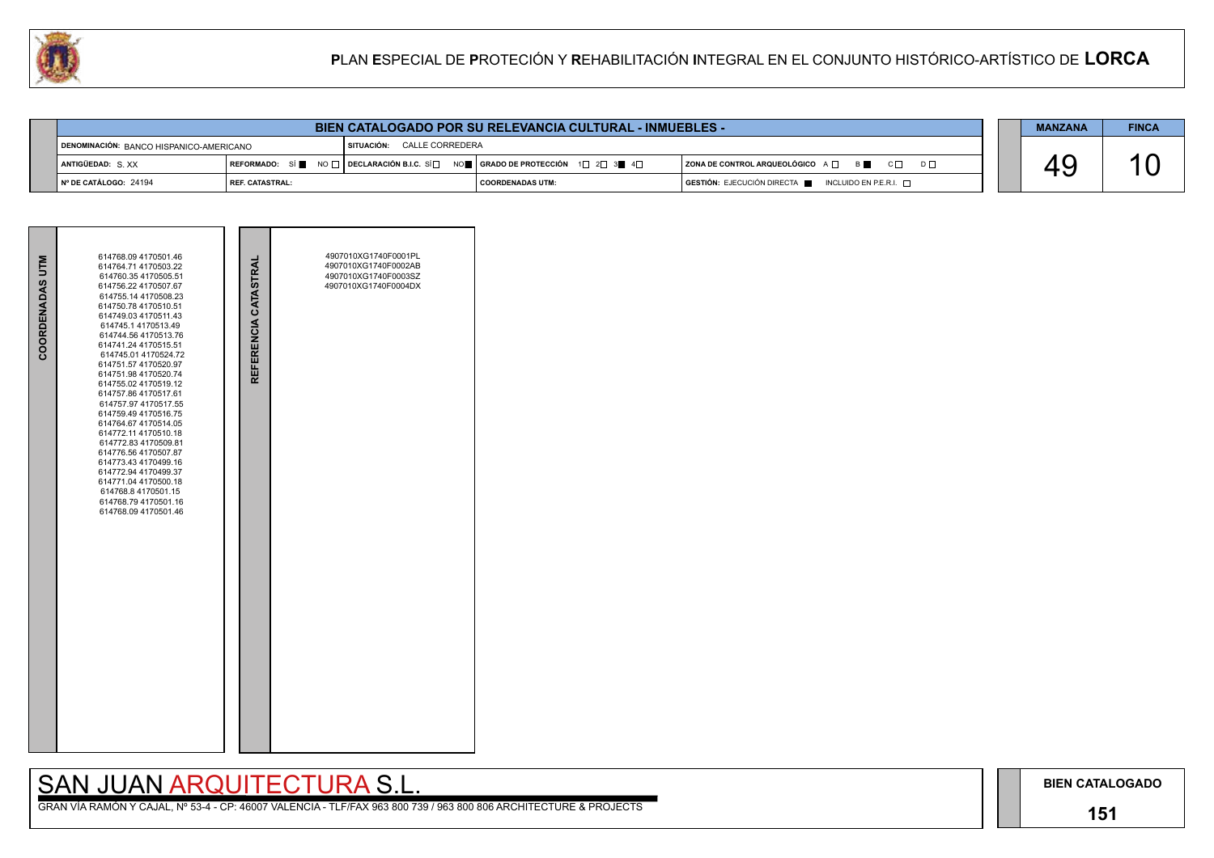# PLAN ESPECIAL DE PROTECIÓN Y REHABILITACIÓN INTEGRAL EN EL CONJUNTO HISTÓRICO-ARTÍSTICO DE LORCA

| BIEN CATALOGADO POR SU RELEVANCIA CULTURAL - INMUEBLES - | | | | |
|---|---|---|---|---|
| DENOMINACIÓN: BANCO HISPANICO-AMERICANO | | SITUACIÓN: CALLE CORREDERA | | |
| ANTIGÜEDAD: S. XX | REFORMADO: SÍ ■ NO □ | DECLARACIÓN B.I.C. SÍ □ NO ■ | GRADO DE PROTECCIÓN 1□ 2□ 3■ 4□ | ZONA DE CONTROL ARQUEOLÓGICO A □ B ■ C □ D □ |
| Nº DE CATÁLOGO: 24194 | REF. CATASTRAL: | | COORDENADAS UTM: | GESTIÓN: EJECUCIÓN DIRECTA ■ INCLUIDO EN P.E.R.I. □ |

| MANZANA | FINCA |
|---|---|
| 49 | 10 |

**COORDENADAS UTM**

614768.09 4170501.46
614764.71 4170503.22
614760.35 4170505.51
614756.22 4170507.67
614755.14 4170508.23
614750.78 4170510.51
614749.03 4170511.43
614745.1 4170513.49
614744.56 4170513.76
614741.24 4170515.51
614745.01 4170524.72
614751.57 4170520.97
614751.98 4170520.74
614755.02 4170519.12
614757.86 4170517.61
614757.97 4170517.55
614759.49 4170516.75
614764.67 4170514.05
614772.11 4170510.18
614772.83 4170509.81
614776.56 4170507.87
614773.43 4170499.16
614772.94 4170499.37
614771.04 4170500.18
614768.8 4170501.15
614768.79 4170501.16
614768.09 4170501.46

**REFERENCIA CATASTRAL**

4907010XG1740F0001PL
4907010XG1740F0002AB
4907010XG1740F0003SZ
4907010XG1740F0004DX

SAN JUAN ARQUITECTURA S.L.

GRAN VÍA RAMÓN Y CAJAL, Nº 53-4 - CP: 46007 VALENCIA - TLF/FAX 963 800 739 / 963 800 806 ARCHITECTURE & PROJECTS

BIEN CATALOGADO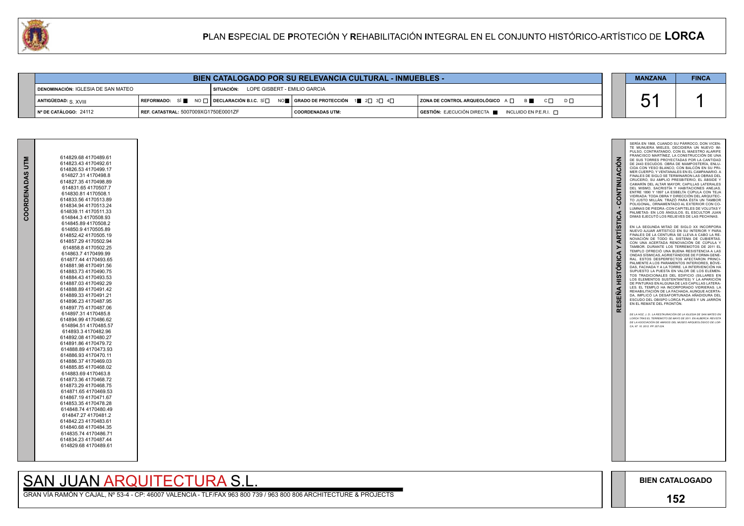# PLAN ESPECIAL DE PROTECIÓN Y REHABILITACIÓN INTEGRAL EN EL CONJUNTO HISTÓRICO-ARTÍSTICO DE LORCA

## BIEN CATALOGADO POR SU RELEVANCIA CULTURAL - INMUEBLES -

| MANZANA | FINCA |
|---|---|
| 51 | 1 |

| | | | |
|---|---|---|---|
| DENOMINACIÓN: IGLESIA DE SAN MATEO | SITUACIÓN: LOPE GISBERT - EMILIO GARCIA | | |
| ANTIGÜEDAD: S. XVIII | REFORMADO: SÍ ■ NO □ | DECLARACIÓN B.I.C. SÍ □ NO ■ | GRADO DE PROTECCIÓN 1 ■ 2 □ 3 □ 4 □ | ZONA DE CONTROL ARQUEOLÓGICO A □ B ■ C □ D □ |
| Nº DE CATÁLOGO: 24112 | REF. CATASTRAL: 5007009XG1750E0001ZF | COORDENADAS UTM: | GESTIÓN: EJECUCIÓN DIRECTA ■ INCLUIDO EN P.E.R.I. □ |

### COORDENADAS UTM

614829.68 4170489.61
614823.43 4170492.61
614826.53 4170499.17
614827.31 4170498.8
614827.35 4170498.89
614831.65 4170507.7
614830.81 4170508.1
614833.56 4170513.89
614834.94 4170513.24
614839.11 4170511.33
614844.3 4170508.93
614845.89 4170508.2
614850.9 4170505.89
614852.42 4170505.19
614857.29 4170502.94
614858.8 4170502.25
614863.7 4170499.99
614877.44 4170493.65
614881.98 4170491.56
614883.73 4170490.75
614884.43 4170493.53
614887.03 4170492.29
614888.89 4170491.42
614889.33 4170491.21
614896.23 4170487.95
614897.75 4170487.06
614897.31 4170485.8
614894.99 4170486.62
614894.51 4170485.57
614893.3 4170482.96
614892.08 4170480.27
614891.86 4170479.72
614888.89 4170473.93
614886.93 4170470.11
614886.37 4170469.03
614885.85 4170468.02
614883.69 4170463.8
614873.36 4170468.72
614873.29 4170468.75
614871.65 4170469.53
614867.19 4170471.67
614853.35 4170478.28
614848.74 4170480.49
614847.27 4170481.2
614842.23 4170483.61
614840.68 4170484.35
614835.74 4170486.71
614834.23 4170487.44
614829.68 4170489.61

### RESEÑA HISTÓRICA Y ARTÍSTICA - CONTINUACIÓN

SERÍA EN 1868, CUANDO SU PÁRROCO, DON VICENTE MUNUERA MIELES, DECIDIERA UN NUEVO IMPULSO, CONTRATANDO, CON EL MAESTRO ALARIFE FRANCISCO MARTÍNEZ, LA CONSTRUCCIÓN DE UNA DE SUS TORRES PROYECTADAS POR LA CANTIDAD DE 2443 ESCUDOS. OBRA DE MAMPOSTERÍA, ENLUCIDA CON YESO BLANCO, CON BALCÓN EN SU PRIMER CUERPO, Y VENTANALES EN EL CAMPANARIO. A FINALES DE SIGLO SE TERMINARON LAS OBRAS DEL CRUCERO, SU AMPLIO PRESBITERIO, EL ÁBSIDE Y CAMARÍN DEL ALTAR MAYOR; CAPILLAS LATERALES DEL MISMO, SACRISTÍA Y HABITACIONES ANEJAS. ENTRE 1890 Y 1897 LA ESBELTA CÚPULA CON TEJA VIDRIADA; TODA OBRA Y DIRECCIÓN DEL ARQUITECTO JUSTO MILLÁN. TRAZÓ PARA ÉSTA UN TAMBOR POLIGONAL, ORNAMENTADO AL EXTERIOR CON COLUMNAS DE PIEDRA -CON CAPITELES DE VOLUTAS Y PALMETAS- EN LOS ÁNGULOS. EL ESCULTOR JUAN DIMAS EJECUTÓ LOS RELIEVES DE LAS PECHINAS.

EN LA SEGUNDA MITAD DE SIGLO XX INCORPORA NUEVO AJUAR ARTÍSTICO EN SU INTERIOR Y PARA FINALES DE LA CENTURIA SE LLEVA A CABO LA RENOVACIÓN DE TODO EL SISTEMA DE CUBIERTAS, CON UNA ACERTADA RENOVACIÓN DE CÚPULA Y TAMBOR. DURANTE LOS TERREMOTOS DE 2011 EL TEMPLO OFRECIÓ UNA BUENA RESISTENCIA A LAS ONDAS SÍSMICAS, AGRIETÁNDOSE DE FORMA GENERAL. ESTOS DESPERFECTOS AFECTARON PRINCIPALMENTE A LOS PARAMENTOS INTERIORES, BÓVEDAS, FACHADA Y A LA TORRE. LA INTERVENCIÓN HA SUPUESTO LA PUESTA EN VALOR DE LOS ELEMENTOS TRADICIONALES DEL EDIFICIO (SILLARES EN LOS ELEMENTOS SUSTENTANTES) Y LA APARICIÓN DE PINTURAS EN ALGUNA DE LAS CAPILLAS LATERALES. EL TEMPLO HA INCORPORADO VIDRIERAS. LA REHABILITACIÓN DE LA FACHADA, AUNQUE ACERTADA, IMPLICÓ LA DESAFORTUNADA AÑADIDURA DEL ESCUDO DEL OBISPO LORCA PLANES Y UN JARRÓN EN EL REMATE DEL FRONTÓN.

*DE LA HOZ, J. D.: LA RESTAURACIÓN DE LA IGLESIA DE SAN MATEO EN LORCA TRAS EL TERREMOTO DE MAYO DE 2011. EN ALBERCA: REVISTA DE LA ASOCIACIÓN DE AMIGOS DEL MUSEO ARQUEOLÓGICO DE LORCA, Nº 10. 2012. PP. 207-224.*

SAN JUAN ARQUITECTURA S.L.

GRAN VÍA RAMÓN Y CAJAL, Nº 53-4 - CP: 46007 VALENCIA - TLF/FAX 963 800 739 / 963 800 806 ARCHITECTURE & PROJECTS

BIEN CATALOGADO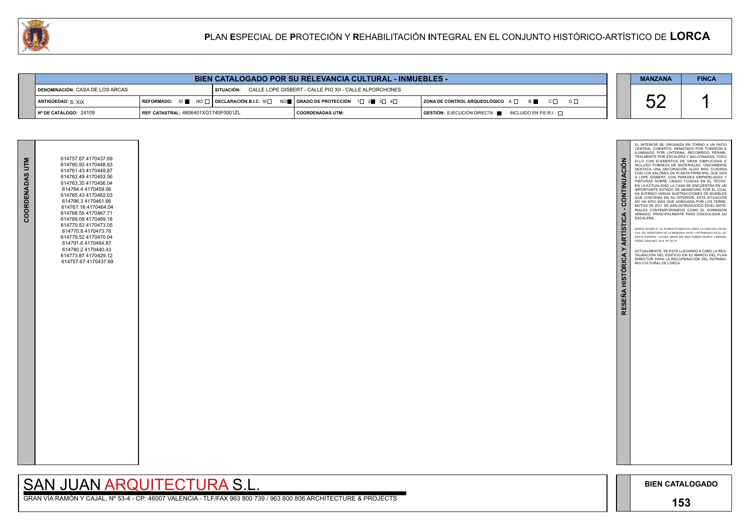# PLAN ESPECIAL DE PROTECIÓN Y REHABILITACIÓN INTEGRAL EN EL CONJUNTO HISTÓRICO-ARTÍSTICO DE LORCA

## BIEN CATALOGADO POR SU RELEVANCIA CULTURAL - INMUEBLES -

| | | | | |
|---|---|---|---|---|
| DENOMINACIÓN: CASA DE LOS ARCAS | SITUACIÓN: CALLE LOPE GISBERT - CALLE PIO XII - CALLE ALPORCHONES | | | |
| ANTIGÜEDAD: S. XIX | REFORMADO: SÍ ■ NO □ | DECLARACIÓN B.I.C. SÍ □ NO ■ | GRADO DE PROTECCIÓN 1□ 2■ 3□ 4□ | ZONA DE CONTROL ARQUEOLÓGICO A □ B ■ C □ D □ |
| Nº DE CATÁLOGO: 24109 | REF. CATASTRAL: 4806401XG1740F0001ZL | COORDENADAS UTM: | GESTIÓN: EJECUCIÓN DIRECTA ■ INCLUIDO EN P.E.R.I. □ | |

| MANZANA | FINCA |
|---|---|
| 52 | 1 |

### COORDENADAS UTM

614757.67 4170437.69
614760.93 4170448.83
614761.43 4170449.87
614762.49 4170453.56
614763.35 4170456.04
614764.4 4170459.06
614765.43 4170462.03
614766.3 4170461.66
614767.18 4170464.04
614768.55 4170467.71
614769.09 4170469.18
614770.53 4170473.05
614770.8 4170473.78
614779.52 4170470.04
614791.6 4170464.87
614780.2 4170440.43
614773.87 4170429.12
614757.67 4170437.69

### RESEÑA HISTÓRICA Y ARTÍSTICA - CONTINUACIÓN

EL INTERIOR SE ORGANIZA EN TORNO A UN PATIO CENTRAL CUBIERTO, REMATADO POR TORREÓN E ILUMINADO POR LINTERNA, RECORRIDO PERIMETRALMENTE POR ESCALERA Y BALCONADAS, TODO ELLO CON ELEMENTOS DE GRAN SIMPLICIDAD E INCLUSO POBREZA DE MATERIALES; ÚNICAMENTE DESTACA UNA DECORACIÓN ALGO MÁS CUIDADA CON LOS SALONES DE PLANTA PRINCIPAL QUE DAN A LOPE GISBERT, CON PAREDES EMPAPELADAS Y PINTURAS SOBRE LIENZO FIJADAS EN EL TECHO. EN LA ACTUALIDAD LA CASA SE ENCUENTRA EN UN IMPORTANTE ESTADO DE ABANDONO POR EL CUAL HA SUFRIDO VARIAS SUSTRACCIONES DE MUEBLES QUE CONTENÍA EN SU INTERIOR. ESTA SITUACIÓN NO HA SIDO MÁS QUE AGRAVADA POR LOS TERREMOTOS DE 2011. SE HAN INTRODUCIDO EN ÉL MATERIALES CONTEMPORÁNEOS COMO EL HORMIGÓN ARMADO, PRINCIPALMENTE PARA CONSOLIDAR SU ESCALERA.

*BAÑOS OLIVER, R.: EL ROMANTICISMO EN LORCA: LA CASA DE LOS ARCAS. EN TERRITORIO DE LA MEMORIA: ARTE Y PATRIMONIO EN EL SURESTE ESPAÑOL. COORD. MARÍA DEL MAR ALBERO MUÑOZ Y MANUEL PÉREZ SÁNCHEZ. 2014. PP. 62-78.*

ACTUALMENTE, SE ESTÁ LLEVANDO A CABO LA RESTAURACIÓN DEL EDIFICIO EN EL MARCO DEL PLAN DIRECTOR PARA LA RECUPERACIÓN DEL PATRIMONIO CULTURAL DE LORCA.

SAN JUAN ARQUITECTURA S.L.

GRAN VÍA RAMÓN Y CAJAL, Nº 53-4 - CP: 46007 VALENCIA - TLF/FAX 963 800 739 / 963 800 806 ARCHITECTURE & PROJECTS

BIEN CATALOGADO

153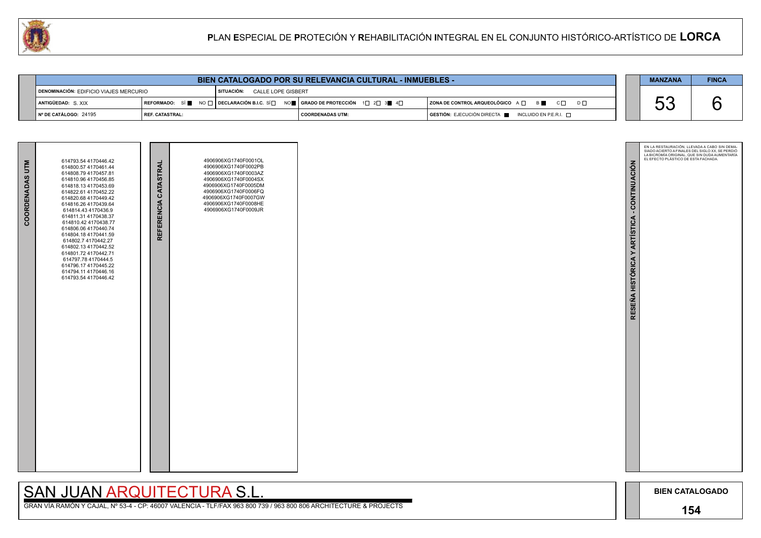# PLAN ESPECIAL DE PROTECIÓN Y REHABILITACIÓN INTEGRAL EN EL CONJUNTO HISTÓRICO-ARTÍSTICO DE LORCA

## BIEN CATALOGADO POR SU RELEVANCIA CULTURAL - INMUEBLES -

| | | | | MANZANA | FINCA |
|---|---|---|---|---|---|
| DENOMINACIÓN: EDIFICIO VIAJES MERCURIO | SITUACIÓN: CALLE LOPE GISBERT | | | 53 | 6 |
| ANTIGÜEDAD: S. XIX | REFORMADO: SÍ ■ NO □ | DECLARACIÓN B.I.C. SÍ □ NO ■ | GRADO DE PROTECCIÓN 1□ 2□ 3■ 4□ | ZONA DE CONTROL ARQUEOLÓGICO A □ B ■ C □ D □ | |
| Nº DE CATÁLOGO: 24195 | REF. CATASTRAL: | COORDENADAS UTM: | GESTIÓN: EJECUCIÓN DIRECTA ■ INCLUIDO EN P.E.R.I. □ | | |

**COORDENADAS UTM**

614793.54 4170446.42
614800.57 4170461.44
614808.79 4170457.81
614810.96 4170456.85
614818.13 4170453.69
614822.61 4170452.22
614820.68 4170449.42
614816.26 4170439.64
614814.43 4170436.9
614811.31 4170438.37
614810.42 4170438.77
614806.06 4170440.74
614804.18 4170441.59
614802.7 4170442.27
614802.13 4170442.52
614801.72 4170442.71
614797.78 4170444.5
614796.17 4170445.22
614794.11 4170446.16
614793.54 4170446.42

**REFERENCIA CATASTRAL**

4906906XG1740F0001OL
4906906XG1740F0002PB
4906906XG1740F0003AZ
4906906XG1740F0004SX
4906906XG1740F0005DM
4906906XG1740F0006FQ
4906906XG1740F0007GW
4906906XG1740F0008HE
4906906XG1740F0009JR

**RESEÑA HISTÓRICA Y ARTÍSTICA - CONTINUACIÓN**

EN LA RESTAURACIÓN, LLEVADA A CABO SIN DEMASIADO ACIERTO A FINALES DEL SIGLO XX, SE PERDIÓ LA BICROMÍA ORIGINAL, QUE SIN DUDA AUMENTARÍA EL EFECTO PLÁSTICO DE ESTA FACHADA.

SAN JUAN ARQUITECTURA S.L.

GRAN VÍA RAMÓN Y CAJAL, Nº 53-4 - CP: 46007 VALENCIA - TLF/FAX 963 800 739 / 963 800 806 ARCHITECTURE & PROJECTS

**BIEN CATALOGADO**

**154**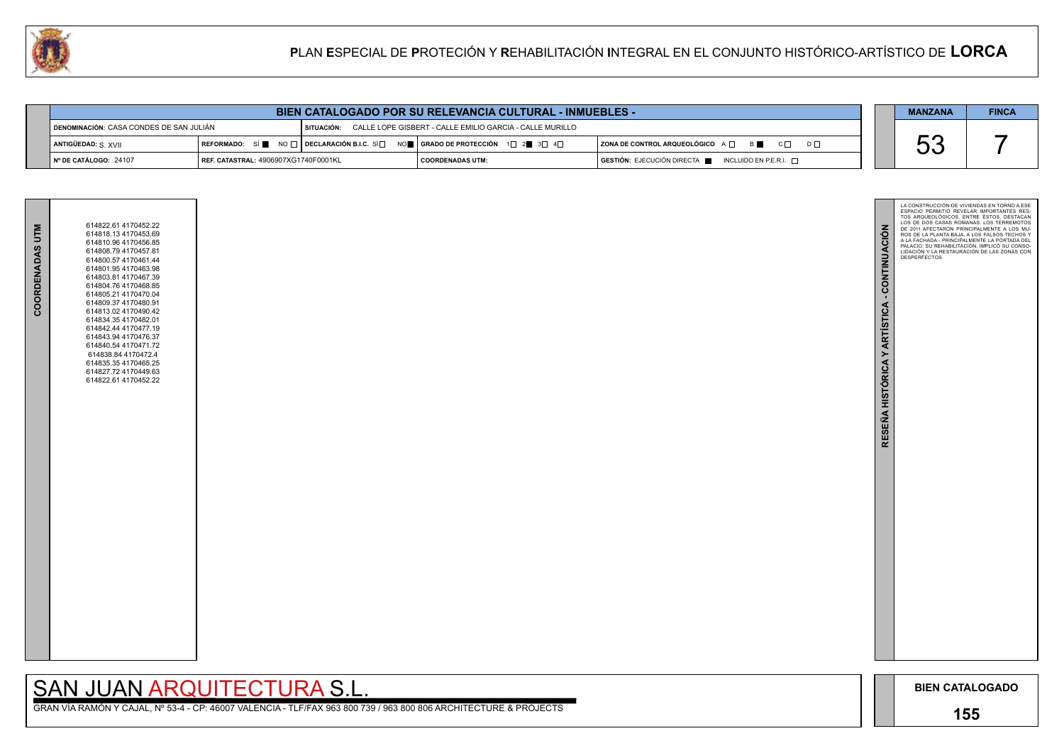# PLAN ESPECIAL DE PROTECIÓN Y REHABILITACIÓN INTEGRAL EN EL CONJUNTO HISTÓRICO-ARTÍSTICO DE LORCA

| BIEN CATALOGADO POR SU RELEVANCIA CULTURAL - INMUEBLES - | | | | MANZANA | FINCA |
|---|---|---|---|---|---|
| DENOMINACIÓN: CASA CONDES DE SAN JULIÁN | SITUACIÓN: CALLE LOPE GISBERT - CALLE EMILIO GARCIA - CALLE MURILLO | | | 53 | 7 |
| ANTIGÜEDAD: S. XVII | REFORMADO: SÍ ■ NO ☐ \| DECLARACIÓN B.I.C. SÍ ☐ NO ■ | GRADO DE PROTECCIÓN 1☐ 2■ 3☐ 4☐ | ZONA DE CONTROL ARQUEOLÓGICO A ☐ B ■ C ☐ D ☐ | | |
| Nº DE CATÁLOGO: 24107 | REF. CATASTRAL: 4906907XG1740F0001KL | COORDENADAS UTM: | GESTIÓN: EJECUCIÓN DIRECTA ■ INCLUIDO EN P.E.R.I. ☐ | | |

## COORDENADAS UTM

614822.61 4170452.22
614818.13 4170453.69
614810.96 4170456.85
614808.79 4170457.81
614800.57 4170461.44
614801.95 4170463.98
614803.81 4170467.39
614804.76 4170468.85
614805.21 4170470.04
614809.37 4170480.91
614813.02 4170490.42
614834.35 4170482.01
614842.44 4170477.19
614843.94 4170476.37
614840.54 4170471.72
614838.84 4170472.4
614835.35 4170465.25
614827.72 4170449.63
614822.61 4170452.22

## RESEÑA HISTÓRICA Y ARTÍSTICA - CONTINUACIÓN

LA CONSTRUCCIÓN DE VIVIENDAS EN TORNO A ESE ESPACIO PERMITIÓ REVELAR IMPORTANTES RESTOS ARQUEOLÓGICOS. ENTRE ÉSTOS, DESTACAN LOS DE DOS CASAS ROMANAS. LOS TERREMOTOS DE 2011 AFECTARON PRINCIPALMENTE A LOS MUROS DE LA PLANTA BAJA, A LOS FALSOS TECHOS Y A LA FACHADA - PRINCIPALMENTE LA PORTADA DEL PALACIO. SU REHABILITACIÓN, IMPLICÓ SU CONSOLIDACIÓN Y LA RESTAURACIÓN DE LAS ZONAS CON DESPERFECTOS.

SAN JUAN ARQUITECTURA S.L.

GRAN VÍA RAMÓN Y CAJAL, Nº 53-4 - CP: 46007 VALENCIA - TLF/FAX 963 800 739 / 963 800 806 ARCHITECTURE & PROJECTS

BIEN CATALOGADO

155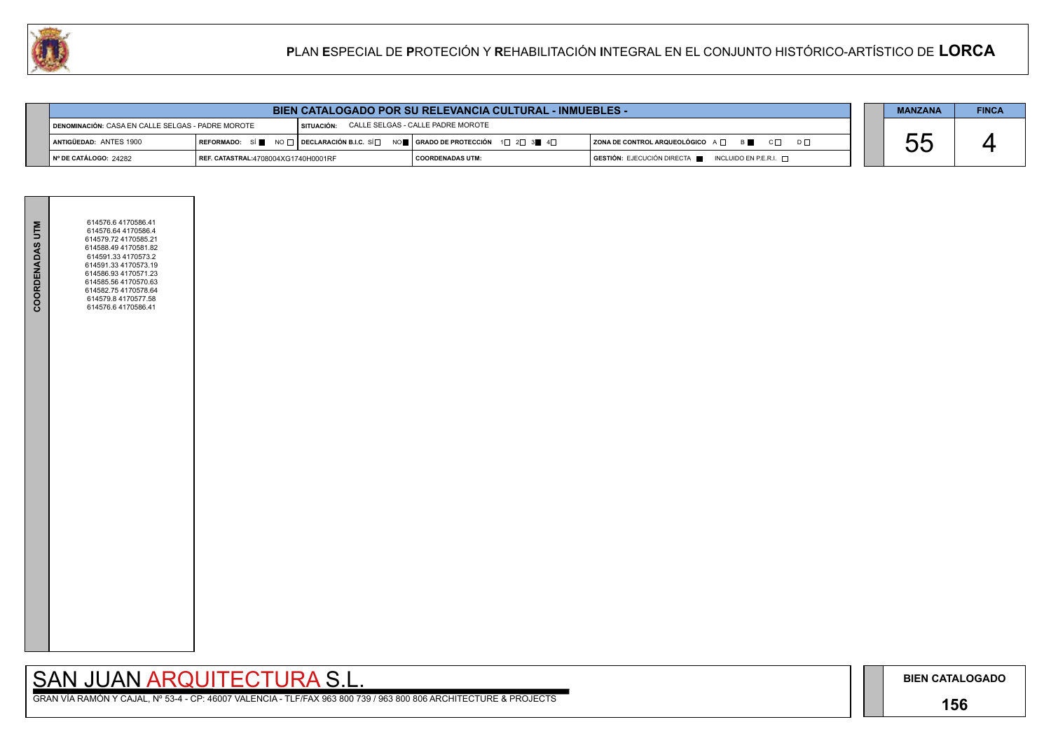# PLAN ESPECIAL DE PROTECIÓN Y REHABILITACIÓN INTEGRAL EN EL CONJUNTO HISTÓRICO-ARTÍSTICO DE LORCA

## BIEN CATALOGADO POR SU RELEVANCIA CULTURAL - INMUEBLES -

| | | | |
|---|---|---|---|
| DENOMINACIÓN: CASA EN CALLE SELGAS - PADRE MOROTE | SITUACIÓN: CALLE SELGAS - CALLE PADRE MOROTE | | |
| ANTIGÜEDAD: ANTES 1900 | REFORMADO: SÍ ■ NO □ / DECLARACIÓN B.I.C. SÍ □ NO ■ | GRADO DE PROTECCIÓN 1□ 2□ 3■ 4□ | ZONA DE CONTROL ARQUEOLÓGICO A □ B ■ C □ D □ |
| Nº DE CATÁLOGO: 24282 | REF. CATASTRAL: 4708004XG1740H0001RF | COORDENADAS UTM: | GESTIÓN: EJECUCIÓN DIRECTA ■ INCLUIDO EN P.E.R.I. □ |

| MANZANA | FINCA |
|---|---|
| 55 | 4 |

**COORDENADAS UTM**

614576.6 4170586.41
614576.64 4170586.4
614579.72 4170585.21
614588.49 4170581.82
614591.33 4170573.2
614591.33 4170573.19
614586.93 4170571.23
614585.56 4170570.63
614582.75 4170578.64
614579.8 4170577.58
614576.6 4170586.41

SAN JUAN ARQUITECTURA S.L.

GRAN VÍA RAMÓN Y CAJAL, Nº 53-4 - CP: 46007 VALENCIA - TLF/FAX 963 800 739 / 963 800 806 ARCHITECTURE & PROJECTS

**BIEN CATALOGADO**

**156**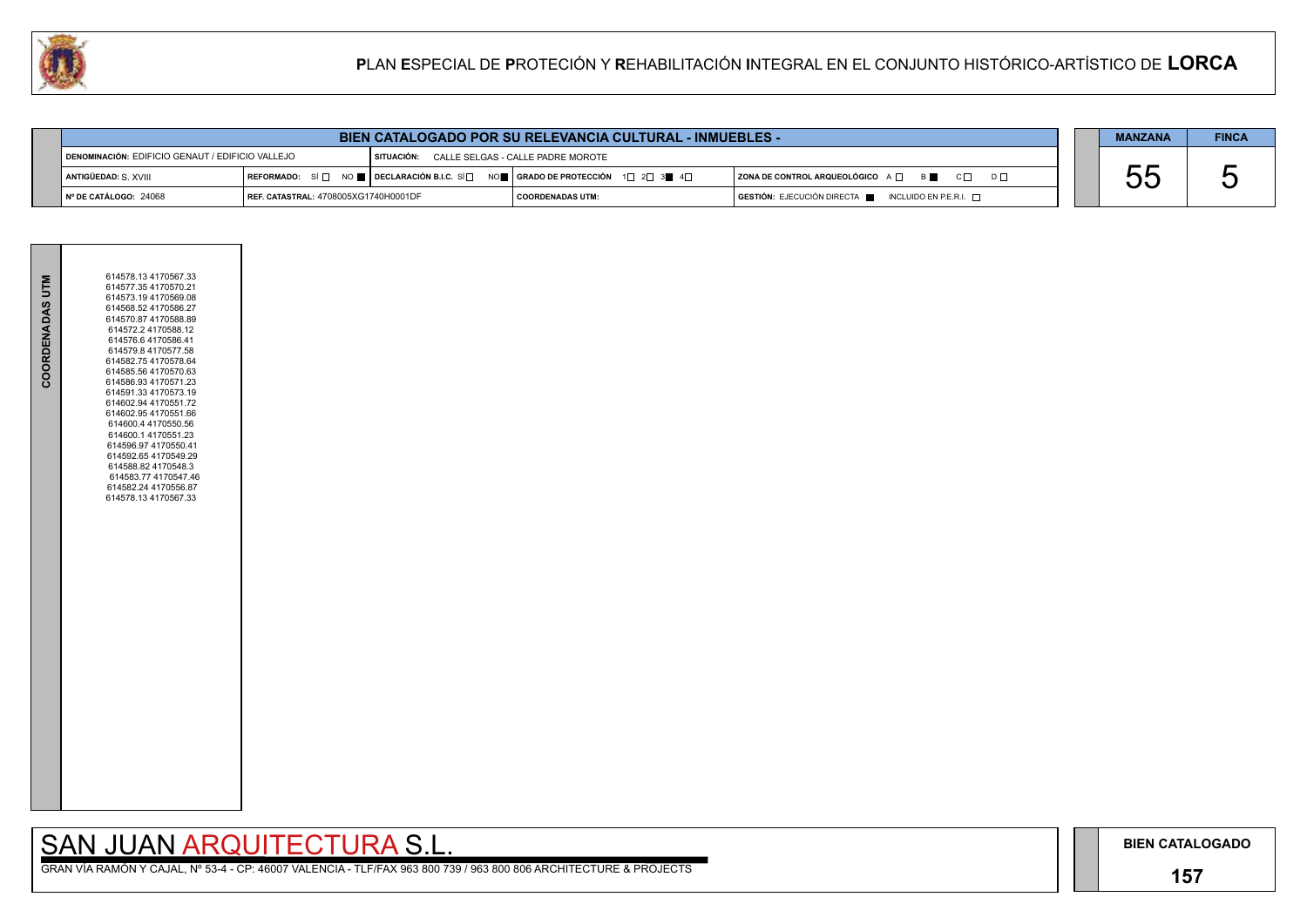# PLAN ESPECIAL DE PROTECIÓN Y REHABILITACIÓN INTEGRAL EN EL CONJUNTO HISTÓRICO-ARTÍSTICO DE LORCA

| BIEN CATALOGADO POR SU RELEVANCIA CULTURAL - INMUEBLES - | | | | |
|---|---|---|---|---|
| DENOMINACIÓN: EDIFICIO GENAUT / EDIFICIO VALLEJO | | SITUACIÓN: CALLE SELGAS - CALLE PADRE MOROTE | | |
| ANTIGÜEDAD: S. XVIII | REFORMADO: SÍ ☐ NO ■ | DECLARACIÓN B.I.C. SÍ ☐ NO ■ | GRADO DE PROTECCIÓN 1☐ 2☐ 3■ 4☐ | ZONA DE CONTROL ARQUEOLÓGICO A ☐ B ■ C ☐ D ☐ |
| Nº DE CATÁLOGO: 24068 | REF. CATASTRAL: 4708005XG1740H0001DF | | COORDENADAS UTM: | GESTIÓN: EJECUCIÓN DIRECTA ■ INCLUIDO EN P.E.R.I. ☐ |

| MANZANA | FINCA |
|---|---|
| 55 | 5 |

**COORDENADAS UTM**

614578.13 4170567.33
614577.35 4170570.21
614573.19 4170569.08
614568.52 4170586.27
614570.87 4170588.89
614572.2 4170588.12
614576.6 4170586.41
614579.8 4170577.58
614582.75 4170578.64
614585.56 4170570.63
614586.93 4170571.23
614591.33 4170573.19
614602.94 4170551.72
614602.95 4170551.66
614600.4 4170550.56
614600.1 4170551.23
614596.97 4170550.41
614592.65 4170549.29
614588.82 4170548.3
614583.77 4170547.46
614582.24 4170556.87
614578.13 4170567.33

SAN JUAN ARQUITECTURA S.L.

GRAN VÍA RAMÓN Y CAJAL, Nº 53-4 - CP: 46007 VALENCIA - TLF/FAX 963 800 739 / 963 800 806 ARCHITECTURE & PROJECTS

**BIEN CATALOGADO**

**157**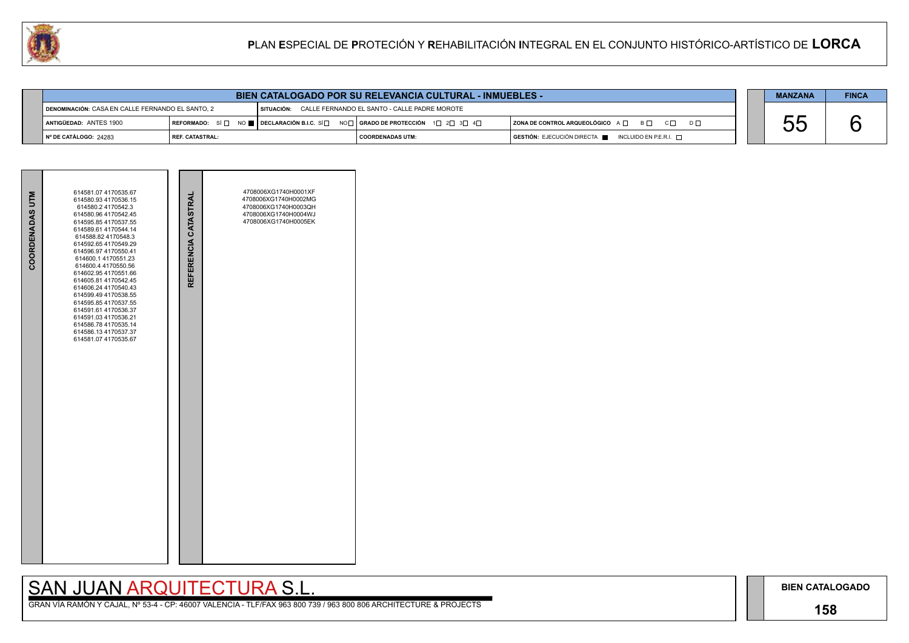# PLAN ESPECIAL DE PROTECIÓN Y REHABILITACIÓN INTEGRAL EN EL CONJUNTO HISTÓRICO-ARTÍSTICO DE LORCA

## BIEN CATALOGADO POR SU RELEVANCIA CULTURAL - INMUEBLES -

| | | | | |
|---|---|---|---|---|
| **DENOMINACIÓN:** CASA EN CALLE FERNANDO EL SANTO, 2 | | **SITUACIÓN:** CALLE FERNANDO EL SANTO - CALLE PADRE MOROTE | | |
| **ANTIGÜEDAD:** ANTES 1900 | **REFORMADO:** SÍ ☐ NO ■ | **DECLARACIÓN B.I.C.** SÍ ☐ NO ☐ | **GRADO DE PROTECCIÓN** 1☐ 2☐ 3☐ 4☐ | **ZONA DE CONTROL ARQUEOLÓGICO** A ☐ B ☐ C ☐ D ☐ |
| **Nº DE CATÁLOGO:** 24283 | **REF. CATASTRAL:** | | **COORDENADAS UTM:** | **GESTIÓN:** EJECUCIÓN DIRECTA ■ INCLUIDO EN P.E.R.I. ☐ |

| MANZANA | FINCA |
|---|---|
| 55 | 6 |

**COORDENADAS UTM**

614581.07 4170535.67
614580.93 4170536.15
614580.2 4170542.3
614580.96 4170542.45
614595.85 4170537.55
614589.61 4170544.14
614588.82 4170548.3
614592.65 4170549.29
614596.97 4170550.41
614600.1 4170551.23
614600.4 4170550.56
614602.95 4170551.66
614605.81 4170542.45
614606.24 4170540.43
614599.49 4170538.55
614595.85 4170537.55
614591.61 4170536.37
614591.03 4170536.21
614586.78 4170535.14
614586.13 4170537.37
614581.07 4170535.67

**REFERENCIA CATASTRAL**

4708006XG1740H0001XF
4708006XG1740H0002MG
4708006XG1740H0003QH
4708006XG1740H0004WJ
4708006XG1740H0005EK

SAN JUAN ARQUITECTURA S.L.

GRAN VÍA RAMÓN Y CAJAL, Nº 53-4 - CP: 46007 VALENCIA - TLF/FAX 963 800 739 / 963 800 806 ARCHITECTURE & PROJECTS

**BIEN CATALOGADO**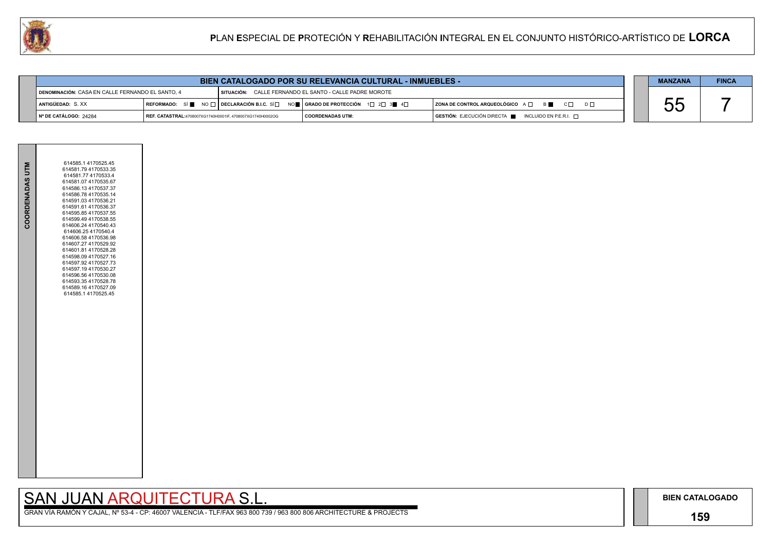# PLAN ESPECIAL DE PROTECIÓN Y REHABILITACIÓN INTEGRAL EN EL CONJUNTO HISTÓRICO-ARTÍSTICO DE LORCA

| BIEN CATALOGADO POR SU RELEVANCIA CULTURAL - INMUEBLES - | | | | | MANZANA | FINCA |
|---|---|---|---|---|---|---|
| DENOMINACIÓN: CASA EN CALLE FERNANDO EL SANTO, 4 | SITUACIÓN: CALLE FERNANDO EL SANTO - CALLE PADRE MOROTE | | | | 55 | 7 |
| ANTIGÜEDAD: S. XX | REFORMADO: SÍ ■ NO □ | DECLARACIÓN B.I.C. SÍ □ NO ■ | GRADO DE PROTECCIÓN 1 □ 2 □ 3 ■ 4 □ | ZONA DE CONTROL ARQUEOLÓGICO A □ B ■ C □ D □ | | |
| Nº DE CATÁLOGO: 24284 | REF. CATASTRAL: 4708007XG1740H0001IF, 4708007XG1740H0002OG | | COORDENADAS UTM: | GESTIÓN: EJECUCIÓN DIRECTA ■ INCLUIDO EN P.E.R.I. □ | | |

**COORDENADAS UTM**

614585.1 4170525.45
614581.79 4170533.35
614581.77 4170533.4
614581.07 4170535.67
614586.13 4170537.37
614586.78 4170535.14
614591.03 4170536.21
614591.61 4170536.37
614595.85 4170537.55
614599.49 4170538.55
614606.24 4170540.43
614606.25 4170540.4
614606.58 4170536.98
614607.27 4170529.92
614601.81 4170528.28
614598.09 4170527.16
614597.92 4170527.73
614597.19 4170530.27
614596.56 4170530.08
614593.35 4170528.78
614589.16 4170527.09
614585.1 4170525.45

SAN JUAN ARQUITECTURA S.L.

GRAN VÍA RAMÓN Y CAJAL, Nº 53-4 - CP: 46007 VALENCIA - TLF/FAX 963 800 739 / 963 800 806 ARCHITECTURE & PROJECTS

**BIEN CATALOGADO**

**159**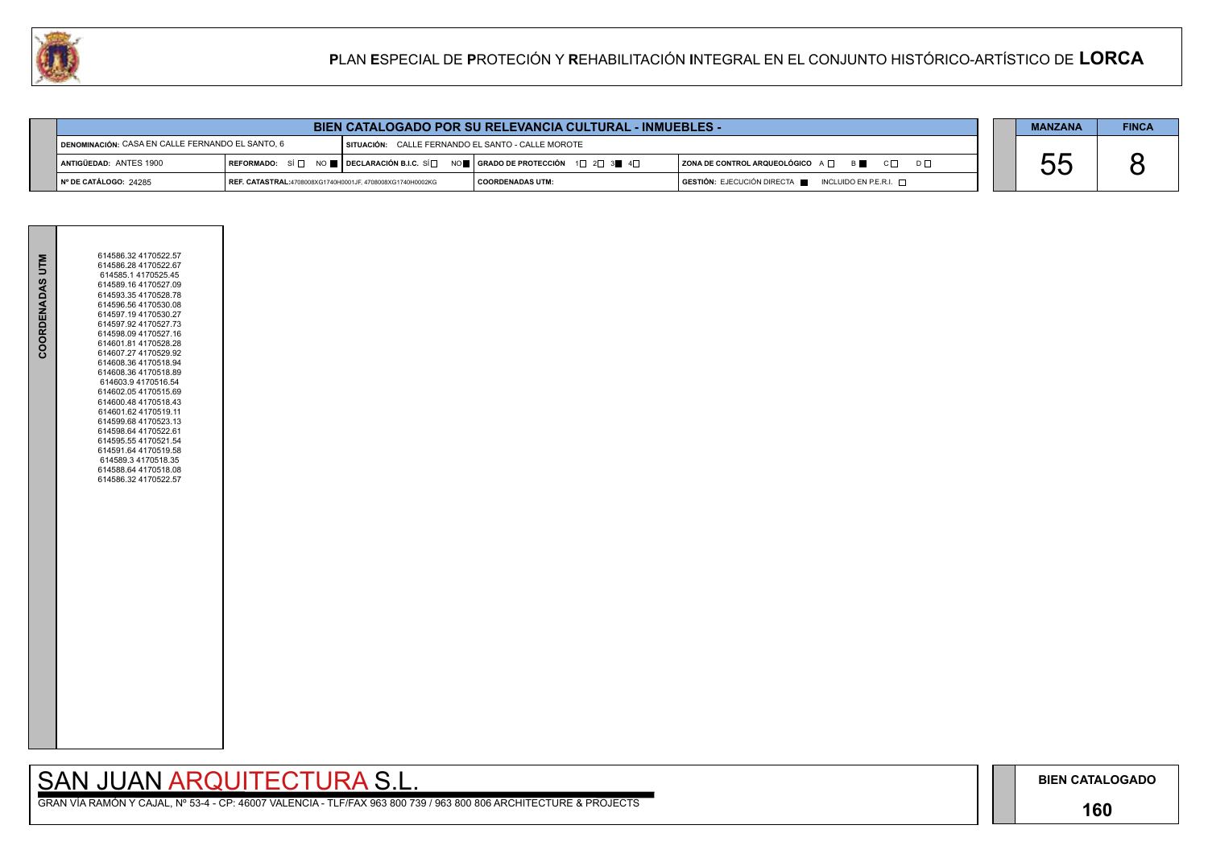# PLAN ESPECIAL DE PROTECIÓN Y REHABILITACIÓN INTEGRAL EN EL CONJUNTO HISTÓRICO-ARTÍSTICO DE LORCA

## BIEN CATALOGADO POR SU RELEVANCIA CULTURAL - INMUEBLES -

| | | | |
|---|---|---|---|
| DENOMINACIÓN: CASA EN CALLE FERNANDO EL SANTO, 6 | SITUACIÓN: CALLE FERNANDO EL SANTO - CALLE MOROTE | | |
| ANTIGÜEDAD: ANTES 1900 | REFORMADO: SÍ ☐ NO ■ / DECLARACIÓN B.I.C. SÍ ☐ NO ■ | GRADO DE PROTECCIÓN 1☐ 2☐ 3■ 4☐ | ZONA DE CONTROL ARQUEOLÓGICO A ☐ B ■ C ☐ D ☐ |
| Nº DE CATÁLOGO: 24285 | REF. CATASTRAL:4708008XG1740H0001JF, 4708008XG1740H0002KG | COORDENADAS UTM: | GESTIÓN: EJECUCIÓN DIRECTA ■ INCLUIDO EN P.E.R.I. ☐ |

| MANZANA | FINCA |
|---|---|
| 55 | 8 |

**COORDENADAS UTM**

614586.32 4170522.57
614586.28 4170522.67
614585.1 4170525.45
614589.16 4170527.09
614593.35 4170528.78
614596.56 4170530.08
614597.19 4170530.27
614597.92 4170527.73
614598.09 4170527.16
614601.81 4170528.28
614607.27 4170529.92
614608.36 4170518.94
614608.36 4170518.89
614603.9 4170516.54
614602.05 4170515.69
614600.48 4170518.43
614601.62 4170519.11
614599.68 4170523.13
614598.64 4170522.61
614595.55 4170521.54
614591.64 4170519.58
614589.3 4170518.35
614588.64 4170518.08
614586.32 4170522.57

SAN JUAN ARQUITECTURA S.L.

GRAN VÍA RAMÓN Y CAJAL, Nº 53-4 - CP: 46007 VALENCIA - TLF/FAX 963 800 739 / 963 800 806 ARCHITECTURE & PROJECTS

BIEN CATALOGADO

160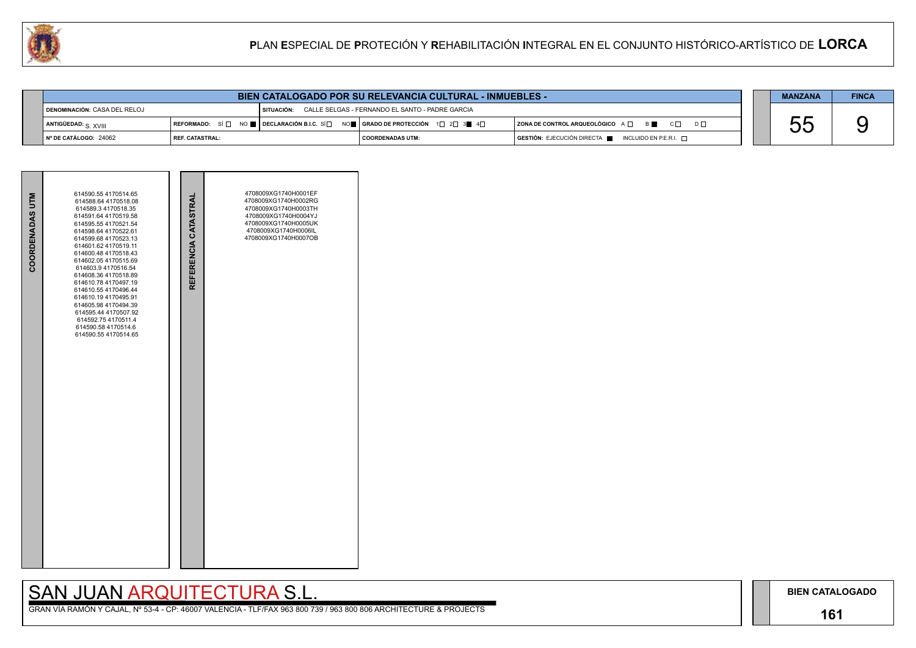# PLAN ESPECIAL DE PROTECIÓN Y REHABILITACIÓN INTEGRAL EN EL CONJUNTO HISTÓRICO-ARTÍSTICO DE LORCA

| BIEN CATALOGADO POR SU RELEVANCIA CULTURAL - INMUEBLES - | | | | |
|---|---|---|---|---|
| DENOMINACIÓN: CASA DEL RELOJ | | SITUACIÓN: CALLE SELGAS - FERNANDO EL SANTO - PADRE GARCIA | | |
| ANTIGÜEDAD: S. XVIII | REFORMADO: SÍ ☐ NO ■ | DECLARACIÓN B.I.C. SÍ ☐ NO ■ | GRADO DE PROTECCIÓN 1☐ 2☐ 3■ 4☐ | ZONA DE CONTROL ARQUEOLÓGICO A ☐ B ■ C ☐ D ☐ |
| Nº DE CATÁLOGO: 24062 | REF. CATASTRAL: | | COORDENADAS UTM: | GESTIÓN: EJECUCIÓN DIRECTA ■ INCLUIDO EN P.E.R.I. ☐ |

| MANZANA | FINCA |
|---|---|
| 55 | 9 |

| COORDENADAS UTM | REFERENCIA CATASTRAL |
|---|---|
| 614590.55 4170514.65<br>614588.64 4170518.08<br>614589.3 4170518.35<br>614591.64 4170519.58<br>614595.55 4170521.54<br>614598.64 4170522.61<br>614599.68 4170523.13<br>614601.62 4170519.11<br>614600.48 4170518.43<br>614602.05 4170515.69<br>614603.9 4170516.54<br>614608.36 4170518.89<br>614610.78 4170497.19<br>614610.55 4170496.44<br>614610.19 4170495.91<br>614605.98 4170494.39<br>614595.44 4170507.92<br>614592.75 4170511.4<br>614590.58 4170514.6<br>614590.55 4170514.65 | 4708009XG1740H0001EF<br>4708009XG1740H0002RG<br>4708009XG1740H0003TH<br>4708009XG1740H0004YJ<br>4708009XG1740H0005UK<br>4708009XG1740H0006IL<br>4708009XG1740H0007OB |

SAN JUAN ARQUITECTURA S.L.

GRAN VÍA RAMÓN Y CAJAL, Nº 53-4 - CP: 46007 VALENCIA - TLF/FAX 963 800 739 / 963 800 806 ARCHITECTURE & PROJECTS

BIEN CATALOGADO

161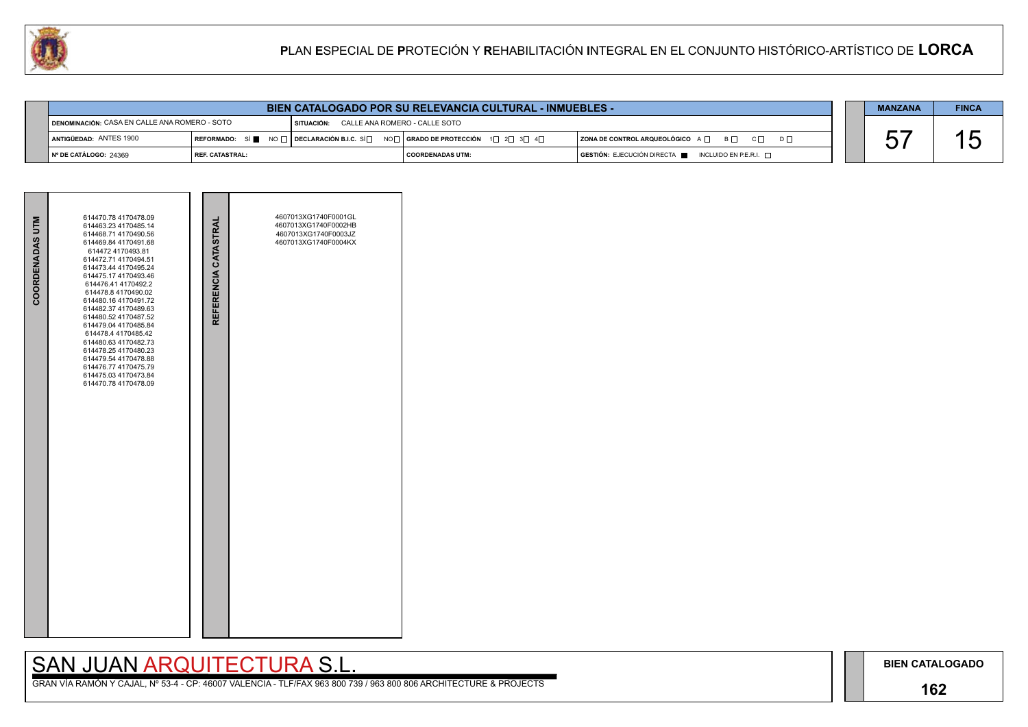# PLAN ESPECIAL DE PROTECIÓN Y REHABILITACIÓN INTEGRAL EN EL CONJUNTO HISTÓRICO-ARTÍSTICO DE LORCA

## BIEN CATALOGADO POR SU RELEVANCIA CULTURAL - INMUEBLES -

| | | | | |
|---|---|---|---|---|
| **DENOMINACIÓN:** CASA EN CALLE ANA ROMERO - SOTO | | **SITUACIÓN:** CALLE ANA ROMERO - CALLE SOTO | | |
| **ANTIGÜEDAD:** ANTES 1900 | **REFORMADO:** SÍ ■ NO ☐ | **DECLARACIÓN B.I.C.** SÍ ☐ NO ☐ | **GRADO DE PROTECCIÓN** 1☐ 2☐ 3☐ 4☐ | **ZONA DE CONTROL ARQUEOLÓGICO** A ☐ B ☐ C ☐ D ☐ |
| **Nº DE CATÁLOGO:** 24369 | **REF. CATASTRAL:** | | **COORDENADAS UTM:** | **GESTIÓN:** EJECUCIÓN DIRECTA ■ INCLUIDO EN P.E.R.I. ☐ |

| MANZANA | FINCA |
|---|---|
| 57 | 15 |

| COORDENADAS UTM | REFERENCIA CATASTRAL |
|---|---|
| 614470.78 4170478.09<br>614463.23 4170485.14<br>614468.71 4170490.56<br>614469.84 4170491.68<br>614472 4170493.81<br>614472.71 4170494.51<br>614473.44 4170495.24<br>614475.17 4170493.46<br>614476.41 4170492.2<br>614478.8 4170490.02<br>614480.16 4170491.72<br>614482.37 4170489.63<br>614480.52 4170487.52<br>614479.04 4170485.84<br>614478.4 4170485.42<br>614480.63 4170482.73<br>614478.25 4170480.23<br>614479.54 4170478.88<br>614476.77 4170475.79<br>614475.03 4170473.84<br>614470.78 4170478.09 | 4607013XG1740F0001GL<br>4607013XG1740F0002HB<br>4607013XG1740F0003JZ<br>4607013XG1740F0004KX |

SAN JUAN ARQUITECTURA S.L.

GRAN VÍA RAMÓN Y CAJAL, Nº 53-4 - CP: 46007 VALENCIA - TLF/FAX 963 800 739 / 963 800 806 ARCHITECTURE & PROJECTS

**BIEN CATALOGADO**

**162**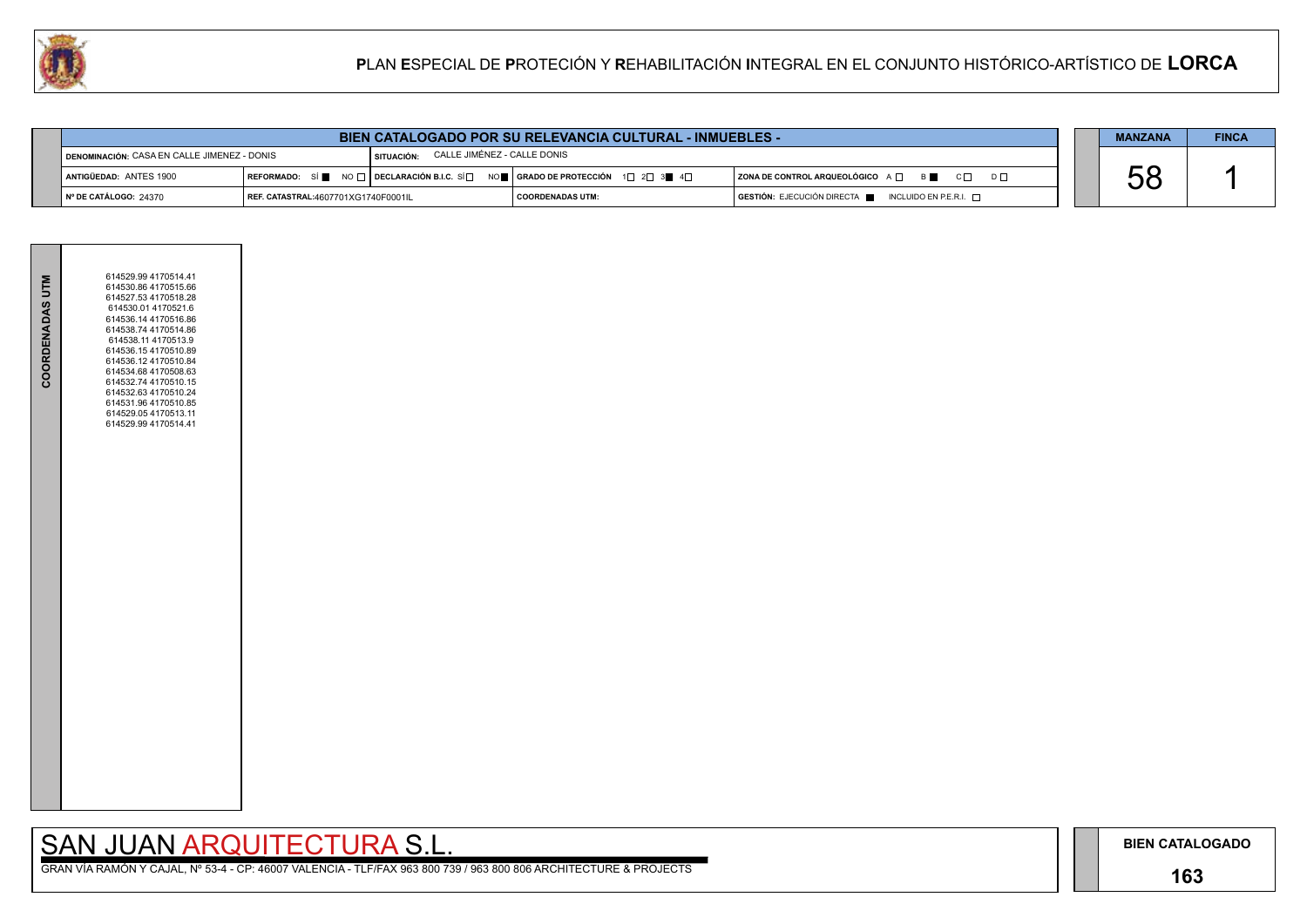# PLAN ESPECIAL DE PROTECIÓN Y REHABILITACIÓN INTEGRAL EN EL CONJUNTO HISTÓRICO-ARTÍSTICO DE LORCA

## BIEN CATALOGADO POR SU RELEVANCIA CULTURAL - INMUEBLES -

| | | | |
|---|---|---|---|
| DENOMINACIÓN: CASA EN CALLE JIMENEZ - DONIS | SITUACIÓN: CALLE JIMÉNEZ - CALLE DONIS | | |
| ANTIGÜEDAD: ANTES 1900 | REFORMADO: SÍ ■ NO □ / DECLARACIÓN B.I.C. SÍ □ NO ■ | GRADO DE PROTECCIÓN 1□ 2□ 3■ 4□ | ZONA DE CONTROL ARQUEOLÓGICO A □ B ■ C □ D □ |
| Nº DE CATÁLOGO: 24370 | REF. CATASTRAL: 4607701XG1740F0001IL | COORDENADAS UTM: | GESTIÓN: EJECUCIÓN DIRECTA ■ INCLUIDO EN P.E.R.I. □ |

| MANZANA | FINCA |
|---|---|
| 58 | 1 |

**COORDENADAS UTM**

614529.99 4170514.41
614530.86 4170515.66
614527.53 4170518.28
614530.01 4170521.6
614536.14 4170516.86
614538.74 4170514.86
614538.11 4170513.9
614536.15 4170510.89
614536.12 4170510.84
614534.68 4170508.63
614532.74 4170510.15
614532.63 4170510.24
614531.96 4170510.85
614529.05 4170513.11
614529.99 4170514.41

SAN JUAN ARQUITECTURA S.L.

GRAN VÍA RAMÓN Y CAJAL, Nº 53-4 - CP: 46007 VALENCIA - TLF/FAX 963 800 739 / 963 800 806 ARCHITECTURE & PROJECTS

**BIEN CATALOGADO**

**163**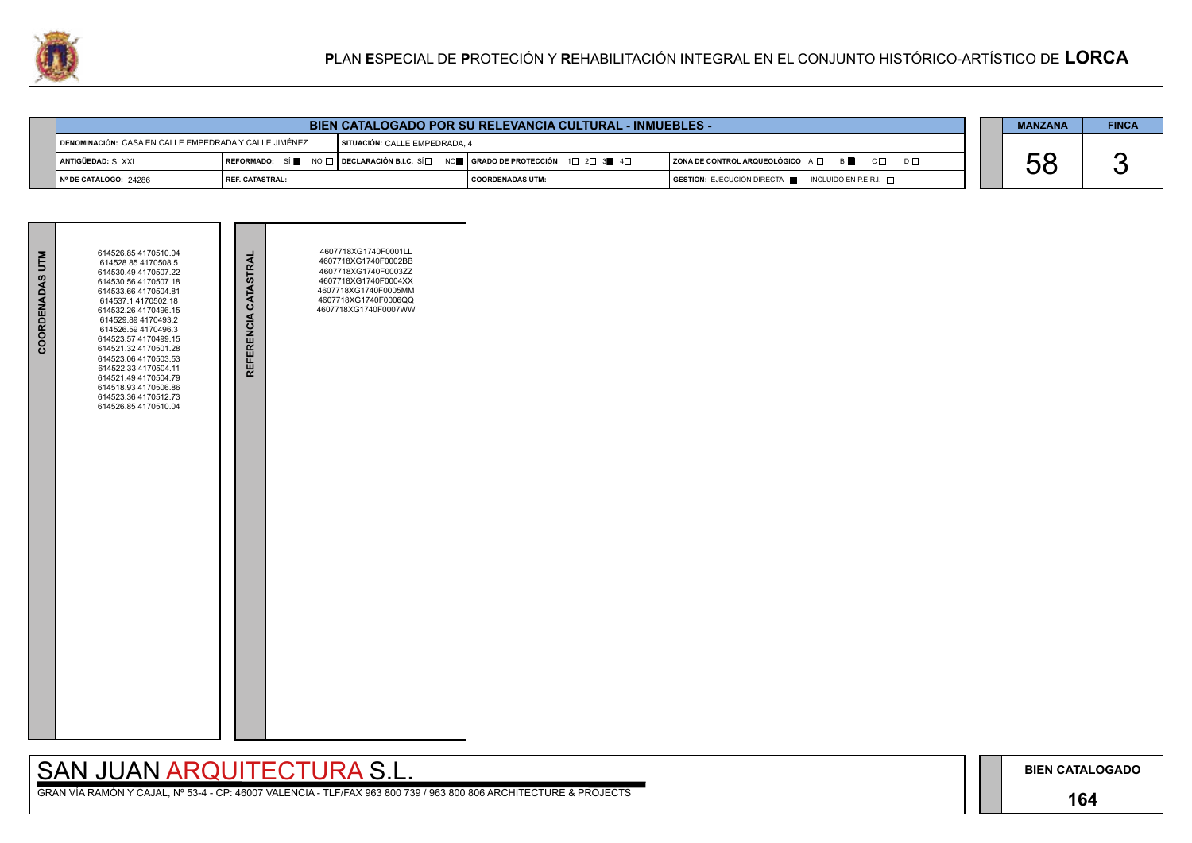## BIEN CATALOGADO POR SU RELEVANCIA CULTURAL - INMUEBLES -

| | | | | |
|---|---|---|---|---|
| DENOMINACIÓN: CASA EN CALLE EMPEDRADA Y CALLE JIMÉNEZ | | SITUACIÓN: CALLE EMPEDRADA, 4 | | |
| ANTIGÜEDAD: S. XXI | REFORMADO: SÍ ■ NO □ | DECLARACIÓN B.I.C. SÍ □ NO ■ | GRADO DE PROTECCIÓN 1□ 2□ 3■ 4□ | ZONA DE CONTROL ARQUEOLÓGICO A □ B ■ C □ D □ |
| Nº DE CATÁLOGO: 24286 | REF. CATASTRAL: | | COORDENADAS UTM: | GESTIÓN: EJECUCIÓN DIRECTA ■ INCLUIDO EN P.E.R.I. □ |

| MANZANA | FINCA |
|---|---|
| 58 | 3 |

| COORDENADAS UTM | REFERENCIA CATASTRAL |
|---|---|
| 614526.85 4170510.04 | 4607718XG1740F0001LL |
| 614528.85 4170508.5 | 4607718XG1740F0002BB |
| 614530.49 4170507.22 | 4607718XG1740F0003ZZ |
| 614530.56 4170507.18 | 4607718XG1740F0004XX |
| 614533.66 4170504.81 | 4607718XG1740F0005MM |
| 614537.1 4170502.18 | 4607718XG1740F0006QQ |
| 614532.26 4170496.15 | 4607718XG1740F0007WW |
| 614529.89 4170493.2 | |
| 614526.59 4170496.3 | |
| 614523.57 4170499.15 | |
| 614521.32 4170501.28 | |
| 614523.06 4170503.53 | |
| 614522.33 4170504.11 | |
| 614521.49 4170504.79 | |
| 614518.93 4170506.86 | |
| 614523.36 4170512.73 | |
| 614526.85 4170510.04 | |

SAN JUAN ARQUITECTURA S.L.

GRAN VÍA RAMÓN Y CAJAL, Nº 53-4 - CP: 46007 VALENCIA - TLF/FAX 963 800 739 / 963 800 806 ARCHITECTURE & PROJECTS

BIEN CATALOGADO

164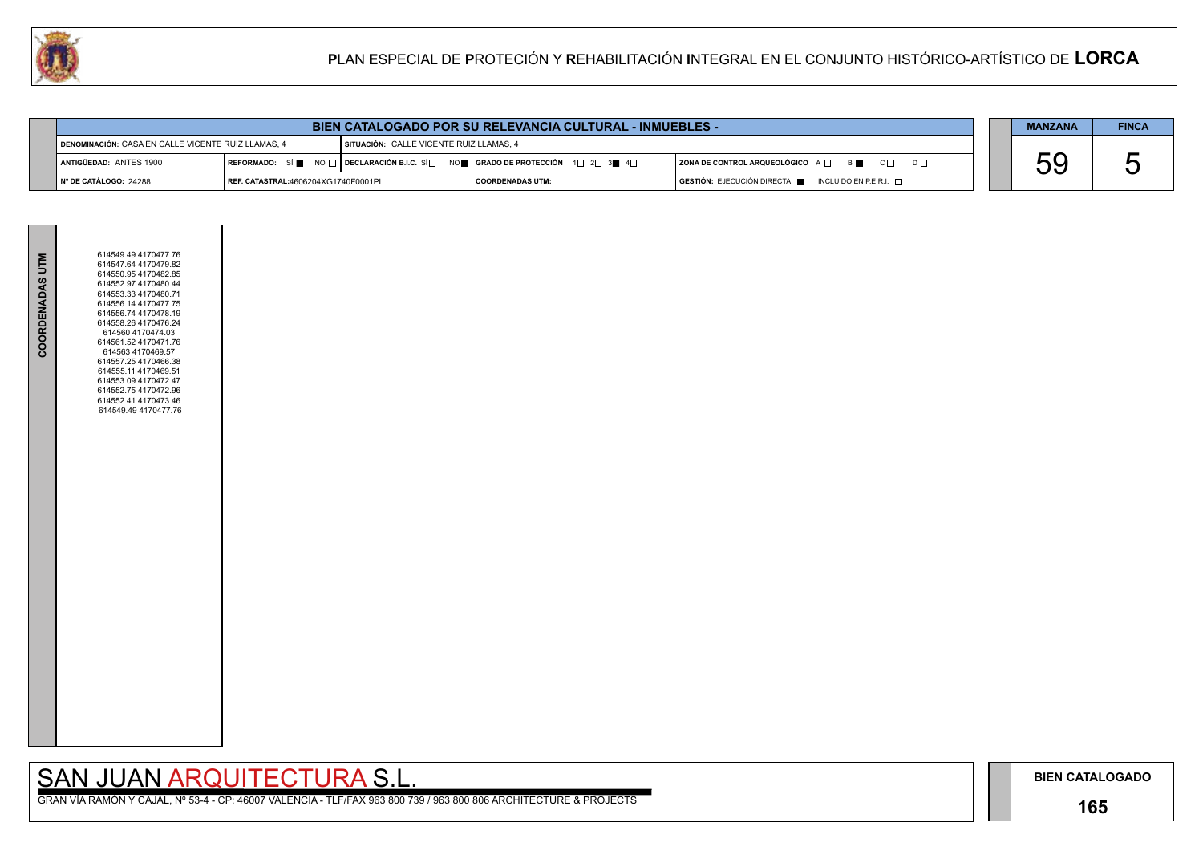# PLAN ESPECIAL DE PROTECIÓN Y REHABILITACIÓN INTEGRAL EN EL CONJUNTO HISTÓRICO-ARTÍSTICO DE LORCA

## BIEN CATALOGADO POR SU RELEVANCIA CULTURAL - INMUEBLES -

| | | | |
|---|---|---|---|
| **DENOMINACIÓN:** CASA EN CALLE VICENTE RUIZ LLAMAS, 4 | **SITUACIÓN:** CALLE VICENTE RUIZ LLAMAS, 4 | | |
| **ANTIGÜEDAD:** ANTES 1900 | **REFORMADO:** SÍ ■ NO □ | **DECLARACIÓN B.I.C.** SÍ □ NO ■ | **GRADO DE PROTECCIÓN** 1□ 2□ 3■ 4□ | **ZONA DE CONTROL ARQUEOLÓGICO** A □ B ■ C □ D □ |
| **Nº DE CATÁLOGO:** 24288 | **REF. CATASTRAL:** 4606204XG1740F0001PL | **COORDENADAS UTM:** | **GESTIÓN:** EJECUCIÓN DIRECTA ■ INCLUIDO EN P.E.R.I. □ |

| MANZANA | FINCA |
|---|---|
| 59 | 5 |

**COORDENADAS UTM**

614549.49 4170477.76
614547.64 4170479.82
614550.95 4170482.85
614552.97 4170480.44
614553.33 4170480.71
614556.14 4170477.75
614556.74 4170478.19
614558.26 4170476.24
614560 4170474.03
614561.52 4170471.76
614563 4170469.57
614557.25 4170466.38
614555.11 4170469.51
614553.09 4170472.47
614552.75 4170472.96
614552.41 4170473.46
614549.49 4170477.76

SAN JUAN ARQUITECTURA S.L.

GRAN VÍA RAMÓN Y CAJAL, Nº 53-4 - CP: 46007 VALENCIA - TLF/FAX 963 800 739 / 963 800 806 ARCHITECTURE & PROJECTS

**BIEN CATALOGADO**

**165**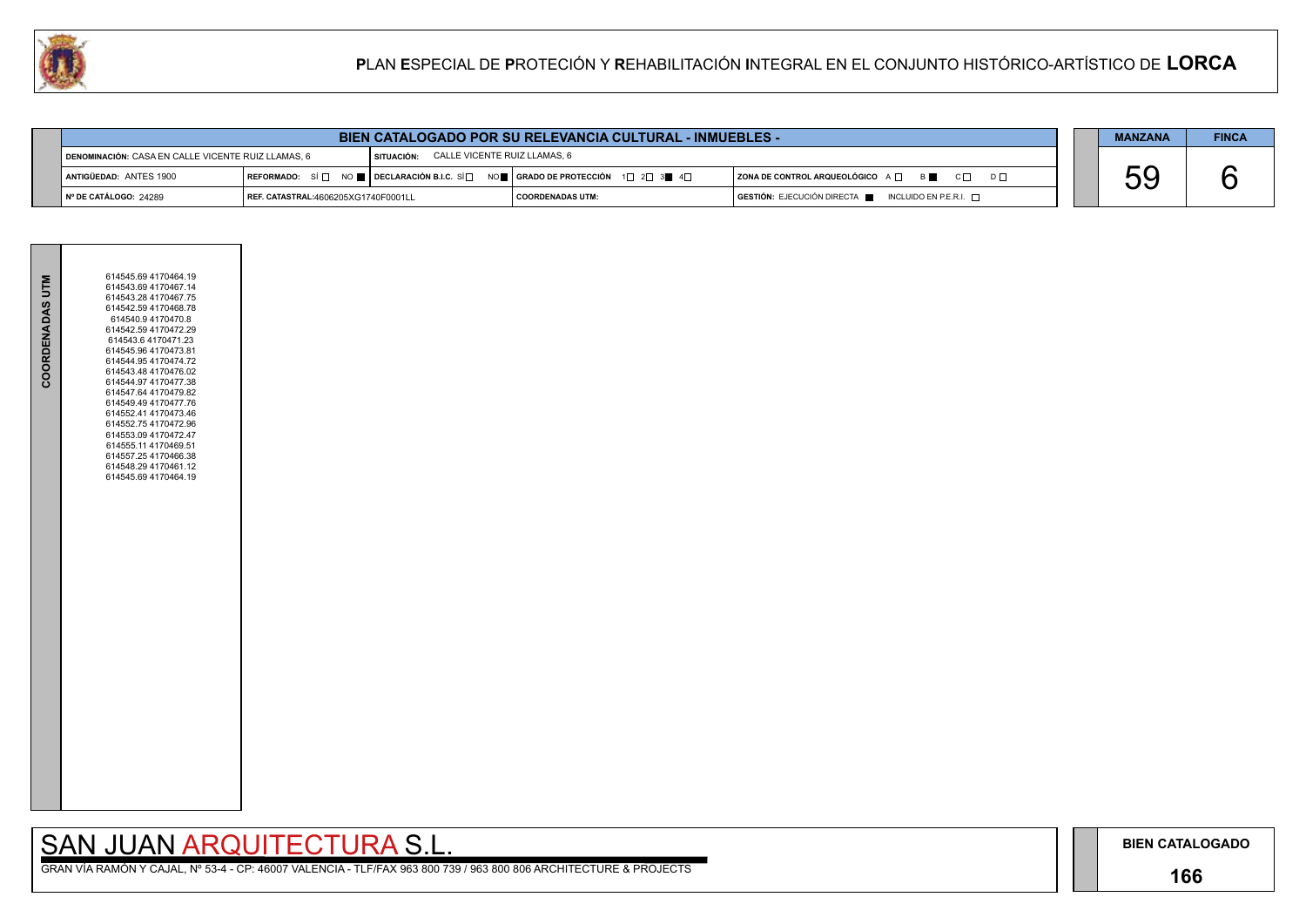# PLAN ESPECIAL DE PROTECIÓN Y REHABILITACIÓN INTEGRAL EN EL CONJUNTO HISTÓRICO-ARTÍSTICO DE LORCA

| BIEN CATALOGADO POR SU RELEVANCIA CULTURAL - INMUEBLES - | | | | |
|---|---|---|---|---|
| DENOMINACIÓN: CASA EN CALLE VICENTE RUIZ LLAMAS, 6 | SITUACIÓN: CALLE VICENTE RUIZ LLAMAS, 6 | | | |
| ANTIGÜEDAD: ANTES 1900 | REFORMADO: SÍ ☐ NO ■ | DECLARACIÓN B.I.C. SÍ ☐ NO ■ | GRADO DE PROTECCIÓN 1☐ 2☐ 3■ 4☐ | ZONA DE CONTROL ARQUEOLÓGICO A ☐ B ■ C ☐ D ☐ |
| Nº DE CATÁLOGO: 24289 | REF. CATASTRAL: 4606205XG1740F0001LL | | COORDENADAS UTM: | GESTIÓN: EJECUCIÓN DIRECTA ■ INCLUIDO EN P.E.R.I. ☐ |

| MANZANA | FINCA |
|---|---|
| 59 | 6 |

**COORDENADAS UTM**

614545.69 4170464.19
614543.69 4170467.14
614543.28 4170467.75
614542.59 4170468.78
614540.9 4170470.8
614542.59 4170472.29
614543.6 4170471.23
614545.96 4170473.81
614544.95 4170474.72
614543.48 4170476.02
614544.97 4170477.38
614547.64 4170479.82
614549.49 4170477.76
614552.41 4170473.46
614552.75 4170472.96
614553.09 4170472.47
614555.11 4170469.51
614557.25 4170466.38
614548.29 4170461.12
614545.69 4170464.19

SAN JUAN ARQUITECTURA S.L.

GRAN VÍA RAMÓN Y CAJAL, Nº 53-4 - CP: 46007 VALENCIA - TLF/FAX 963 800 739 / 963 800 806 ARCHITECTURE & PROJECTS

BIEN CATALOGADO

166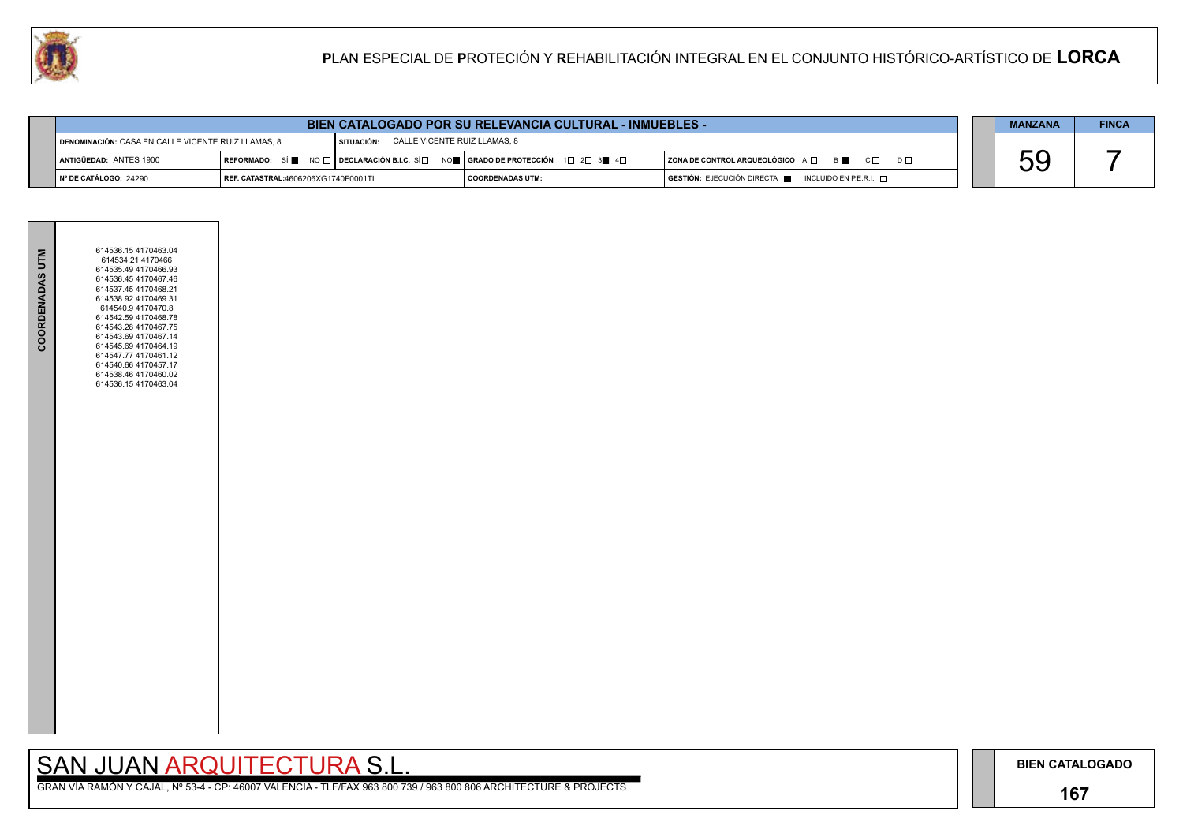# PLAN ESPECIAL DE PROTECIÓN Y REHABILITACIÓN INTEGRAL EN EL CONJUNTO HISTÓRICO-ARTÍSTICO DE LORCA

## BIEN CATALOGADO POR SU RELEVANCIA CULTURAL - INMUEBLES -

| | | | |
|---|---|---|---|
| **DENOMINACIÓN:** CASA EN CALLE VICENTE RUIZ LLAMAS, 8 | **SITUACIÓN:** CALLE VICENTE RUIZ LLAMAS, 8 | | |
| **ANTIGÜEDAD:** ANTES 1900 | **REFORMADO:** SÍ ■ NO □ | **DECLARACIÓN B.I.C.** SÍ □ NO ■ | **GRADO DE PROTECCIÓN** 1□ 2□ 3■ 4□ |
| **ZONA DE CONTROL ARQUEOLÓGICO** A □ B ■ C □ D □ | | | |
| **Nº DE CATÁLOGO:** 24290 | **REF. CATASTRAL:** 4606206XG1740F0001TL | **COORDENADAS UTM:** | **GESTIÓN:** EJECUCIÓN DIRECTA ■ INCLUIDO EN P.E.R.I. □ |

| MANZANA | FINCA |
|---|---|
| 59 | 7 |

**COORDENADAS UTM**

614536.15 4170463.04
614534.21 4170466
614535.49 4170466.93
614536.45 4170467.46
614537.45 4170468.21
614538.92 4170469.31
614540.9 4170470.8
614542.59 4170468.78
614543.28 4170467.75
614543.69 4170467.14
614545.69 4170464.19
614547.77 4170461.12
614540.66 4170457.17
614538.46 4170460.02
614536.15 4170463.04

SAN JUAN ARQUITECTURA S.L.

GRAN VÍA RAMÓN Y CAJAL, Nº 53-4 - CP: 46007 VALENCIA - TLF/FAX 963 800 739 / 963 800 806 ARCHITECTURE & PROJECTS

**BIEN CATALOGADO**

**167**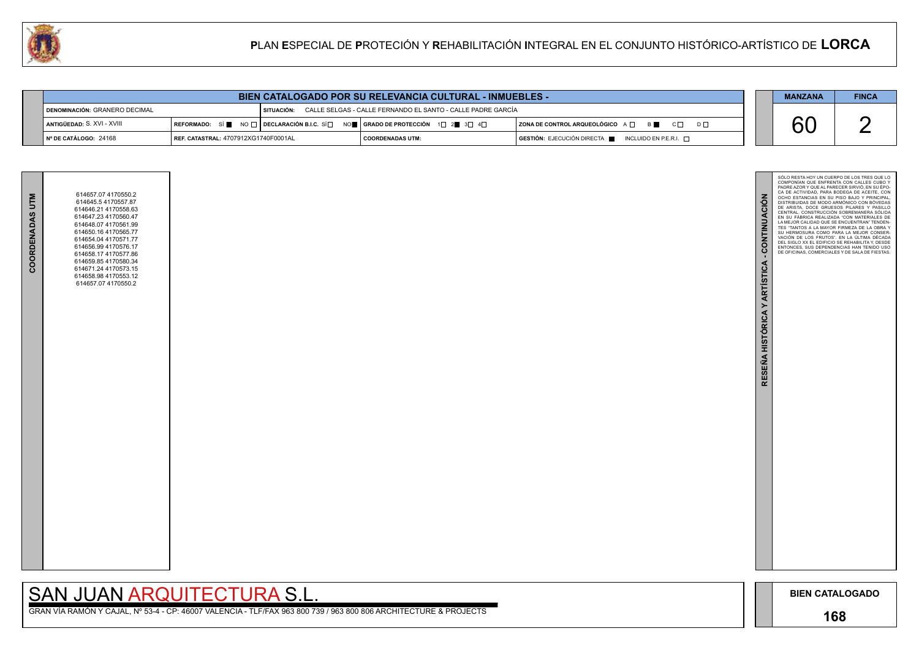# PLAN ESPECIAL DE PROTECIÓN Y REHABILITACIÓN INTEGRAL EN EL CONJUNTO HISTÓRICO-ARTÍSTICO DE LORCA

| BIEN CATALOGADO POR SU RELEVANCIA CULTURAL - INMUEBLES - | | | |
|---|---|---|---|
| DENOMINACIÓN: GRANERO DECIMAL | SITUACIÓN: CALLE SELGAS - CALLE FERNANDO EL SANTO - CALLE PADRE GARCÍA | | |
| ANTIGÜEDAD: S. XVI - XVIII | REFORMADO: SÍ ■ NO □ / DECLARACIÓN B.I.C. SÍ □ NO ■ | GRADO DE PROTECCIÓN 1 □ 2 ■ 3 □ 4 □ | ZONA DE CONTROL ARQUEOLÓGICO A □ B ■ C □ D □ |
| Nº DE CATÁLOGO: 24168 | REF. CATASTRAL: 4707912XG1740F0001AL | COORDENADAS UTM: | GESTIÓN: EJECUCIÓN DIRECTA ■ INCLUIDO EN P.E.R.I. □ |

| MANZANA | FINCA |
|---|---|
| 60 | 2 |

## COORDENADAS UTM

614657.07 4170550.2
614645.5 4170557.87
614646.21 4170558.63
614647.23 4170560.47
614648.07 4170561.99
614650.16 4170565.77
614654.04 4170571.77
614656.99 4170576.17
614658.17 4170577.86
614659.85 4170580.34
614671.24 4170573.15
614658.98 4170553.12
614657.07 4170550.2

## RESEÑA HISTÓRICA Y ARTÍSTICA - CONTINUACIÓN

SÓLO RESTA HOY UN CUERPO DE LOS TRES QUE LO COMPONÍAN QUE ENFRENTA CON CALLES CUBO Y PADRE AZOR Y QUE AL PARECER SIRVIÓ, EN SU ÉPOCA DE ACTIVIDAD, PARA BODEGA DE ACEITE, CON OCHO ESTANCIAS EN SU PISO BAJO Y PRINCIPAL, DISTRIBUIDAS DE MODO ARMÓNICO CON BÓVEDAS DE ARISTA, DOCE GRUESOS PILARES Y PASILLO CENTRAL. CONSTRUCCIÓN SOBREMANERA SÓLIDA EN SU FÁBRICA REALIZADA "CON MATERIALES DE LA MEJOR CALIDAD QUE SE ENCUENTRAN" TENDENTES "TANTOS A LA MAYOR FIRMEZA DE LA OBRA Y SU HERMOSURA COMO PARA LA MEJOR CONSERVACIÓN DE LOS FRUTOS". EN LA ÚLTIMA DÉCADA DEL SIGLO XX EL EDIFICIO SE REHABILITA Y, DESDE ENTONCES, SUS DEPENDENCIAS HAN TENIDO USO DE OFICINAS, COMERCIALES Y DE SALA DE FIESTAS.

SAN JUAN ARQUITECTURA S.L.

GRAN VÍA RAMÓN Y CAJAL, Nº 53-4 - CP: 46007 VALENCIA - TLF/FAX 963 800 739 / 963 800 806 ARCHITECTURE & PROJECTS

BIEN CATALOGADO

168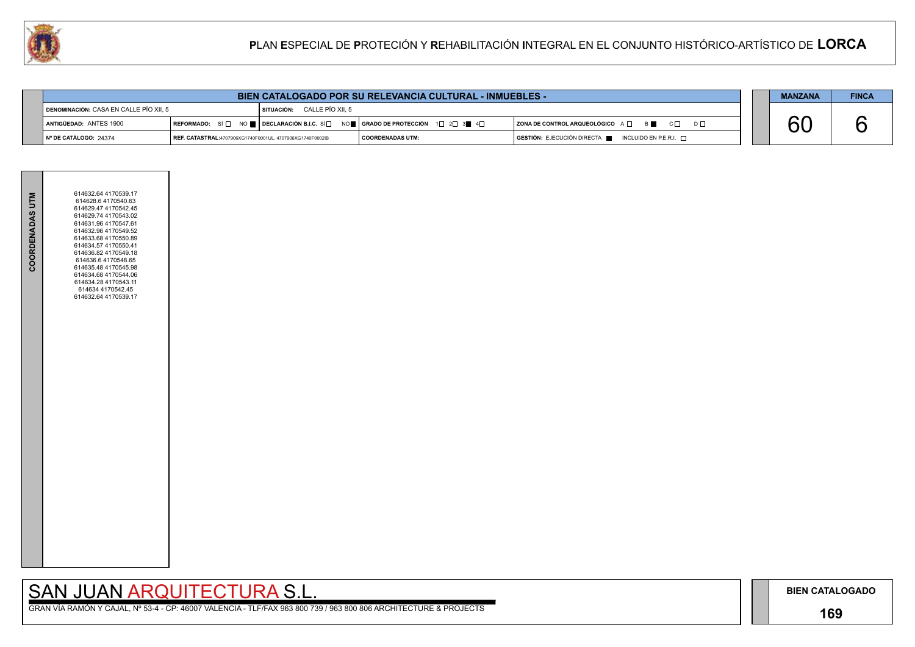# PLAN ESPECIAL DE PROTECIÓN Y REHABILITACIÓN INTEGRAL EN EL CONJUNTO HISTÓRICO-ARTÍSTICO DE LORCA

| BIEN CATALOGADO POR SU RELEVANCIA CULTURAL - INMUEBLES - | | | | |
|---|---|---|---|---|
| DENOMINACIÓN: CASA EN CALLE PÍO XII, 5 | | SITUACIÓN: CALLE PÍO XII, 5 | | |
| ANTIGÜEDAD: ANTES 1900 | REFORMADO: SÍ ☐ NO ■ | DECLARACIÓN B.I.C. SÍ ☐ NO ■ | GRADO DE PROTECCIÓN 1☐ 2☐ 3■ 4☐ | ZONA DE CONTROL ARQUEOLÓGICO A ☐ B ■ C ☐ D ☐ |
| Nº DE CATÁLOGO: 24374 | REF. CATASTRAL: 4707906XG1740F0001UL, 4707906XG1740F0002IB | | COORDENADAS UTM: | GESTIÓN: EJECUCIÓN DIRECTA ■ INCLUIDO EN P.E.R.I. ☐ |

| MANZANA | FINCA |
|---|---|
| 60 | 6 |

**COORDENADAS UTM**

614632.64 4170539.17
614628.6 4170540.63
614629.47 4170542.45
614629.74 4170543.02
614631.96 4170547.61
614632.96 4170549.52
614633.68 4170550.89
614634.57 4170550.41
614636.82 4170549.18
614636.6 4170548.65
614635.48 4170545.98
614634.68 4170544.06
614634.28 4170543.11
614634 4170542.45
614632.64 4170539.17

SAN JUAN ARQUITECTURA S.L.

GRAN VÍA RAMÓN Y CAJAL, Nº 53-4 - CP: 46007 VALENCIA - TLF/FAX 963 800 739 / 963 800 806 ARCHITECTURE & PROJECTS

**BIEN CATALOGADO**

**169**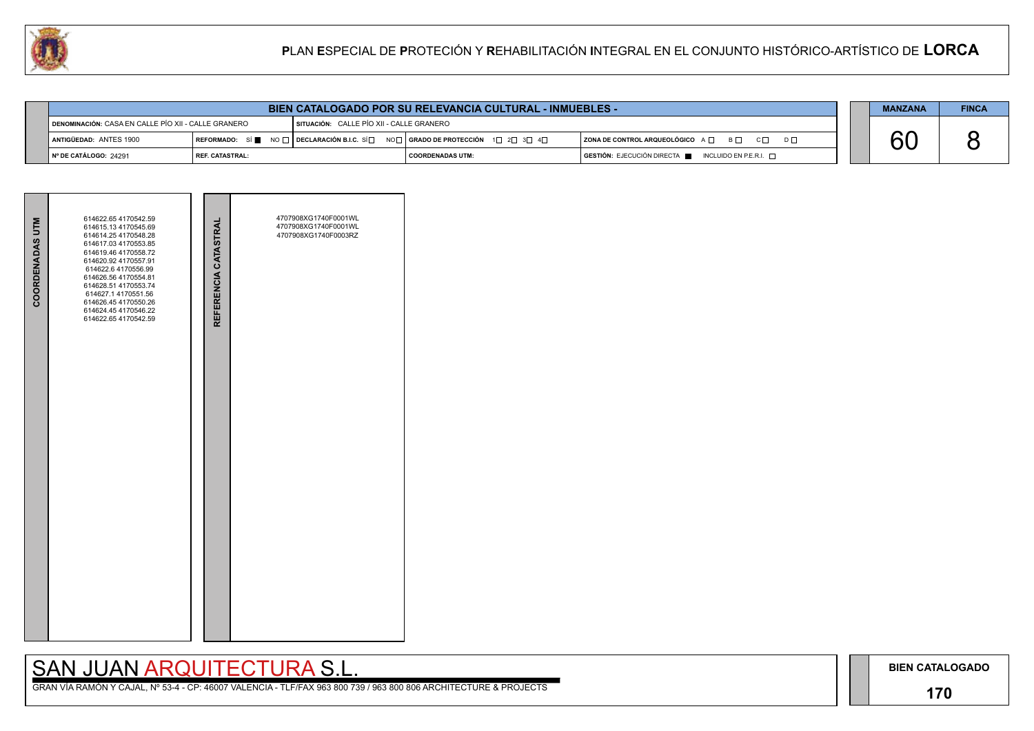## BIEN CATALOGADO POR SU RELEVANCIA CULTURAL - INMUEBLES -

| | | | | |
|---|---|---|---|---|
| **DENOMINACIÓN:** CASA EN CALLE PÍO XII - CALLE GRANERO | | **SITUACIÓN:** CALLE PÍO XII - CALLE GRANERO | | |
| **ANTIGÜEDAD:** ANTES 1900 | **REFORMADO:** SÍ ■ NO □ | **DECLARACIÓN B.I.C.** SÍ □ NO □ | **GRADO DE PROTECCIÓN** 1□ 2□ 3□ 4□ | **ZONA DE CONTROL ARQUEOLÓGICO** A □ B □ C □ D □ |
| **Nº DE CATÁLOGO:** 24291 | **REF. CATASTRAL:** | | **COORDENADAS UTM:** | **GESTIÓN:** EJECUCIÓN DIRECTA ■ INCLUIDO EN P.E.R.I. □ |

| MANZANA | FINCA |
|---|---|
| 60 | 8 |

| COORDENADAS UTM | REFERENCIA CATASTRAL |
|---|---|
| 614622.65 4170542.59<br>614615.13 4170545.69<br>614614.25 4170548.28<br>614617.03 4170553.85<br>614619.46 4170558.72<br>614620.92 4170557.91<br>614622.6 4170556.99<br>614626.56 4170554.81<br>614628.51 4170553.74<br>614627.1 4170551.56<br>614626.45 4170550.26<br>614624.45 4170546.22<br>614622.65 4170542.59 | 4707908XG1740F0001WL<br>4707908XG1740F0001WL<br>4707908XG1740F0003RZ |

SAN JUAN ARQUITECTURA S.L.

GRAN VÍA RAMÓN Y CAJAL, Nº 53-4 - CP: 46007 VALENCIA - TLF/FAX 963 800 739 / 963 800 806 ARCHITECTURE & PROJECTS

**BIEN CATALOGADO**

**170**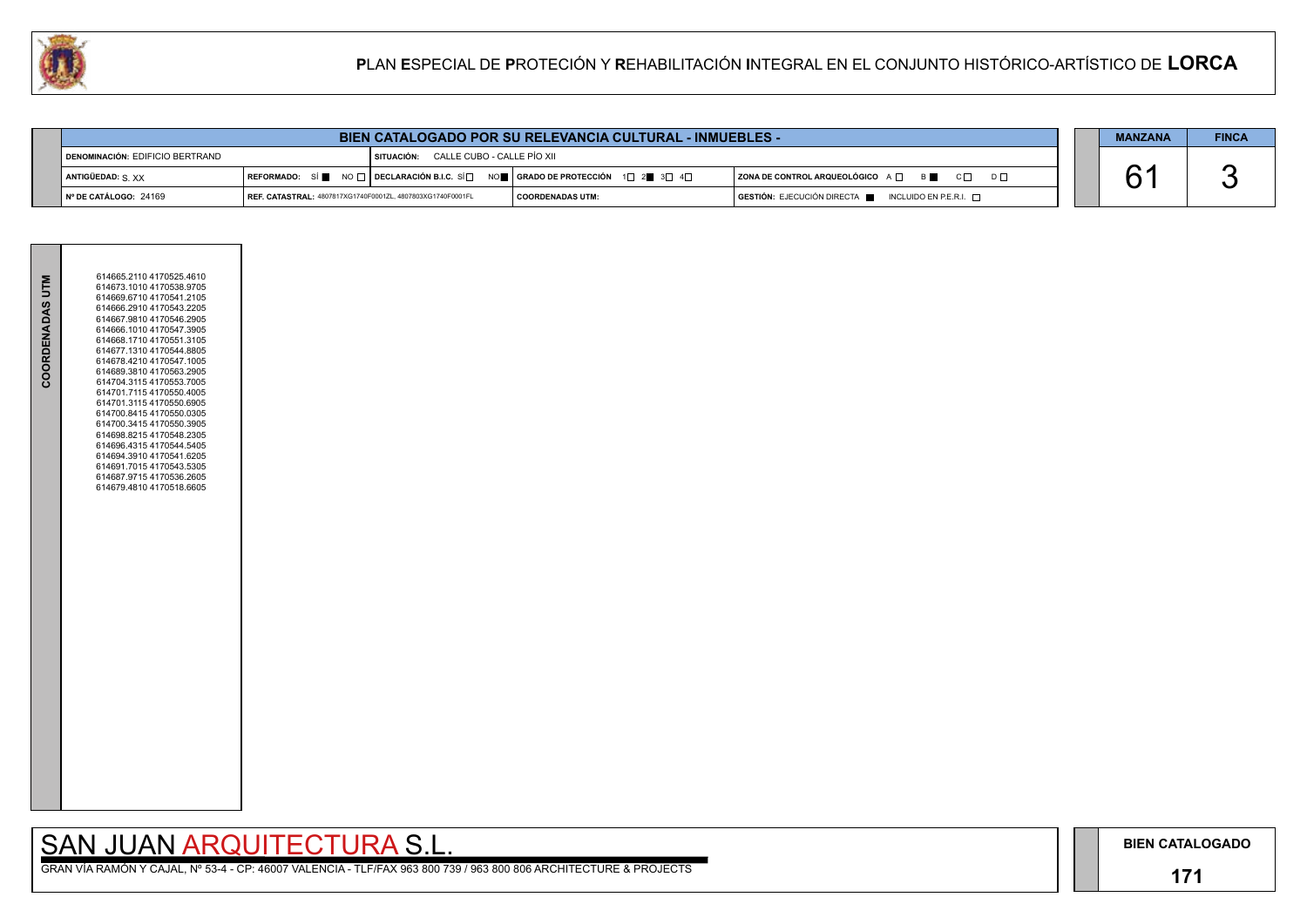# PLAN ESPECIAL DE PROTECIÓN Y REHABILITACIÓN INTEGRAL EN EL CONJUNTO HISTÓRICO-ARTÍSTICO DE LORCA

## BIEN CATALOGADO POR SU RELEVANCIA CULTURAL - INMUEBLES -

| | | | | | |
|---|---|---|---|---|---|
| DENOMINACIÓN: EDIFICIO BERTRAND | | SITUACIÓN: CALLE CUBO - CALLE PÍO XII | | | |
| ANTIGÜEDAD: S. XX | REFORMADO: SÍ ■ NO □ | DECLARACIÓN B.I.C. SÍ □ NO ■ | GRADO DE PROTECCIÓN 1□ 2■ 3□ 4□ | ZONA DE CONTROL ARQUEOLÓGICO A □ B ■ C □ D □ | |
| Nº DE CATÁLOGO: 24169 | REF. CATASTRAL: 4807817XG1740F0001ZL, 4807803XG1740F0001FL | | COORDENADAS UTM: | GESTIÓN: EJECUCIÓN DIRECTA ■ INCLUIDO EN P.E.R.I. □ | |

| MANZANA | FINCA |
|---|---|
| 61 | 3 |

**COORDENADAS UTM**

614665.2110 4170525.4610
614673.1010 4170538.9705
614669.6710 4170541.2105
614666.2910 4170543.2205
614667.9810 4170546.2905
614666.1010 4170547.3905
614668.1710 4170551.3105
614677.1310 4170544.8805
614678.4210 4170547.1005
614689.3810 4170563.2905
614704.3115 4170553.7005
614701.7115 4170550.4005
614701.3115 4170550.6905
614700.8415 4170550.0305
614700.3415 4170550.3905
614698.8215 4170548.2305
614696.4315 4170544.5405
614694.3910 4170541.6205
614691.7015 4170543.5305
614687.9715 4170536.2605
614679.4810 4170518.6605

SAN JUAN ARQUITECTURA S.L.

GRAN VÍA RAMÓN Y CAJAL, Nº 53-4 - CP: 46007 VALENCIA - TLF/FAX 963 800 739 / 963 800 806 ARCHITECTURE & PROJECTS

BIEN CATALOGADO

171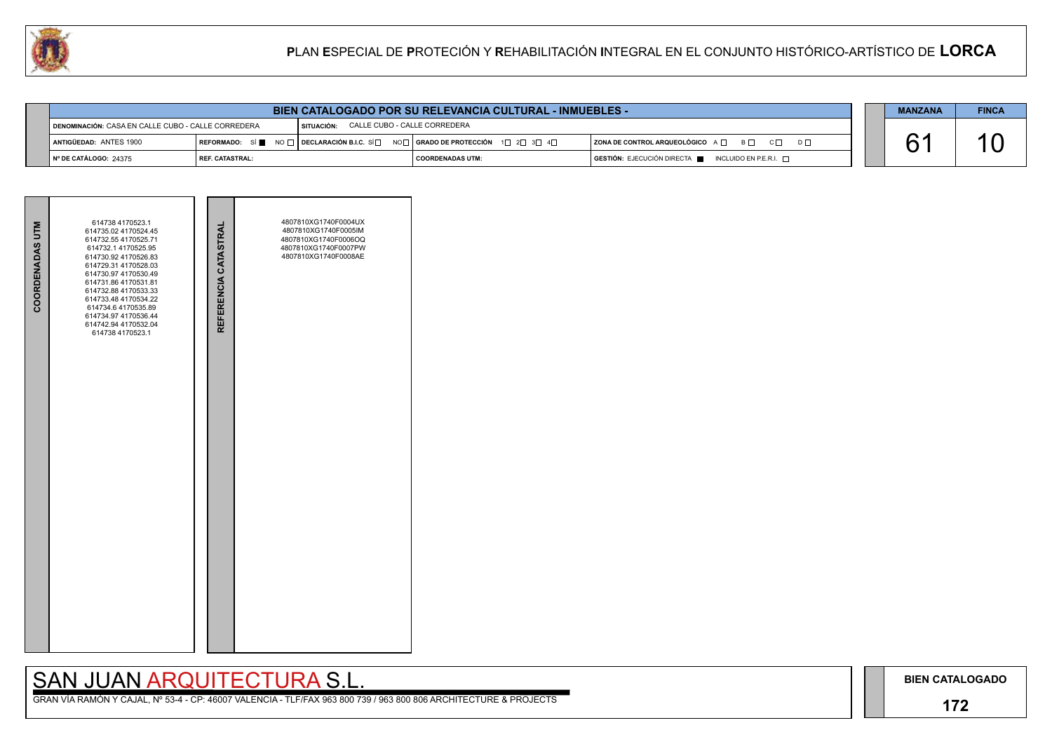# PLAN ESPECIAL DE PROTECIÓN Y REHABILITACIÓN INTEGRAL EN EL CONJUNTO HISTÓRICO-ARTÍSTICO DE LORCA

## BIEN CATALOGADO POR SU RELEVANCIA CULTURAL - INMUEBLES -

| | | | | |
|---|---|---|---|---|
| DENOMINACIÓN: CASA EN CALLE CUBO - CALLE CORREDERA | SITUACIÓN: CALLE CUBO - CALLE CORREDERA | | | |
| ANTIGÜEDAD: ANTES 1900 | REFORMADO: SÍ ■ NO □ | DECLARACIÓN B.I.C. SÍ □ NO □ | GRADO DE PROTECCIÓN 1□ 2□ 3□ 4□ | ZONA DE CONTROL ARQUEOLÓGICO A □ B □ C □ D □ |
| Nº DE CATÁLOGO: 24375 | REF. CATASTRAL: | | COORDENADAS UTM: | GESTIÓN: EJECUCIÓN DIRECTA ■ INCLUIDO EN P.E.R.I. □ |

| MANZANA | FINCA |
|---|---|
| 61 | 10 |

**COORDENADAS UTM**

614738 4170523.1
614735.02 4170524.45
614732.55 4170525.71
614732.1 4170525.95
614730.92 4170526.83
614729.31 4170528.03
614730.97 4170530.49
614731.86 4170531.81
614732.88 4170533.33
614733.48 4170534.22
614734.6 4170535.89
614734.97 4170536.44
614742.94 4170532.04
614738 4170523.1

**REFERENCIA CATASTRAL**

4807810XG1740F0004UX
4807810XG1740F0005IM
4807810XG1740F0006OQ
4807810XG1740F0007PW
4807810XG1740F0008AE

SAN JUAN ARQUITECTURA S.L.

GRAN VÍA RAMÓN Y CAJAL, Nº 53-4 - CP: 46007 VALENCIA - TLF/FAX 963 800 739 / 963 800 806 ARCHITECTURE & PROJECTS

BIEN CATALOGADO

172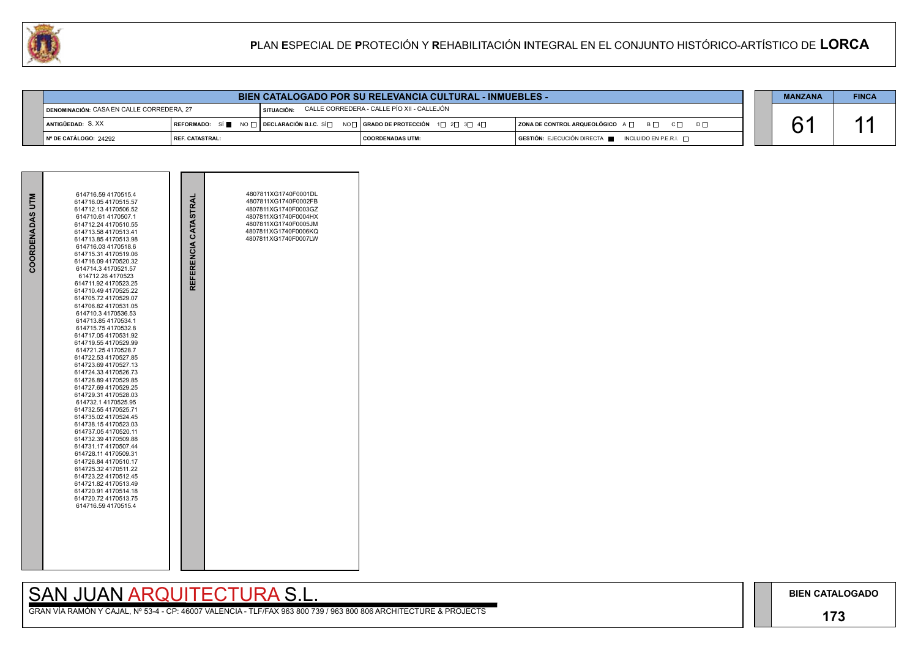# PLAN ESPECIAL DE PROTECIÓN Y REHABILITACIÓN INTEGRAL EN EL CONJUNTO HISTÓRICO-ARTÍSTICO DE LORCA

## BIEN CATALOGADO POR SU RELEVANCIA CULTURAL - INMUEBLES -

| | | | | |
|---|---|---|---|---|
| DENOMINACIÓN: CASA EN CALLE CORREDERA, 27 | | SITUACIÓN: CALLE CORREDERA - CALLE PÍO XII - CALLEJÓN | | |
| ANTIGÜEDAD: S. XX | REFORMADO: SÍ ■ NO □ | DECLARACIÓN B.I.C. SÍ □ NO □ | GRADO DE PROTECCIÓN 1□ 2□ 3□ 4□ | ZONA DE CONTROL ARQUEOLÓGICO A □ B □ C □ D □ |
| Nº DE CATÁLOGO: 24292 | REF. CATASTRAL: | | COORDENADAS UTM: | GESTIÓN: EJECUCIÓN DIRECTA ■ INCLUIDO EN P.E.R.I. □ |

| MANZANA | FINCA |
|---|---|
| 61 | 11 |

**COORDENADAS UTM**

614716.59 4170515.4
614716.05 4170515.57
614712.13 4170506.52
614710.61 4170507.1
614712.24 4170510.55
614713.58 4170513.41
614713.85 4170513.98
614716.03 4170518.6
614715.31 4170519.06
614716.09 4170520.32
614714.3 4170521.57
614712.26 4170523
614711.92 4170523.25
614710.49 4170525.22
614705.72 4170529.07
614706.82 4170531.05
614710.3 4170536.53
614713.85 4170534.1
614715.75 4170532.8
614717.05 4170531.92
614719.55 4170529.99
614721.25 4170528.7
614722.53 4170527.85
614723.69 4170527.13
614724.33 4170526.73
614726.89 4170529.85
614727.69 4170529.25
614729.31 4170528.03
614732.1 4170525.95
614732.55 4170525.71
614735.02 4170524.45
614738.15 4170523.03
614737.05 4170520.11
614732.39 4170509.88
614731.17 4170507.44
614728.11 4170509.31
614726.84 4170510.17
614725.32 4170511.22
614723.22 4170512.45
614721.82 4170513.49
614720.91 4170514.18
614720.72 4170513.75
614716.59 4170515.4

**REFERENCIA CATASTRAL**

4807811XG1740F0001DL
4807811XG1740F0002FB
4807811XG1740F0003GZ
4807811XG1740F0004HX
4807811XG1740F0005JM
4807811XG1740F0006KQ
4807811XG1740F0007LW

SAN JUAN ARQUITECTURA S.L.

GRAN VÍA RAMÓN Y CAJAL, Nº 53-4 - CP: 46007 VALENCIA - TLF/FAX 963 800 739 / 963 800 806 ARCHITECTURE & PROJECTS

**BIEN CATALOGADO**

**173**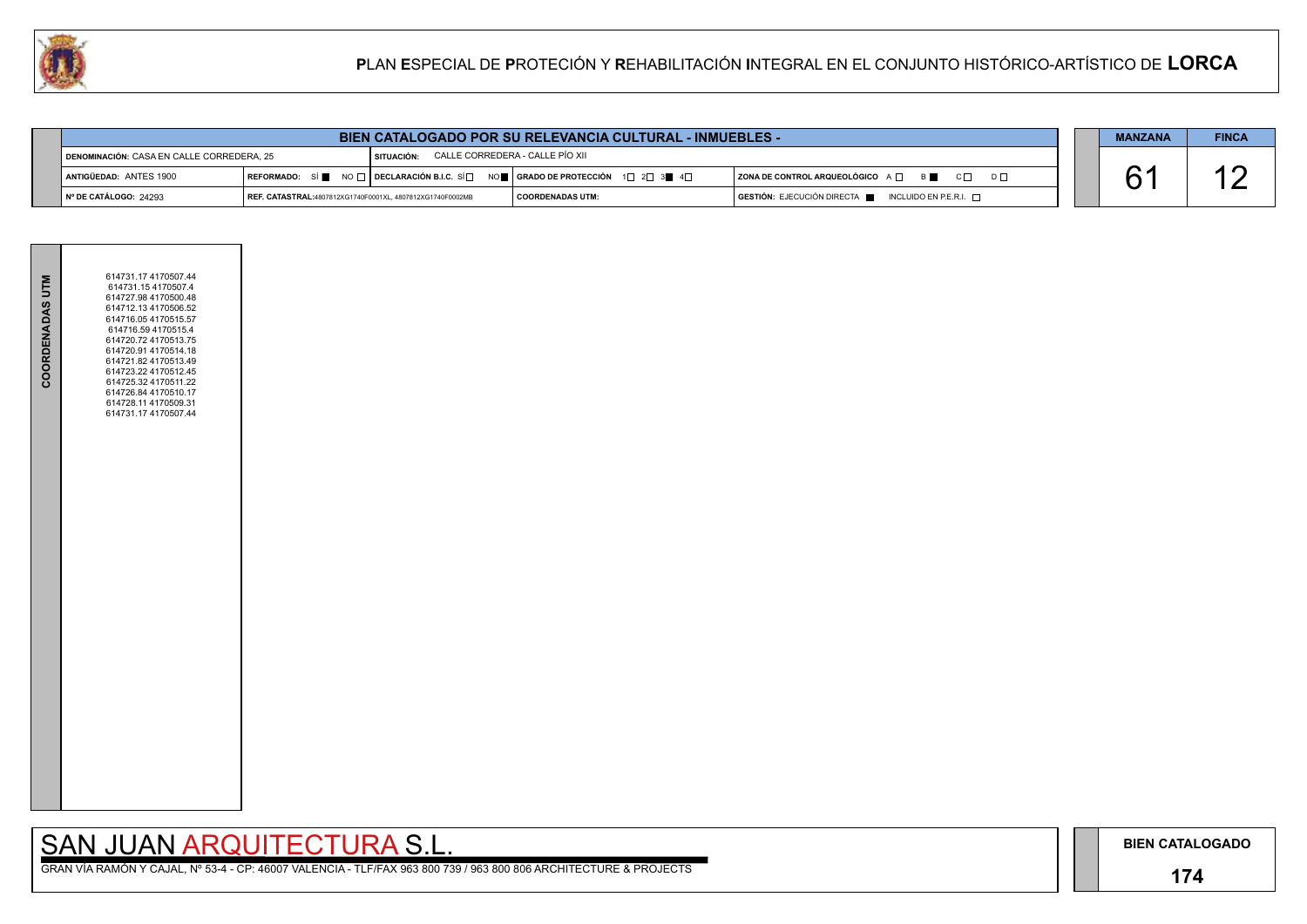## BIEN CATALOGADO POR SU RELEVANCIA CULTURAL - INMUEBLES -

| | | | |
|---|---|---|---|
| **DENOMINACIÓN:** CASA EN CALLE CORREDERA, 25 | **SITUACIÓN:** CALLE CORREDERA - CALLE PÍO XII | | |
| **ANTIGÜEDAD:** ANTES 1900 | **REFORMADO:** SÍ ■ NO □ | **DECLARACIÓN B.I.C.** SÍ □ NO ■ | **GRADO DE PROTECCIÓN** 1□ 2□ 3■ 4□ |
| **ZONA DE CONTROL ARQUEOLÓGICO** A □ B ■ C □ D □ | | | |
| **Nº DE CATÁLOGO:** 24293 | **REF. CATASTRAL:** 4807812XG1740F0001XL, 4807812XG1740F0002MB | **COORDENADAS UTM:** | **GESTIÓN:** EJECUCIÓN DIRECTA ■ INCLUIDO EN P.E.R.I. □ |

| MANZANA | FINCA |
|---|---|
| 61 | 12 |

**COORDENADAS UTM**

614731.17 4170507.44
614731.15 4170507.4
614727.98 4170500.48
614712.13 4170506.52
614716.05 4170515.57
614716.59 4170515.4
614720.72 4170513.75
614720.91 4170514.18
614721.82 4170513.49
614723.22 4170512.45
614725.32 4170511.22
614726.84 4170510.17
614728.11 4170509.31
614731.17 4170507.44

**BIEN CATALOGADO**

**174**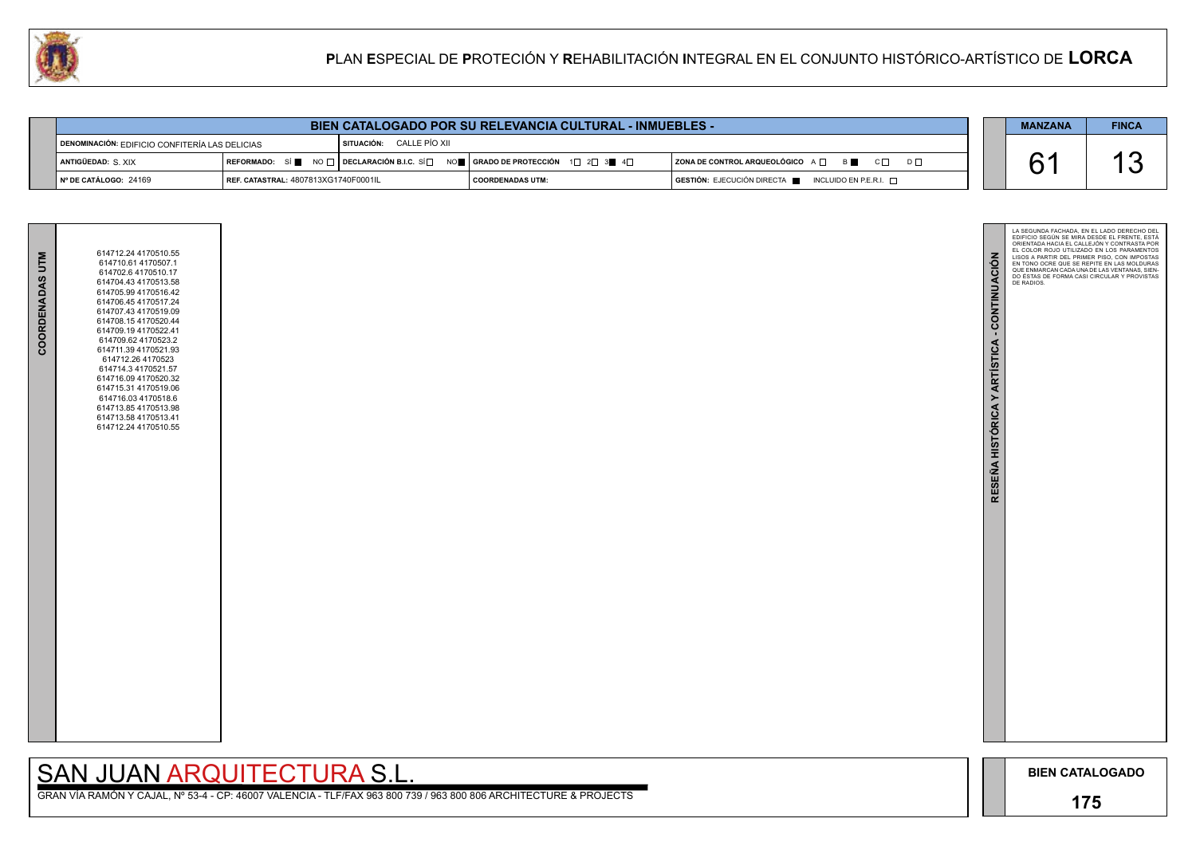# PLAN ESPECIAL DE PROTECIÓN Y REHABILITACIÓN INTEGRAL EN EL CONJUNTO HISTÓRICO-ARTÍSTICO DE LORCA

## BIEN CATALOGADO POR SU RELEVANCIA CULTURAL - INMUEBLES -

| | | | |
|---|---|---|---|
| DENOMINACIÓN: EDIFICIO CONFITERÍA LAS DELICIAS | SITUACIÓN: CALLE PÍO XII | | |
| ANTIGÜEDAD: S. XIX | REFORMADO: SÍ ■ NO □ | DECLARACIÓN B.I.C. SÍ □ NO ■ | GRADO DE PROTECCIÓN 1□ 2□ 3■ 4□ | ZONA DE CONTROL ARQUEOLÓGICO A□ B■ C□ D□ |
| Nº DE CATÁLOGO: 24169 | REF. CATASTRAL: 4807813XG1740F0001IL | COORDENADAS UTM: | GESTIÓN: EJECUCIÓN DIRECTA ■ INCLUIDO EN P.E.R.I. □ |

| MANZANA | FINCA |
|---|---|
| 61 | 13 |

**COORDENADAS UTM**

614712.24 4170510.55
614710.61 4170507.1
614702.6 4170510.17
614704.43 4170513.58
614705.99 4170516.42
614706.45 4170517.24
614707.43 4170519.09
614708.15 4170520.44
614709.19 4170522.41
614709.62 4170523.2
614711.39 4170521.93
614712.26 4170523
614714.3 4170521.57
614716.09 4170520.32
614715.31 4170519.06
614716.03 4170518.6
614713.85 4170513.98
614713.58 4170513.41
614712.24 4170510.55

**RESEÑA HISTÓRICA Y ARTÍSTICA - CONTINUACIÓN**

LA SEGUNDA FACHADA, EN EL LADO DERECHO DEL EDIFICIO SEGÚN SE MIRA DESDE EL FRENTE, ESTÁ ORIENTADA HACIA EL CALLEJÓN Y CONTRASTA POR EL COLOR ROJO UTILIZADO EN LOS PARAMENTOS LISOS A PARTIR DEL PRIMER PISO, CON IMPOSTAS EN TONO OCRE QUE SE REPITE EN LAS MOLDURAS QUE ENMARCAN CADA UNA DE LAS VENTANAS, SIENDO ÉSTAS DE FORMA CASI CIRCULAR Y PROVISTAS DE RADIOS.

SAN JUAN ARQUITECTURA S.L.

GRAN VÍA RAMÓN Y CAJAL, Nº 53-4 - CP: 46007 VALENCIA - TLF/FAX 963 800 739 / 963 800 806 ARCHITECTURE & PROJECTS

**BIEN CATALOGADO**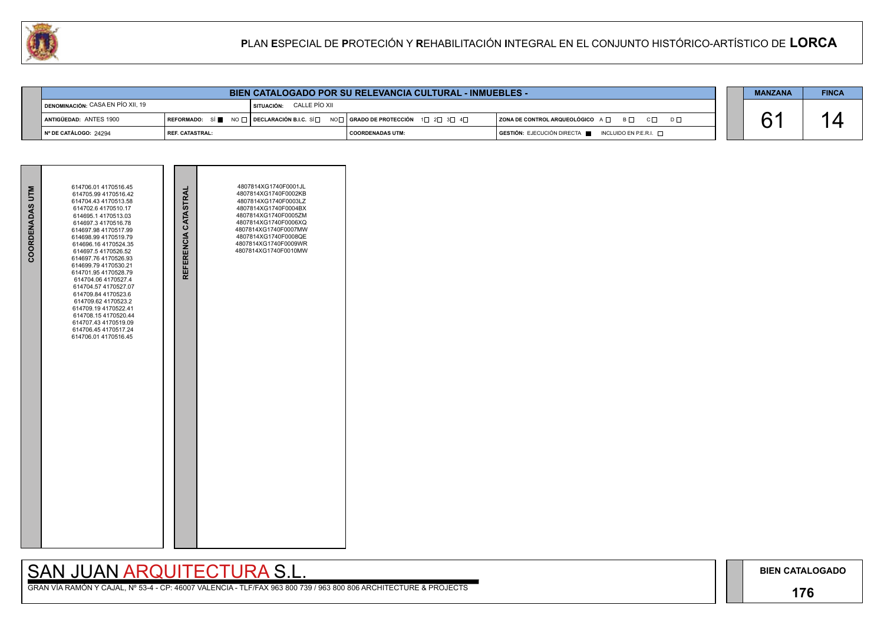# PLAN ESPECIAL DE PROTECIÓN Y REHABILITACIÓN INTEGRAL EN EL CONJUNTO HISTÓRICO-ARTÍSTICO DE LORCA

## BIEN CATALOGADO POR SU RELEVANCIA CULTURAL - INMUEBLES -

| | | | | |
|---|---|---|---|---|
| DENOMINACIÓN: CASA EN PÍO XII, 19 | | SITUACIÓN: CALLE PÍO XII | | |
| ANTIGÜEDAD: ANTES 1900 | REFORMADO: SÍ ■ NO □ | DECLARACIÓN B.I.C. SÍ □ NO □ | GRADO DE PROTECCIÓN 1□ 2□ 3□ 4□ | ZONA DE CONTROL ARQUEOLÓGICO A □ B □ C □ D □ |
| Nº DE CATÁLOGO: 24294 | REF. CATASTRAL: | | COORDENADAS UTM: | GESTIÓN: EJECUCIÓN DIRECTA ■ INCLUIDO EN P.E.R.I. □ |

| MANZANA | FINCA |
|---|---|
| 61 | 14 |

| COORDENADAS UTM | REFERENCIA CATASTRAL |
|---|---|
| 614706.01 4170516.45 | 4807814XG1740F0001JL |
| 614705.99 4170516.42 | 4807814XG1740F0002KB |
| 614704.43 4170513.58 | 4807814XG1740F0003LZ |
| 614702.6 4170510.17 | 4807814XG1740F0004BX |
| 614695.1 4170513.03 | 4807814XG1740F0005ZM |
| 614697.3 4170516.78 | 4807814XG1740F0006XQ |
| 614697.98 4170517.99 | 4807814XG1740F0007MW |
| 614698.99 4170519.79 | 4807814XG1740F0008QE |
| 614696.16 4170524.35 | 4807814XG1740F0009WR |
| 614697.5 4170526.52 | 4807814XG1740F0010MW |
| 614697.76 4170526.93 | |
| 614699.79 4170530.21 | |
| 614701.95 4170528.79 | |
| 614704.06 4170527.4 | |
| 614704.57 4170527.07 | |
| 614709.84 4170523.6 | |
| 614709.62 4170523.2 | |
| 614709.19 4170522.41 | |
| 614708.15 4170520.44 | |
| 614707.43 4170519.09 | |
| 614706.45 4170517.24 | |
| 614706.01 4170516.45 | |

SAN JUAN ARQUITECTURA S.L.

GRAN VÍA RAMÓN Y CAJAL, Nº 53-4 - CP: 46007 VALENCIA - TLF/FAX 963 800 739 / 963 800 806 ARCHITECTURE & PROJECTS

BIEN CATALOGADO

176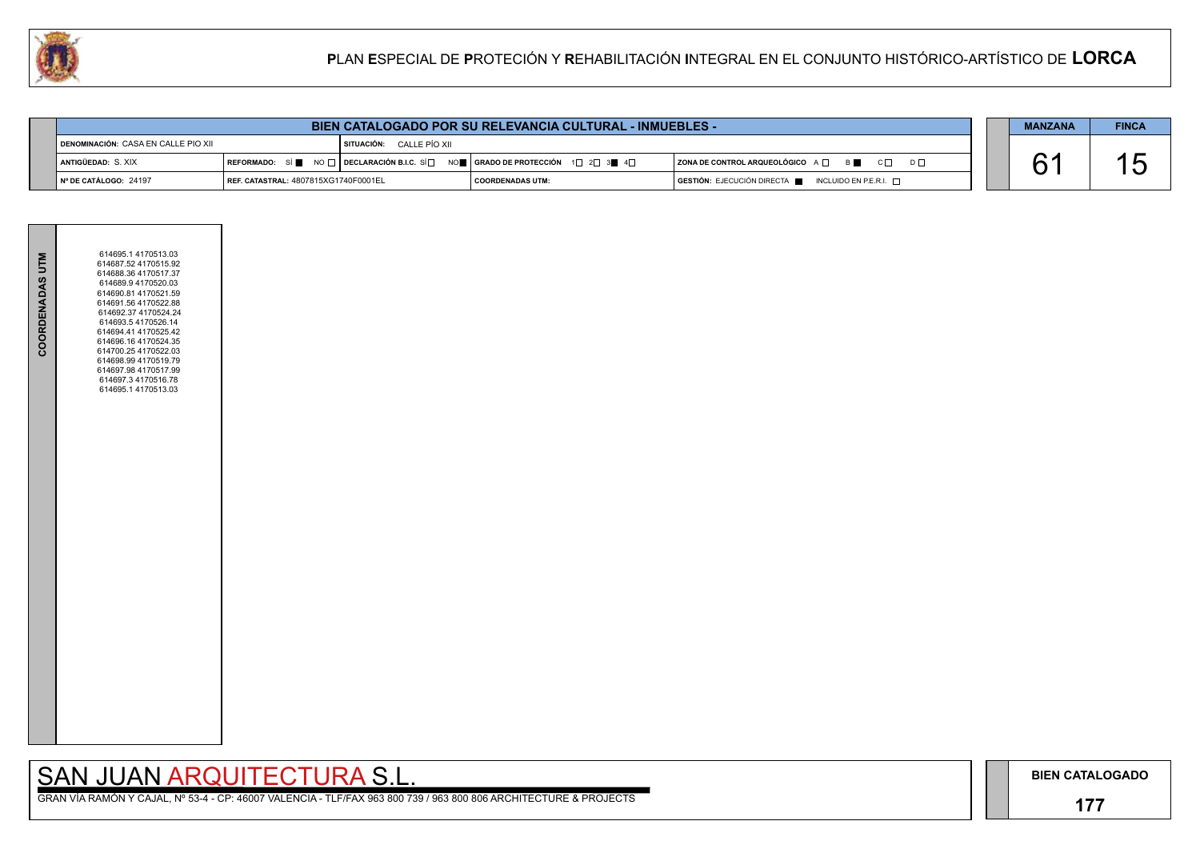# PLAN ESPECIAL DE PROTECIÓN Y REHABILITACIÓN INTEGRAL EN EL CONJUNTO HISTÓRICO-ARTÍSTICO DE LORCA

## BIEN CATALOGADO POR SU RELEVANCIA CULTURAL - INMUEBLES -

| | | | |
|---|---|---|---|
| **DENOMINACIÓN:** CASA EN CALLE PIO XII | **SITUACIÓN:** CALLE PÍO XII | | |
| **ANTIGÜEDAD:** S. XIX | **REFORMADO:** SÍ ■ NO □ | **DECLARACIÓN B.I.C.** SÍ □ NO ■ | **GRADO DE PROTECCIÓN** 1□ 2□ 3■ 4□ |
| **ZONA DE CONTROL ARQUEOLÓGICO** A □ B ■ C □ D □ | | | |
| **Nº DE CATÁLOGO:** 24197 | **REF. CATASTRAL:** 4807815XG1740F0001EL | **COORDENADAS UTM:** | **GESTIÓN:** EJECUCIÓN DIRECTA ■ INCLUIDO EN P.E.R.I. □ |

| MANZANA | FINCA |
|---|---|
| 61 | 15 |

**COORDENADAS UTM**

614695.1 4170513.03
614687.52 4170515.92
614688.36 4170517.37
614689.9 4170520.03
614690.81 4170521.59
614691.56 4170522.88
614692.37 4170524.24
614693.5 4170526.14
614694.41 4170525.42
614696.16 4170524.35
614700.25 4170522.03
614698.99 4170519.79
614697.98 4170517.99
614697.3 4170516.78
614695.1 4170513.03

SAN JUAN ARQUITECTURA S.L.

GRAN VÍA RAMÓN Y CAJAL, Nº 53-4 - CP: 46007 VALENCIA - TLF/FAX 963 800 739 / 963 800 806 ARCHITECTURE & PROJECTS

**BIEN CATALOGADO**

**177**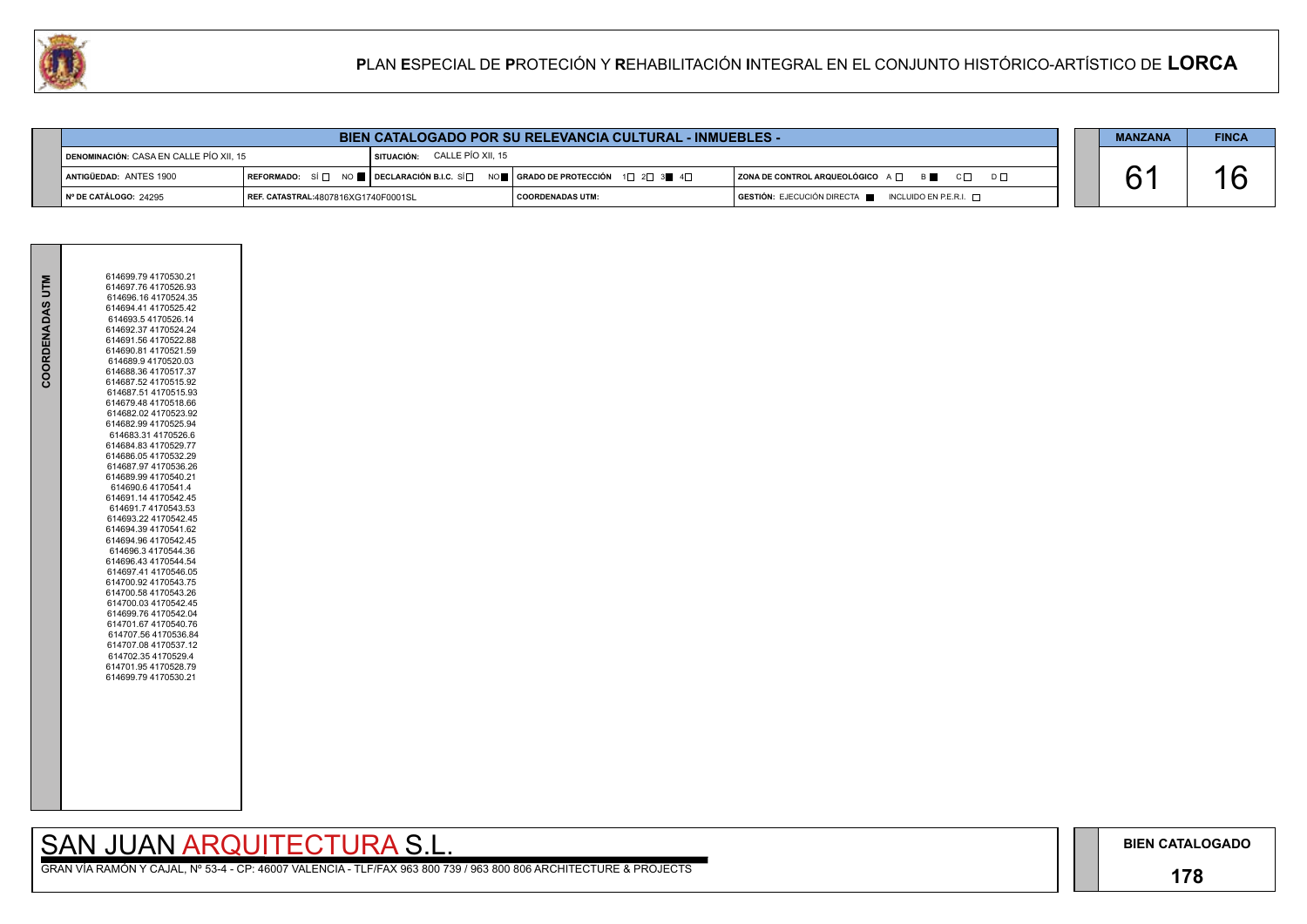# PLAN ESPECIAL DE PROTECIÓN Y REHABILITACIÓN INTEGRAL EN EL CONJUNTO HISTÓRICO-ARTÍSTICO DE LORCA

| BIEN CATALOGADO POR SU RELEVANCIA CULTURAL - INMUEBLES - | | | |
|---|---|---|---|
| DENOMINACIÓN: CASA EN CALLE PÍO XII, 15 | SITUACIÓN: CALLE PÍO XII, 15 | | |
| ANTIGÜEDAD: ANTES 1900 | REFORMADO: SÍ ☐ NO ■ / DECLARACIÓN B.I.C. SÍ ☐ NO ■ | GRADO DE PROTECCIÓN 1☐ 2☐ 3■ 4☐ | ZONA DE CONTROL ARQUEOLÓGICO A ☐ B ■ C ☐ D ☐ |
| Nº DE CATÁLOGO: 24295 | REF. CATASTRAL:4807816XG1740F0001SL | COORDENADAS UTM: | GESTIÓN: EJECUCIÓN DIRECTA ■ INCLUIDO EN P.E.R.I. ☐ |

| MANZANA | FINCA |
|---|---|
| 61 | 16 |

**COORDENADAS UTM**

614699.79 4170530.21
614697.76 4170526.93
614696.16 4170524.35
614694.41 4170525.42
614693.5 4170526.14
614692.37 4170524.24
614691.56 4170522.88
614690.81 4170521.59
614689.9 4170520.03
614688.36 4170517.37
614687.52 4170515.92
614687.51 4170515.93
614679.48 4170518.66
614682.02 4170523.92
614682.99 4170525.94
614683.31 4170526.6
614684.83 4170529.77
614686.05 4170532.29
614687.97 4170536.26
614689.99 4170540.21
614690.6 4170541.4
614691.14 4170542.45
614691.7 4170543.53
614693.22 4170542.45
614694.39 4170541.62
614694.96 4170542.45
614696.3 4170544.36
614696.43 4170544.54
614697.41 4170546.05
614700.92 4170543.75
614700.58 4170543.26
614700.03 4170542.45
614699.76 4170542.04
614701.67 4170540.76
614707.56 4170536.84
614707.08 4170537.12
614702.35 4170529.4
614701.95 4170528.79
614699.79 4170530.21

SAN JUAN ARQUITECTURA S.L.

GRAN VÍA RAMÓN Y CAJAL, Nº 53-4 - CP: 46007 VALENCIA - TLF/FAX 963 800 739 / 963 800 806 ARCHITECTURE & PROJECTS

BIEN CATALOGADO

178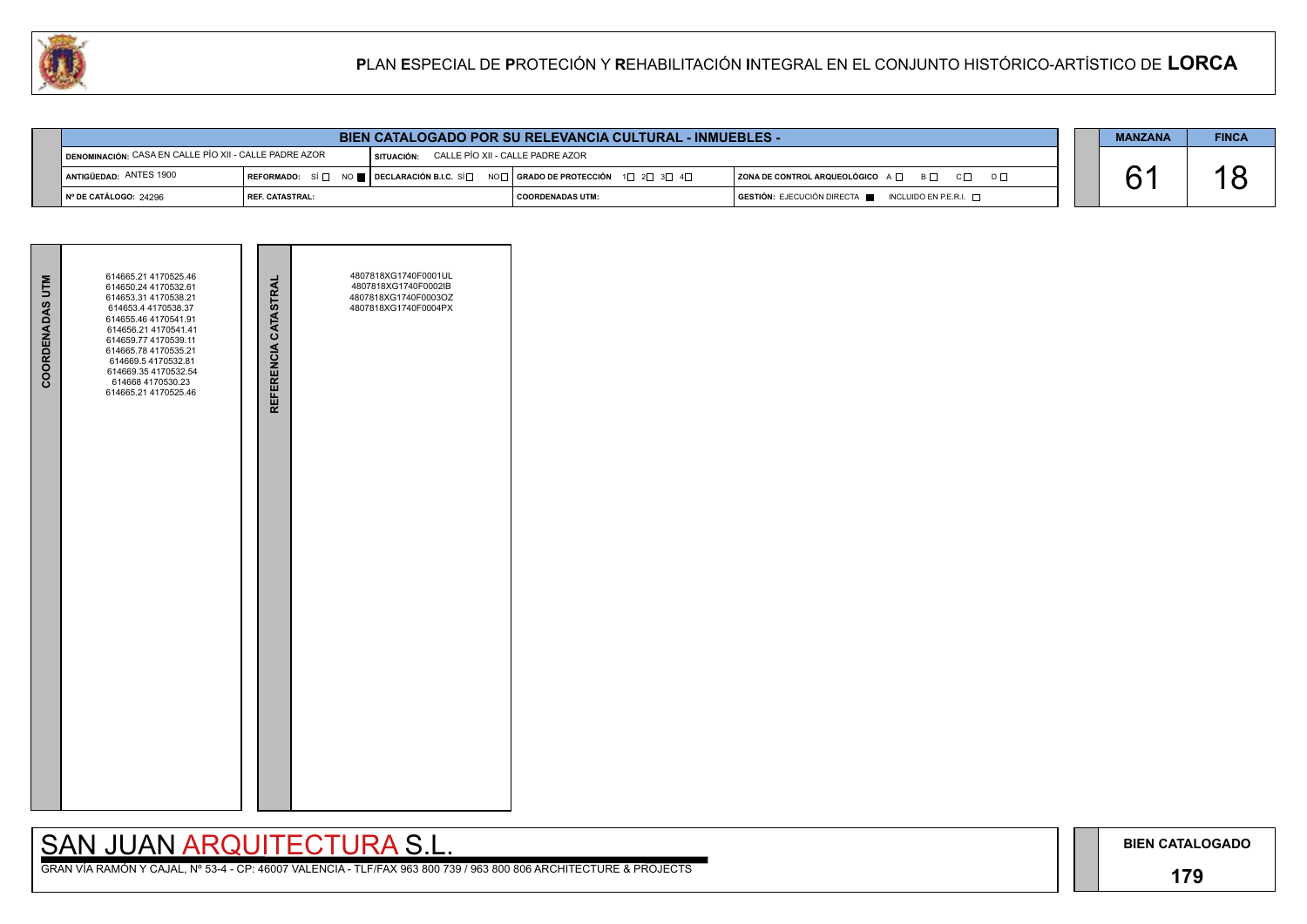# PLAN ESPECIAL DE PROTECIÓN Y REHABILITACIÓN INTEGRAL EN EL CONJUNTO HISTÓRICO-ARTÍSTICO DE LORCA

## BIEN CATALOGADO POR SU RELEVANCIA CULTURAL - INMUEBLES -

| | | | | |
|---|---|---|---|---|
| DENOMINACIÓN: CASA EN CALLE PÍO XII - CALLE PADRE AZOR | | SITUACIÓN: CALLE PÍO XII - CALLE PADRE AZOR | | |
| ANTIGÜEDAD: ANTES 1900 | REFORMADO: SÍ ☐ NO ■ | DECLARACIÓN B.I.C. SÍ ☐ NO ☐ | GRADO DE PROTECCIÓN 1☐ 2☐ 3☐ 4☐ | ZONA DE CONTROL ARQUEOLÓGICO A ☐ B ☐ C ☐ D ☐ |
| Nº DE CATÁLOGO: 24296 | REF. CATASTRAL: | | COORDENADAS UTM: | GESTIÓN: EJECUCIÓN DIRECTA ■ INCLUIDO EN P.E.R.I. ☐ |

| MANZANA | FINCA |
|---|---|
| 61 | 18 |

| COORDENADAS UTM | REFERENCIA CATASTRAL |
|---|---|
| 614665.21 4170525.46<br>614650.24 4170532.61<br>614653.31 4170538.21<br>614653.4 4170538.37<br>614655.46 4170541.91<br>614656.21 4170541.41<br>614659.77 4170539.11<br>614665.78 4170535.21<br>614669.5 4170532.81<br>614669.35 4170532.54<br>614668 4170530.23<br>614665.21 4170525.46 | 4807818XG1740F0001UL<br>4807818XG1740F0002IB<br>4807818XG1740F0003OZ<br>4807818XG1740F0004PX |

SAN JUAN ARQUITECTURA S.L.

GRAN VÍA RAMÓN Y CAJAL, Nº 53-4 - CP: 46007 VALENCIA - TLF/FAX 963 800 739 / 963 800 806 ARCHITECTURE & PROJECTS

BIEN CATALOGADO

179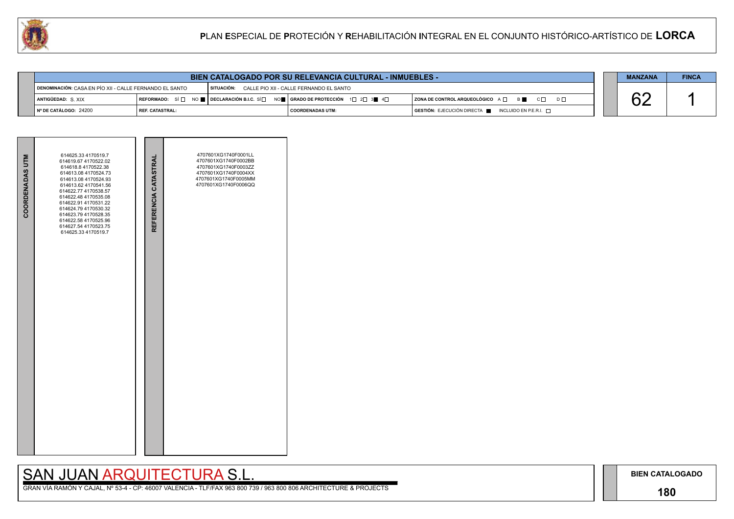# PLAN ESPECIAL DE PROTECIÓN Y REHABILITACIÓN INTEGRAL EN EL CONJUNTO HISTÓRICO-ARTÍSTICO DE LORCA

## BIEN CATALOGADO POR SU RELEVANCIA CULTURAL - INMUEBLES -

| | | | |
|---|---|---|---|
| **DENOMINACIÓN:** CASA EN PÍO XII - CALLE FERNANDO EL SANTO | **SITUACIÓN:** CALLE PIO XII - CALLE FERNANDO EL SANTO | | |
| **ANTIGÜEDAD:** S. XIX | **REFORMADO:** SÍ ☐ NO ■ **DECLARACIÓN B.I.C.** SÍ ☐ NO ■ | **GRADO DE PROTECCIÓN** 1☐ 2☐ 3■ 4☐ | **ZONA DE CONTROL ARQUEOLÓGICO** A ☐ B ■ C ☐ D ☐ |
| **Nº DE CATÁLOGO:** 24200 | **REF. CATASTRAL:** | **COORDENADAS UTM:** | **GESTIÓN:** EJECUCIÓN DIRECTA ■ INCLUIDO EN P.E.R.I. ☐ |

| MANZANA | FINCA |
|---|---|
| 62 | 1 |

| COORDENADAS UTM | REFERENCIA CATASTRAL |
|---|---|
| 614625.33 4170519.7<br>614619.67 4170522.02<br>614618.8 4170522.38<br>614613.08 4170524.73<br>614613.08 4170524.93<br>614613.62 4170541.56<br>614622.77 4170538.57<br>614622.48 4170535.08<br>614622.91 4170531.22<br>614624.79 4170530.32<br>614623.79 4170528.35<br>614622.58 4170525.96<br>614627.54 4170523.75<br>614625.33 4170519.7 | 4707601XG1740F0001LL<br>4707601XG1740F0002BB<br>4707601XG1740F0003ZZ<br>4707601XG1740F0004XX<br>4707601XG1740F0005MM<br>4707601XG1740F0006QQ |

SAN JUAN ARQUITECTURA S.L.

GRAN VÍA RAMÓN Y CAJAL, Nº 53-4 - CP: 46007 VALENCIA - TLF/FAX 963 800 739 / 963 800 806 ARCHITECTURE & PROJECTS

**BIEN CATALOGADO**

**180**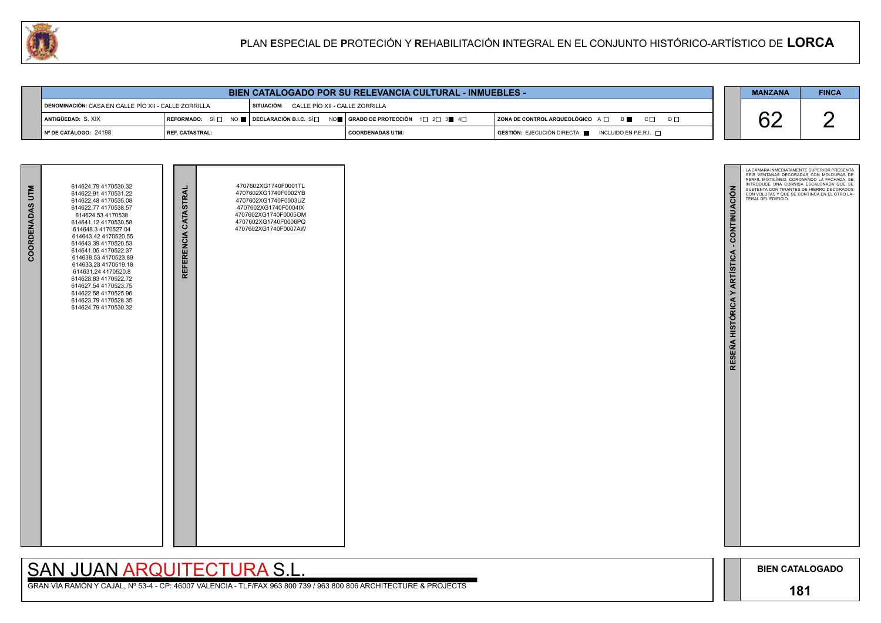# PLAN ESPECIAL DE PROTECIÓN Y REHABILITACIÓN INTEGRAL EN EL CONJUNTO HISTÓRICO-ARTÍSTICO DE LORCA

## BIEN CATALOGADO POR SU RELEVANCIA CULTURAL - INMUEBLES -

| | | | | |
|---|---|---|---|---|
| DENOMINACIÓN: CASA EN CALLE PÍO XII - CALLE ZORRILLA | | SITUACIÓN: CALLE PÍO XII - CALLE ZORRILLA | | |
| ANTIGÜEDAD: S. XIX | REFORMADO: SÍ ☐ NO ■ | DECLARACIÓN B.I.C. SÍ ☐ NO ■ | GRADO DE PROTECCIÓN 1☐ 2☐ 3■ 4☐ | ZONA DE CONTROL ARQUEOLÓGICO A ☐ B ■ C ☐ D ☐ |
| Nº DE CATÁLOGO: 24198 | REF. CATASTRAL: | | COORDENADAS UTM: | GESTIÓN: EJECUCIÓN DIRECTA ■ INCLUIDO EN P.E.R.I. ☐ |

| MANZANA | FINCA |
|---|---|
| 62 | 2 |

### COORDENADAS UTM

614624.79 4170530.32
614622.91 4170531.22
614622.48 4170535.08
614622.77 4170538.57
614624.53 4170538
614641.12 4170530.58
614648.3 4170527.04
614643.42 4170520.55
614643.39 4170520.53
614641.05 4170522.37
614638.53 4170523.89
614633.28 4170519.18
614631.24 4170520.8
614628.83 4170522.72
614627.54 4170523.75
614622.58 4170525.96
614623.79 4170528.35
614624.79 4170530.32

### REFERENCIA CATASTRAL

4707602XG1740F0001TL
4707602XG1740F0002YB
4707602XG1740F0003UZ
4707602XG1740F0004IX
4707602XG1740F0005OM
4707602XG1740F0006PQ
4707602XG1740F0007AW

### RESEÑA HISTÓRICA Y ARTÍSTICA - CONTINUACIÓN

LA CÁMARA INMEDIATAMENTE SUPERIOR PRESENTA SEIS VENTANAS DECORADAS CON MOLDURAS DE PERFIL MIXTILÍNEO. CORONANDO LA FACHADA, SE INTRODUCE UNA CORNISA ESCALONADA QUE SE SUSTENTA CON TIRANTES DE HIERRO DECORADOS CON VOLUTAS Y QUE SE CONTINÚA EN EL OTRO LATERAL DEL EDIFICIO.

SAN JUAN ARQUITECTURA S.L.

GRAN VÍA RAMÓN Y CAJAL, Nº 53-4 - CP: 46007 VALENCIA - TLF/FAX 963 800 739 / 963 800 806 ARCHITECTURE & PROJECTS

BIEN CATALOGADO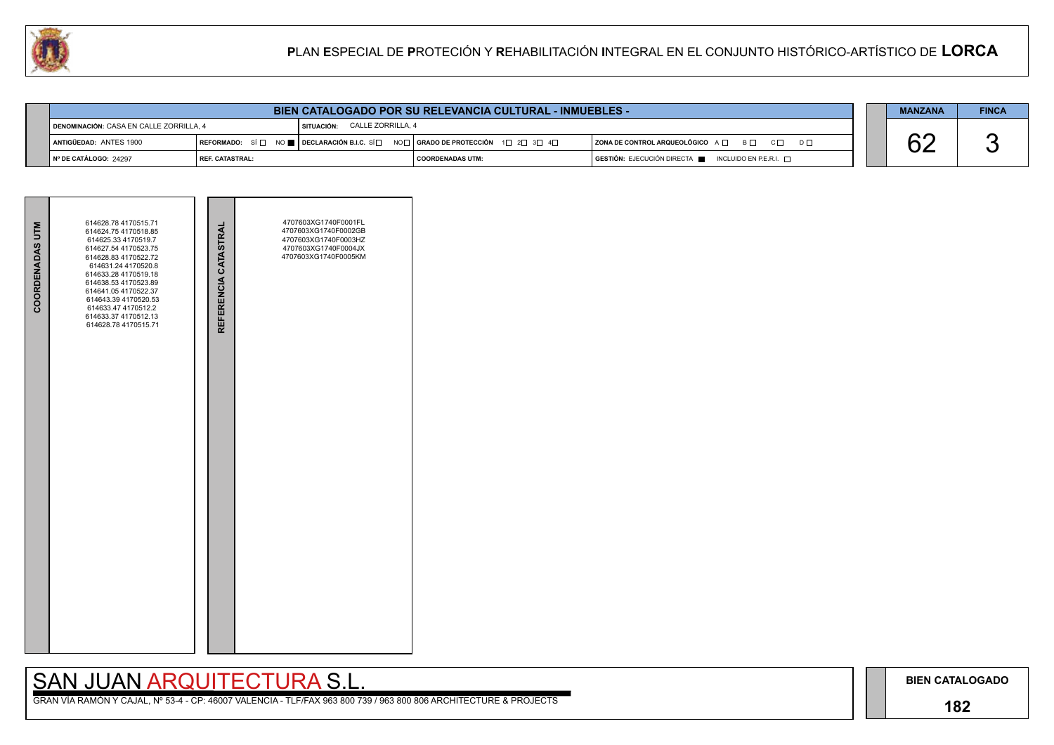# PLAN ESPECIAL DE PROTECIÓN Y REHABILITACIÓN INTEGRAL EN EL CONJUNTO HISTÓRICO-ARTÍSTICO DE LORCA

| BIEN CATALOGADO POR SU RELEVANCIA CULTURAL - INMUEBLES - | | | | |
|---|---|---|---|---|
| DENOMINACIÓN: CASA EN CALLE ZORRILLA, 4 | | SITUACIÓN: CALLE ZORRILLA, 4 | | |
| ANTIGÜEDAD: ANTES 1900 | REFORMADO: SÍ ☐ NO ■ | DECLARACIÓN B.I.C. SÍ ☐ NO ☐ | GRADO DE PROTECCIÓN 1☐ 2☐ 3☐ 4☐ | ZONA DE CONTROL ARQUEOLÓGICO A ☐ B ☐ C ☐ D ☐ |
| Nº DE CATÁLOGO: 24297 | REF. CATASTRAL: | | COORDENADAS UTM: | GESTIÓN: EJECUCIÓN DIRECTA ■ INCLUIDO EN P.E.R.I. ☐ |

| MANZANA | FINCA |
|---|---|
| 62 | 3 |

| COORDENADAS UTM | REFERENCIA CATASTRAL |
|---|---|
| 614628.78 4170515.71<br>614624.75 4170518.85<br>614625.33 4170519.7<br>614627.54 4170523.75<br>614628.83 4170522.72<br>614631.24 4170520.8<br>614633.28 4170519.18<br>614638.53 4170523.89<br>614641.05 4170522.37<br>614643.39 4170520.53<br>614633.47 4170512.2<br>614633.37 4170512.13<br>614628.78 4170515.71 | 4707603XG1740F0001FL<br>4707603XG1740F0002GB<br>4707603XG1740F0003HZ<br>4707603XG1740F0004JX<br>4707603XG1740F0005KM |

SAN JUAN ARQUITECTURA S.L.

GRAN VÍA RAMÓN Y CAJAL, Nº 53-4 - CP: 46007 VALENCIA - TLF/FAX 963 800 739 / 963 800 806 ARCHITECTURE & PROJECTS

BIEN CATALOGADO

182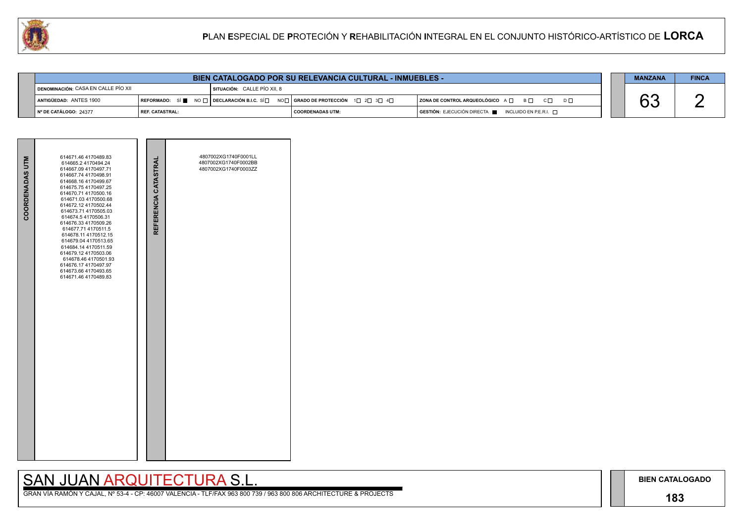# PLAN ESPECIAL DE PROTECIÓN Y REHABILITACIÓN INTEGRAL EN EL CONJUNTO HISTÓRICO-ARTÍSTICO DE LORCA

## BIEN CATALOGADO POR SU RELEVANCIA CULTURAL - INMUEBLES -

| | | | |
|---|---|---|---|
| DENOMINACIÓN: CASA EN CALLE PÍO XII | SITUACIÓN: CALLE PÍO XII, 8 | | |
| ANTIGÜEDAD: ANTES 1900 | REFORMADO: SÍ ■ NO □ / DECLARACIÓN B.I.C. SÍ □ NO □ | GRADO DE PROTECCIÓN 1□ 2□ 3□ 4□ | ZONA DE CONTROL ARQUEOLÓGICO A □ B □ C □ D □ |
| Nº DE CATÁLOGO: 24377 | REF. CATASTRAL: | COORDENADAS UTM: | GESTIÓN: EJECUCIÓN DIRECTA ■ INCLUIDO EN P.E.R.I. □ |

| MANZANA | FINCA |
|---|---|
| 63 | 2 |

| COORDENADAS UTM | REFERENCIA CATASTRAL |
|---|---|
| 614671.46 4170489.83<br>614665.2 4170494.24<br>614667.09 4170497.71<br>614667.74 4170498.91<br>614668.16 4170499.67<br>614675.75 4170497.25<br>614670.71 4170500.16<br>614671.03 4170500.68<br>614672.12 4170502.44<br>614673.71 4170505.03<br>614674.5 4170506.31<br>614676.33 4170509.26<br>614677.71 4170511.5<br>614678.11 4170512.15<br>614679.04 4170513.65<br>614684.14 4170511.59<br>614679.12 4170503.06<br>614678.46 4170501.93<br>614676.17 4170497.97<br>614673.66 4170493.65<br>614671.46 4170489.83 | 4807002XG1740F0001LL<br>4807002XG1740F0002BB<br>4807002XG1740F0003ZZ |

SAN JUAN ARQUITECTURA S.L.

GRAN VÍA RAMÓN Y CAJAL, Nº 53-4 - CP: 46007 VALENCIA - TLF/FAX 963 800 739 / 963 800 806 ARCHITECTURE & PROJECTS

BIEN CATALOGADO

183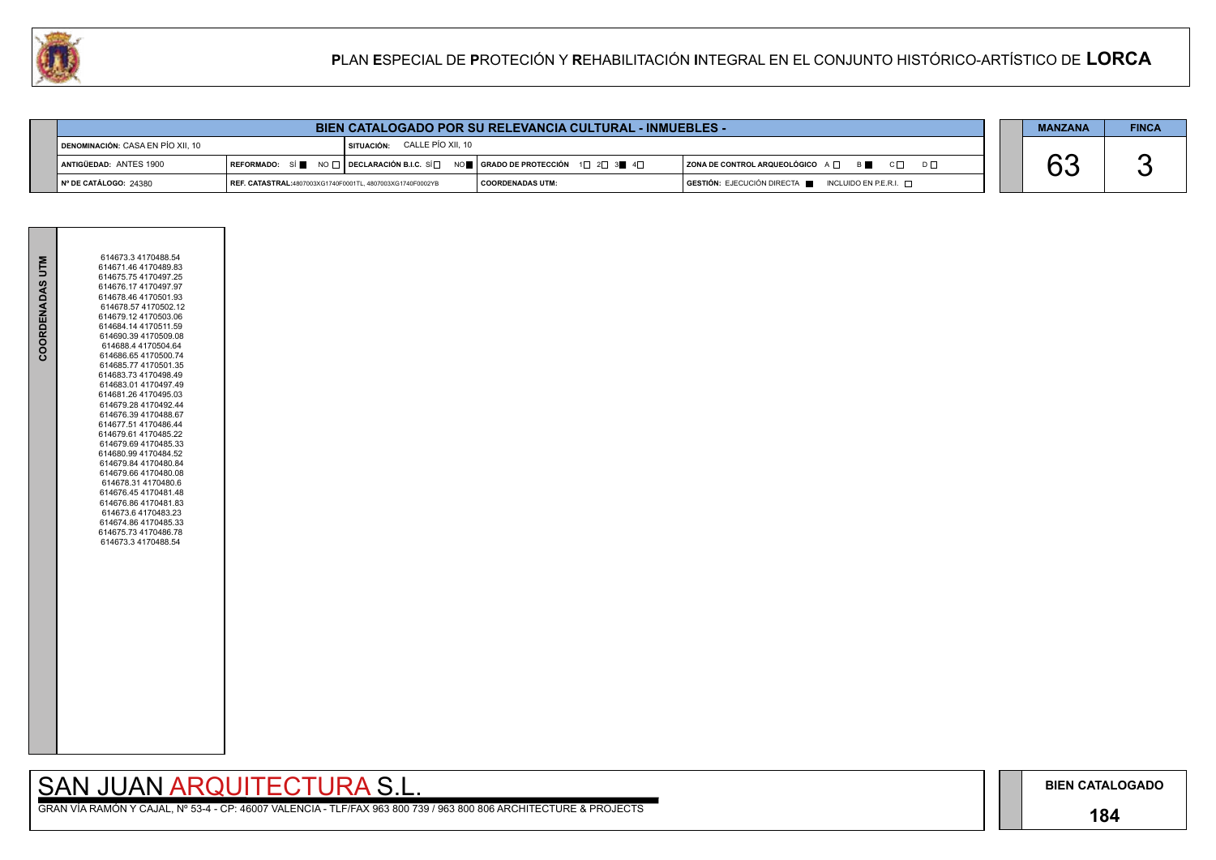# PLAN ESPECIAL DE PROTECIÓN Y REHABILITACIÓN INTEGRAL EN EL CONJUNTO HISTÓRICO-ARTÍSTICO DE LORCA

## BIEN CATALOGADO POR SU RELEVANCIA CULTURAL - INMUEBLES -

| | | | | |
|---|---|---|---|---|
| DENOMINACIÓN: CASA EN PÍO XII, 10 | SITUACIÓN: CALLE PÍO XII, 10 | | | |
| ANTIGÜEDAD: ANTES 1900 | REFORMADO: SÍ ■ NO □ | DECLARACIÓN B.I.C. SÍ □ NO ■ | GRADO DE PROTECCIÓN 1□ 2□ 3■ 4□ | ZONA DE CONTROL ARQUEOLÓGICO A □ B ■ C □ D □ |
| Nº DE CATÁLOGO: 24380 | REF. CATASTRAL:4807003XG1740F0001TL, 4807003XG1740F0002YB | COORDENADAS UTM: | GESTIÓN: EJECUCIÓN DIRECTA ■ INCLUIDO EN P.E.R.I. □ | |

| MANZANA | FINCA |
|---|---|
| 63 | 3 |

**COORDENADAS UTM**

614673.3 4170488.54
614671.46 4170489.83
614675.75 4170497.25
614676.17 4170497.97
614678.46 4170501.93
614678.57 4170502.12
614679.12 4170503.06
614684.14 4170511.59
614690.39 4170509.08
614688.4 4170504.64
614686.65 4170500.74
614685.77 4170501.35
614683.73 4170498.49
614683.01 4170497.49
614681.26 4170495.03
614679.28 4170492.44
614676.39 4170488.67
614677.51 4170486.44
614679.61 4170485.22
614679.69 4170485.33
614680.99 4170484.52
614679.84 4170480.84
614679.66 4170480.08
614678.31 4170480.6
614676.45 4170481.48
614676.86 4170481.83
614673.6 4170483.23
614674.86 4170485.33
614675.73 4170486.78
614673.3 4170488.54

SAN JUAN ARQUITECTURA S.L.

GRAN VÍA RAMÓN Y CAJAL, Nº 53-4 - CP: 46007 VALENCIA - TLF/FAX 963 800 739 / 963 800 806 ARCHITECTURE & PROJECTS

BIEN CATALOGADO

184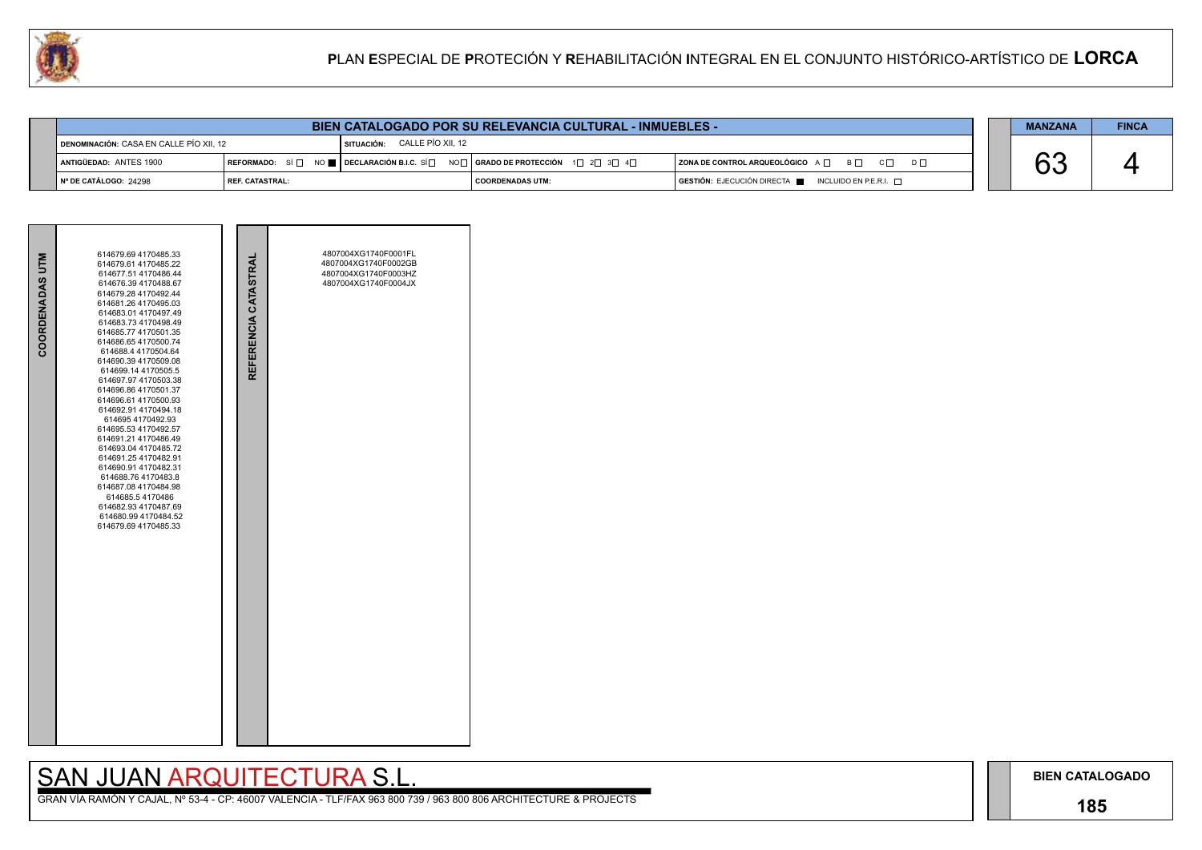# PLAN ESPECIAL DE PROTECIÓN Y REHABILITACIÓN INTEGRAL EN EL CONJUNTO HISTÓRICO-ARTÍSTICO DE LORCA

## BIEN CATALOGADO POR SU RELEVANCIA CULTURAL - INMUEBLES -

| | | | | |
|---|---|---|---|---|
| DENOMINACIÓN: CASA EN CALLE PÍO XII, 12 | | SITUACIÓN: CALLE PÍO XII, 12 | | |
| ANTIGÜEDAD: ANTES 1900 | REFORMADO: SÍ ☐ NO ■ | DECLARACIÓN B.I.C. SÍ ☐ NO ☐ | GRADO DE PROTECCIÓN 1☐ 2☐ 3☐ 4☐ | ZONA DE CONTROL ARQUEOLÓGICO A ☐ B ☐ C ☐ D ☐ |
| Nº DE CATÁLOGO: 24298 | REF. CATASTRAL: | | COORDENADAS UTM: | GESTIÓN: EJECUCIÓN DIRECTA ■ INCLUIDO EN P.E.R.I. ☐ |

| MANZANA | FINCA |
|---|---|
| 63 | 4 |

| COORDENADAS UTM | REFERENCIA CATASTRAL |
|---|---|
| 614679.69 4170485.33<br>614679.61 4170485.22<br>614677.51 4170486.44<br>614676.39 4170488.67<br>614679.28 4170492.44<br>614681.26 4170495.03<br>614683.01 4170497.49<br>614683.73 4170498.49<br>614685.77 4170501.35<br>614686.65 4170500.74<br>614688.4 4170504.64<br>614690.39 4170509.08<br>614699.14 4170505.5<br>614697.97 4170503.38<br>614696.86 4170501.37<br>614696.61 4170500.93<br>614692.91 4170494.18<br>614695 4170492.93<br>614695.53 4170492.57<br>614691.21 4170486.49<br>614693.04 4170485.72<br>614691.25 4170482.91<br>614690.91 4170482.31<br>614688.76 4170483.8<br>614687.08 4170484.98<br>614685.5 4170486<br>614682.93 4170487.69<br>614680.99 4170484.52<br>614679.69 4170485.33 | 4807004XG1740F0001FL<br>4807004XG1740F0002GB<br>4807004XG1740F0003HZ<br>4807004XG1740F0004JX |

SAN JUAN ARQUITECTURA S.L.

GRAN VÍA RAMÓN Y CAJAL, Nº 53-4 - CP: 46007 VALENCIA - TLF/FAX 963 800 739 / 963 800 806 ARCHITECTURE & PROJECTS

BIEN CATALOGADO

185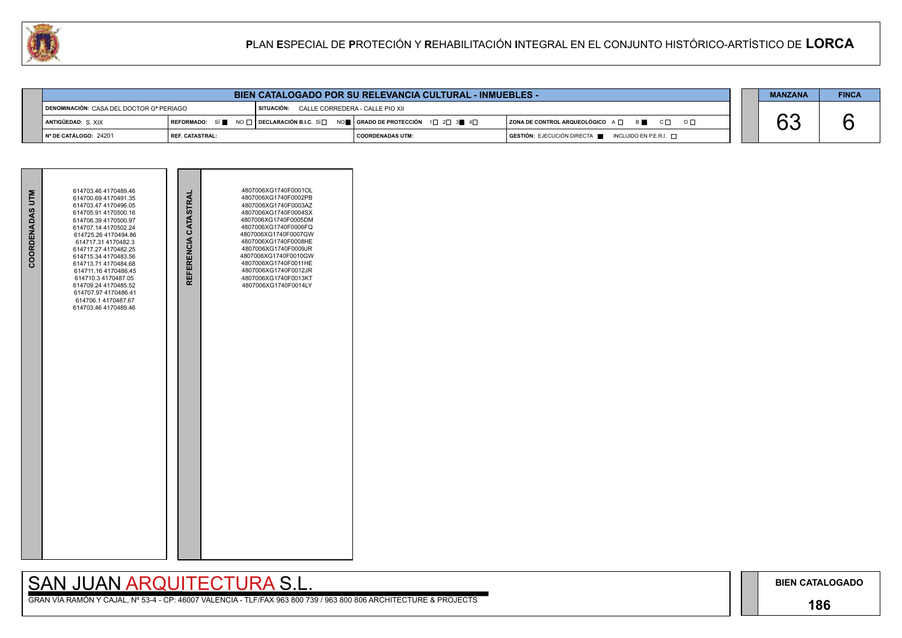# PLAN ESPECIAL DE PROTECIÓN Y REHABILITACIÓN INTEGRAL EN EL CONJUNTO HISTÓRICO-ARTÍSTICO DE LORCA

## BIEN CATALOGADO POR SU RELEVANCIA CULTURAL - INMUEBLES -

| | | | | MANZANA | FINCA |
|---|---|---|---|---|---|
| DENOMINACIÓN: CASA DEL DOCTOR Gª PERIAGO | SITUACIÓN: CALLE CORREDERA - CALLE PIO XII | | | 63 | 6 |
| ANTIGÜEDAD: S. XIX | REFORMADO: SÍ ■ NO □ | DECLARACIÓN B.I.C. SÍ □ NO ■ | GRADO DE PROTECCIÓN 1□ 2□ 3■ 4□ | ZONA DE CONTROL ARQUEOLÓGICO A □ B ■ C □ D □ | |
| Nº DE CATÁLOGO: 24201 | REF. CATASTRAL: | COORDENADAS UTM: | GESTIÓN: EJECUCIÓN DIRECTA ■ INCLUIDO EN P.E.R.I. □ | | |

| COORDENADAS UTM | REFERENCIA CATASTRAL |
|---|---|
| 614703.46 4170489.46 | 4807006XG1740F0001OL |
| 614700.69 4170491.35 | 4807006XG1740F0002PB |
| 614703.47 4170496.05 | 4807006XG1740F0003AZ |
| 614705.91 4170500.16 | 4807006XG1740F0004SX |
| 614706.39 4170500.97 | 4807006XG1740F0005DM |
| 614707.14 4170502.24 | 4807006XG1740F0006FQ |
| 614725.26 4170494.86 | 4807006XG1740F0007GW |
| 614717.31 4170482.3 | 4807006XG1740F0008HE |
| 614717.27 4170482.25 | 4807006XG1740F0009JR |
| 614715.34 4170483.56 | 4807006XG1740F0010GW |
| 614713.71 4170484.68 | 4807006XG1740F0011HE |
| 614711.16 4170486.45 | 4807006XG1740F0012JR |
| 614710.3 4170487.05 | 4807006XG1740F0013KT |
| 614709.24 4170485.52 | 4807006XG1740F0014LY |
| 614707.97 4170486.41 | |
| 614706.1 4170487.67 | |
| 614703.46 4170489.46 | |

SAN JUAN ARQUITECTURA S.L.

GRAN VÍA RAMÓN Y CAJAL, Nº 53-4 - CP: 46007 VALENCIA - TLF/FAX 963 800 739 / 963 800 806 ARCHITECTURE & PROJECTS

BIEN CATALOGADO

186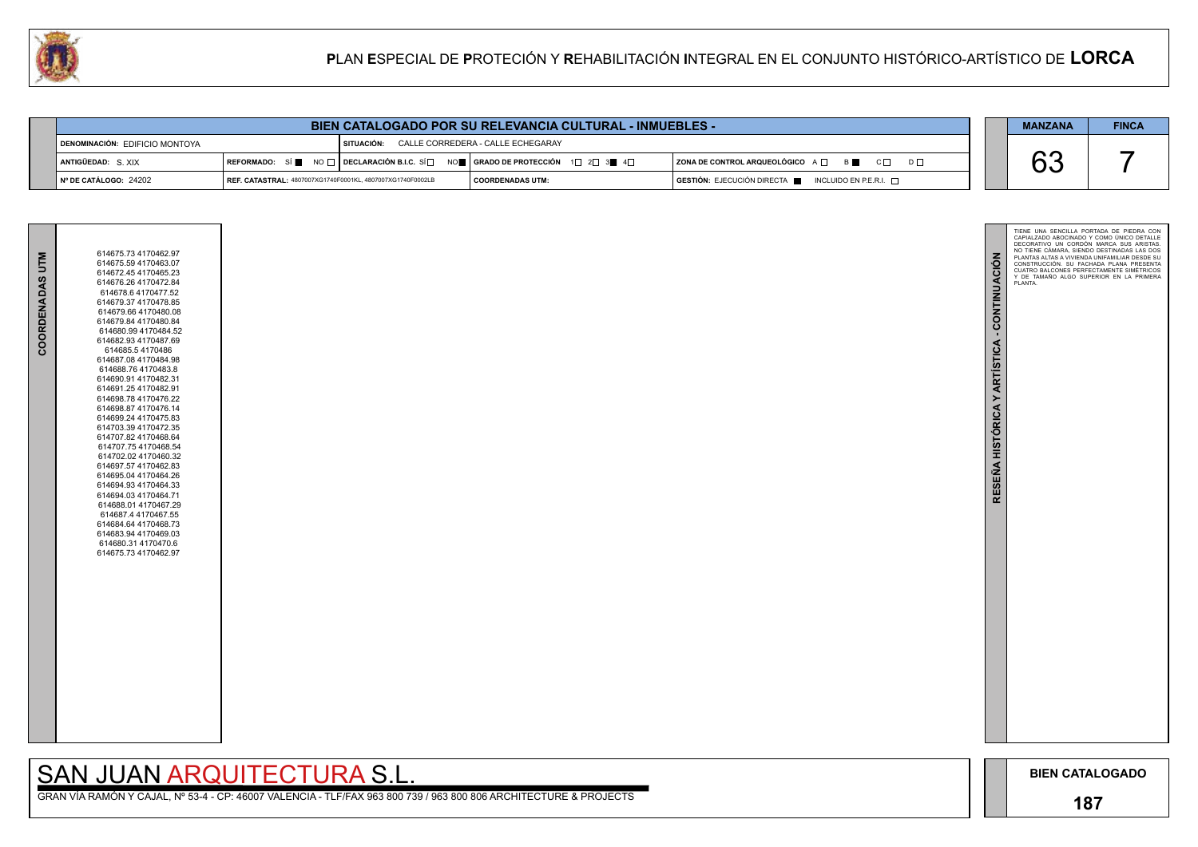# PLAN ESPECIAL DE PROTECIÓN Y REHABILITACIÓN INTEGRAL EN EL CONJUNTO HISTÓRICO-ARTÍSTICO DE LORCA

## BIEN CATALOGADO POR SU RELEVANCIA CULTURAL - INMUEBLES -

| | | | |
|---|---|---|---|
| DENOMINACIÓN: EDIFICIO MONTOYA | SITUACIÓN: CALLE CORREDERA - CALLE ECHEGARAY | | |
| ANTIGÜEDAD: S. XIX | REFORMADO: SÍ ■ NO □ / DECLARACIÓN B.I.C. SÍ □ NO ■ | GRADO DE PROTECCIÓN 1 □ 2 □ 3 ■ 4 □ | ZONA DE CONTROL ARQUEOLÓGICO A □ B ■ C □ D □ |
| Nº DE CATÁLOGO: 24202 | REF. CATASTRAL: 4807007XG1740F0001KL, 4807007XG1740F0002LB | COORDENADAS UTM: | GESTIÓN: EJECUCIÓN DIRECTA ■ INCLUIDO EN P.E.R.I. □ |

| MANZANA | FINCA |
|---|---|
| 63 | 7 |

### COORDENADAS UTM

614675.73 4170462.97
614675.59 4170463.07
614672.45 4170465.23
614676.26 4170472.84
614678.6 4170477.52
614679.37 4170478.85
614679.66 4170480.08
614679.84 4170480.84
614680.99 4170484.52
614682.93 4170487.69
614685.5 4170486
614687.08 4170484.98
614688.76 4170483.8
614690.91 4170482.31
614691.25 4170482.91
614698.78 4170476.22
614698.87 4170476.14
614699.24 4170475.83
614703.39 4170472.35
614707.82 4170468.64
614707.75 4170468.54
614702.02 4170460.32
614697.57 4170462.83
614695.04 4170464.26
614694.93 4170464.33
614694.03 4170464.71
614688.01 4170467.29
614687.4 4170467.55
614684.64 4170468.73
614683.94 4170469.03
614680.31 4170470.6
614675.73 4170462.97

### RESEÑA HISTÓRICA Y ARTÍSTICA - CONTINUACIÓN

TIENE UNA SENCILLA PORTADA DE PIEDRA CON CAPIALZADO ABOCINADO Y COMO ÚNICO DETALLE DECORATIVO UN CORDÓN MARCA SUS ARISTAS. NO TIENE CÁMARA, SIENDO DESTINADAS LAS DOS PLANTAS ALTAS A VIVIENDA UNIFAMILIAR DESDE SU CONSTRUCCIÓN. SU FACHADA PLANA PRESENTA CUATRO BALCONES PERFECTAMENTE SIMÉTRICOS Y DE TAMAÑO ALGO SUPERIOR EN LA PRIMERA PLANTA.

SAN JUAN ARQUITECTURA S.L.

GRAN VÍA RAMÓN Y CAJAL, Nº 53-4 - CP: 46007 VALENCIA - TLF/FAX 963 800 739 / 963 800 806 ARCHITECTURE & PROJECTS

BIEN CATALOGADO

187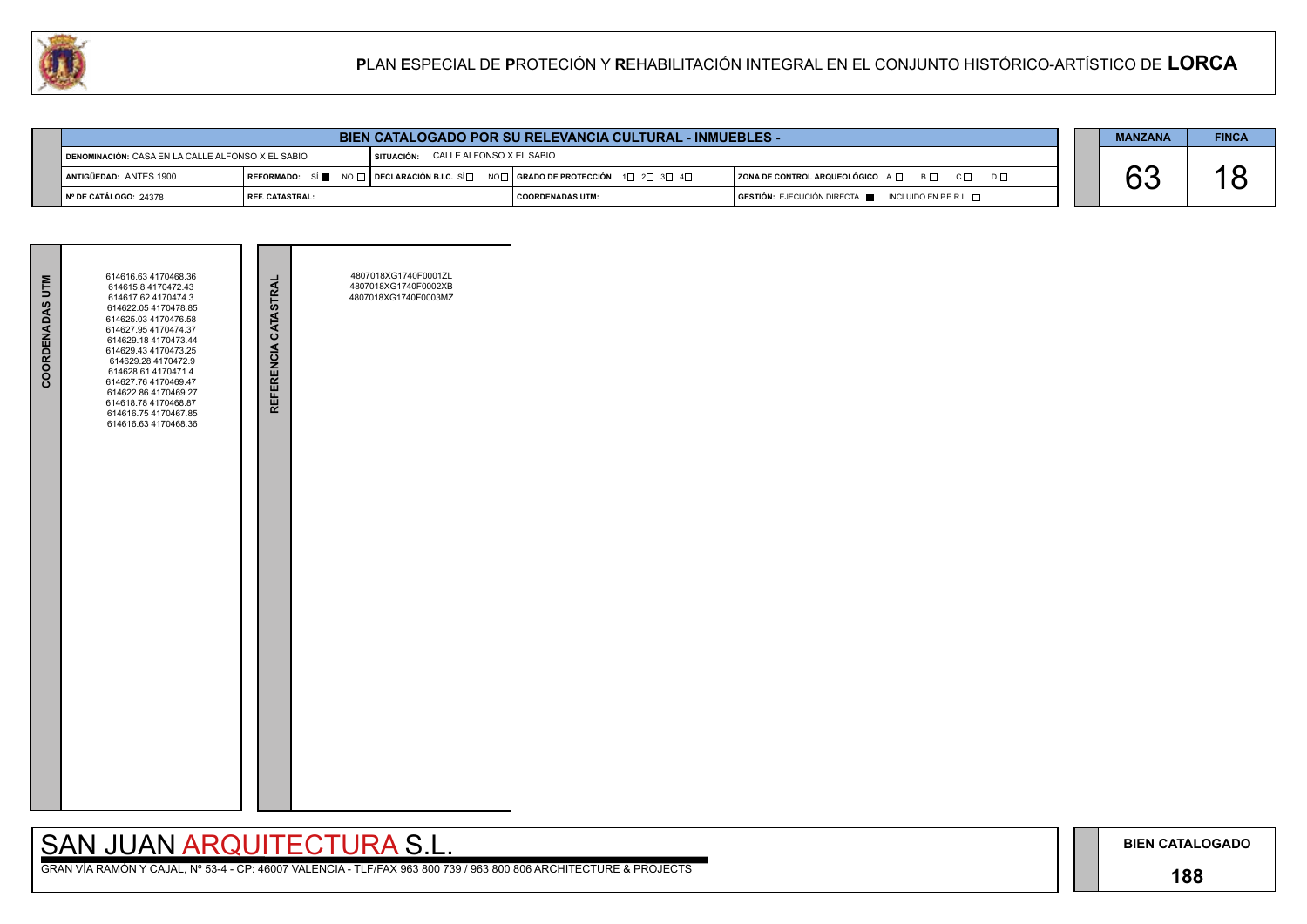# PLAN ESPECIAL DE PROTECIÓN Y REHABILITACIÓN INTEGRAL EN EL CONJUNTO HISTÓRICO-ARTÍSTICO DE LORCA

## BIEN CATALOGADO POR SU RELEVANCIA CULTURAL - INMUEBLES -

| | | | | |
|---|---|---|---|---|
| **DENOMINACIÓN:** CASA EN LA CALLE ALFONSO X EL SABIO | **SITUACIÓN:** CALLE ALFONSO X EL SABIO | | | |
| **ANTIGÜEDAD:** ANTES 1900 | **REFORMADO:** SÍ ■ NO □ | **DECLARACIÓN B.I.C.** SÍ □ NO □ | **GRADO DE PROTECCIÓN** 1□ 2□ 3□ 4□ | **ZONA DE CONTROL ARQUEOLÓGICO** A □ B □ C □ D □ |
| **Nº DE CATÁLOGO:** 24378 | **REF. CATASTRAL:** | | **COORDENADAS UTM:** | **GESTIÓN:** EJECUCIÓN DIRECTA ■ INCLUIDO EN P.E.R.I. □ |

| MANZANA | FINCA |
|---|---|
| 63 | 18 |

| COORDENADAS UTM | REFERENCIA CATASTRAL |
|---|---|
| 614616.63 4170468.36<br>614615.8 4170472.43<br>614617.62 4170474.3<br>614622.05 4170478.85<br>614625.03 4170476.58<br>614627.95 4170474.37<br>614629.18 4170473.44<br>614629.43 4170473.25<br>614629.28 4170472.9<br>614628.61 4170471.4<br>614627.76 4170469.47<br>614622.86 4170469.27<br>614618.78 4170468.87<br>614616.75 4170467.85<br>614616.63 4170468.36 | 4807018XG1740F0001ZL<br>4807018XG1740F0002XB<br>4807018XG1740F0003MZ |

SAN JUAN ARQUITECTURA S.L.

GRAN VÍA RAMÓN Y CAJAL, Nº 53-4 - CP: 46007 VALENCIA - TLF/FAX 963 800 739 / 963 800 806 ARCHITECTURE & PROJECTS

**BIEN CATALOGADO**

**188**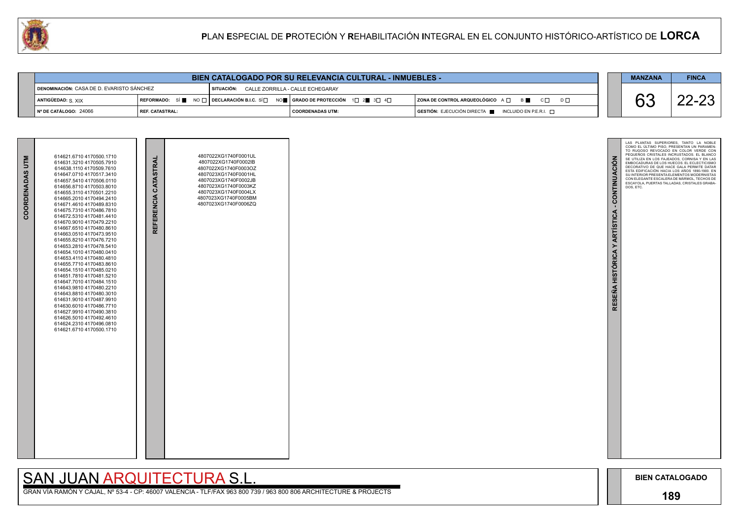# PLAN ESPECIAL DE PROTECIÓN Y REHABILITACIÓN INTEGRAL EN EL CONJUNTO HISTÓRICO-ARTÍSTICO DE LORCA

## BIEN CATALOGADO POR SU RELEVANCIA CULTURAL - INMUEBLES -

| | | | | |
|---|---|---|---|---|
| DENOMINACIÓN: CASA DE D. EVARISTO SÁNCHEZ | | SITUACIÓN: CALLE ZORRILLA - CALLE ECHEGARAY | | |
| ANTIGÜEDAD: S. XIX | REFORMADO: SÍ ■ NO □ | DECLARACIÓN B.I.C. SÍ □ NO ■ | GRADO DE PROTECCIÓN 1□ 2■ 3□ 4□ | ZONA DE CONTROL ARQUEOLÓGICO A □ B ■ C □ D □ |
| Nº DE CATÁLOGO: 24066 | REF. CATASTRAL: | | COORDENADAS UTM: | GESTIÓN: EJECUCIÓN DIRECTA ■ INCLUIDO EN P.E.R.I. □ |

| MANZANA | FINCA |
|---|---|
| 63 | 22-23 |

**COORDENADAS UTM**

614621.6710 4170500.1710
614631.3210 4170505.7910
614638.1110 4170509.7610
614647.0710 4170517.3410
614657.5410 4170506.0110
614656.8710 4170503.8010
614655.3110 4170501.2210
614665.2010 4170494.2410
614671.4610 4170489.8310
614675.7310 4170486.7810
614672.5310 4170481.4410
614670.9010 4170479.2210
614667.6510 4170480.8610
614663.0510 4170473.9510
614655.8210 4170476.7210
614653.2810 4170478.5410
614654.1010 4170480.0410
614653.4110 4170480.4810
614655.7710 4170483.8610
614654.1510 4170485.0210
614651.7810 4170481.5210
614647.7010 4170484.1510
614643.9810 4170480.2210
614643.8810 4170480.3010
614631.9010 4170487.9910
614630.6010 4170486.7710
614627.9910 4170490.3810
614626.5010 4170492.4610
614624.2310 4170496.0810
614621.6710 4170500.1710

**REFERENCIA CATASTRAL**

4807022XG1740F0001UL
4807022XG1740F0002IB
4807022XG1740F0003OZ
4807023XG1740F0001HL
4807023XG1740F0002JB
4807023XG1740F0003KZ
4807023XG1740F0004LX
4807023XG1740F0005BM
4807023XG1740F0006ZQ

**RESEÑA HISTÓRICA Y ARTÍSTICA - CONTINUACIÓN**

LAS PLANTAS SUPERIORES, TANTO LA NOBLE COMO EL ÚLTIMO PISO, PRESENTAN UN PARAMENTO RUGOSO REVOCADO EN COLOR VERDE CON PEQUEÑOS CRISTALES INCRUSTADOS. EL BLANCO SE UTILIZA EN LOS FAJEADOS, CORNISA Y EN LAS EMBOCADURAS DE LOS HUECOS. EL ECLECTICISMO DECORATIVO DE QUE HACE GALA PERMITE DATAR ESTA EDIFICACIÓN HACIA LOS AÑOS 1890-1900. EN SU INTERIOR PRESENTA ELEMENTOS MODERNISTAS CON ELEGANTE ESCALERA DE MÁRMOL, TECHOS DE ESCAYOLA, PUERTAS TALLADAS, CRISTALES GRABADOS, ETC.

SAN JUAN ARQUITECTURA S.L.

GRAN VÍA RAMÓN Y CAJAL, Nº 53-4 - CP: 46007 VALENCIA - TLF/FAX 963 800 739 / 963 800 806 ARCHITECTURE & PROJECTS

**BIEN CATALOGADO**

**189**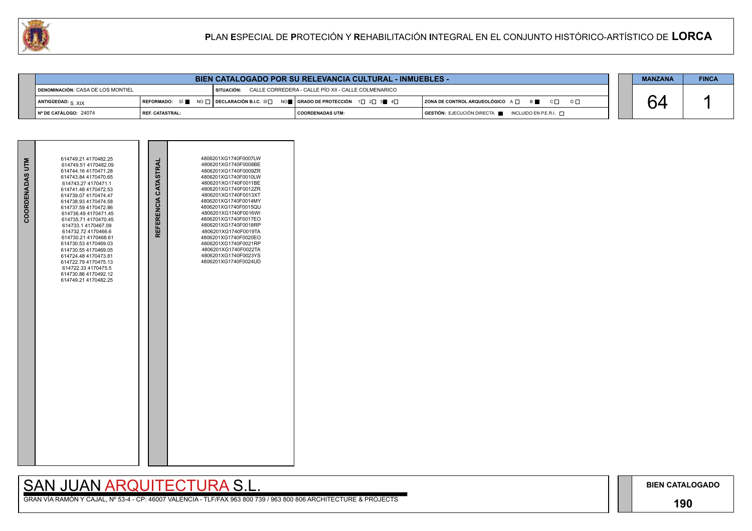# PLAN ESPECIAL DE PROTECIÓN Y REHABILITACIÓN INTEGRAL EN EL CONJUNTO HISTÓRICO-ARTÍSTICO DE LORCA

## BIEN CATALOGADO POR SU RELEVANCIA CULTURAL - INMUEBLES -

| | | | | |
|---|---|---|---|---|
| DENOMINACIÓN: CASA DE LOS MONTIEL | | SITUACIÓN: CALLE CORREDERA - CALLE PÍO XII - CALLE COLMENARICO | | |
| ANTIGÜEDAD: S. XIX | REFORMADO: SÍ ■ NO □ | DECLARACIÓN B.I.C. SÍ □ NO ■ | GRADO DE PROTECCIÓN 1□ 2□ 3■ 4□ | ZONA DE CONTROL ARQUEOLÓGICO A □ B ■ C □ D □ |
| Nº DE CATÁLOGO: 24074 | REF. CATASTRAL: | | COORDENADAS UTM: | GESTIÓN: EJECUCIÓN DIRECTA ■ INCLUIDO EN P.E.R.I. □ |

| MANZANA | FINCA |
|---|---|
| 64 | 1 |

| COORDENADAS UTM | REFERENCIA CATASTRAL |
|---|---|
| 614749.21 4170482.25 | 4806201XG1740F0007LW |
| 614749.51 4170482.09 | 4806201XG1740F0008BE |
| 614744.16 4170471.28 | 4806201XG1740F0009ZR |
| 614743.84 4170470.65 | 4806201XG1740F0010LW |
| 614743.27 4170471.1 | 4806201XG1740F0011BE |
| 614741.48 4170472.53 | 4806201XG1740F0012ZR |
| 614739.07 4170474.47 | 4806201XG1740F0013XT |
| 614738.93 4170474.58 | 4806201XG1740F0014MY |
| 614737.59 4170472.86 | 4806201XG1740F0015QU |
| 614736.49 4170471.45 | 4806201XG1740F0016WI |
| 614735.71 4170470.45 | 4806201XG1740F0017EO |
| 614733.1 4170467.09 | 4806201XG1740F0018RP |
| 614732.72 4170466.6 | 4806201XG1740F0019TA |
| 614730.21 4170468.61 | 4806201XG1740F0020EO |
| 614730.53 4170469.03 | 4806201XG1740F0021RP |
| 614730.55 4170469.05 | 4806201XG1740F0022TA |
| 614724.48 4170473.81 | 4806201XG1740F0023YS |
| 614722.79 4170475.13 | 4806201XG1740F0024UD |
| 614722.33 4170475.5 | |
| 614730.86 4170492.12 | |
| 614749.21 4170482.25 | |

SAN JUAN ARQUITECTURA S.L.

GRAN VÍA RAMÓN Y CAJAL, Nº 53-4 - CP: 46007 VALENCIA - TLF/FAX 963 800 739 / 963 800 806 ARCHITECTURE & PROJECTS

BIEN CATALOGADO

190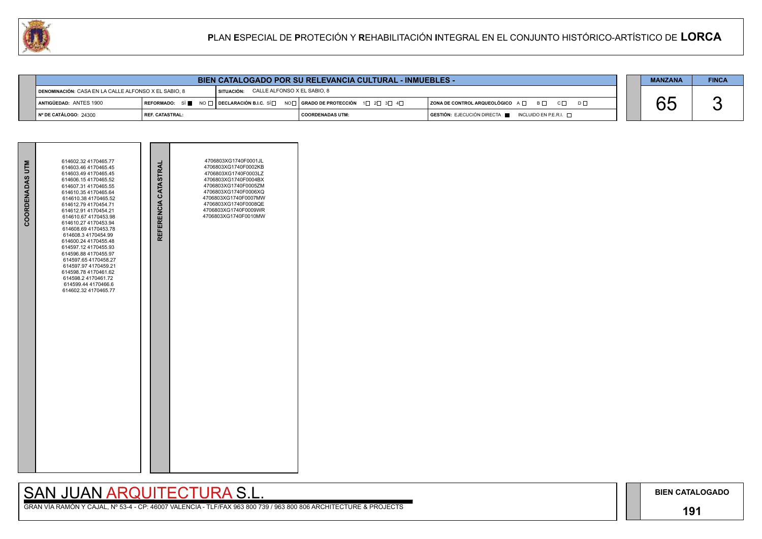# PLAN ESPECIAL DE PROTECIÓN Y REHABILITACIÓN INTEGRAL EN EL CONJUNTO HISTÓRICO-ARTÍSTICO DE LORCA

## BIEN CATALOGADO POR SU RELEVANCIA CULTURAL - INMUEBLES -

| | | | |
|---|---|---|---|
| DENOMINACIÓN: CASA EN LA CALLE ALFONSO X EL SABIO, 8 | SITUACIÓN: CALLE ALFONSO X EL SABIO, 8 | | |
| ANTIGÜEDAD: ANTES 1900 | REFORMADO: SÍ ■ NO □ / DECLARACIÓN B.I.C. SÍ □ NO □ | GRADO DE PROTECCIÓN 1□ 2□ 3□ 4□ | ZONA DE CONTROL ARQUEOLÓGICO A □ B □ C □ D □ |
| Nº DE CATÁLOGO: 24300 | REF. CATASTRAL: | COORDENADAS UTM: | GESTIÓN: EJECUCIÓN DIRECTA ■ INCLUIDO EN P.E.R.I. □ |

| MANZANA | FINCA |
|---|---|
| 65 | 3 |

**COORDENADAS UTM**

614602.32 4170465.77
614603.46 4170465.45
614603.49 4170465.45
614606.15 4170465.52
614607.31 4170465.55
614610.35 4170465.64
614610.38 4170465.52
614612.79 4170454.71
614612.91 4170454.21
614610.67 4170453.98
614610.27 4170453.94
614608.69 4170453.78
614608.3 4170454.99
614600.24 4170455.48
614597.12 4170455.93
614596.88 4170455.97
614597.65 4170458.27
614597.97 4170459.21
614598.78 4170461.62
614598.2 4170461.72
614599.44 4170466.6
614602.32 4170465.77

**REFERENCIA CATASTRAL**

4706803XG1740F0001JL
4706803XG1740F0002KB
4706803XG1740F0003LZ
4706803XG1740F0004BX
4706803XG1740F0005ZM
4706803XG1740F0006XQ
4706803XG1740F0007MW
4706803XG1740F0008QE
4706803XG1740F0009WR
4706803XG1740F0010MW

SAN JUAN ARQUITECTURA S.L.

GRAN VÍA RAMÓN Y CAJAL, Nº 53-4 - CP: 46007 VALENCIA - TLF/FAX 963 800 739 / 963 800 806 ARCHITECTURE & PROJECTS

BIEN CATALOGADO

191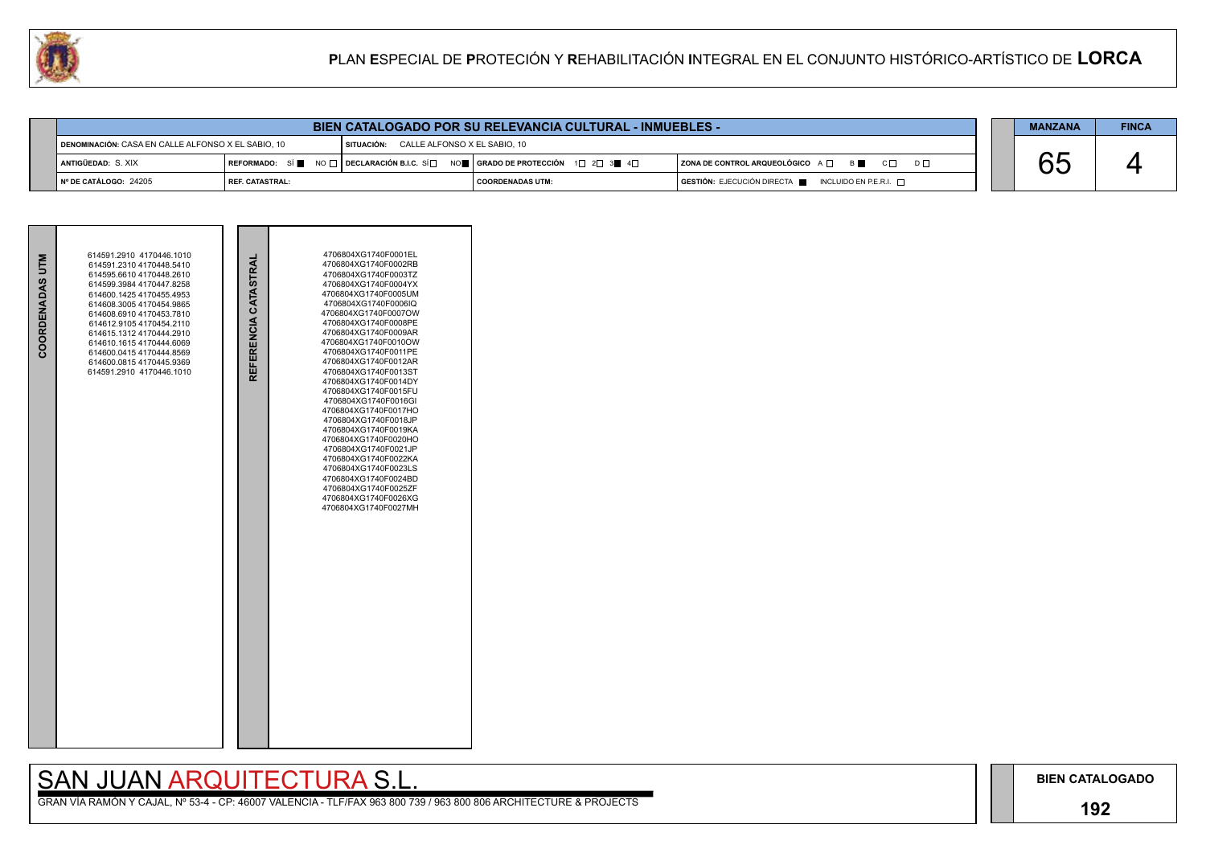# PLAN ESPECIAL DE PROTECIÓN Y REHABILITACIÓN INTEGRAL EN EL CONJUNTO HISTÓRICO-ARTÍSTICO DE LORCA

## BIEN CATALOGADO POR SU RELEVANCIA CULTURAL - INMUEBLES -

| | | | | | MANZANA | FINCA |
|---|---|---|---|---|---|---|
| DENOMINACIÓN: CASA EN CALLE ALFONSO X EL SABIO, 10 | | SITUACIÓN: CALLE ALFONSO X EL SABIO, 10 | | | 65 | 4 |
| ANTIGÜEDAD: S. XIX | REFORMADO: SÍ ■ NO □ | DECLARACIÓN B.I.C. SÍ □ NO ■ | GRADO DE PROTECCIÓN 1□ 2□ 3■ 4□ | ZONA DE CONTROL ARQUEOLÓGICO A □ B ■ C □ D □ | | |
| Nº DE CATÁLOGO: 24205 | REF. CATASTRAL: | | COORDENADAS UTM: | GESTIÓN: EJECUCIÓN DIRECTA ■ INCLUIDO EN P.E.R.I. □ | | |

| COORDENADAS UTM | REFERENCIA CATASTRAL |
|---|---|
| 614591.2910 4170446.1010 | 4706804XG1740F0001EL |
| 614591.2310 4170448.5410 | 4706804XG1740F0002RB |
| 614595.6610 4170448.2610 | 4706804XG1740F0003TZ |
| 614599.3984 4170447.8258 | 4706804XG1740F0004YX |
| 614600.1425 4170455.4953 | 4706804XG1740F0005UM |
| 614608.3005 4170454.9865 | 4706804XG1740F0006IQ |
| 614608.6910 4170453.7810 | 4706804XG1740F0007OW |
| 614612.9105 4170454.2110 | 4706804XG1740F0008PE |
| 614615.1312 4170444.2910 | 4706804XG1740F0009AR |
| 614610.1615 4170444.6069 | 4706804XG1740F0010OW |
| 614600.0415 4170444.8569 | 4706804XG1740F0011PE |
| 614600.0815 4170445.9369 | 4706804XG1740F0012AR |
| 614591.2910 4170446.1010 | 4706804XG1740F0013ST |
| | 4706804XG1740F0014DY |
| | 4706804XG1740F0015FU |
| | 4706804XG1740F0016GI |
| | 4706804XG1740F0017HO |
| | 4706804XG1740F0018JP |
| | 4706804XG1740F0019KA |
| | 4706804XG1740F0020HO |
| | 4706804XG1740F0021JP |
| | 4706804XG1740F0022KA |
| | 4706804XG1740F0023LS |
| | 4706804XG1740F0024BD |
| | 4706804XG1740F0025ZF |
| | 4706804XG1740F0026XG |
| | 4706804XG1740F0027MH |

SAN JUAN ARQUITECTURA S.L.

GRAN VÍA RAMÓN Y CAJAL, Nº 53-4 - CP: 46007 VALENCIA - TLF/FAX 963 800 739 / 963 800 806 ARCHITECTURE & PROJECTS

BIEN CATALOGADO

192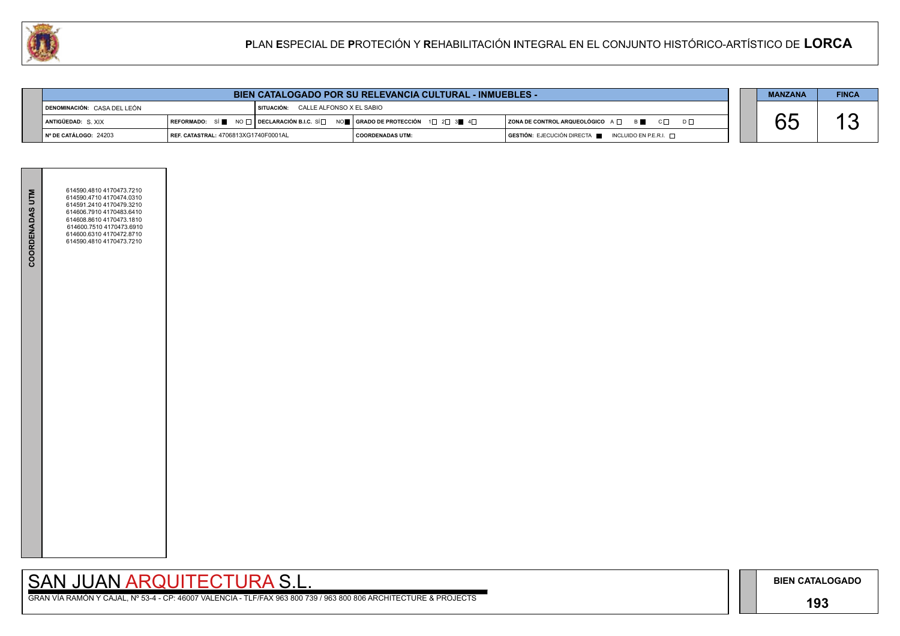# PLAN ESPECIAL DE PROTECIÓN Y REHABILITACIÓN INTEGRAL EN EL CONJUNTO HISTÓRICO-ARTÍSTICO DE LORCA

## BIEN CATALOGADO POR SU RELEVANCIA CULTURAL - INMUEBLES -

| | | | |
|---|---|---|---|
| DENOMINACIÓN: CASA DEL LEÓN | SITUACIÓN: CALLE ALFONSO X EL SABIO | | |
| ANTIGÜEDAD: S. XIX | REFORMADO: SÍ ■ NO □ / DECLARACIÓN B.I.C. SÍ □ NO ■ | GRADO DE PROTECCIÓN 1□ 2□ 3■ 4□ | ZONA DE CONTROL ARQUEOLÓGICO A □ B ■ C □ D □ |
| Nº DE CATÁLOGO: 24203 | REF. CATASTRAL: 4706813XG1740F0001AL | COORDENADAS UTM: | GESTIÓN: EJECUCIÓN DIRECTA ■ INCLUIDO EN P.E.R.I. □ |

| MANZANA | FINCA |
|---|---|
| 65 | 13 |

**COORDENADAS UTM**

614590.4810 4170473.7210
614590.4710 4170474.0310
614591.2410 4170479.3210
614606.7910 4170483.6410
614608.8610 4170473.1810
614600.7510 4170473.6910
614600.6310 4170472.8710
614590.4810 4170473.7210

SAN JUAN ARQUITECTURA S.L.
GRAN VÍA RAMÓN Y CAJAL, Nº 53-4 - CP: 46007 VALENCIA - TLF/FAX 963 800 739 / 963 800 806 ARCHITECTURE & PROJECTS

BIEN CATALOGADO
193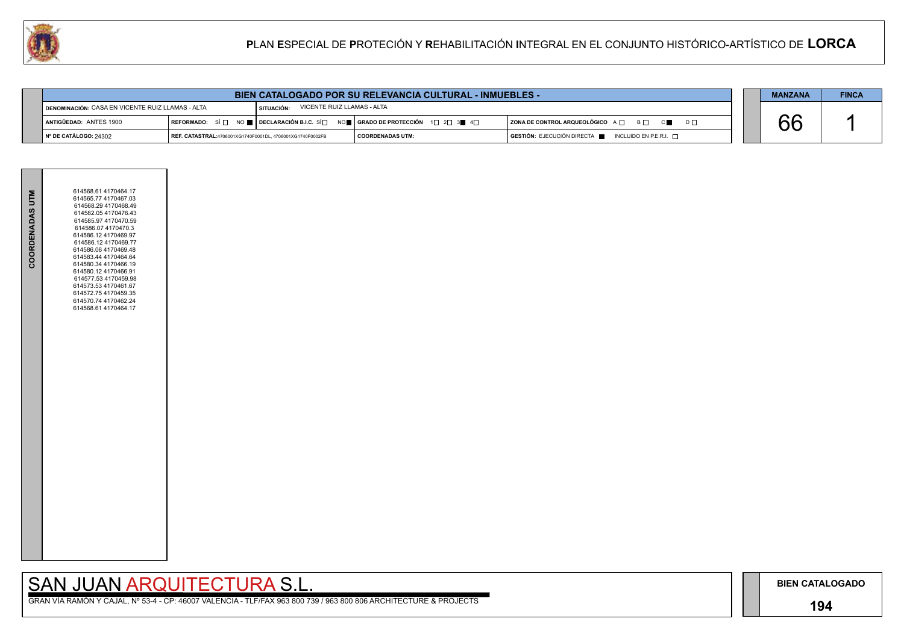# PLAN ESPECIAL DE PROTECIÓN Y REHABILITACIÓN INTEGRAL EN EL CONJUNTO HISTÓRICO-ARTÍSTICO DE LORCA

## BIEN CATALOGADO POR SU RELEVANCIA CULTURAL - INMUEBLES -

| | | | |
|---|---|---|---|
| **DENOMINACIÓN:** CASA EN VICENTE RUIZ LLAMAS - ALTA | **SITUACIÓN:** VICENTE RUIZ LLAMAS - ALTA | | |
| **ANTIGÜEDAD:** ANTES 1900 | **REFORMADO:** SÍ ☐ NO ■ | **DECLARACIÓN B.I.C.** SÍ ☐ NO ■ | **GRADO DE PROTECCIÓN** 1☐ 2☐ 3■ 4☐ |
| **ZONA DE CONTROL ARQUEOLÓGICO** A ☐ B ☐ C ■ D ☐ | | | |
| **Nº DE CATÁLOGO:** 24302 | **REF. CATASTRAL:** 4706001XG1740F0001DL, 4706001XG1740F0002FB | **COORDENADAS UTM:** | **GESTIÓN:** EJECUCIÓN DIRECTA ■ INCLUIDO EN P.E.R.I. ☐ |

| MANZANA | FINCA |
|---|---|
| 66 | 1 |

**COORDENADAS UTM**

614568.61 4170464.17
614565.77 4170467.03
614568.29 4170468.49
614582.05 4170476.43
614585.97 4170470.59
614586.07 4170470.3
614586.12 4170469.97
614586.12 4170469.77
614586.06 4170469.48
614583.44 4170464.64
614580.34 4170466.19
614580.12 4170466.91
614577.53 4170459.98
614573.53 4170461.67
614572.75 4170459.35
614570.74 4170462.24
614568.61 4170464.17

SAN JUAN ARQUITECTURA S.L.

GRAN VÍA RAMÓN Y CAJAL, Nº 53-4 - CP: 46007 VALENCIA - TLF/FAX 963 800 739 / 963 800 806 ARCHITECTURE & PROJECTS

**BIEN CATALOGADO**

**194**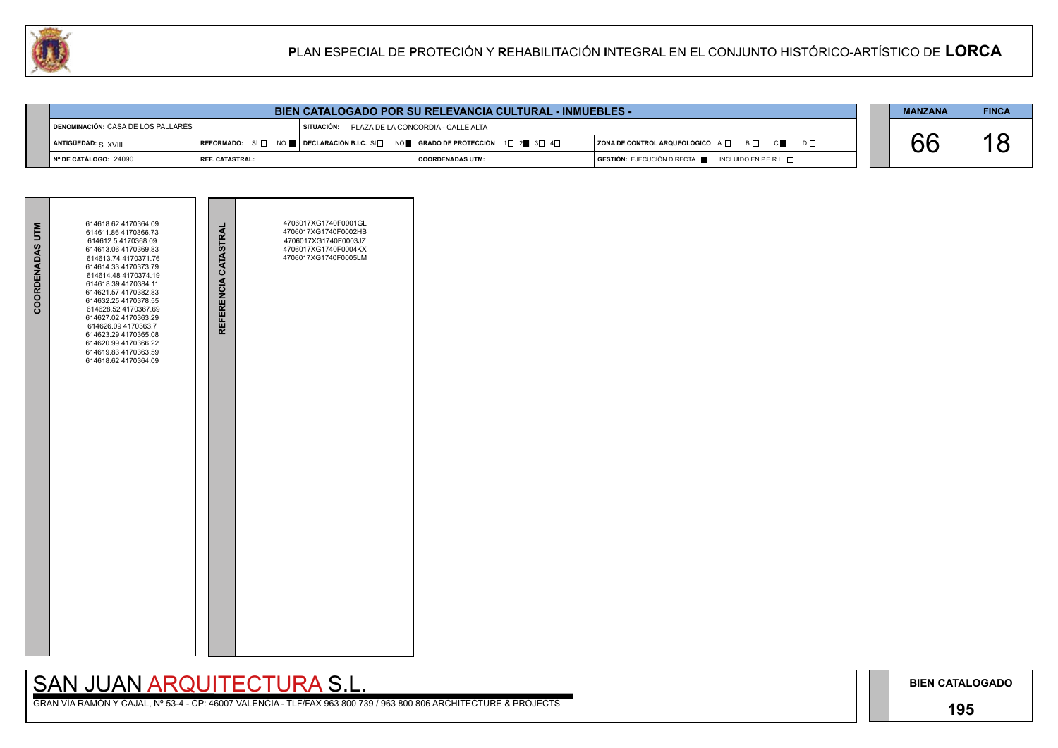# PLAN ESPECIAL DE PROTECIÓN Y REHABILITACIÓN INTEGRAL EN EL CONJUNTO HISTÓRICO-ARTÍSTICO DE LORCA

## BIEN CATALOGADO POR SU RELEVANCIA CULTURAL - INMUEBLES -

| | | | |
|---|---|---|---|
| DENOMINACIÓN: CASA DE LOS PALLARÉS | SITUACIÓN: PLAZA DE LA CONCORDIA - CALLE ALTA | | |
| ANTIGÜEDAD: S. XVIII | REFORMADO: SÍ ☐ NO ■ / DECLARACIÓN B.I.C. SÍ ☐ NO ■ | GRADO DE PROTECCIÓN 1☐ 2■ 3☐ 4☐ | ZONA DE CONTROL ARQUEOLÓGICO A ☐ B ☐ C ■ D ☐ |
| Nº DE CATÁLOGO: 24090 | REF. CATASTRAL: | COORDENADAS UTM: | GESTIÓN: EJECUCIÓN DIRECTA ■ INCLUIDO EN P.E.R.I. ☐ |

| MANZANA | FINCA |
|---|---|
| 66 | 18 |

**COORDENADAS UTM**

614618.62 4170364.09
614611.86 4170366.73
614612.5 4170368.09
614613.06 4170369.83
614613.74 4170371.76
614614.33 4170373.79
614614.48 4170374.19
614618.39 4170384.11
614621.57 4170382.83
614632.25 4170378.55
614628.52 4170367.69
614627.02 4170363.29
614626.09 4170363.7
614623.29 4170365.08
614620.99 4170366.22
614619.83 4170363.59
614618.62 4170364.09

**REFERENCIA CATASTRAL**

4706017XG1740F0001GL
4706017XG1740F0002HB
4706017XG1740F0003JZ
4706017XG1740F0004KX
4706017XG1740F0005LM

SAN JUAN ARQUITECTURA S.L.

GRAN VÍA RAMÓN Y CAJAL, Nº 53-4 - CP: 46007 VALENCIA - TLF/FAX 963 800 739 / 963 800 806 ARCHITECTURE & PROJECTS

BIEN CATALOGADO

195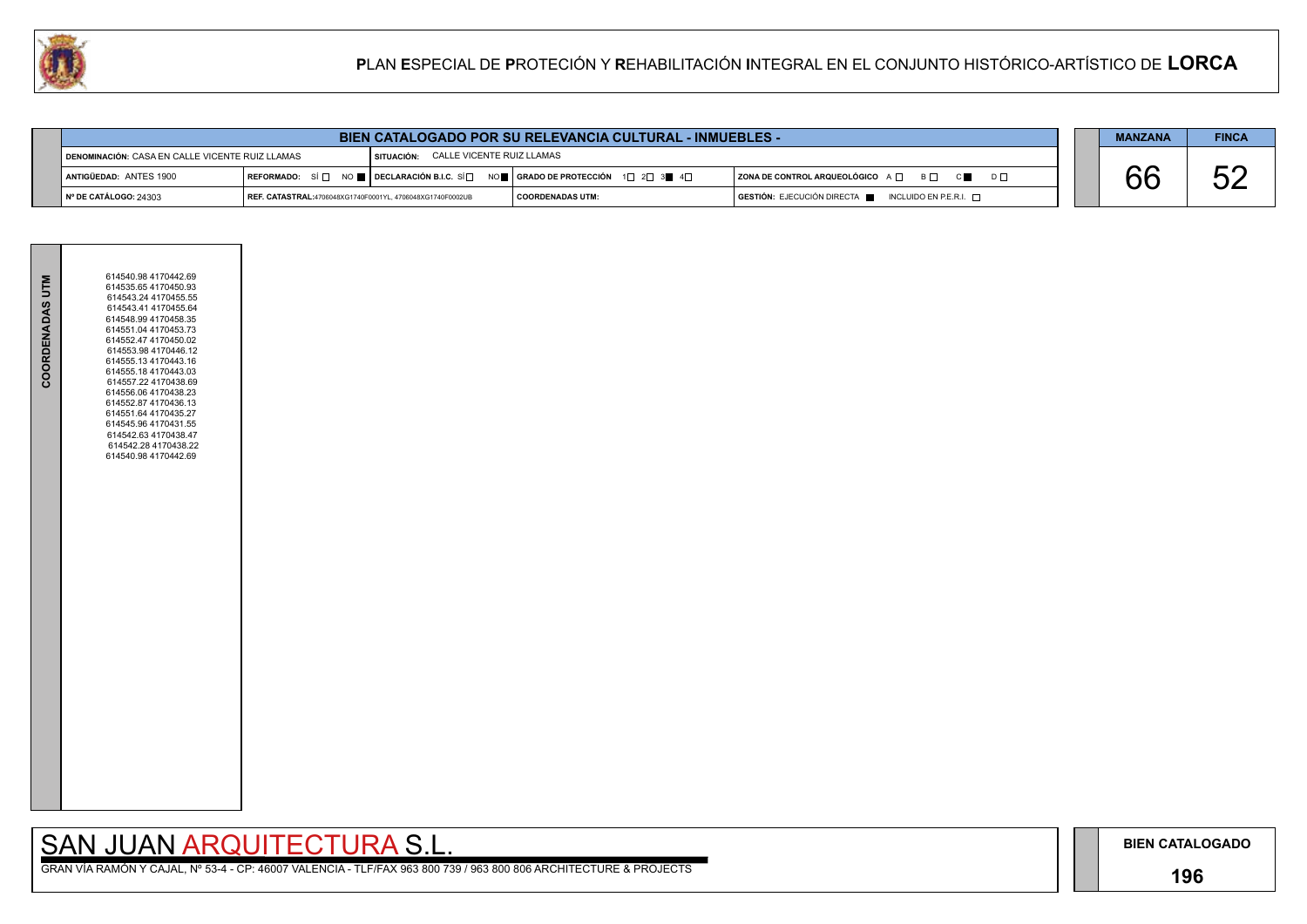# PLAN ESPECIAL DE PROTECIÓN Y REHABILITACIÓN INTEGRAL EN EL CONJUNTO HISTÓRICO-ARTÍSTICO DE LORCA

| BIEN CATALOGADO POR SU RELEVANCIA CULTURAL - INMUEBLES - | | | | |
|---|---|---|---|---|
| DENOMINACIÓN: CASA EN CALLE VICENTE RUIZ LLAMAS | SITUACIÓN: CALLE VICENTE RUIZ LLAMAS | | | |
| ANTIGÜEDAD: ANTES 1900 | REFORMADO: SÍ ☐ NO ■ | DECLARACIÓN B.I.C. SÍ ☐ NO ■ | GRADO DE PROTECCIÓN 1☐ 2☐ 3■ 4☐ | ZONA DE CONTROL ARQUEOLÓGICO A ☐ B ☐ C ■ D ☐ |
| Nº DE CATÁLOGO: 24303 | REF. CATASTRAL:4706048XG1740F0001YL, 4706048XG1740F0002UB | | COORDENADAS UTM: | GESTIÓN: EJECUCIÓN DIRECTA ■ INCLUIDO EN P.E.R.I. ☐ |

| MANZANA | FINCA |
|---|---|
| 66 | 52 |

**COORDENADAS UTM**

614540.98 4170442.69
614535.65 4170450.93
614543.24 4170455.55
614543.41 4170455.64
614548.99 4170458.35
614551.04 4170453.73
614552.47 4170450.02
614553.98 4170446.12
614555.13 4170443.16
614555.18 4170443.03
614557.22 4170438.69
614556.06 4170438.23
614552.87 4170436.13
614551.64 4170435.27
614545.96 4170431.55
614542.63 4170438.47
614542.28 4170438.22
614540.98 4170442.69

SAN JUAN ARQUITECTURA S.L.

GRAN VÍA RAMÓN Y CAJAL, Nº 53-4 - CP: 46007 VALENCIA - TLF/FAX 963 800 739 / 963 800 806 ARCHITECTURE & PROJECTS

**BIEN CATALOGADO**

**196**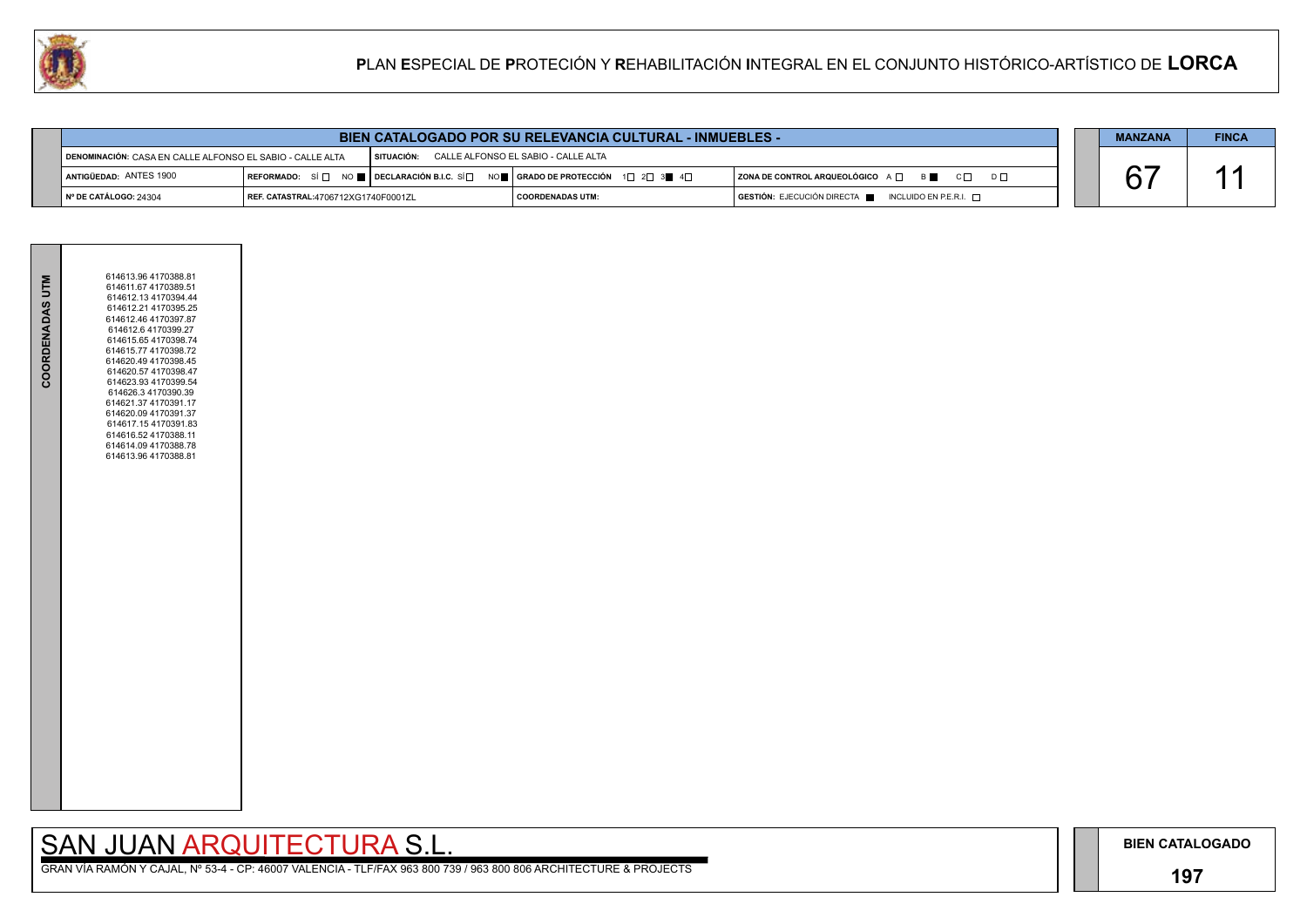# PLAN ESPECIAL DE PROTECIÓN Y REHABILITACIÓN INTEGRAL EN EL CONJUNTO HISTÓRICO-ARTÍSTICO DE LORCA

| BIEN CATALOGADO POR SU RELEVANCIA CULTURAL - INMUEBLES - | | | |
|---|---|---|---|
| DENOMINACIÓN: CASA EN CALLE ALFONSO EL SABIO - CALLE ALTA | SITUACIÓN: CALLE ALFONSO EL SABIO - CALLE ALTA | | |
| ANTIGÜEDAD: ANTES 1900 | REFORMADO: SÍ ☐ NO ■ / DECLARACIÓN B.I.C. SÍ ☐ NO ■ | GRADO DE PROTECCIÓN 1☐ 2☐ 3■ 4☐ | ZONA DE CONTROL ARQUEOLÓGICO A ☐ B ■ C ☐ D ☐ |
| Nº DE CATÁLOGO: 24304 | REF. CATASTRAL:4706712XG1740F0001ZL | COORDENADAS UTM: | GESTIÓN: EJECUCIÓN DIRECTA ■ INCLUIDO EN P.E.R.I. ☐ |

| MANZANA | FINCA |
|---|---|
| 67 | 11 |

**COORDENADAS UTM**

614613.96 4170388.81
614611.67 4170389.51
614612.13 4170394.44
614612.21 4170395.25
614612.46 4170397.87
614612.6 4170399.27
614615.65 4170398.74
614615.77 4170398.72
614620.49 4170398.45
614620.57 4170398.47
614623.93 4170399.54
614626.3 4170390.39
614621.37 4170391.17
614620.09 4170391.37
614617.15 4170391.83
614616.52 4170388.11
614614.09 4170388.78
614613.96 4170388.81

SAN JUAN ARQUITECTURA S.L.

GRAN VÍA RAMÓN Y CAJAL, Nº 53-4 - CP: 46007 VALENCIA - TLF/FAX 963 800 739 / 963 800 806 ARCHITECTURE & PROJECTS

**BIEN CATALOGADO**

**197**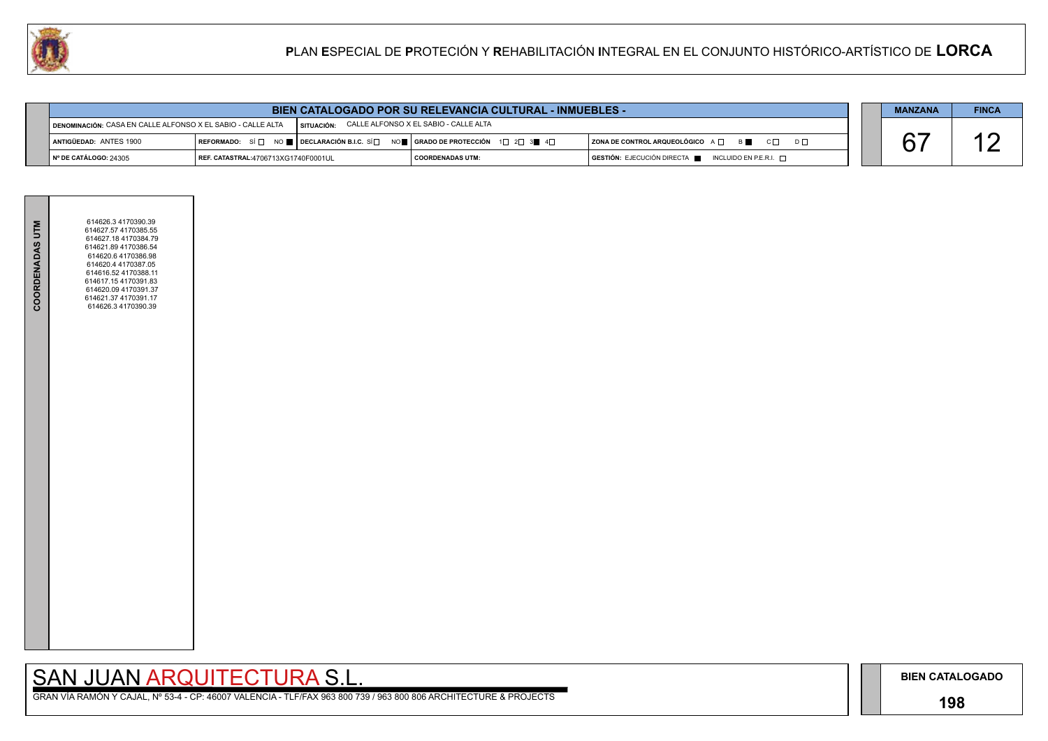# PLAN ESPECIAL DE PROTECIÓN Y REHABILITACIÓN INTEGRAL EN EL CONJUNTO HISTÓRICO-ARTÍSTICO DE LORCA

| BIEN CATALOGADO POR SU RELEVANCIA CULTURAL - INMUEBLES - | | | | |
|---|---|---|---|---|
| DENOMINACIÓN: CASA EN CALLE ALFONSO X EL SABIO - CALLE ALTA | SITUACIÓN: CALLE ALFONSO X EL SABIO - CALLE ALTA | | | |
| ANTIGÜEDAD: ANTES 1900 | REFORMADO: SÍ ☐ NO ■ | DECLARACIÓN B.I.C. SÍ ☐ NO ■ | GRADO DE PROTECCIÓN 1☐ 2☐ 3■ 4☐ | ZONA DE CONTROL ARQUEOLÓGICO A ☐ B ■ C ☐ D ☐ |
| Nº DE CATÁLOGO: 24305 | REF. CATASTRAL:4706713XG1740F0001UL | | COORDENADAS UTM: | GESTIÓN: EJECUCIÓN DIRECTA ■ INCLUIDO EN P.E.R.I. ☐ |

| MANZANA | FINCA |
|---|---|
| 67 | 12 |

**COORDENADAS UTM**

614626.3 4170390.39
614627.57 4170385.55
614627.18 4170384.79
614621.89 4170386.54
614620.6 4170386.98
614620.4 4170387.05
614616.52 4170388.11
614617.15 4170391.83
614620.09 4170391.37
614621.37 4170391.17
614626.3 4170390.39

SAN JUAN ARQUITECTURA S.L.

GRAN VÍA RAMÓN Y CAJAL, Nº 53-4 - CP: 46007 VALENCIA - TLF/FAX 963 800 739 / 963 800 806 ARCHITECTURE & PROJECTS

BIEN CATALOGADO

198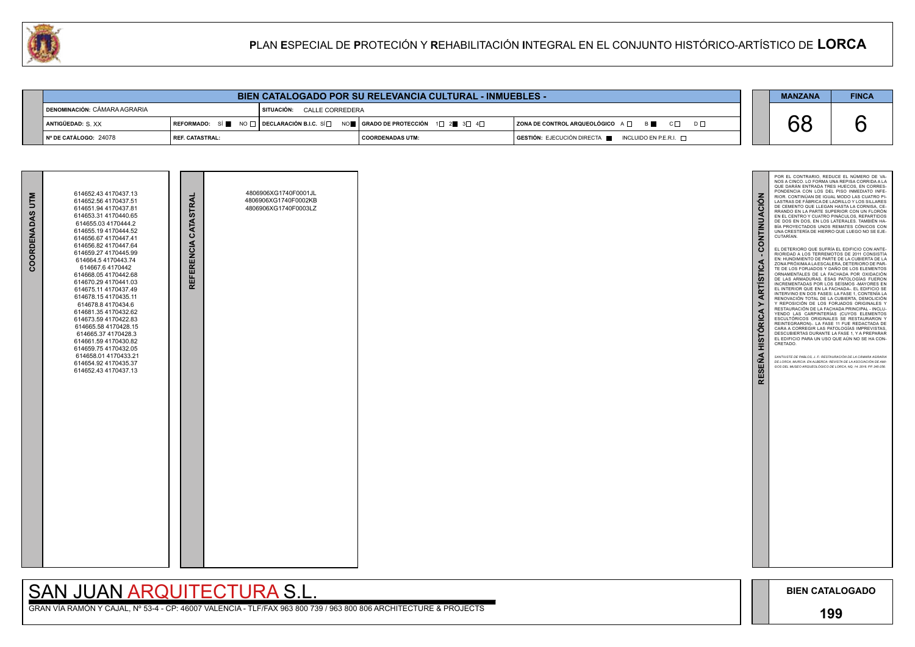# PLAN ESPECIAL DE PROTECIÓN Y REHABILITACIÓN INTEGRAL EN EL CONJUNTO HISTÓRICO-ARTÍSTICO DE LORCA

## BIEN CATALOGADO POR SU RELEVANCIA CULTURAL - INMUEBLES -

| | | | | |
|---|---|---|---|---|
| DENOMINACIÓN: CÁMARA AGRARIA | | SITUACIÓN: CALLE CORREDERA | | |
| ANTIGÜEDAD: S. XX | REFORMADO: SÍ ■ NO □ | DECLARACIÓN B.I.C. SÍ □ NO ■ | GRADO DE PROTECCIÓN 1□ 2■ 3□ 4□ | ZONA DE CONTROL ARQUEOLÓGICO A □ B ■ C □ D □ |
| Nº DE CATÁLOGO: 24078 | REF. CATASTRAL: | | COORDENADAS UTM: | GESTIÓN: EJECUCIÓN DIRECTA ■ INCLUIDO EN P.E.R.I. □ |

| MANZANA | FINCA |
|---|---|
| 68 | 6 |

### COORDENADAS UTM

614652.43 4170437.13
614652.56 4170437.51
614651.94 4170437.81
614653.31 4170440.65
614655.03 4170444.2
614655.19 4170444.52
614656.67 4170447.41
614656.82 4170447.64
614659.27 4170445.99
614664.5 4170443.74
614667.6 4170442
614668.05 4170442.68
614670.29 4170441.03
614675.11 4170437.49
614678.15 4170435.11
614678.8 4170434.6
614681.35 4170432.62
614673.59 4170422.83
614665.58 4170428.15
614665.37 4170428.3
614661.59 4170430.82
614659.75 4170432.05
614658.01 4170433.21
614654.92 4170435.37
614652.43 4170437.13

### REFERENCIA CATASTRAL

4806906XG1740F0001JL
4806906XG1740F0002KB
4806906XG1740F0003LZ

### RESEÑA HISTÓRICA Y ARTÍSTICA - CONTINUACIÓN

POR EL CONTRARIO, REDUCE EL NÚMERO DE VANOS A CINCO. LO FORMA UNA REPISA CORRIDA A LA QUE DARÁN ENTRADA TRES HUECOS, EN CORRESPONDENCIA CON LOS DEL PISO INMEDIATO INFERIOR. CONTINÚAN DE IGUAL MODO LAS CUATRO PILASTRAS DE FÁBRICA DE LADRILLO Y LOS SILLARES DE CEMENTO QUE LLEGAN HASTA LA CORNISA, CERRANDO EN LA PARTE SUPERIOR CON UN FLORÓN EN EL CENTRO Y CUATRO PINÁCULOS, REPARTIDOS DE DOS EN DOS, EN LOS LATERALES. TAMBIÉN HABÍA PROYECTADOS UNOS REMATES CÓNICOS CON UNA CRESTERÍA DE HIERRO QUE LUEGO NO SE EJECUTARÍAN.

EL DETERIORO QUE SUFRÍA EL EDIFICIO CON ANTERIORIDAD A LOS TERREMOTOS DE 2011 CONSISTÍA EN: HUNDIMIENTO DE PARTE DE LA CUBIERTA DE LA ZONA PRÓXIMA A LA ESCALERA, DETERIORO DE PARTE DE LOS FORJADOS Y DAÑO DE LOS ELEMENTOS ORNAMENTALES DE LA FACHADA POR OXIDACIÓN DE LAS ARMADURAS. ESAS PATOLOGÍAS FUERON INCREMENTADAS POR LOS SEÍSMOS -MAYORES EN EL INTERIOR QUE EN LA FACHADA-. EL EDIFICIO SE INTERVINO EN DOS FASES: LA FASE 1, CONTENÍA LA RENOVACIÓN TOTAL DE LA CUBIERTA, DEMOLICIÓN Y REPOSICIÓN DE LOS FORJADOS ORIGINALES Y RESTAURACIÓN DE LA FACHADA PRINCIPAL - INCLUYENDO LAS CARPINTERÍAS (CUYOS ELEMENTOS ESCULTÓRICOS ORIGINALES SE RESTAURARON Y REINTEGRARON)-. LA FASE 11 FUE REDACTADA DE CARA A CORREGIR LAS PATOLOGÍAS IMPREVISTAS, DESCUBIERTAS DURANTE LA FASE 1, Y A PREPARAR EL EDIFICIO PARA UN USO QUE AÚN NO SE HA CONCRETADO.

*SANTIUSTE DE PABLOS, J. F.: RESTAURACIÓN DE LA CÁMARA AGRARIA DE LORCA, MURCIA. EN ALBERCA: REVISTA DE LA ASOCIACIÓN DE AMIGOS DEL MUSEO ARQUEOLÓGICO DE LORCA, NQ. 14, 2016, PP. 245-256.*

SAN JUAN ARQUITECTURA S.L.
GRAN VÍA RAMÓN Y CAJAL, Nº 53-4 - CP: 46007 VALENCIA - TLF/FAX 963 800 739 / 963 800 806 ARCHITECTURE & PROJECTS

BIEN CATALOGADO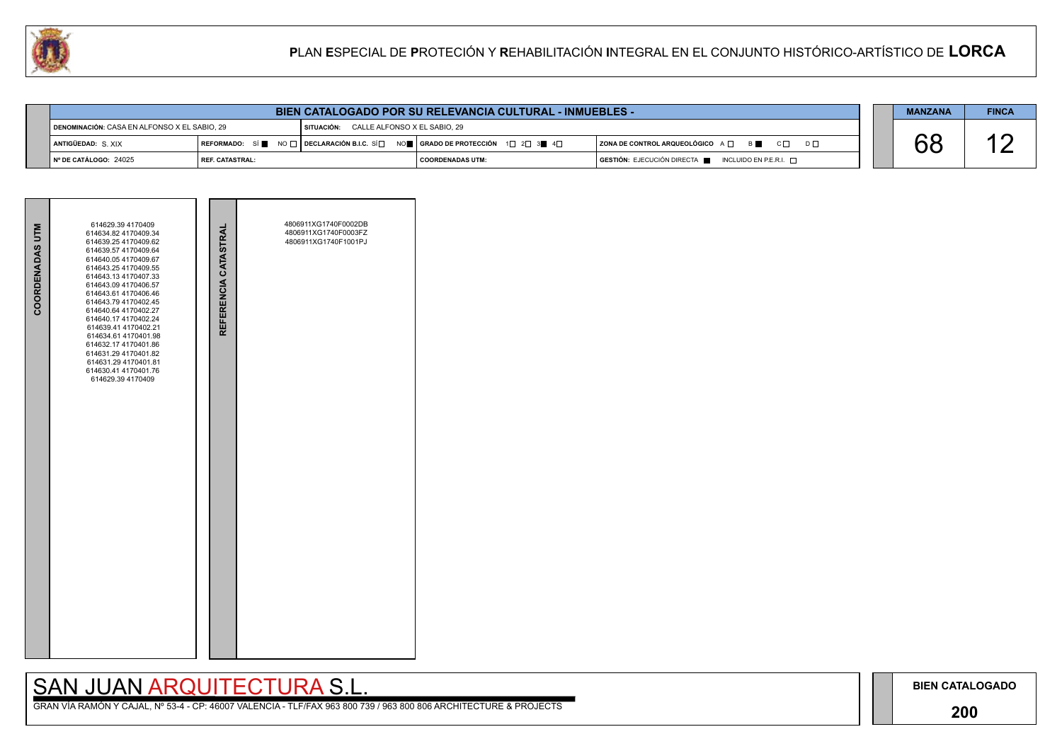# PLAN ESPECIAL DE PROTECIÓN Y REHABILITACIÓN INTEGRAL EN EL CONJUNTO HISTÓRICO-ARTÍSTICO DE LORCA

## BIEN CATALOGADO POR SU RELEVANCIA CULTURAL - INMUEBLES -

| | | | |
|---|---|---|---|
| DENOMINACIÓN: CASA EN ALFONSO X EL SABIO, 29 | SITUACIÓN: CALLE ALFONSO X EL SABIO, 29 | | |
| ANTIGÜEDAD: S. XIX | REFORMADO: SÍ ■ NO □ | DECLARACIÓN B.I.C. SÍ □ NO ■ | GRADO DE PROTECCIÓN 1□ 2□ 3■ 4□ | ZONA DE CONTROL ARQUEOLÓGICO A □ B ■ C □ D □ |
| Nº DE CATÁLOGO: 24025 | REF. CATASTRAL: | COORDENADAS UTM: | GESTIÓN: EJECUCIÓN DIRECTA ■ INCLUIDO EN P.E.R.I. □ |

| MANZANA | FINCA |
|---|---|
| 68 | 12 |

**COORDENADAS UTM**

614629.39 4170409
614634.82 4170409.34
614639.25 4170409.62
614639.57 4170409.64
614640.05 4170409.67
614643.25 4170409.55
614643.13 4170407.33
614643.09 4170406.57
614643.61 4170406.46
614643.79 4170402.45
614640.64 4170402.27
614640.17 4170402.24
614639.41 4170402.21
614634.61 4170401.98
614632.17 4170401.86
614631.29 4170401.82
614631.29 4170401.81
614630.41 4170401.76
614629.39 4170409

**REFERENCIA CATASTRAL**

4806911XG1740F0002DB
4806911XG1740F0003FZ
4806911XG1740F1001PJ

SAN JUAN ARQUITECTURA S.L.

GRAN VÍA RAMÓN Y CAJAL, Nº 53-4 - CP: 46007 VALENCIA - TLF/FAX 963 800 739 / 963 800 806 ARCHITECTURE & PROJECTS

BIEN CATALOGADO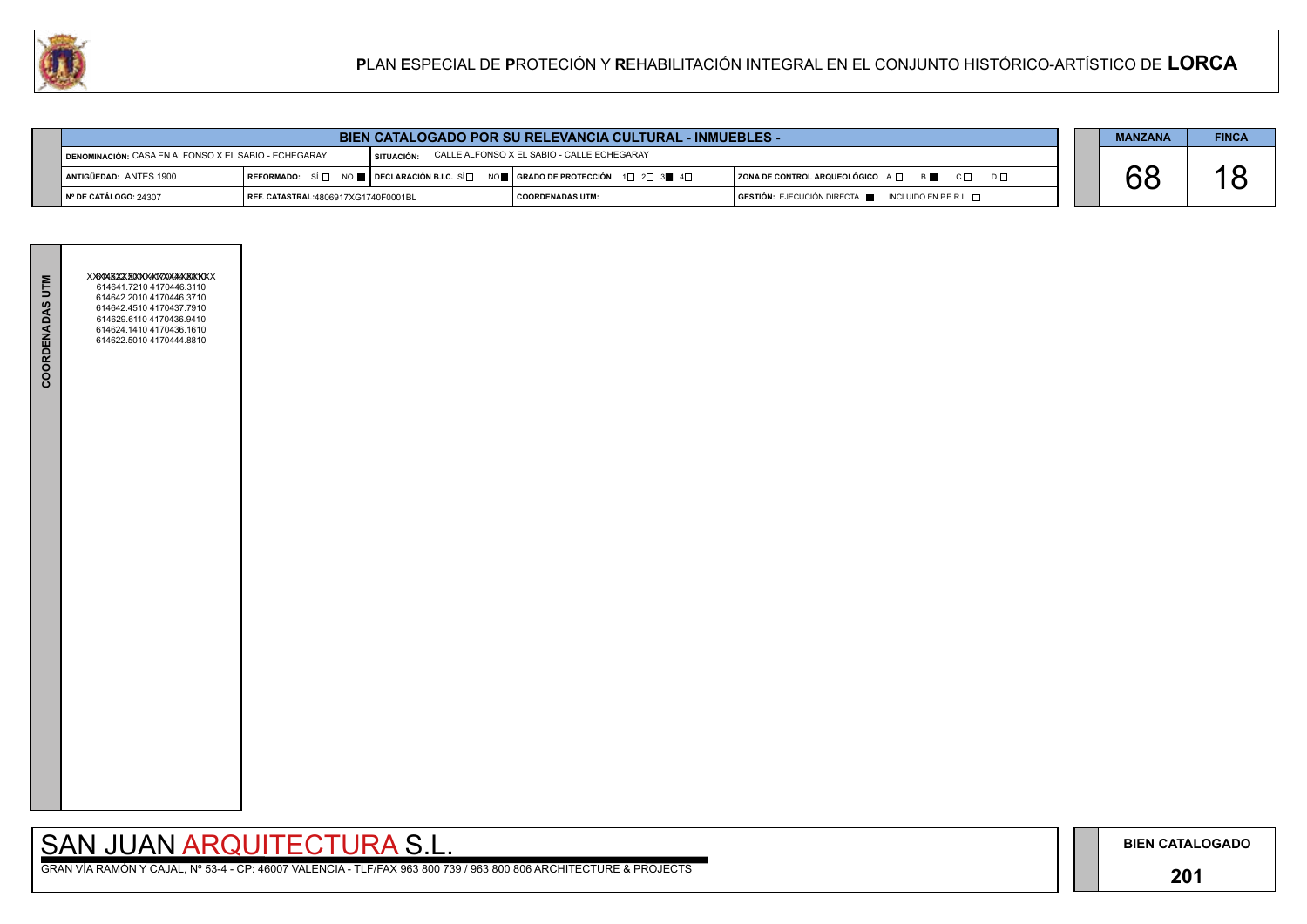# PLAN ESPECIAL DE PROTECIÓN Y REHABILITACIÓN INTEGRAL EN EL CONJUNTO HISTÓRICO-ARTÍSTICO DE LORCA

## BIEN CATALOGADO POR SU RELEVANCIA CULTURAL - INMUEBLES -

| | | | |
|---|---|---|---|
| **DENOMINACIÓN:** CASA EN ALFONSO X EL SABIO - ECHEGARAY | **SITUACIÓN:** CALLE ALFONSO X EL SABIO - CALLE ECHEGARAY | | |
| **ANTIGÜEDAD:** ANTES 1900 | **REFORMADO:** SÍ ☐ NO ■ | **DECLARACIÓN B.I.C.** SÍ ☐ NO ■ | **GRADO DE PROTECCIÓN** 1☐ 2☐ 3■ 4☐ |
| **ZONA DE CONTROL ARQUEOLÓGICO** A ☐ B ■ C ☐ D ☐ | | | |
| **Nº DE CATÁLOGO:** 24307 | **REF. CATASTRAL:** 4806917XG1740F0001BL | **COORDENADAS UTM:** | **GESTIÓN:** EJECUCIÓN DIRECTA ■ INCLUIDO EN P.E.R.I. ☐ |

| MANZANA | FINCA |
|---|---|
| 68 | 18 |

**COORDENADAS UTM**

614641.7210 4170446.3110
614642.2010 4170446.3710
614642.4510 4170437.7910
614629.6110 4170436.9410
614624.1410 4170436.1610
614622.5010 4170444.8810

SAN JUAN ARQUITECTURA S.L.

GRAN VÍA RAMÓN Y CAJAL, Nº 53-4 - CP: 46007 VALENCIA - TLF/FAX 963 800 739 / 963 800 806 ARCHITECTURE & PROJECTS

**BIEN CATALOGADO**

**201**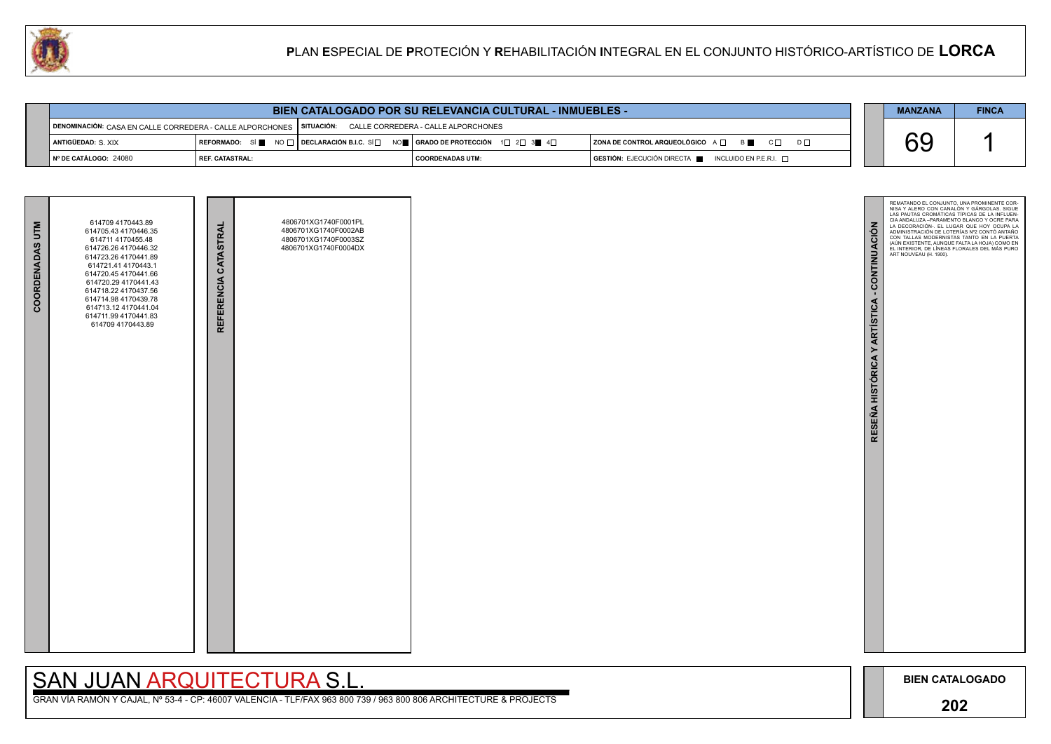# PLAN ESPECIAL DE PROTECIÓN Y REHABILITACIÓN INTEGRAL EN EL CONJUNTO HISTÓRICO-ARTÍSTICO DE LORCA

## BIEN CATALOGADO POR SU RELEVANCIA CULTURAL - INMUEBLES -

| | | | |
|---|---|---|---|
| DENOMINACIÓN: CASA EN CALLE CORREDERA - CALLE ALPORCHONES | SITUACIÓN: CALLE CORREDERA - CALLE ALPORCHONES | | |
| ANTIGÜEDAD: S. XIX | REFORMADO: SÍ ■ NO □ / DECLARACIÓN B.I.C. SÍ □ NO ■ | GRADO DE PROTECCIÓN 1□ 2□ 3■ 4□ | ZONA DE CONTROL ARQUEOLÓGICO A □ B ■ C □ D □ |
| Nº DE CATÁLOGO: 24080 | REF. CATASTRAL: | COORDENADAS UTM: | GESTIÓN: EJECUCIÓN DIRECTA ■ INCLUIDO EN P.E.R.I. □ |

| MANZANA | FINCA |
|---|---|
| 69 | 1 |

**COORDENADAS UTM**

614709 4170443.89
614705.43 4170446.35
614711 4170455.48
614726.26 4170446.32
614723.26 4170441.89
614721.41 4170443.1
614720.45 4170441.66
614720.29 4170441.43
614718.22 4170437.56
614714.98 4170439.78
614713.12 4170441.04
614711.99 4170441.83
614709 4170443.89

**REFERENCIA CATASTRAL**

4806701XG1740F0001PL
4806701XG1740F0002AB
4806701XG1740F0003SZ
4806701XG1740F0004DX

**RESEÑA HISTÓRICA Y ARTÍSTICA - CONTINUACIÓN**

REMATANDO EL CONJUNTO, UNA PROMINENTE CORNISA Y ALERO CON CANALÓN Y GÁRGOLAS. SIGUE LAS PAUTAS CROMÁTICAS TÍPICAS DE LA INFLUENCIA ANDALUZA –PARAMENTO BLANCO Y OCRE PARA LA DECORACIÓN–. EL LUGAR QUE HOY OCUPA LA ADMINISTRACIÓN DE LOTERÍAS Nº2 CONTÓ ANTAÑO CON TALLAS MODERNISTAS TANTO EN LA PUERTA (AÚN EXISTENTE, AUNQUE FALTA LA HOJA) COMO EN EL INTERIOR, DE LÍNEAS FLORALES DEL MÁS PURO ART NOUVEAU (H. 1900).

SAN JUAN ARQUITECTURA S.L.

GRAN VÍA RAMÓN Y CAJAL, Nº 53-4 - CP: 46007 VALENCIA - TLF/FAX 963 800 739 / 963 800 806 ARCHITECTURE & PROJECTS

**BIEN CATALOGADO**

**202**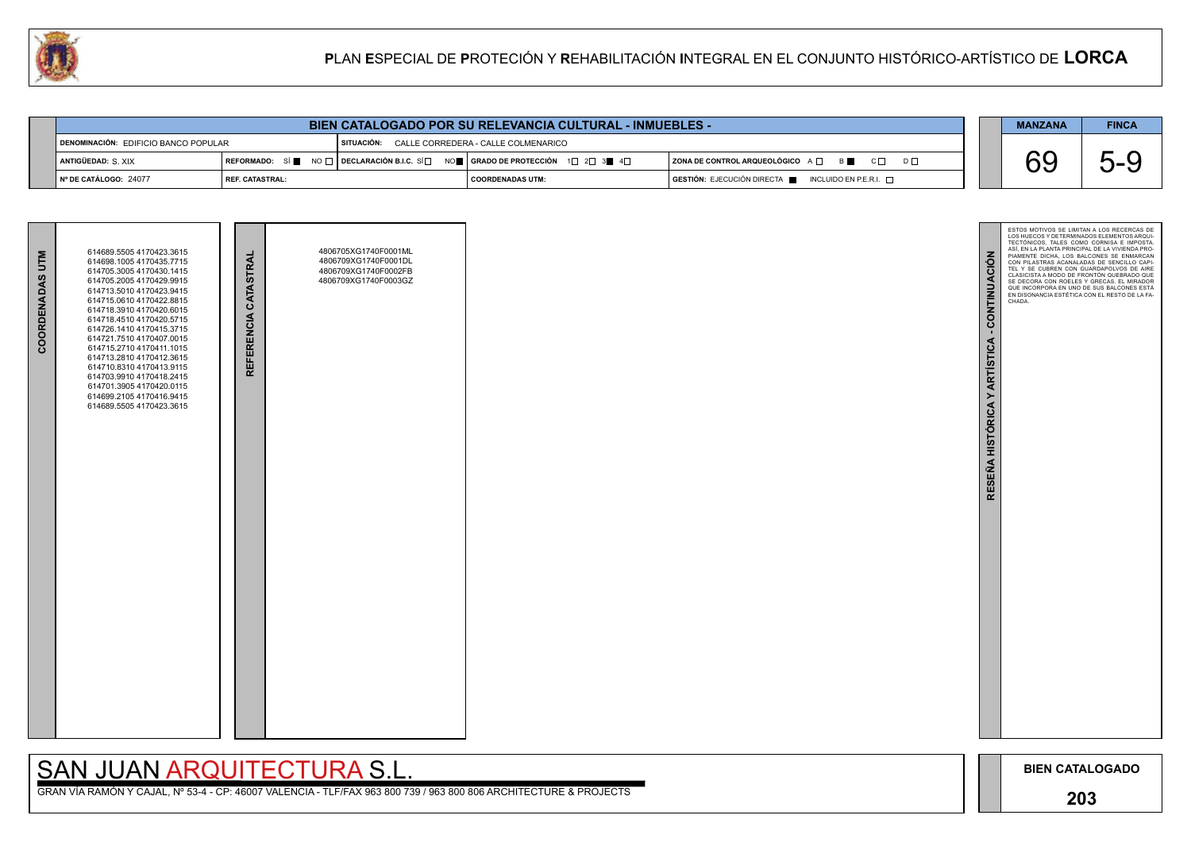# PLAN ESPECIAL DE PROTECIÓN Y REHABILITACIÓN INTEGRAL EN EL CONJUNTO HISTÓRICO-ARTÍSTICO DE LORCA

## BIEN CATALOGADO POR SU RELEVANCIA CULTURAL - INMUEBLES -

| | | | | |
|---|---|---|---|---|
| DENOMINACIÓN: EDIFICIO BANCO POPULAR | | SITUACIÓN: CALLE CORREDERA - CALLE COLMENARICO | | |
| ANTIGÜEDAD: S. XIX | REFORMADO: SÍ ■ NO □ | DECLARACIÓN B.I.C. SÍ □ NO ■ | GRADO DE PROTECCIÓN 1□ 2□ 3■ 4□ | ZONA DE CONTROL ARQUEOLÓGICO A □ B ■ C □ D □ |
| Nº DE CATÁLOGO: 24077 | REF. CATASTRAL: | | COORDENADAS UTM: | GESTIÓN: EJECUCIÓN DIRECTA ■ INCLUIDO EN P.E.R.I. □ |

| MANZANA | FINCA |
|---|---|
| 69 | 5-9 |

**COORDENADAS UTM**

614689.5505 4170423.3615
614698.1005 4170435.7715
614705.3005 4170430.1415
614705.2005 4170429.9915
614713.5010 4170423.9415
614715.0610 4170422.8815
614718.3910 4170420.6015
614718.4510 4170420.5715
614726.1410 4170415.3715
614721.7510 4170407.0015
614715.2710 4170411.1015
614713.2810 4170412.3615
614710.8310 4170413.9115
614703.9910 4170418.2415
614701.3905 4170420.0115
614699.2105 4170416.9415
614689.5505 4170423.3615

**REFERENCIA CATASTRAL**

4806705XG1740F0001ML
4806709XG1740F0001DL
4806709XG1740F0002FB
4806709XG1740F0003GZ

**RESEÑA HISTÓRICA Y ARTÍSTICA - CONTINUACIÓN**

ESTOS MOTIVOS SE LIMITAN A LOS RECERCAS DE LOS HUECOS Y DETERMINADOS ELEMENTOS ARQUITECTÓNICOS, TALES COMO CORNISA E IMPOSTA. ASÍ, EN LA PLANTA PRINCIPAL DE LA VIVIENDA PROPIAMENTE DICHA, LOS BALCONES SE ENMARCAN CON PILASTRAS ACANALADAS DE SENCILLO CAPITEL Y SE CUBREN CON GUARDAPOLVOS DE AIRE CLASICISTA A MODO DE FRONTÓN QUEBRADO QUE SE DECORA CON ROELES Y GRECAS. EL MIRADOR QUE INCORPORA EN UNO DE SUS BALCONES ESTÁ EN DISONANCIA ESTÉTICA CON EL RESTO DE LA FACHADA.

SAN JUAN ARQUITECTURA S.L.

GRAN VÍA RAMÓN Y CAJAL, Nº 53-4 - CP: 46007 VALENCIA - TLF/FAX 963 800 739 / 963 800 806 ARCHITECTURE & PROJECTS

BIEN CATALOGADO

203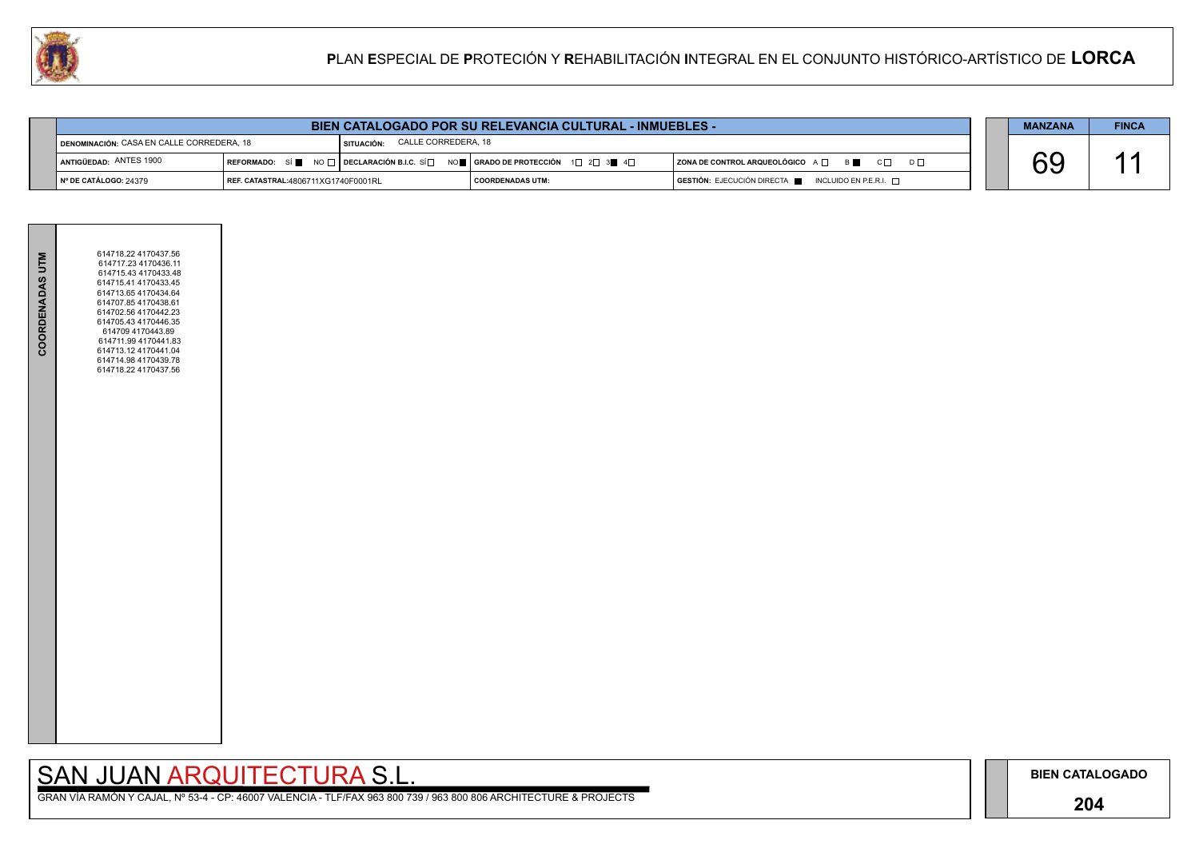# PLAN ESPECIAL DE PROTECIÓN Y REHABILITACIÓN INTEGRAL EN EL CONJUNTO HISTÓRICO-ARTÍSTICO DE LORCA

## BIEN CATALOGADO POR SU RELEVANCIA CULTURAL - INMUEBLES -

| | | | | |
|---|---|---|---|---|
| DENOMINACIÓN: CASA EN CALLE CORREDERA, 18 | SITUACIÓN: CALLE CORREDERA, 18 | | | |
| ANTIGÜEDAD: ANTES 1900 | REFORMADO: SÍ ■ NO □ | DECLARACIÓN B.I.C. SÍ □ NO ■ | GRADO DE PROTECCIÓN 1□ 2□ 3■ 4□ | ZONA DE CONTROL ARQUEOLÓGICO A □ B ■ C □ D □ |
| Nº DE CATÁLOGO: 24379 | REF. CATASTRAL: 4806711XG1740F0001RL | | COORDENADAS UTM: | GESTIÓN: EJECUCIÓN DIRECTA ■ INCLUIDO EN P.E.R.I. □ |

| MANZANA | FINCA |
|---|---|
| 69 | 11 |

**COORDENADAS UTM**

614718.22 4170437.56
614717.23 4170436.11
614715.43 4170433.48
614715.41 4170433.45
614713.65 4170434.64
614707.85 4170438.61
614702.56 4170442.23
614705.43 4170446.35
614709 4170443.89
614711.99 4170441.83
614713.12 4170441.04
614714.98 4170439.78
614718.22 4170437.56

SAN JUAN ARQUITECTURA S.L.

GRAN VÍA RAMÓN Y CAJAL, Nº 53-4 - CP: 46007 VALENCIA - TLF/FAX 963 800 739 / 963 800 806 ARCHITECTURE & PROJECTS

**BIEN CATALOGADO**

**204**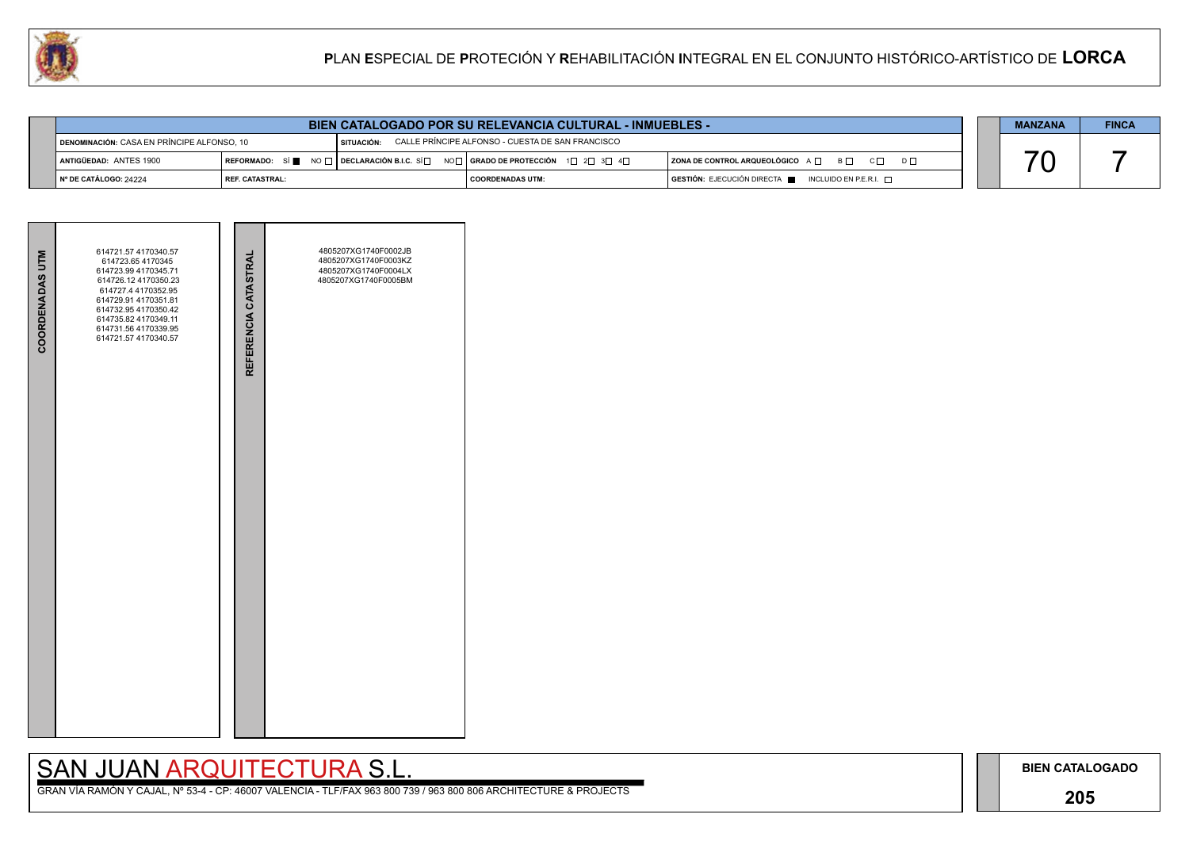# PLAN ESPECIAL DE PROTECIÓN Y REHABILITACIÓN INTEGRAL EN EL CONJUNTO HISTÓRICO-ARTÍSTICO DE LORCA

| BIEN CATALOGADO POR SU RELEVANCIA CULTURAL - INMUEBLES - | | | |
|---|---|---|---|
| DENOMINACIÓN: CASA EN PRÍNCIPE ALFONSO, 10 | SITUACIÓN: CALLE PRÍNCIPE ALFONSO - CUESTA DE SAN FRANCISCO | | |
| ANTIGÜEDAD: ANTES 1900 | REFORMADO: SÍ ■ NO ☐ \| DECLARACIÓN B.I.C. SÍ ☐ NO ☐ | GRADO DE PROTECCIÓN 1☐ 2☐ 3☐ 4☐ | ZONA DE CONTROL ARQUEOLÓGICO A ☐ B ☐ C ☐ D ☐ |
| Nº DE CATÁLOGO: 24224 | REF. CATASTRAL: | COORDENADAS UTM: | GESTIÓN: EJECUCIÓN DIRECTA ■ INCLUIDO EN P.E.R.I. ☐ |

| MANZANA | FINCA |
|---|---|
| 70 | 7 |

| COORDENADAS UTM | REFERENCIA CATASTRAL |
|---|---|
| 614721.57 4170340.57<br>614723.65 4170345<br>614723.99 4170345.71<br>614726.12 4170350.23<br>614727.4 4170352.95<br>614729.91 4170351.81<br>614732.95 4170350.42<br>614735.82 4170349.11<br>614731.56 4170339.95<br>614721.57 4170340.57 | 4805207XG1740F0002JB<br>4805207XG1740F0003KZ<br>4805207XG1740F0004LX<br>4805207XG1740F0005BM |

SAN JUAN ARQUITECTURA S.L.

GRAN VÍA RAMÓN Y CAJAL, Nº 53-4 - CP: 46007 VALENCIA - TLF/FAX 963 800 739 / 963 800 806 ARCHITECTURE & PROJECTS

BIEN CATALOGADO

205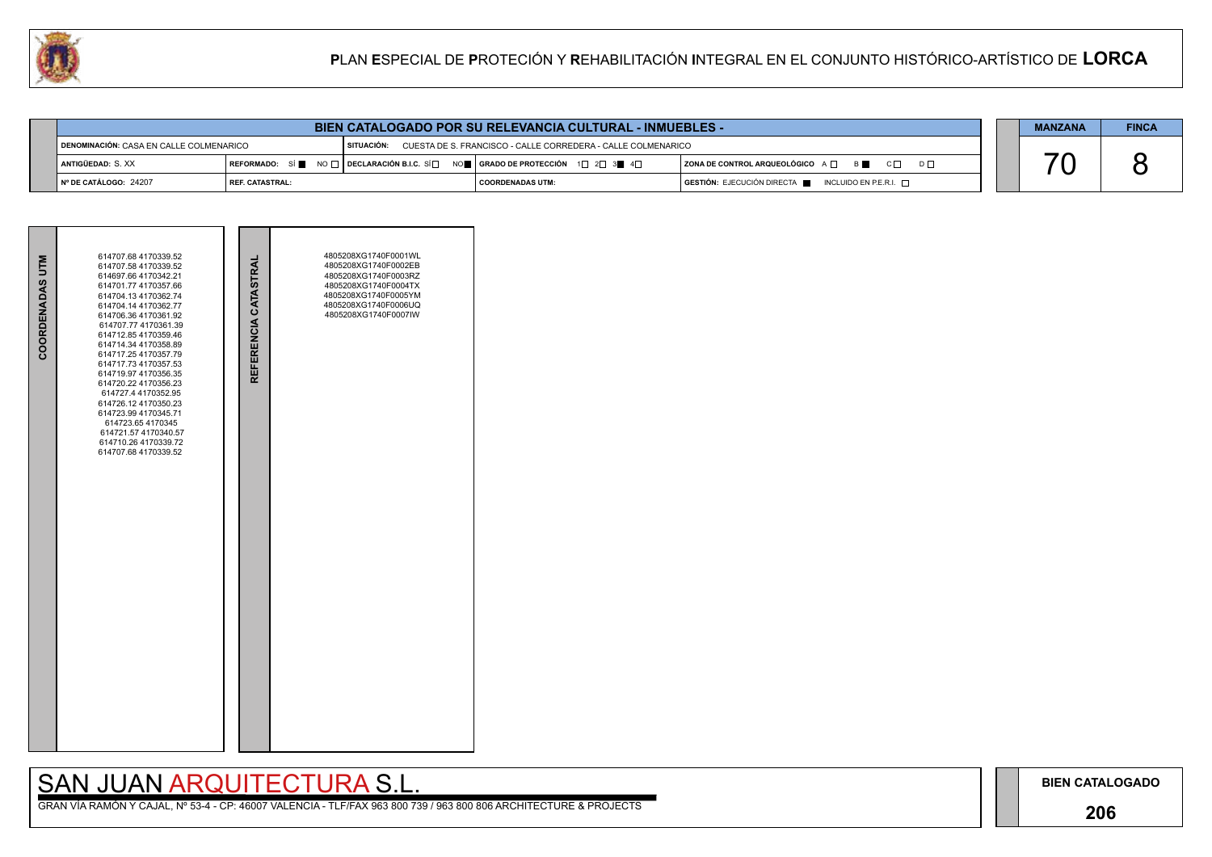## BIEN CATALOGADO POR SU RELEVANCIA CULTURAL - INMUEBLES -

| | | | |
|---|---|---|---|
| DENOMINACIÓN: CASA EN CALLE COLMENARICO | SITUACIÓN: CUESTA DE S. FRANCISCO - CALLE CORREDERA - CALLE COLMENARICO | | |
| ANTIGÜEDAD: S. XX | REFORMADO: SÍ ■ NO □ | DECLARACIÓN B.I.C. SÍ □ NO ■ | GRADO DE PROTECCIÓN 1□ 2□ 3■ 4□ | ZONA DE CONTROL ARQUEOLÓGICO A □ B ■ C □ D □ |
| Nº DE CATÁLOGO: 24207 | REF. CATASTRAL: | COORDENADAS UTM: | GESTIÓN: EJECUCIÓN DIRECTA ■ INCLUIDO EN P.E.R.I. □ |

| MANZANA | FINCA |
|---|---|
| 70 | 8 |

**COORDENADAS UTM**

614707.68 4170339.52
614707.58 4170339.52
614697.66 4170342.21
614701.77 4170357.66
614704.13 4170362.74
614704.14 4170362.77
614706.36 4170361.92
614707.77 4170361.39
614712.85 4170359.46
614714.34 4170358.89
614717.25 4170357.79
614717.73 4170357.53
614719.97 4170356.35
614720.22 4170356.23
614727.4 4170352.95
614726.12 4170350.23
614723.99 4170345.71
614723.65 4170345
614721.57 4170340.57
614710.26 4170339.72
614707.68 4170339.52

**REFERENCIA CATASTRAL**

4805208XG1740F0001WL
4805208XG1740F0002EB
4805208XG1740F0003RZ
4805208XG1740F0004TX
4805208XG1740F0005YM
4805208XG1740F0006UQ
4805208XG1740F0007IW

SAN JUAN ARQUITECTURA S.L.

GRAN VÍA RAMÓN Y CAJAL, Nº 53-4 - CP: 46007 VALENCIA - TLF/FAX 963 800 739 / 963 800 806 ARCHITECTURE & PROJECTS

BIEN CATALOGADO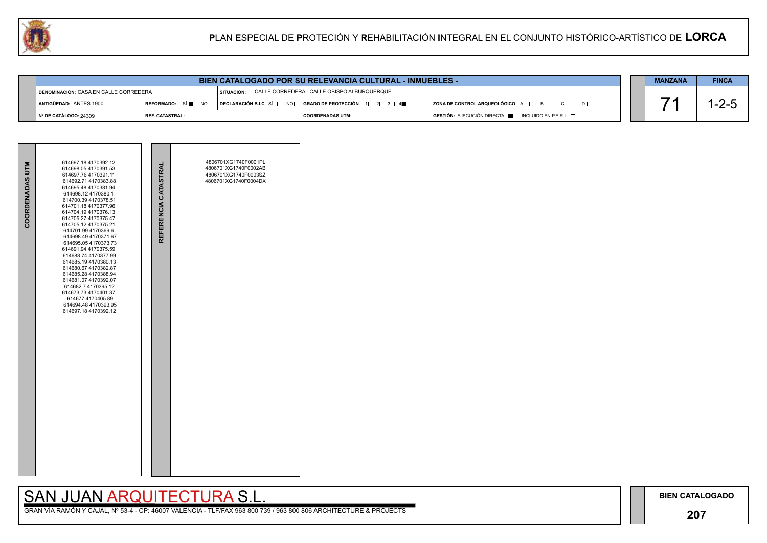# PLAN ESPECIAL DE PROTECIÓN Y REHABILITACIÓN INTEGRAL EN EL CONJUNTO HISTÓRICO-ARTÍSTICO DE LORCA

| BIEN CATALOGADO POR SU RELEVANCIA CULTURAL - INMUEBLES - | | | |
|---|---|---|---|
| DENOMINACIÓN: CASA EN CALLE CORREDERA | SITUACIÓN: CALLE CORREDERA - CALLE OBISPO ALBURQUERQUE | | |
| ANTIGÜEDAD: ANTES 1900 | REFORMADO: SÍ ■ NO □ / DECLARACIÓN B.I.C. SÍ □ NO □ | GRADO DE PROTECCIÓN 1□ 2□ 3□ 4■ | ZONA DE CONTROL ARQUEOLÓGICO A □ B □ C □ D □ |
| Nº DE CATÁLOGO: 24309 | REF. CATASTRAL: | COORDENADAS UTM: | GESTIÓN: EJECUCIÓN DIRECTA ■ INCLUIDO EN P.E.R.I. □ |

| MANZANA | FINCA |
|---|---|
| 71 | 1-2-5 |

| COORDENADAS UTM | REFERENCIA CATASTRAL |
|---|---|
| 614697.18 4170392.12<br>614698.05 4170391.53<br>614697.76 4170391.11<br>614692.71 4170383.88<br>614695.48 4170381.94<br>614698.12 4170380.1<br>614700.39 4170378.51<br>614701.18 4170377.96<br>614704.19 4170376.13<br>614705.27 4170375.47<br>614705.12 4170375.21<br>614701.99 4170369.6<br>614698.49 4170371.67<br>614695.05 4170373.73<br>614691.94 4170375.59<br>614688.74 4170377.99<br>614685.19 4170380.13<br>614680.67 4170382.87<br>614685.28 4170388.94<br>614681.07 4170392.07<br>614682.7 4170395.12<br>614673.73 4170401.37<br>614677 4170405.89<br>614694.48 4170393.95<br>614697.18 4170392.12 | 4806701XG1740F0001PL<br>4806701XG1740F0002AB<br>4806701XG1740F0003SZ<br>4806701XG1740F0004DX |

SAN JUAN ARQUITECTURA S.L.

GRAN VÍA RAMÓN Y CAJAL, Nº 53-4 - CP: 46007 VALENCIA - TLF/FAX 963 800 739 / 963 800 806 ARCHITECTURE & PROJECTS

BIEN CATALOGADO

207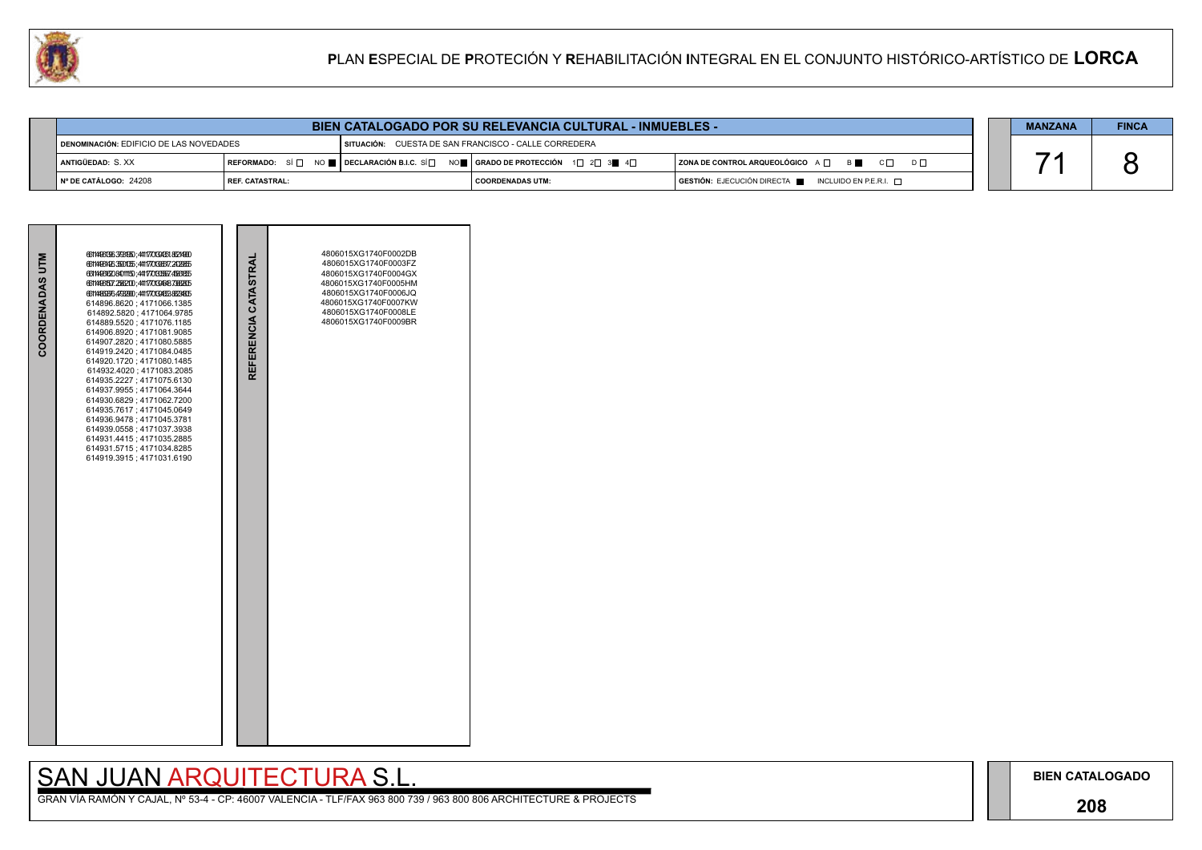# PLAN ESPECIAL DE PROTECIÓN Y REHABILITACIÓN INTEGRAL EN EL CONJUNTO HISTÓRICO-ARTÍSTICO DE LORCA

## BIEN CATALOGADO POR SU RELEVANCIA CULTURAL - INMUEBLES -

| | | | | |
|---|---|---|---|---|
| DENOMINACIÓN: EDIFICIO DE LAS NOVEDADES | | SITUACIÓN: CUESTA DE SAN FRANCISCO - CALLE CORREDERA | | |
| ANTIGÜEDAD: S. XX | REFORMADO: SÍ ☐ NO ■ | DECLARACIÓN B.I.C. SÍ ☐ NO ■ | GRADO DE PROTECCIÓN 1☐ 2☐ 3■ 4☐ | ZONA DE CONTROL ARQUEOLÓGICO A ☐ B ■ C ☐ D ☐ |
| Nº DE CATÁLOGO: 24208 | REF. CATASTRAL: | | COORDENADAS UTM: | GESTIÓN: EJECUCIÓN DIRECTA ■ INCLUIDO EN P.E.R.I. ☐ |

| MANZANA | FINCA |
|---|---|
| 71 | 8 |

| COORDENADAS UTM | REFERENCIA CATASTRAL |
|---|---|
| 614896.8620 ; 4171066.1385<br>614892.5820 ; 4171064.9785<br>614889.5520 ; 4171076.1185<br>614906.8920 ; 4171081.9085<br>614907.2820 ; 4171080.5885<br>614919.2420 ; 4171084.0485<br>614920.1720 ; 4171080.1485<br>614932.4020 ; 4171083.2085<br>614935.2227 ; 4171075.6130<br>614937.9955 ; 4171064.3644<br>614930.6829 ; 4171062.7200<br>614935.7617 ; 4171045.0649<br>614936.9478 ; 4171045.3781<br>614939.0558 ; 4171037.3938<br>614931.4415 ; 4171035.2885<br>614931.5715 ; 4171034.8285<br>614919.3915 ; 4171031.6190 | 4806015XG1740F0002DB<br>4806015XG1740F0003FZ<br>4806015XG1740F0004GX<br>4806015XG1740F0005HM<br>4806015XG1740F0006JQ<br>4806015XG1740F0007KW<br>4806015XG1740F0008LE<br>4806015XG1740F0009BR |

SAN JUAN ARQUITECTURA S.L.

GRAN VÍA RAMÓN Y CAJAL, Nº 53-4 - CP: 46007 VALENCIA - TLF/FAX 963 800 739 / 963 800 806 ARCHITECTURE & PROJECTS

BIEN CATALOGADO

208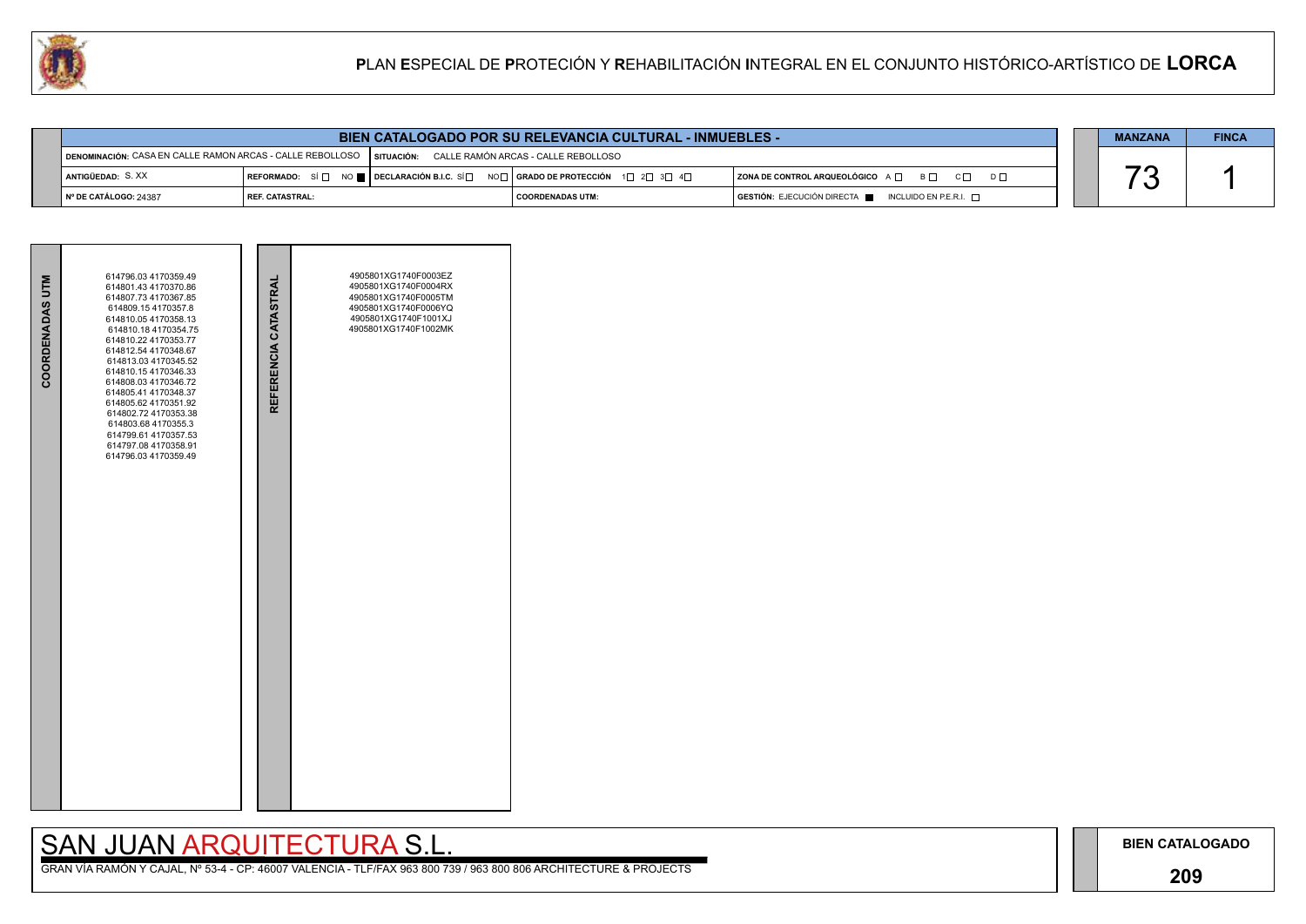# PLAN ESPECIAL DE PROTECIÓN Y REHABILITACIÓN INTEGRAL EN EL CONJUNTO HISTÓRICO-ARTÍSTICO DE LORCA

## BIEN CATALOGADO POR SU RELEVANCIA CULTURAL - INMUEBLES -

| | | | | |
|---|---|---|---|---|
| DENOMINACIÓN: CASA EN CALLE RAMON ARCAS - CALLE REBOLLOSO | | SITUACIÓN: CALLE RAMÓN ARCAS - CALLE REBOLLOSO | | |
| ANTIGÜEDAD: S. XX | REFORMADO: SÍ ☐ NO ■ | DECLARACIÓN B.I.C. SÍ ☐ NO ☐ | GRADO DE PROTECCIÓN 1☐ 2☐ 3☐ 4☐ | ZONA DE CONTROL ARQUEOLÓGICO A ☐ B ☐ C ☐ D ☐ |
| Nº DE CATÁLOGO: 24387 | REF. CATASTRAL: | | COORDENADAS UTM: | GESTIÓN: EJECUCIÓN DIRECTA ■ INCLUIDO EN P.E.R.I. ☐ |

| MANZANA | FINCA |
|---|---|
| 73 | 1 |

**COORDENADAS UTM**

614796.03 4170359.49
614801.43 4170370.86
614807.73 4170367.85
614809.15 4170357.8
614810.05 4170358.13
614810.18 4170354.75
614810.22 4170353.77
614812.54 4170348.67
614813.03 4170345.52
614810.15 4170346.33
614808.03 4170346.72
614805.41 4170348.37
614805.62 4170351.92
614802.72 4170353.38
614803.68 4170355.3
614799.61 4170357.53
614797.08 4170358.91
614796.03 4170359.49

**REFERENCIA CATASTRAL**

4905801XG1740F0003EZ
4905801XG1740F0004RX
4905801XG1740F0005TM
4905801XG1740F0006YQ
4905801XG1740F1001XJ
4905801XG1740F1002MK

SAN JUAN ARQUITECTURA S.L.

GRAN VÍA RAMÓN Y CAJAL, Nº 53-4 - CP: 46007 VALENCIA - TLF/FAX 963 800 739 / 963 800 806 ARCHITECTURE & PROJECTS

**BIEN CATALOGADO**

**209**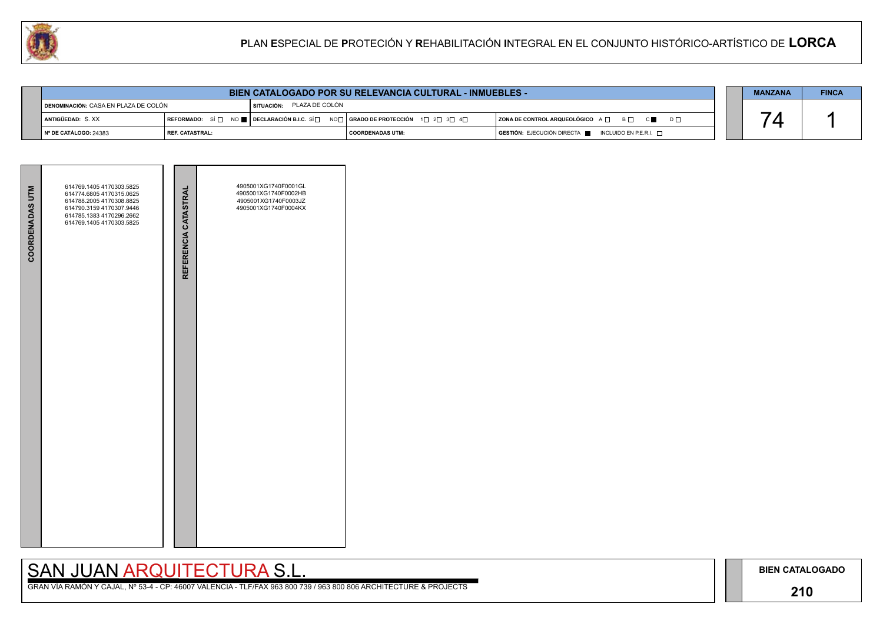# PLAN ESPECIAL DE PROTECIÓN Y REHABILITACIÓN INTEGRAL EN EL CONJUNTO HISTÓRICO-ARTÍSTICO DE LORCA

| BIEN CATALOGADO POR SU RELEVANCIA CULTURAL - INMUEBLES - | | | | |
|---|---|---|---|---|
| DENOMINACIÓN: CASA EN PLAZA DE COLÓN | | SITUACIÓN: PLAZA DE COLÓN | | |
| ANTIGÜEDAD: S. XX | REFORMADO: SÍ ☐ NO ■ | DECLARACIÓN B.I.C. SÍ ☐ NO ☐ | GRADO DE PROTECCIÓN 1☐ 2☐ 3☐ 4☐ | ZONA DE CONTROL ARQUEOLÓGICO A ☐ B ☐ C ■ D ☐ |
| Nº DE CATÁLOGO: 24383 | REF. CATASTRAL: | | COORDENADAS UTM: | GESTIÓN: EJECUCIÓN DIRECTA ■ INCLUIDO EN P.E.R.I. ☐ |

| MANZANA | FINCA |
|---|---|
| 74 | 1 |

| COORDENADAS UTM |
|---|
| 614769.1405 4170303.5825 |
| 614774.6805 4170315.0625 |
| 614788.2005 4170308.8825 |
| 614790.3159 4170307.9446 |
| 614785.1383 4170296.2662 |
| 614769.1405 4170303.5825 |

| REFERENCIA CATASTRAL |
|---|
| 4905001XG1740F0001GL |
| 4905001XG1740F0002HB |
| 4905001XG1740F0003JZ |
| 4905001XG1740F0004KX |

SAN JUAN ARQUITECTURA S.L.

GRAN VÍA RAMÓN Y CAJAL, Nº 53-4 - CP: 46007 VALENCIA - TLF/FAX 963 800 739 / 963 800 806 ARCHITECTURE & PROJECTS

BIEN CATALOGADO

210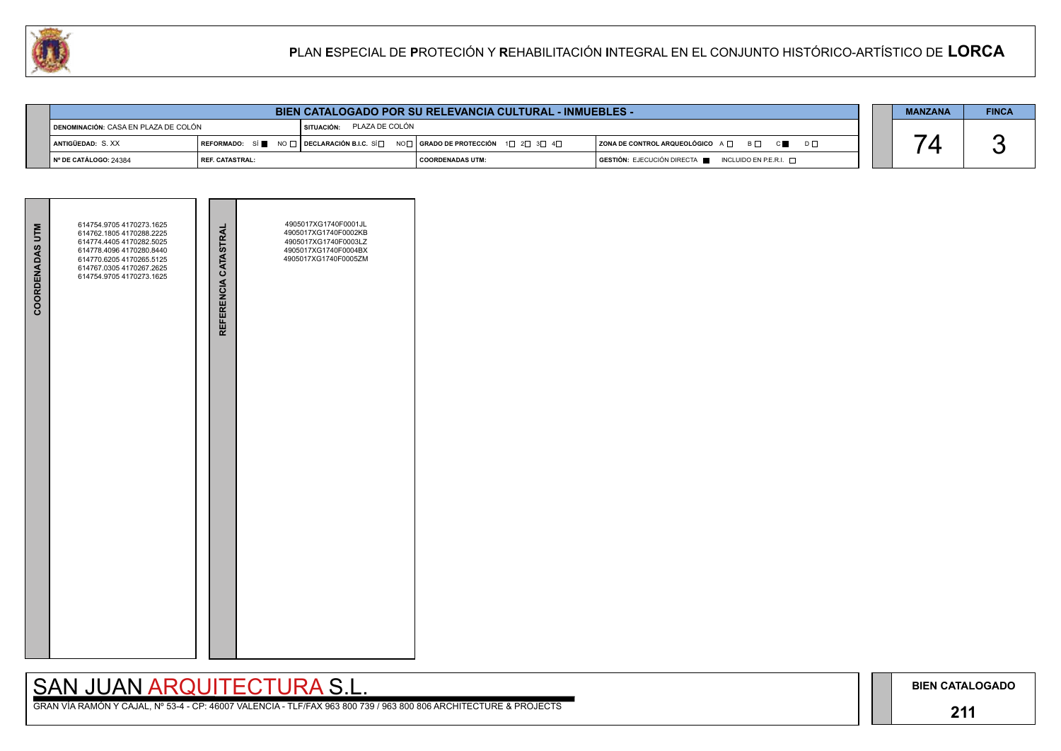# PLAN ESPECIAL DE PROTECIÓN Y REHABILITACIÓN INTEGRAL EN EL CONJUNTO HISTÓRICO-ARTÍSTICO DE LORCA

## BIEN CATALOGADO POR SU RELEVANCIA CULTURAL - INMUEBLES -

| | | | | |
|---|---|---|---|---|
| **DENOMINACIÓN:** CASA EN PLAZA DE COLÓN | | **SITUACIÓN:** PLAZA DE COLÓN | | |
| **ANTIGÜEDAD:** S. XX | **REFORMADO:** SÍ ■ NO □ | **DECLARACIÓN B.I.C.** SÍ □ NO □ | **GRADO DE PROTECCIÓN** 1□ 2□ 3□ 4□ | **ZONA DE CONTROL ARQUEOLÓGICO** A □ B □ C ■ D □ |
| **Nº DE CATÁLOGO:** 24384 | **REF. CATASTRAL:** | | **COORDENADAS UTM:** | **GESTIÓN:** EJECUCIÓN DIRECTA ■ INCLUIDO EN P.E.R.I. □ |

| MANZANA | FINCA |
|---|---|
| 74 | 3 |

**COORDENADAS UTM**

614754.9705 4170273.1625
614762.1805 4170288.2225
614774.4405 4170282.5025
614778.4096 4170280.8440
614770.6205 4170265.5125
614767.0305 4170267.2625
614754.9705 4170273.1625

**REFERENCIA CATASTRAL**

4905017XG1740F0001JL
4905017XG1740F0002KB
4905017XG1740F0003LZ
4905017XG1740F0004BX
4905017XG1740F0005ZM

SAN JUAN ARQUITECTURA S.L.

GRAN VÍA RAMÓN Y CAJAL, Nº 53-4 - CP: 46007 VALENCIA - TLF/FAX 963 800 739 / 963 800 806 ARCHITECTURE & PROJECTS

**BIEN CATALOGADO**

**211**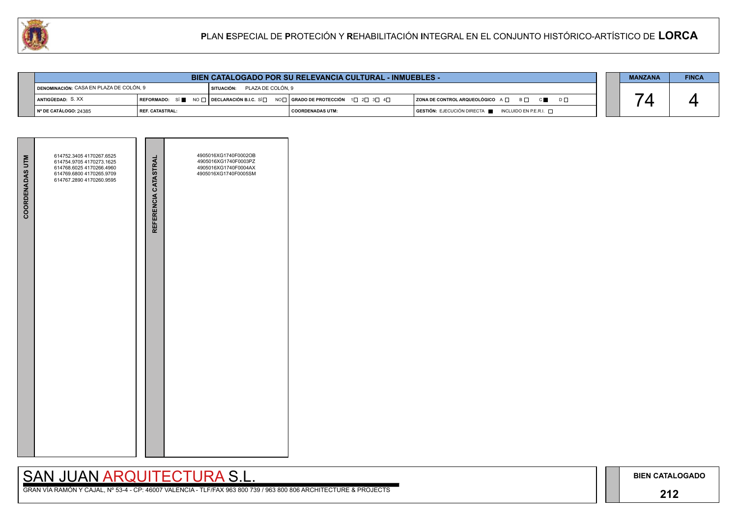# PLAN ESPECIAL DE PROTECIÓN Y REHABILITACIÓN INTEGRAL EN EL CONJUNTO HISTÓRICO-ARTÍSTICO DE LORCA

| BIEN CATALOGADO POR SU RELEVANCIA CULTURAL - INMUEBLES - | | | | |
|---|---|---|---|---|
| DENOMINACIÓN: CASA EN PLAZA DE COLÓN, 9 | | SITUACIÓN: PLAZA DE COLÓN, 9 | | |
| ANTIGÜEDAD: S. XX | REFORMADO: SÍ ■ NO □ | DECLARACIÓN B.I.C. SÍ □ NO □ | GRADO DE PROTECCIÓN 1□ 2□ 3□ 4□ | ZONA DE CONTROL ARQUEOLÓGICO A □ B □ C ■ D □ |
| Nº DE CATÁLOGO: 24385 | REF. CATASTRAL: | | COORDENADAS UTM: | GESTIÓN: EJECUCIÓN DIRECTA ■ INCLUIDO EN P.E.R.I. □ |

| MANZANA | FINCA |
|---|---|
| 74 | 4 |

**COORDENADAS UTM**

614752.3405 4170267.6525
614754.9705 4170273.1625
614768.6025 4170266.4960
614769.6800 4170265.9709
614767.2890 4170260.9595

**REFERENCIA CATASTRAL**

4905016XG1740F0002OB
4905016XG1740F0003PZ
4905016XG1740F0004AX
4905016XG1740F0005SM

SAN JUAN ARQUITECTURA S.L.

GRAN VÍA RAMÓN Y CAJAL, Nº 53-4 - CP: 46007 VALENCIA - TLF/FAX 963 800 739 / 963 800 806 ARCHITECTURE & PROJECTS

**BIEN CATALOGADO**

**212**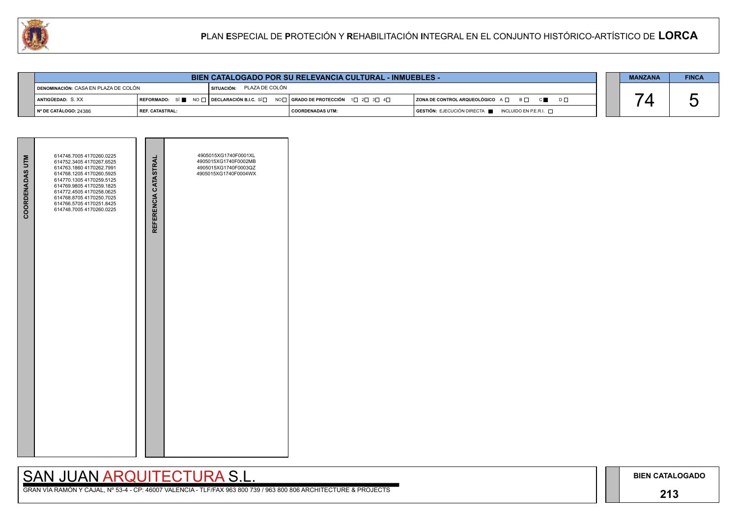# PLAN ESPECIAL DE PROTECIÓN Y REHABILITACIÓN INTEGRAL EN EL CONJUNTO HISTÓRICO-ARTÍSTICO DE LORCA

## BIEN CATALOGADO POR SU RELEVANCIA CULTURAL - INMUEBLES -

| | | | |
|---|---|---|---|
| DENOMINACIÓN: CASA EN PLAZA DE COLÓN | SITUACIÓN: PLAZA DE COLÓN | | |
| ANTIGÜEDAD: S. XX | REFORMADO: SÍ ■ NO □ · DECLARACIÓN B.I.C. SÍ □ NO □ | GRADO DE PROTECCIÓN 1□ 2□ 3□ 4□ | ZONA DE CONTROL ARQUEOLÓGICO A □ B □ C ■ D □ |
| Nº DE CATÁLOGO: 24386 | REF. CATASTRAL: | COORDENADAS UTM: | GESTIÓN: EJECUCIÓN DIRECTA ■ INCLUIDO EN P.E.R.I. □ |

| MANZANA | FINCA |
|---|---|
| 74 | 5 |

**COORDENADAS UTM**

614748.7005 4170260.0225
614752.3405 4170267.6525
614763.1860 4170262.7991
614768.1205 4170260.5925
614770.1305 4170259.5125
614769.9805 4170259.1825
614772.4505 4170258.0625
614768.8705 4170250.7025
614766.5705 4170251.8425
614748.7005 4170260.0225

**REFERENCIA CATASTRAL**

4905015XG1740F0001XL
4905015XG1740F0002MB
4905015XG1740F0003QZ
4905015XG1740F0004WX

SAN JUAN ARQUITECTURA S.L.

GRAN VÍA RAMÓN Y CAJAL, Nº 53-4 - CP: 46007 VALENCIA - TLF/FAX 963 800 739 / 963 800 806 ARCHITECTURE & PROJECTS

BIEN CATALOGADO

213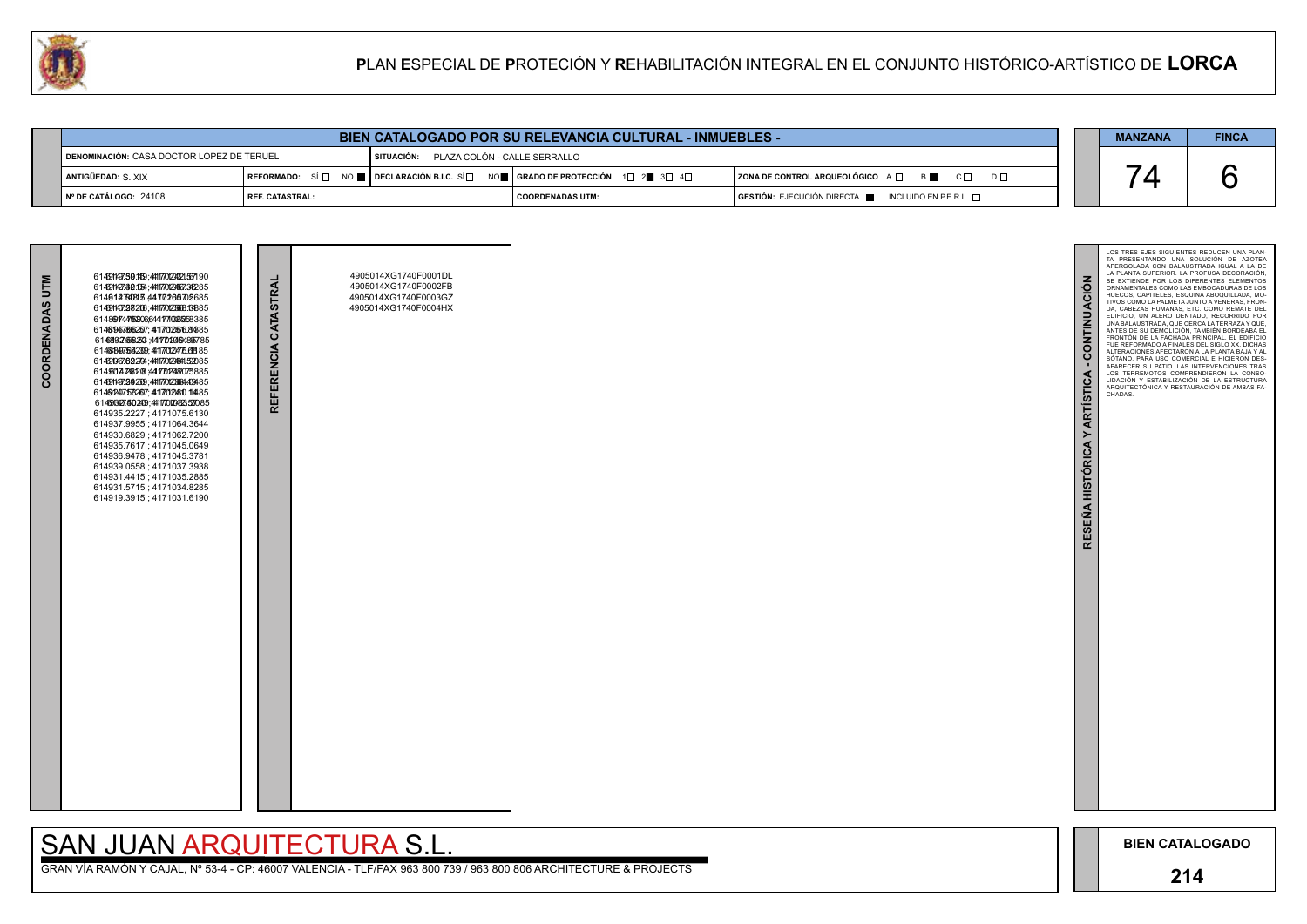# PLAN ESPECIAL DE PROTECIÓN Y REHABILITACIÓN INTEGRAL EN EL CONJUNTO HISTÓRICO-ARTÍSTICO DE LORCA

## BIEN CATALOGADO POR SU RELEVANCIA CULTURAL - INMUEBLES -

| | | | | |
|---|---|---|---|---|
| DENOMINACIÓN: CASA DOCTOR LOPEZ DE TERUEL | | SITUACIÓN: PLAZA COLÓN - CALLE SERRALLO | | |
| ANTIGÜEDAD: S. XIX | REFORMADO: SÍ ☐ NO ■ | DECLARACIÓN B.I.C. SÍ ☐ NO ■ | GRADO DE PROTECCIÓN 1☐ 2■ 3☐ 4☐ | ZONA DE CONTROL ARQUEOLÓGICO A ☐ B ■ C ☐ D ☐ |
| Nº DE CATÁLOGO: 24108 | REF. CATASTRAL: | | COORDENADAS UTM: | GESTIÓN: EJECUCIÓN DIRECTA ■ INCLUIDO EN P.E.R.I. ☐ |

| MANZANA | FINCA |
|---|---|
| 74 | 6 |

**COORDENADAS UTM**

(Varias líneas superpuestas e ilegibles)

614935.2227 ; 4171075.6130
614937.9955 ; 4171064.3644
614930.6829 ; 4171062.7200
614935.7617 ; 4171045.0649
614936.9478 ; 4171045.3781
614939.0558 ; 4171037.3938
614931.4415 ; 4171035.2885
614931.5715 ; 4171034.8285
614919.3915 ; 4171031.6190

**REFERENCIA CATASTRAL**

4905014XG1740F0001DL
4905014XG1740F0002FB
4905014XG1740F0003GZ
4905014XG1740F0004HX

**RESEÑA HISTÓRICA Y ARTÍSTICA - CONTINUACIÓN**

LOS TRES EJES SIGUIENTES REDUCEN UNA PLANTA PRESENTANDO UNA SOLUCIÓN DE AZOTEA APERGOLADA CON BALAUSTRADA IGUAL A LA DE LA PLANTA SUPERIOR. LA PROFUSA DECORACIÓN, SE EXTIENDE POR LOS DIFERENTES ELEMENTOS ORNAMENTALES COMO LAS EMBOCADURAS DE LOS HUECOS, CAPITELES, ESQUINA ABOQUILLADA, MOTIVOS COMO LA PALMETA JUNTO A VENERAS, FRONDA, CABEZAS HUMANAS, ETC. COMO REMATE DEL EDIFICIO, UN ALERO DENTADO, RECORRIDO POR UNA BALAUSTRADA, QUE CERCA LA TERRAZA Y QUE, ANTES DE SU DEMOLICIÓN, TAMBIÉN BORDEABA EL FRONTÓN DE LA FACHADA PRINCIPAL. EL EDIFICIO FUE REFORMADO A FINALES DEL SIGLO XX. DICHAS ALTERACIONES AFECTARON A LA PLANTA BAJA Y AL SÓTANO, PARA USO COMERCIAL E HICIERON DESAPARECER SU PATIO. LAS INTERVENCIONES TRAS LOS TERREMOTOS COMPRENDIERON LA CONSOLIDACIÓN Y ESTABILIZACIÓN DE LA ESTRUCTURA ARQUITECTÓNICA Y RESTAURACIÓN DE AMBAS FACHADAS.

SAN JUAN ARQUITECTURA S.L.

GRAN VÍA RAMÓN Y CAJAL, Nº 53-4 - CP: 46007 VALENCIA - TLF/FAX 963 800 739 / 963 800 806 ARCHITECTURE & PROJECTS

BIEN CATALOGADO

214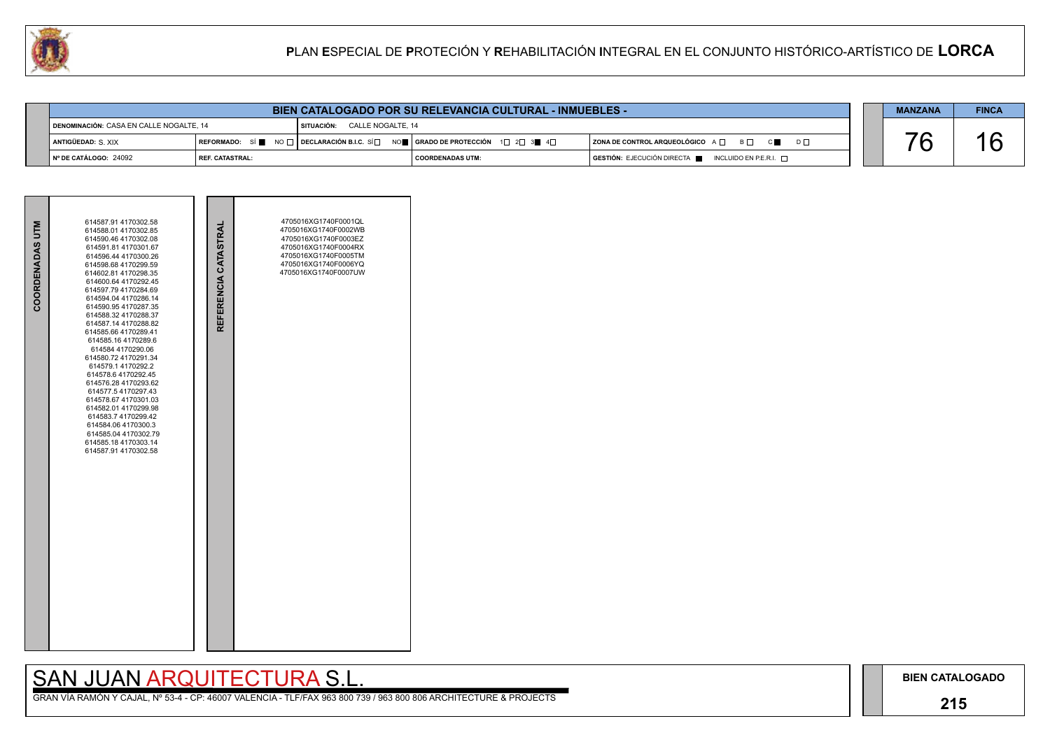# PLAN ESPECIAL DE PROTECIÓN Y REHABILITACIÓN INTEGRAL EN EL CONJUNTO HISTÓRICO-ARTÍSTICO DE LORCA

## BIEN CATALOGADO POR SU RELEVANCIA CULTURAL - INMUEBLES -

| | | | | MANZANA | FINCA |
|---|---|---|---|---|---|
| DENOMINACIÓN: CASA EN CALLE NOGALTE, 14 | SITUACIÓN: CALLE NOGALTE, 14 | | | 76 | 16 |
| ANTIGÜEDAD: S. XIX | REFORMADO: SÍ ■ NO □ | DECLARACIÓN B.I.C. SÍ □ NO ■ | GRADO DE PROTECCIÓN 1□ 2□ 3■ 4□ | ZONA DE CONTROL ARQUEOLÓGICO A □ B □ C ■ D □ | |
| Nº DE CATÁLOGO: 24092 | REF. CATASTRAL: | | COORDENADAS UTM: | GESTIÓN: EJECUCIÓN DIRECTA ■ INCLUIDO EN P.E.R.I. □ | |

| COORDENADAS UTM | REFERENCIA CATASTRAL |
|---|---|
| 614587.91 4170302.58<br>614588.01 4170302.85<br>614590.46 4170302.08<br>614591.81 4170301.67<br>614596.44 4170300.26<br>614598.68 4170299.59<br>614602.81 4170298.35<br>614600.64 4170292.45<br>614597.79 4170284.69<br>614594.04 4170286.14<br>614590.95 4170287.35<br>614588.32 4170288.37<br>614587.14 4170288.82<br>614585.66 4170289.41<br>614585.16 4170289.6<br>614584 4170290.06<br>614580.72 4170291.34<br>614579.1 4170292.2<br>614578.6 4170292.45<br>614576.28 4170293.62<br>614577.5 4170297.43<br>614578.67 4170301.03<br>614582.01 4170299.98<br>614583.7 4170299.42<br>614584.06 4170300.3<br>614585.04 4170302.79<br>614585.18 4170303.14<br>614587.91 4170302.58 | 4705016XG1740F0001QL<br>4705016XG1740F0002WB<br>4705016XG1740F0003EZ<br>4705016XG1740F0004RX<br>4705016XG1740F0005TM<br>4705016XG1740F0006YQ<br>4705016XG1740F0007UW |

SAN JUAN ARQUITECTURA S.L.

GRAN VÍA RAMÓN Y CAJAL, Nº 53-4 - CP: 46007 VALENCIA - TLF/FAX 963 800 739 / 963 800 806 ARCHITECTURE & PROJECTS

BIEN CATALOGADO

215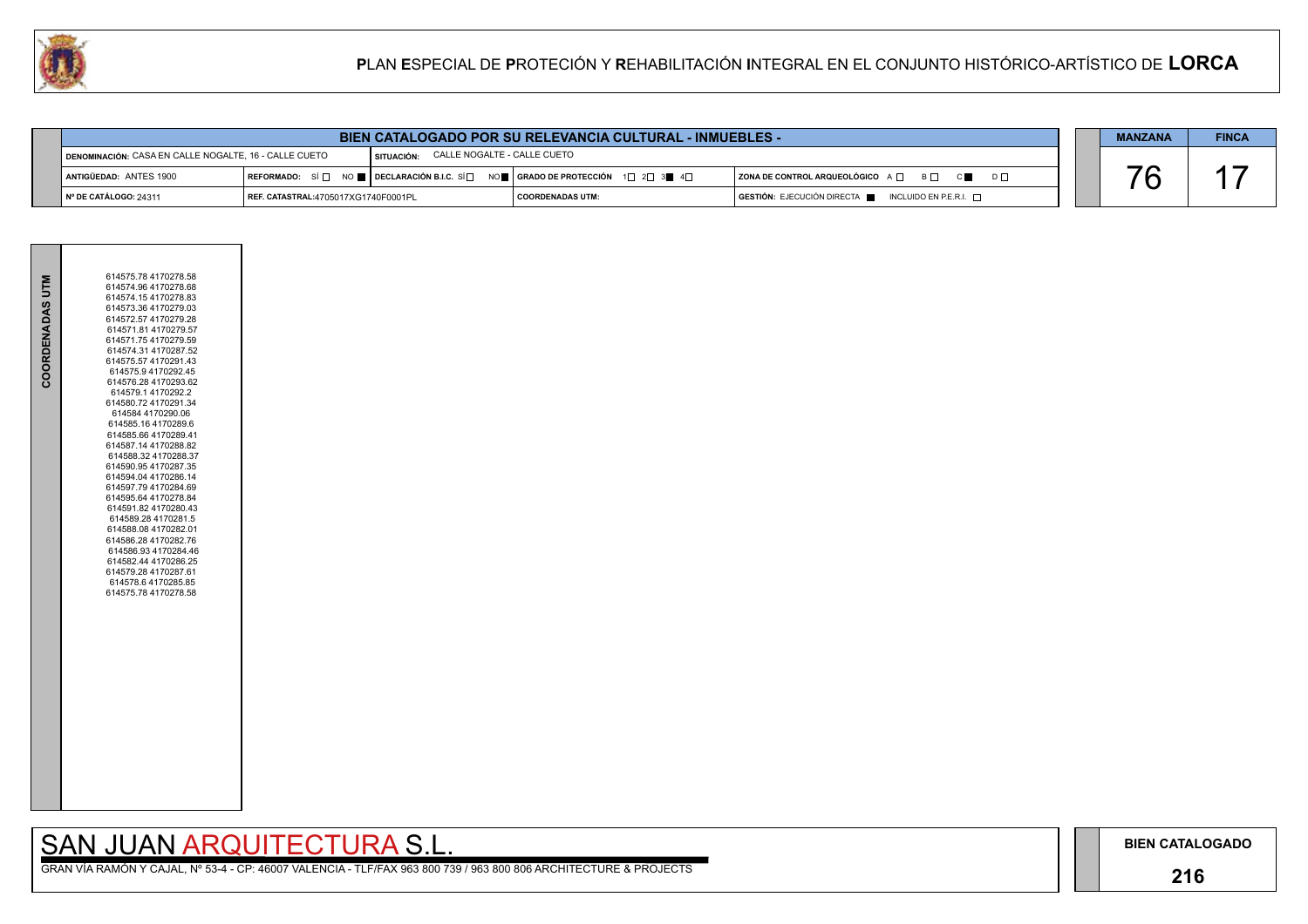# PLAN ESPECIAL DE PROTECIÓN Y REHABILITACIÓN INTEGRAL EN EL CONJUNTO HISTÓRICO-ARTÍSTICO DE LORCA

## BIEN CATALOGADO POR SU RELEVANCIA CULTURAL - INMUEBLES -

| | | | |
|---|---|---|---|
| DENOMINACIÓN: CASA EN CALLE NOGALTE, 16 - CALLE CUETO | SITUACIÓN: CALLE NOGALTE - CALLE CUETO | | |
| ANTIGÜEDAD: ANTES 1900 | REFORMADO: SÍ ☐ NO ■ / DECLARACIÓN B.I.C. SÍ ☐ NO ■ | GRADO DE PROTECCIÓN 1☐ 2☐ 3■ 4☐ | ZONA DE CONTROL ARQUEOLÓGICO A☐ B☐ C■ D☐ |
| Nº DE CATÁLOGO: 24311 | REF. CATASTRAL:4705017XG1740F0001PL | COORDENADAS UTM: | GESTIÓN: EJECUCIÓN DIRECTA ■ INCLUIDO EN P.E.R.I. ☐ |

| MANZANA | FINCA |
|---|---|
| 76 | 17 |

**COORDENADAS UTM**

614575.78 4170278.58
614574.96 4170278.68
614574.15 4170278.83
614573.36 4170279.03
614572.57 4170279.28
614571.81 4170279.57
614571.75 4170279.59
614574.31 4170287.52
614575.57 4170291.43
614575.9 4170292.45
614576.28 4170293.62
614579.1 4170292.2
614580.72 4170291.34
614584 4170290.06
614585.16 4170289.6
614585.66 4170289.41
614587.14 4170288.82
614588.32 4170288.37
614590.95 4170287.35
614594.04 4170286.14
614597.79 4170284.69
614595.64 4170278.84
614591.82 4170280.43
614589.28 4170281.5
614588.08 4170282.01
614586.28 4170282.76
614586.93 4170284.46
614582.44 4170286.25
614579.28 4170287.61
614578.6 4170285.85
614575.78 4170278.58

SAN JUAN ARQUITECTURA S.L.

GRAN VÍA RAMÓN Y CAJAL, Nº 53-4 - CP: 46007 VALENCIA - TLF/FAX 963 800 739 / 963 800 806 ARCHITECTURE & PROJECTS

BIEN CATALOGADO

216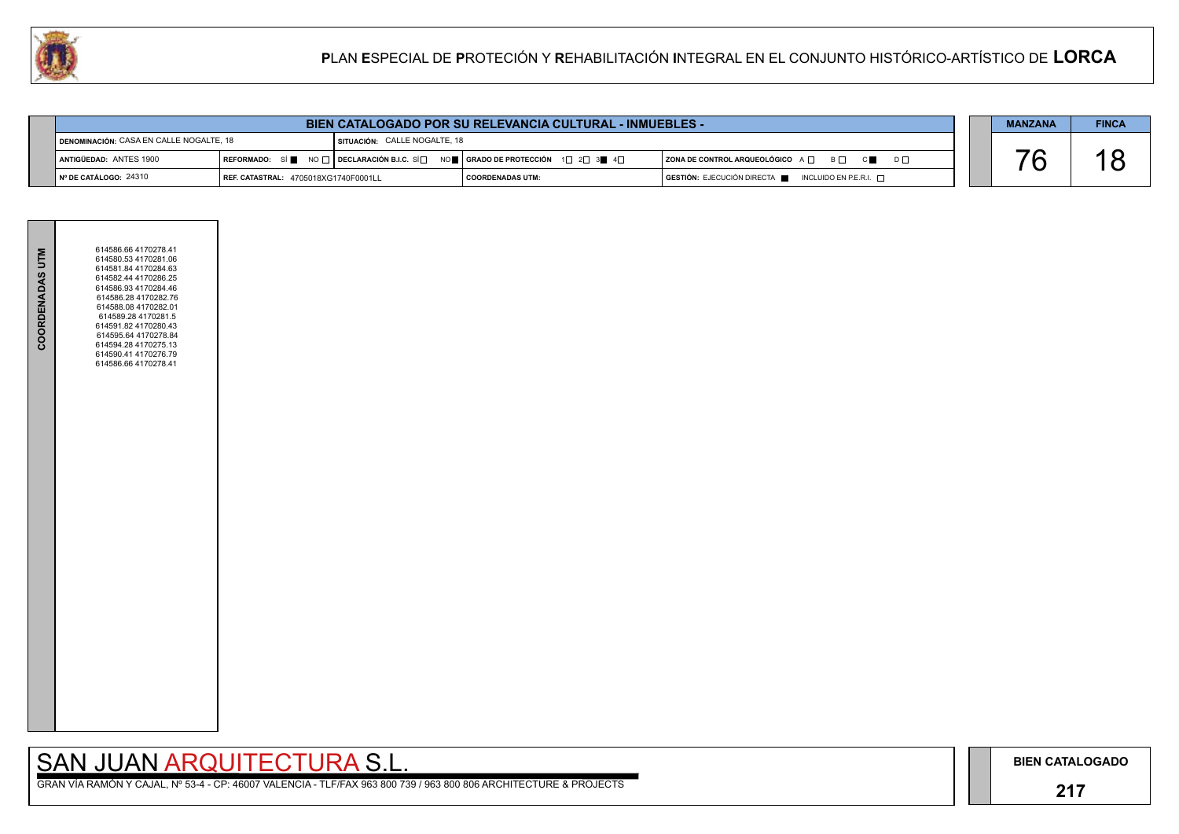# PLAN ESPECIAL DE PROTECIÓN Y REHABILITACIÓN INTEGRAL EN EL CONJUNTO HISTÓRICO-ARTÍSTICO DE LORCA

## BIEN CATALOGADO POR SU RELEVANCIA CULTURAL - INMUEBLES -

| | | | | |
|---|---|---|---|---|
| DENOMINACIÓN: CASA EN CALLE NOGALTE, 18 | | SITUACIÓN: CALLE NOGALTE, 18 | | |
| ANTIGÜEDAD: ANTES 1900 | REFORMADO: SÍ ■ NO □ | DECLARACIÓN B.I.C. SÍ □ NO ■ | GRADO DE PROTECCIÓN 1□ 2□ 3■ 4□ | ZONA DE CONTROL ARQUEOLÓGICO A □ B □ C ■ D □ |
| Nº DE CATÁLOGO: 24310 | REF. CATASTRAL: 4705018XG1740F0001LL | | COORDENADAS UTM: | GESTIÓN: EJECUCIÓN DIRECTA ■ INCLUIDO EN P.E.R.I. □ |

| MANZANA | FINCA |
|---|---|
| 76 | 18 |

**COORDENADAS UTM**

614586.66 4170278.41
614580.53 4170281.06
614581.84 4170284.63
614582.44 4170286.25
614586.93 4170284.46
614586.28 4170282.76
614588.08 4170282.01
614589.28 4170281.5
614591.82 4170280.43
614595.64 4170278.84
614594.28 4170275.13
614590.41 4170276.79
614586.66 4170278.41

SAN JUAN ARQUITECTURA S.L.

GRAN VÍA RAMÓN Y CAJAL, Nº 53-4 - CP: 46007 VALENCIA - TLF/FAX 963 800 739 / 963 800 806 ARCHITECTURE & PROJECTS

**BIEN CATALOGADO**

**217**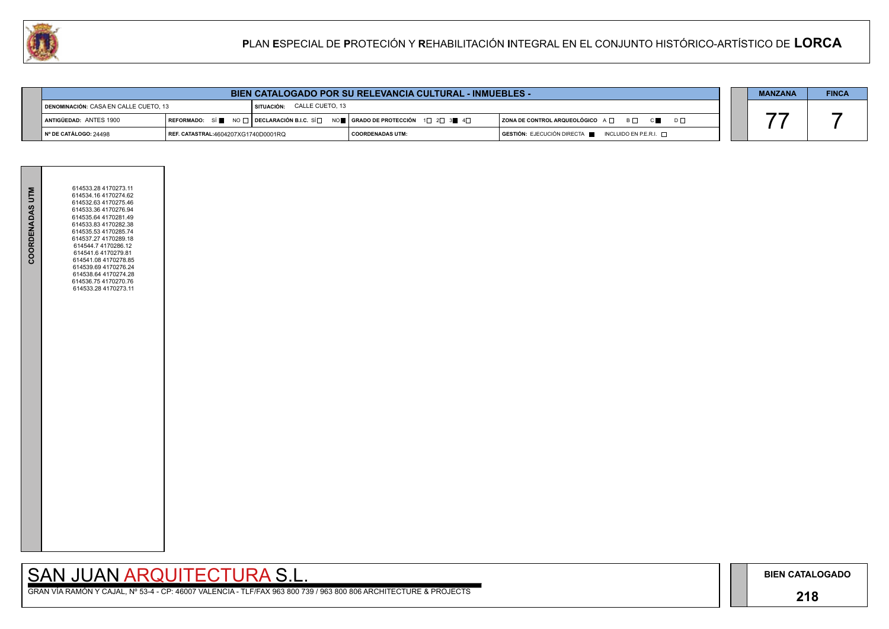# PLAN ESPECIAL DE PROTECIÓN Y REHABILITACIÓN INTEGRAL EN EL CONJUNTO HISTÓRICO-ARTÍSTICO DE LORCA

| BIEN CATALOGADO POR SU RELEVANCIA CULTURAL - INMUEBLES - | | | |
|---|---|---|---|
| DENOMINACIÓN: CASA EN CALLE CUETO, 13 | SITUACIÓN: CALLE CUETO, 13 | | |
| ANTIGÜEDAD: ANTES 1900 | REFORMADO: SÍ ■ NO □ / DECLARACIÓN B.I.C. SÍ □ NO ■ | GRADO DE PROTECCIÓN 1□ 2□ 3■ 4□ | ZONA DE CONTROL ARQUEOLÓGICO A □ B □ C ■ D □ |
| Nº DE CATÁLOGO: 24498 | REF. CATASTRAL: 4604207XG1740D0001RQ | COORDENADAS UTM: | GESTIÓN: EJECUCIÓN DIRECTA ■ INCLUIDO EN P.E.R.I. □ |

| MANZANA | FINCA |
|---|---|
| 77 | 7 |

**COORDENADAS UTM**

614533.28 4170273.11
614534.16 4170274.62
614532.63 4170275.46
614533.36 4170276.94
614535.64 4170281.49
614533.83 4170282.38
614535.53 4170285.74
614537.27 4170289.18
614544.7 4170286.12
614541.6 4170279.81
614541.08 4170278.85
614539.69 4170276.24
614538.64 4170274.28
614536.75 4170270.76
614533.28 4170273.11

SAN JUAN ARQUITECTURA S.L.

GRAN VÍA RAMÓN Y CAJAL, Nº 53-4 - CP: 46007 VALENCIA - TLF/FAX 963 800 739 / 963 800 806 ARCHITECTURE & PROJECTS

**BIEN CATALOGADO**

**218**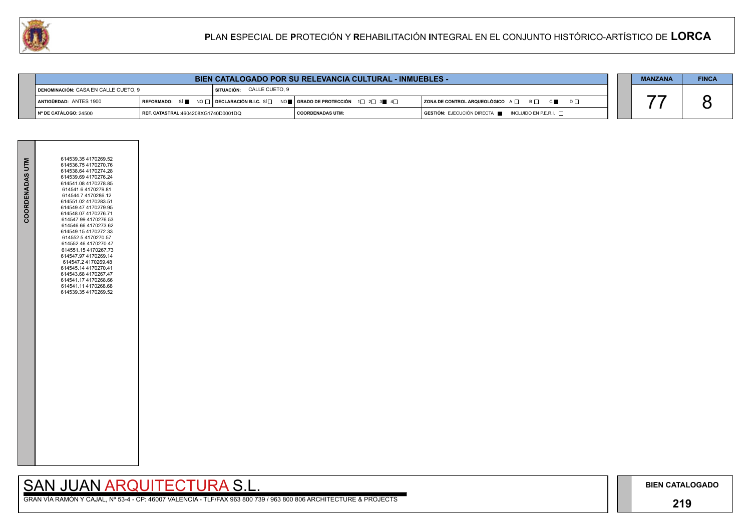# PLAN ESPECIAL DE PROTECIÓN Y REHABILITACIÓN INTEGRAL EN EL CONJUNTO HISTÓRICO-ARTÍSTICO DE LORCA

## BIEN CATALOGADO POR SU RELEVANCIA CULTURAL - INMUEBLES -

| | | | | |
|---|---|---|---|---|
| DENOMINACIÓN: CASA EN CALLE CUETO, 9 | SITUACIÓN: CALLE CUETO, 9 | | | |
| ANTIGÜEDAD: ANTES 1900 | REFORMADO: SÍ ■ NO □ | DECLARACIÓN B.I.C. SÍ □ NO ■ | GRADO DE PROTECCIÓN 1□ 2□ 3■ 4□ | ZONA DE CONTROL ARQUEOLÓGICO A□ B□ C■ D□ |
| Nº DE CATÁLOGO: 24500 | REF. CATASTRAL: 4604208XG1740D0001DQ | | COORDENADAS UTM: | GESTIÓN: EJECUCIÓN DIRECTA ■ INCLUIDO EN P.E.R.I. □ |

| MANZANA | FINCA |
|---|---|
| 77 | 8 |

**COORDENADAS UTM**

614539.35 4170269.52
614536.75 4170270.76
614538.64 4170274.28
614539.69 4170276.24
614541.08 4170278.85
614541.6 4170279.81
614544.7 4170286.12
614551.02 4170283.51
614549.47 4170279.95
614548.07 4170276.71
614547.99 4170276.53
614546.66 4170273.62
614549.15 4170272.33
614552.5 4170270.57
614552.46 4170270.47
614551.15 4170267.73
614547.97 4170269.14
614547.2 4170269.48
614545.14 4170270.41
614543.68 4170267.47
614541.17 4170268.66
614541.11 4170268.68
614539.35 4170269.52

SAN JUAN ARQUITECTURA S.L.

GRAN VÍA RAMÓN Y CAJAL, Nº 53-4 - CP: 46007 VALENCIA - TLF/FAX 963 800 739 / 963 800 806 ARCHITECTURE & PROJECTS

**BIEN CATALOGADO**

**219**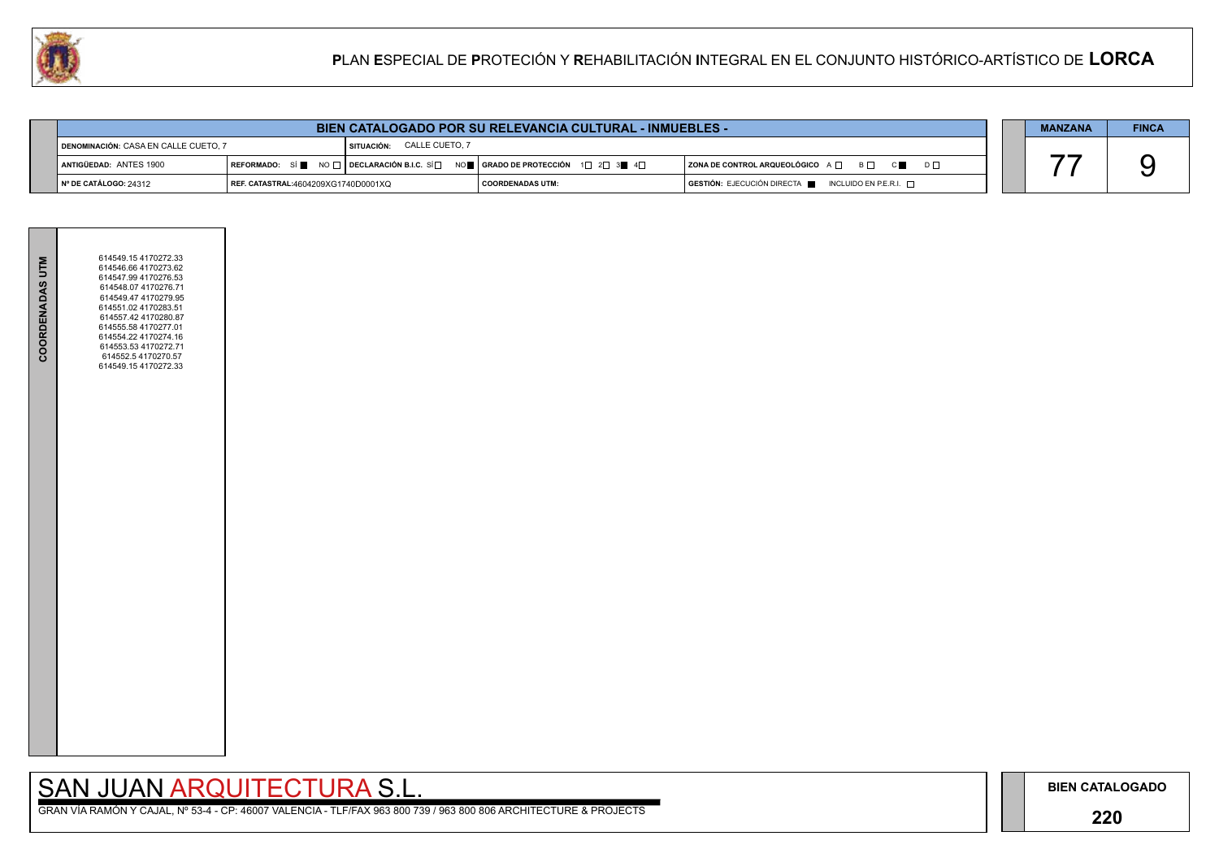# PLAN ESPECIAL DE PROTECIÓN Y REHABILITACIÓN INTEGRAL EN EL CONJUNTO HISTÓRICO-ARTÍSTICO DE LORCA

| BIEN CATALOGADO POR SU RELEVANCIA CULTURAL - INMUEBLES - | | | | |
|---|---|---|---|---|
| DENOMINACIÓN: CASA EN CALLE CUETO, 7 | SITUACIÓN: CALLE CUETO, 7 | | | |
| ANTIGÜEDAD: ANTES 1900 | REFORMADO: SÍ ■ NO □ | DECLARACIÓN B.I.C. SÍ □ NO ■ | GRADO DE PROTECCIÓN 1□ 2□ 3■ 4□ | ZONA DE CONTROL ARQUEOLÓGICO A □ B □ C ■ D □ |
| Nº DE CATÁLOGO: 24312 | REF. CATASTRAL:4604209XG1740D0001XQ | | COORDENADAS UTM: | GESTIÓN: EJECUCIÓN DIRECTA ■ INCLUIDO EN P.E.R.I. □ |

| MANZANA | FINCA |
|---|---|
| 77 | 9 |

**COORDENADAS UTM**

614549.15 4170272.33
614546.66 4170273.62
614547.99 4170276.53
614548.07 4170276.71
614549.47 4170279.95
614551.02 4170283.51
614557.42 4170280.87
614555.58 4170277.01
614554.22 4170274.16
614553.53 4170272.71
614552.5 4170270.57
614549.15 4170272.33

SAN JUAN ARQUITECTURA S.L.

GRAN VÍA RAMÓN Y CAJAL, Nº 53-4 - CP: 46007 VALENCIA - TLF/FAX 963 800 739 / 963 800 806 ARCHITECTURE & PROJECTS

**BIEN CATALOGADO**

**220**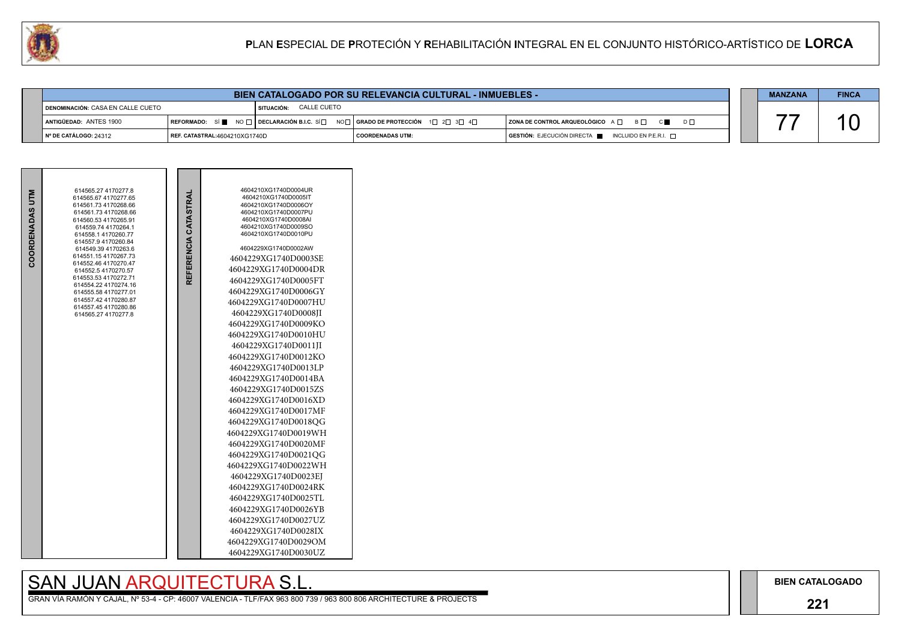# PLAN ESPECIAL DE PROTECIÓN Y REHABILITACIÓN INTEGRAL EN EL CONJUNTO HISTÓRICO-ARTÍSTICO DE LORCA

| BIEN CATALOGADO POR SU RELEVANCIA CULTURAL - INMUEBLES - | | | | |
|---|---|---|---|---|
| DENOMINACIÓN: CASA EN CALLE CUETO | | SITUACIÓN: CALLE CUETO | | |
| ANTIGÜEDAD: ANTES 1900 | REFORMADO: SÍ ■ NO □ | DECLARACIÓN B.I.C. SÍ □ NO □ | GRADO DE PROTECCIÓN 1□ 2□ 3□ 4□ | ZONA DE CONTROL ARQUEOLÓGICO A □ B □ C ■ D □ |
| Nº DE CATÁLOGO: 24312 | REF. CATASTRAL:4604210XG1740D | | COORDENADAS UTM: | GESTIÓN: EJECUCIÓN DIRECTA ■ INCLUIDO EN P.E.R.I. □ |

| MANZANA | FINCA |
|---|---|
| 77 | 10 |

**COORDENADAS UTM**

614565.27 4170277.8
614565.67 4170277.65
614561.73 4170268.66
614561.73 4170268.66
614560.53 4170265.91
614559.74 4170264.1
614558.1 4170260.77
614557.9 4170260.84
614549.39 4170263.6
614551.15 4170267.73
614552.46 4170270.47
614552.5 4170270.57
614553.53 4170272.71
614554.22 4170274.16
614555.58 4170277.01
614557.42 4170280.87
614557.45 4170280.86
614565.27 4170277.8

**REFERENCIA CATASTRAL**

4604210XG1740D0004UR
4604210XG1740D0005IT
4604210XG1740D0006OY
4604210XG1740D0007PU
4604210XG1740D0008AI
4604210XG1740D0009SO
4604210XG1740D0010PU

4604229XG1740D0002AW
4604229XG1740D0003SE
4604229XG1740D0004DR
4604229XG1740D0005FT
4604229XG1740D0006GY
4604229XG1740D0007HU
4604229XG1740D0008JI
4604229XG1740D0009KO
4604229XG1740D0010HU
4604229XG1740D0011JI
4604229XG1740D0012KO
4604229XG1740D0013LP
4604229XG1740D0014BA
4604229XG1740D0015ZS
4604229XG1740D0016XD
4604229XG1740D0017MF
4604229XG1740D0018QG
4604229XG1740D0019WH
4604229XG1740D0020MF
4604229XG1740D0021QG
4604229XG1740D0022WH
4604229XG1740D0023EJ
4604229XG1740D0024RK
4604229XG1740D0025TL
4604229XG1740D0026YB
4604229XG1740D0027UZ
4604229XG1740D0028IX
4604229XG1740D0029OM
4604229XG1740D0030UZ

SAN JUAN ARQUITECTURA S.L.

GRAN VÍA RAMÓN Y CAJAL, Nº 53-4 - CP: 46007 VALENCIA - TLF/FAX 963 800 739 / 963 800 806 ARCHITECTURE & PROJECTS

**BIEN CATALOGADO**

**221**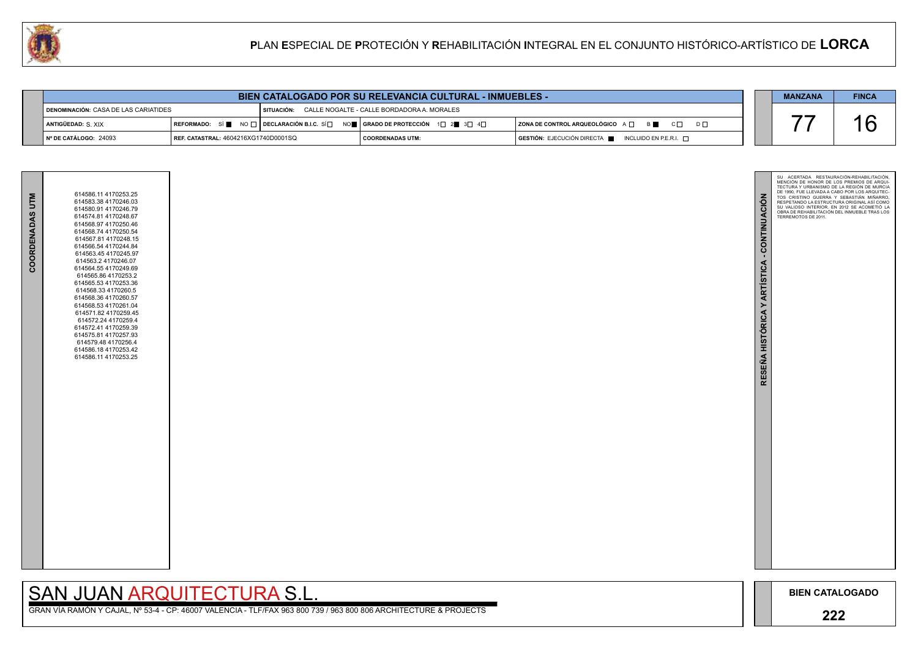# PLAN ESPECIAL DE PROTECIÓN Y REHABILITACIÓN INTEGRAL EN EL CONJUNTO HISTÓRICO-ARTÍSTICO DE LORCA

## BIEN CATALOGADO POR SU RELEVANCIA CULTURAL - INMUEBLES -

| | | | |
|---|---|---|---|
| **DENOMINACIÓN:** CASA DE LAS CARIATIDES | **SITUACIÓN:** CALLE NOGALTE - CALLE BORDADORA A. MORALES | | |
| **ANTIGÜEDAD:** S. XIX | **REFORMADO:** SÍ ■ NO □ / **DECLARACIÓN B.I.C.** SÍ □ NO ■ | **GRADO DE PROTECCIÓN** 1□ 2■ 3□ 4□ | **ZONA DE CONTROL ARQUEOLÓGICO** A □ B ■ C □ D □ |
| **Nº DE CATÁLOGO:** 24093 | **REF. CATASTRAL:** 4604216XG1740D0001SQ | **COORDENADAS UTM:** | **GESTIÓN:** EJECUCIÓN DIRECTA ■ INCLUIDO EN P.E.R.I. □ |

| MANZANA | FINCA |
|---|---|
| 77 | 16 |

### COORDENADAS UTM

614586.11 4170253.25
614583.38 4170246.03
614580.91 4170246.79
614574.81 4170248.67
614568.97 4170250.46
614568.74 4170250.54
614567.81 4170248.15
614566.54 4170244.84
614563.45 4170245.97
614563.2 4170246.07
614564.55 4170249.69
614565.86 4170253.2
614565.53 4170253.36
614568.33 4170260.5
614568.36 4170260.57
614568.53 4170261.04
614571.82 4170259.45
614572.24 4170259.4
614572.41 4170259.39
614575.81 4170257.93
614579.48 4170256.4
614586.18 4170253.42
614586.11 4170253.25

### RESEÑA HISTÓRICA Y ARTÍSTICA - CONTINUACIÓN

SU ACERTADA RESTAURACIÓN-REHABILITACIÓN, MENCIÓN DE HONOR DE LOS PREMIOS DE ARQUITECTURA Y URBANISMO DE LA REGIÓN DE MURCIA DE 1990, FUE LLEVADA A CABO POR LOS ARQUITECTOS CRISTINO GUERRA Y SEBASTIÁN MIÑARRO, RESPETANDO LA ESTRUCTURA ORIGINAL ASÍ COMO SU VALIOSO INTERIOR. EN 2012 SE ACOMETIÓ LA OBRA DE REHABILITACIÓN DEL INMUEBLE TRAS LOS TERREMOTOS DE 2011.

SAN JUAN ARQUITECTURA S.L.

GRAN VÍA RAMÓN Y CAJAL, Nº 53-4 - CP: 46007 VALENCIA - TLF/FAX 963 800 739 / 963 800 806 ARCHITECTURE & PROJECTS

**BIEN CATALOGADO**

**222**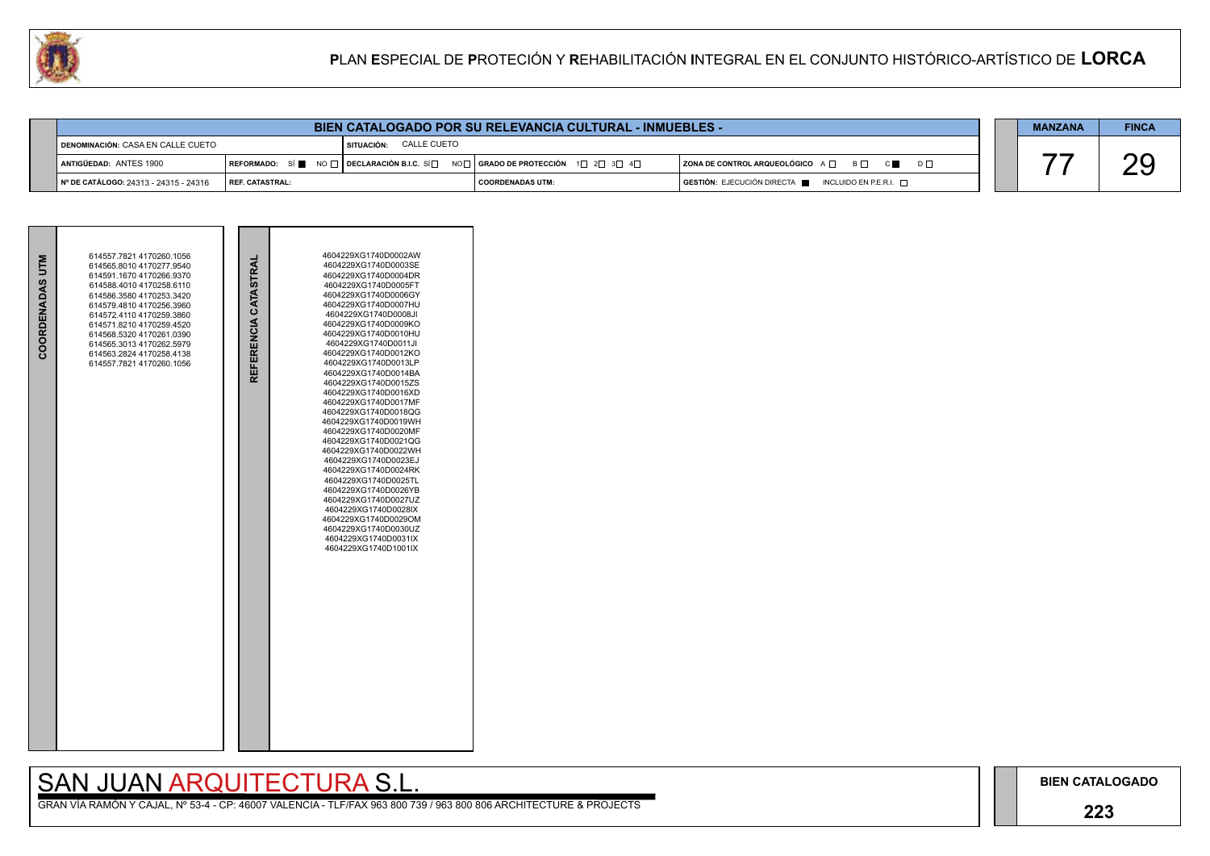# PLAN ESPECIAL DE PROTECIÓN Y REHABILITACIÓN INTEGRAL EN EL CONJUNTO HISTÓRICO-ARTÍSTICO DE LORCA

## BIEN CATALOGADO POR SU RELEVANCIA CULTURAL - INMUEBLES -

| | | | |
|---|---|---|---|
| DENOMINACIÓN: CASA EN CALLE CUETO | SITUACIÓN: CALLE CUETO | | |
| ANTIGÜEDAD: ANTES 1900 | REFORMADO: SÍ ■ NO ☐ DECLARACIÓN B.I.C. SÍ ☐ NO ☐ | GRADO DE PROTECCIÓN 1☐ 2☐ 3☐ 4☐ | ZONA DE CONTROL ARQUEOLÓGICO A ☐ B ☐ C ■ D ☐ |
| Nº DE CATÁLOGO: 24313 - 24315 - 24316 | REF. CATASTRAL: | COORDENADAS UTM: | GESTIÓN: EJECUCIÓN DIRECTA ■ INCLUIDO EN P.E.R.I. ☐ |

| MANZANA | FINCA |
|---|---|
| 77 | 29 |

| COORDENADAS UTM | REFERENCIA CATASTRAL |
|---|---|
| 614557.7821 4170260.1056<br>614565.8010 4170277.9540<br>614591.1670 4170266.9370<br>614588.4010 4170258.6110<br>614586.3580 4170253.3420<br>614579.4810 4170256.3960<br>614572.4110 4170259.3860<br>614571.8210 4170259.4520<br>614568.5320 4170261.0390<br>614565.3013 4170262.5979<br>614563.2824 4170258.4138<br>614557.7821 4170260.1056 | 4604229XG1740D0002AW<br>4604229XG1740D0003SE<br>4604229XG1740D0004DR<br>4604229XG1740D0005FT<br>4604229XG1740D0006GY<br>4604229XG1740D0007HU<br>4604229XG1740D0008JI<br>4604229XG1740D0009KO<br>4604229XG1740D0010HU<br>4604229XG1740D0011JI<br>4604229XG1740D0012KO<br>4604229XG1740D0013LP<br>4604229XG1740D0014BA<br>4604229XG1740D0015ZS<br>4604229XG1740D0016XD<br>4604229XG1740D0017MF<br>4604229XG1740D0018QG<br>4604229XG1740D0019WH<br>4604229XG1740D0020MF<br>4604229XG1740D0021QG<br>4604229XG1740D0022WH<br>4604229XG1740D0023EJ<br>4604229XG1740D0024RK<br>4604229XG1740D0025TL<br>4604229XG1740D0026YB<br>4604229XG1740D0027UZ<br>4604229XG1740D0028IX<br>4604229XG1740D0029OM<br>4604229XG1740D0030UZ<br>4604229XG1740D0031IX<br>4604229XG1740D1001IX |

SAN JUAN ARQUITECTURA S.L.

GRAN VÍA RAMÓN Y CAJAL, Nº 53-4 - CP: 46007 VALENCIA - TLF/FAX 963 800 739 / 963 800 806 ARCHITECTURE & PROJECTS

BIEN CATALOGADO

223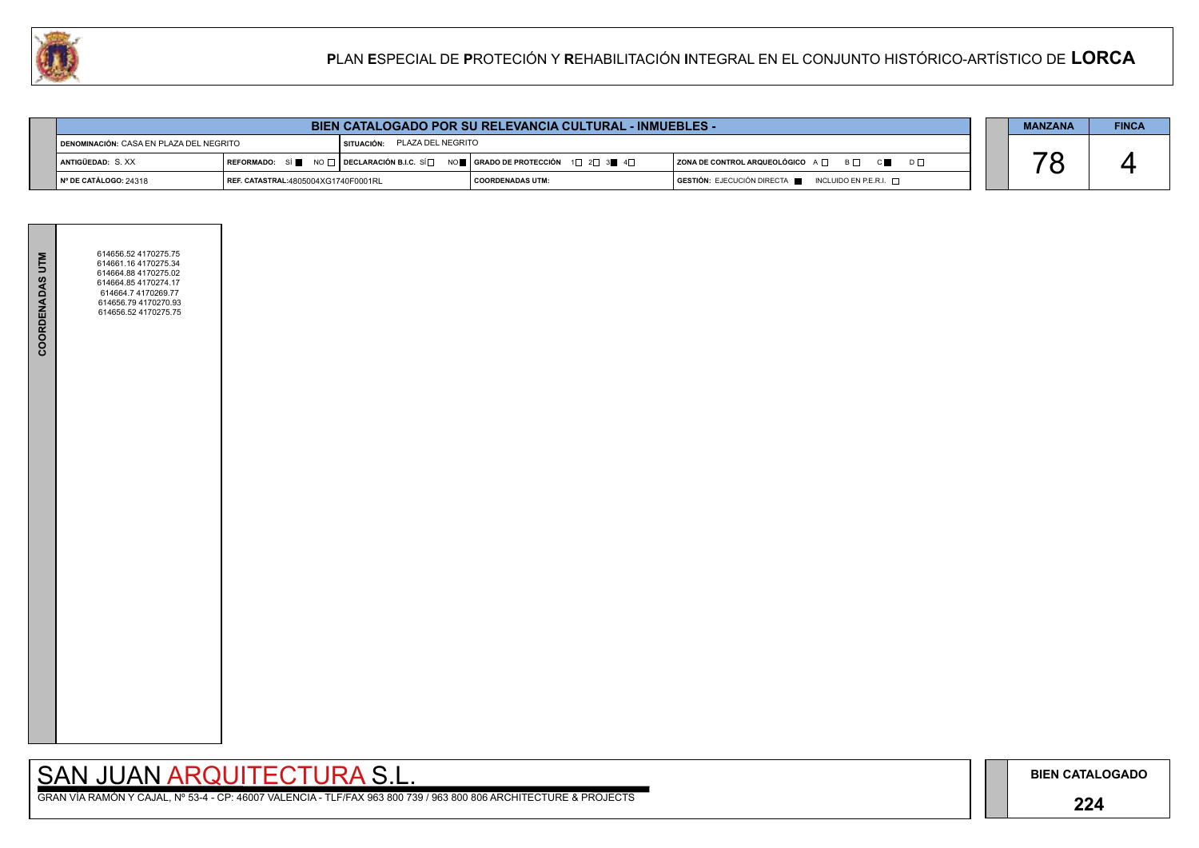# PLAN ESPECIAL DE PROTECIÓN Y REHABILITACIÓN INTEGRAL EN EL CONJUNTO HISTÓRICO-ARTÍSTICO DE LORCA

## BIEN CATALOGADO POR SU RELEVANCIA CULTURAL - INMUEBLES -

| | | | | |
|---|---|---|---|---|
| DENOMINACIÓN: CASA EN PLAZA DEL NEGRITO | | SITUACIÓN: PLAZA DEL NEGRITO | | |
| ANTIGÜEDAD: S. XX | REFORMADO: SÍ ■ NO □ | DECLARACIÓN B.I.C. SÍ □ NO ■ | GRADO DE PROTECCIÓN 1□ 2□ 3■ 4□ | ZONA DE CONTROL ARQUEOLÓGICO A □ B □ C ■ D □ |
| Nº DE CATÁLOGO: 24318 | REF. CATASTRAL: 4805004XG1740F0001RL | | COORDENADAS UTM: | GESTIÓN: EJECUCIÓN DIRECTA ■ INCLUIDO EN P.E.R.I. □ |

| MANZANA | FINCA |
|---|---|
| 78 | 4 |

**COORDENADAS UTM**

614656.52 4170275.75
614661.16 4170275.34
614664.88 4170275.02
614664.85 4170274.17
614664.7 4170269.77
614656.79 4170270.93
614656.52 4170275.75

SAN JUAN ARQUITECTURA S.L.

GRAN VÍA RAMÓN Y CAJAL, Nº 53-4 - CP: 46007 VALENCIA - TLF/FAX 963 800 739 / 963 800 806 ARCHITECTURE & PROJECTS

BIEN CATALOGADO

224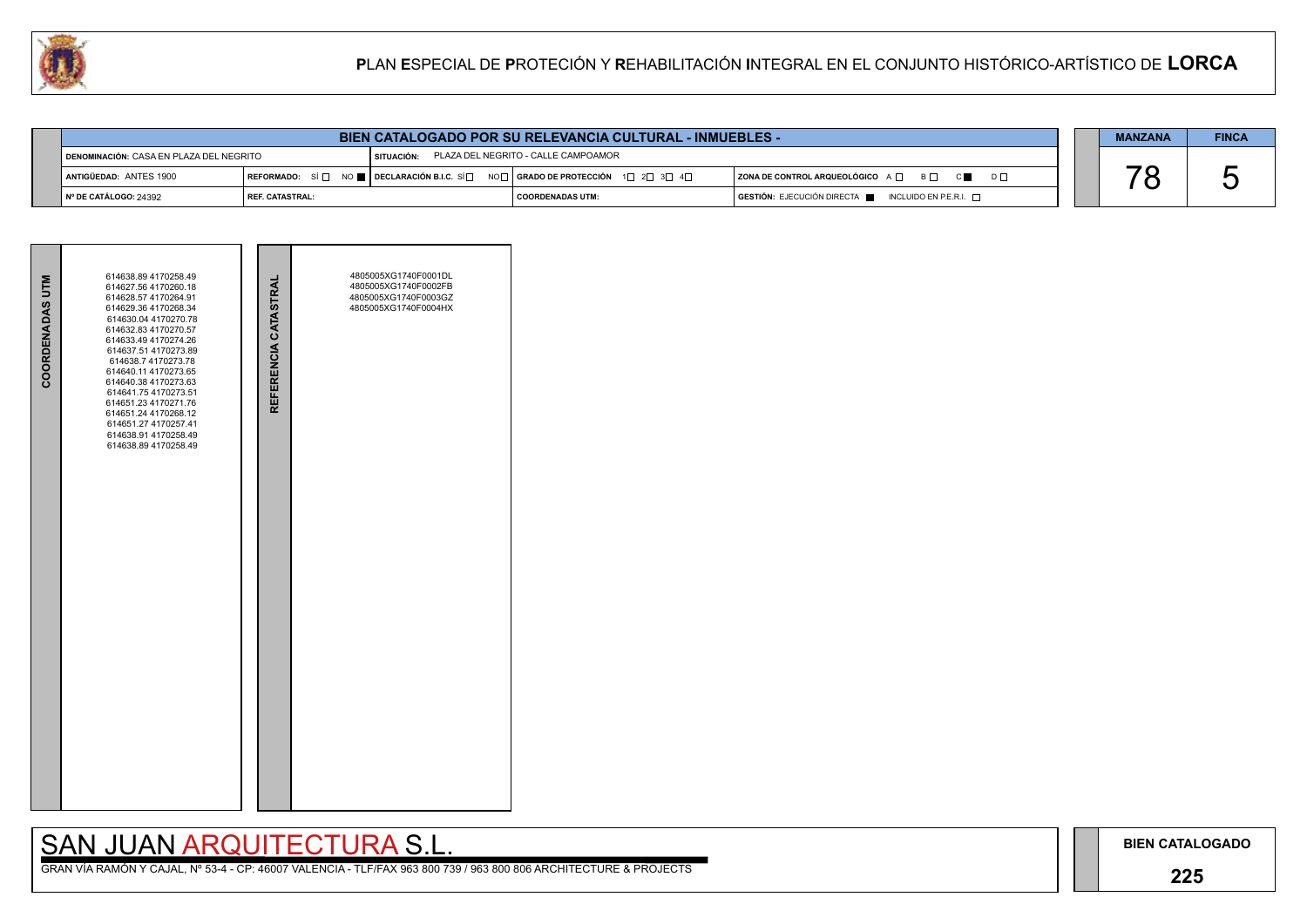# PLAN ESPECIAL DE PROTECIÓN Y REHABILITACIÓN INTEGRAL EN EL CONJUNTO HISTÓRICO-ARTÍSTICO DE LORCA

| BIEN CATALOGADO POR SU RELEVANCIA CULTURAL - INMUEBLES - | | | | |
|---|---|---|---|---|
| DENOMINACIÓN: CASA EN PLAZA DEL NEGRITO | | SITUACIÓN: PLAZA DEL NEGRITO - CALLE CAMPOAMOR | | |
| ANTIGÜEDAD: ANTES 1900 | REFORMADO: SÍ ☐ NO ■ | DECLARACIÓN B.I.C. SÍ ☐ NO ☐ | GRADO DE PROTECCIÓN 1☐ 2☐ 3☐ 4☐ | ZONA DE CONTROL ARQUEOLÓGICO A ☐ B ☐ C ■ D ☐ |
| Nº DE CATÁLOGO: 24392 | REF. CATASTRAL: | | COORDENADAS UTM: | GESTIÓN: EJECUCIÓN DIRECTA ■ INCLUIDO EN P.E.R.I. ☐ |

| MANZANA | FINCA |
|---|---|
| 78 | 5 |

| COORDENADAS UTM | REFERENCIA CATASTRAL |
|---|---|
| 614638.89 4170258.49<br>614627.56 4170260.18<br>614628.57 4170264.91<br>614629.36 4170268.34<br>614630.04 4170270.78<br>614632.83 4170270.57<br>614633.49 4170274.26<br>614637.51 4170273.89<br>614638.7 4170273.78<br>614640.11 4170273.65<br>614640.38 4170273.63<br>614641.75 4170273.51<br>614651.23 4170271.76<br>614651.24 4170268.12<br>614651.27 4170257.41<br>614638.91 4170258.49<br>614638.89 4170258.49 | 4805005XG1740F0001DL<br>4805005XG1740F0002FB<br>4805005XG1740F0003GZ<br>4805005XG1740F0004HX |

SAN JUAN ARQUITECTURA S.L.

GRAN VÍA RAMÓN Y CAJAL, Nº 53-4 - CP: 46007 VALENCIA - TLF/FAX 963 800 739 / 963 800 806 ARCHITECTURE & PROJECTS

BIEN CATALOGADO

225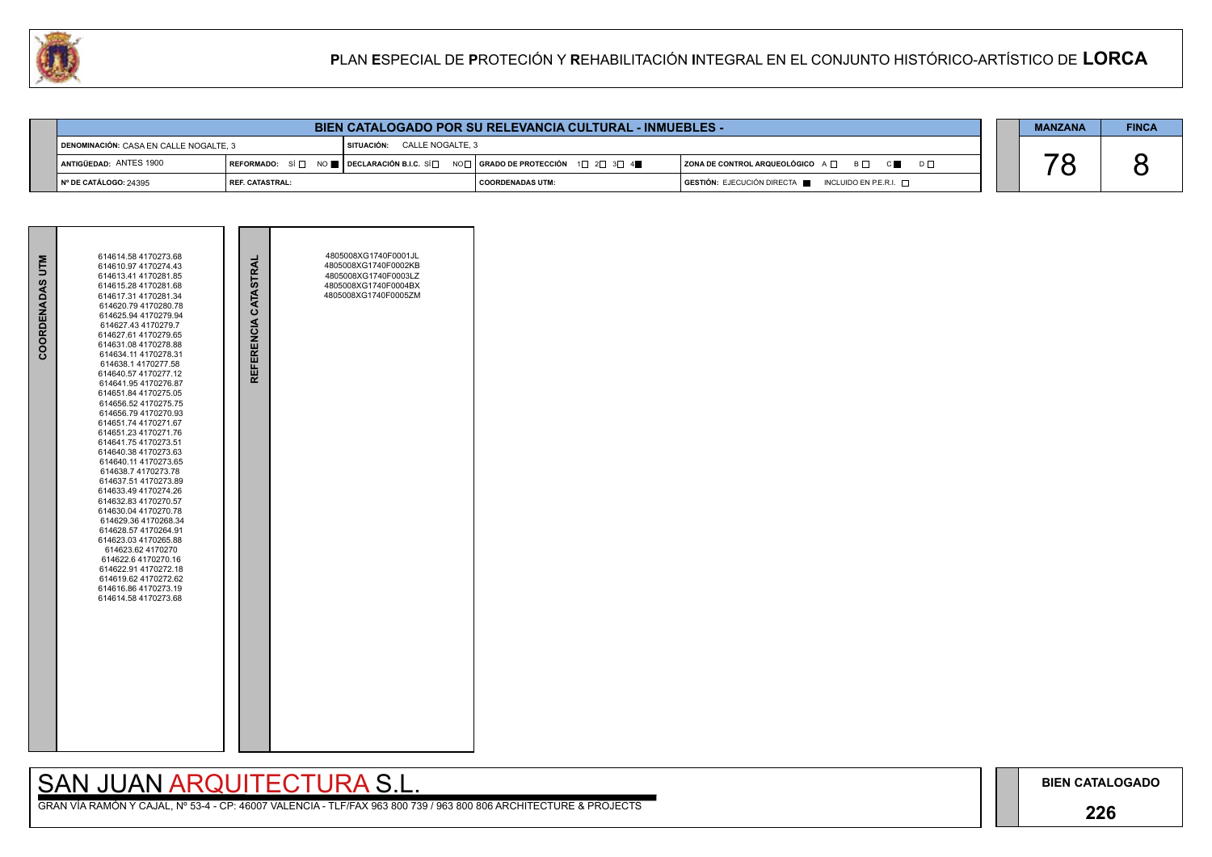## PLAN ESPECIAL DE PROTECIÓN Y REHABILITACIÓN INTEGRAL EN EL CONJUNTO HISTÓRICO-ARTÍSTICO DE LORCA

### BIEN CATALOGADO POR SU RELEVANCIA CULTURAL - INMUEBLES -

| | | | | |
|---|---|---|---|---|
| DENOMINACIÓN: CASA EN CALLE NOGALTE, 3 | | SITUACIÓN: CALLE NOGALTE, 3 | | |
| ANTIGÜEDAD: ANTES 1900 | REFORMADO: SÍ ☐ NO ■ | DECLARACIÓN B.I.C. SÍ ☐ NO ☐ | GRADO DE PROTECCIÓN 1 ☐ 2 ☐ 3 ☐ 4 ■ | ZONA DE CONTROL ARQUEOLÓGICO A ☐ B ☐ C ■ D ☐ |
| Nº DE CATÁLOGO: 24395 | REF. CATASTRAL: | | COORDENADAS UTM: | GESTIÓN: EJECUCIÓN DIRECTA ■ INCLUIDO EN P.E.R.I. ☐ |

| MANZANA | FINCA |
|---|---|
| 78 | 8 |

**COORDENADAS UTM**

614614.58 4170273.68
614610.97 4170274.43
614613.41 4170281.85
614615.28 4170281.68
614617.31 4170281.34
614620.79 4170280.78
614625.94 4170279.94
614627.43 4170279.7
614627.61 4170279.65
614631.08 4170278.88
614634.11 4170278.31
614638.1 4170277.58
614640.57 4170277.12
614641.95 4170276.87
614651.84 4170275.05
614656.52 4170275.75
614656.79 4170270.93
614651.74 4170271.67
614651.23 4170271.76
614641.75 4170273.51
614640.38 4170273.63
614640.11 4170273.65
614638.7 4170273.78
614637.51 4170273.89
614633.49 4170274.26
614632.83 4170270.57
614630.04 4170270.78
614629.36 4170268.34
614628.57 4170264.91
614623.03 4170265.88
614623.62 4170270
614622.6 4170270.16
614622.91 4170272.18
614619.62 4170272.62
614616.86 4170273.19
614614.58 4170273.68

**REFERENCIA CATASTRAL**

4805008XG1740F0001JL
4805008XG1740F0002KB
4805008XG1740F0003LZ
4805008XG1740F0004BX
4805008XG1740F0005ZM

SAN JUAN ARQUITECTURA S.L.

GRAN VÍA RAMÓN Y CAJAL, Nº 53-4 - CP: 46007 VALENCIA - TLF/FAX 963 800 739 / 963 800 806 ARCHITECTURE & PROJECTS

BIEN CATALOGADO

226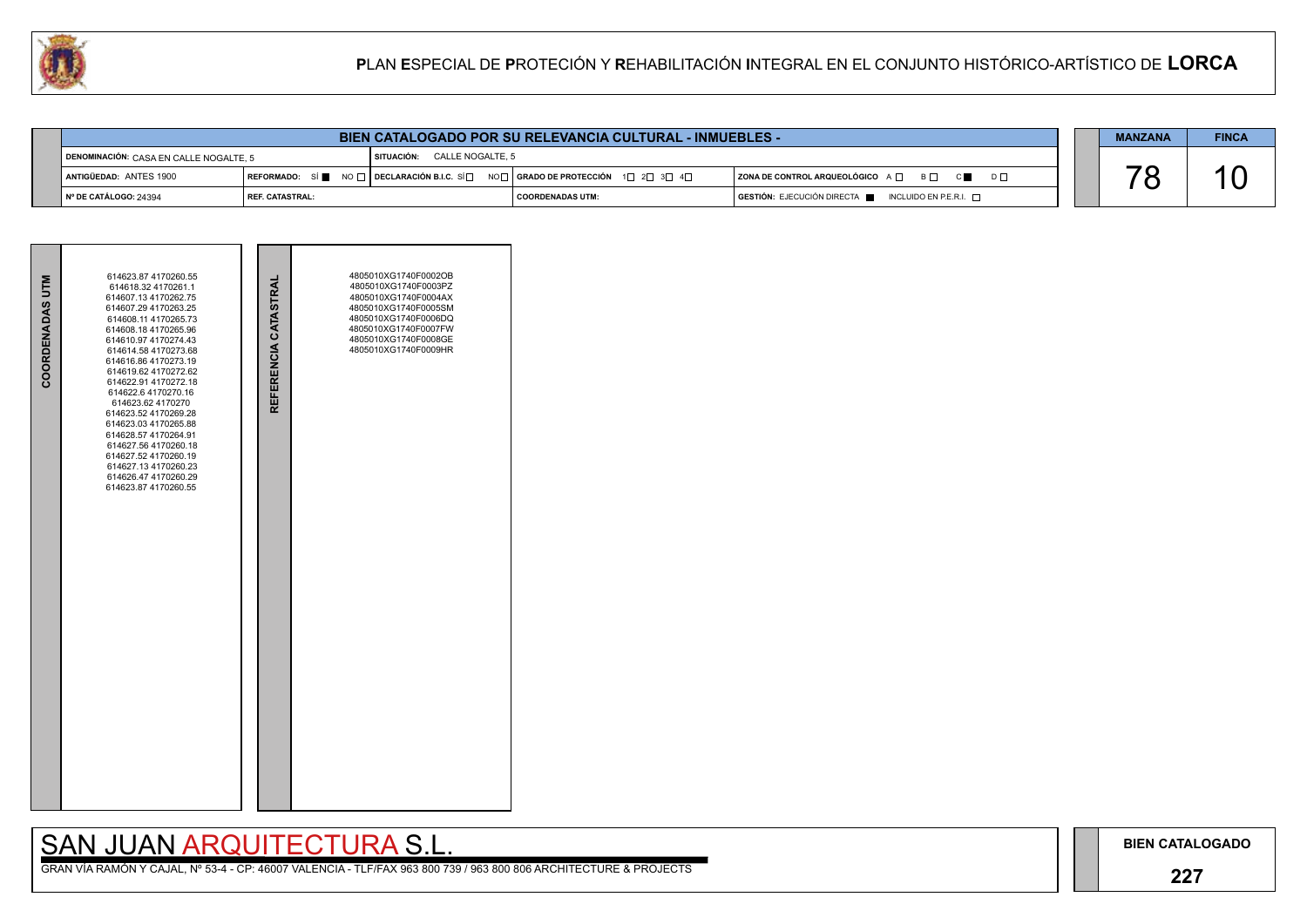# PLAN ESPECIAL DE PROTECIÓN Y REHABILITACIÓN INTEGRAL EN EL CONJUNTO HISTÓRICO-ARTÍSTICO DE LORCA

## BIEN CATALOGADO POR SU RELEVANCIA CULTURAL - INMUEBLES -

| | | | | |
|---|---|---|---|---|
| DENOMINACIÓN: CASA EN CALLE NOGALTE, 5 | | SITUACIÓN: CALLE NOGALTE, 5 | | |
| ANTIGÜEDAD: ANTES 1900 | REFORMADO: SÍ ■ NO □ | DECLARACIÓN B.I.C. SÍ □ NO □ | GRADO DE PROTECCIÓN 1□ 2□ 3□ 4□ | ZONA DE CONTROL ARQUEOLÓGICO A □ B □ C ■ D □ |
| Nº DE CATÁLOGO: 24394 | REF. CATASTRAL: | | COORDENADAS UTM: | GESTIÓN: EJECUCIÓN DIRECTA ■ INCLUIDO EN P.E.R.I. □ |

| MANZANA | FINCA |
|---|---|
| 78 | 10 |

**COORDENADAS UTM**

614623.87 4170260.55
614618.32 4170261.1
614607.13 4170262.75
614607.29 4170263.25
614608.11 4170265.73
614608.18 4170265.96
614610.97 4170274.43
614614.58 4170273.68
614616.86 4170273.19
614619.62 4170272.62
614622.91 4170272.18
614622.6 4170270.16
614623.62 4170270
614623.52 4170269.28
614623.03 4170265.88
614628.57 4170264.91
614627.56 4170260.18
614627.52 4170260.19
614627.13 4170260.23
614626.47 4170260.29
614623.87 4170260.55

**REFERENCIA CATASTRAL**

4805010XG1740F0002OB
4805010XG1740F0003PZ
4805010XG1740F0004AX
4805010XG1740F0005SM
4805010XG1740F0006DQ
4805010XG1740F0007FW
4805010XG1740F0008GE
4805010XG1740F0009HR

SAN JUAN ARQUITECTURA S.L.

GRAN VÍA RAMÓN Y CAJAL, Nº 53-4 - CP: 46007 VALENCIA - TLF/FAX 963 800 739 / 963 800 806 ARCHITECTURE & PROJECTS

**BIEN CATALOGADO**

**227**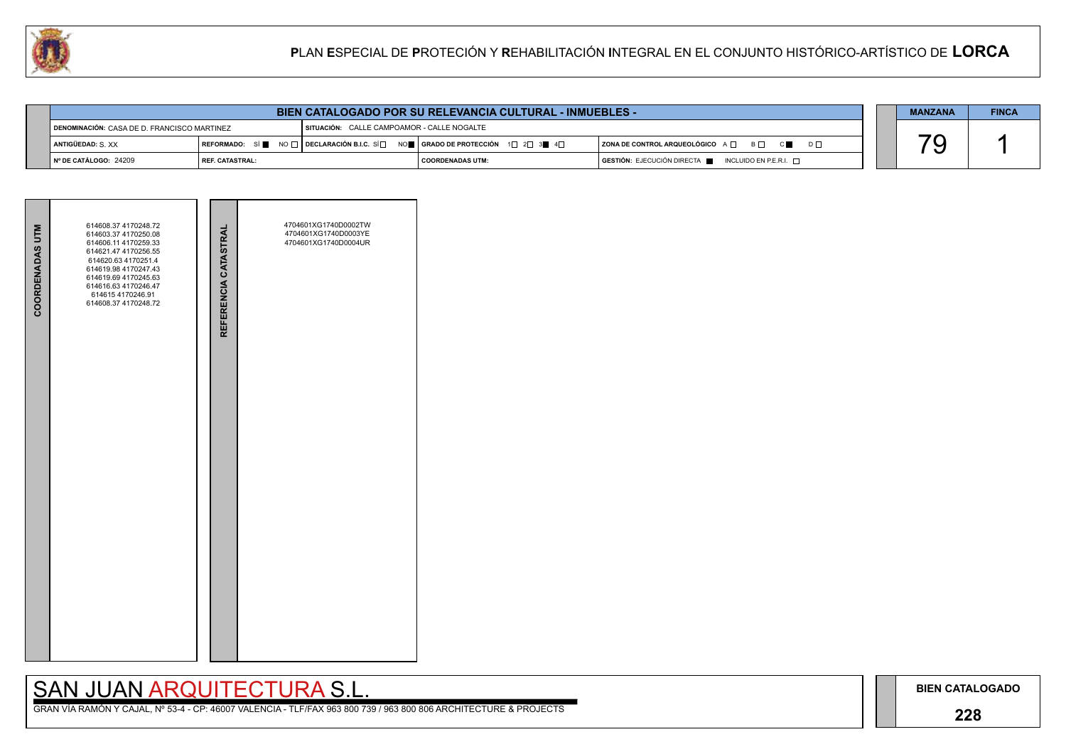# PLAN ESPECIAL DE PROTECIÓN Y REHABILITACIÓN INTEGRAL EN EL CONJUNTO HISTÓRICO-ARTÍSTICO DE LORCA

## BIEN CATALOGADO POR SU RELEVANCIA CULTURAL - INMUEBLES -

| | | | | |
|---|---|---|---|---|
| DENOMINACIÓN: CASA DE D. FRANCISCO MARTINEZ | | SITUACIÓN: CALLE CAMPOAMOR - CALLE NOGALTE | | |
| ANTIGÜEDAD: S. XX | REFORMADO: SÍ ■ NO □ | DECLARACIÓN B.I.C. SÍ □ NO ■ | GRADO DE PROTECCIÓN 1□ 2□ 3■ 4□ | ZONA DE CONTROL ARQUEOLÓGICO A □ B □ C ■ D □ |
| Nº DE CATÁLOGO: 24209 | REF. CATASTRAL: | | COORDENADAS UTM: | GESTIÓN: EJECUCIÓN DIRECTA ■ INCLUIDO EN P.E.R.I. □ |

| MANZANA | FINCA |
|---|---|
| 79 | 1 |

| COORDENADAS UTM | REFERENCIA CATASTRAL |
|---|---|
| 614608.37 4170248.72<br>614603.37 4170250.08<br>614606.11 4170259.33<br>614621.47 4170256.55<br>614620.63 4170251.4<br>614619.98 4170247.43<br>614619.69 4170245.63<br>614616.63 4170246.47<br>614615 4170246.91<br>614608.37 4170248.72 | 4704601XG1740D0002TW<br>4704601XG1740D0003YE<br>4704601XG1740D0004UR |

SAN JUAN ARQUITECTURA S.L.

GRAN VÍA RAMÓN Y CAJAL, Nº 53-4 - CP: 46007 VALENCIA - TLF/FAX 963 800 739 / 963 800 806 ARCHITECTURE & PROJECTS

BIEN CATALOGADO

228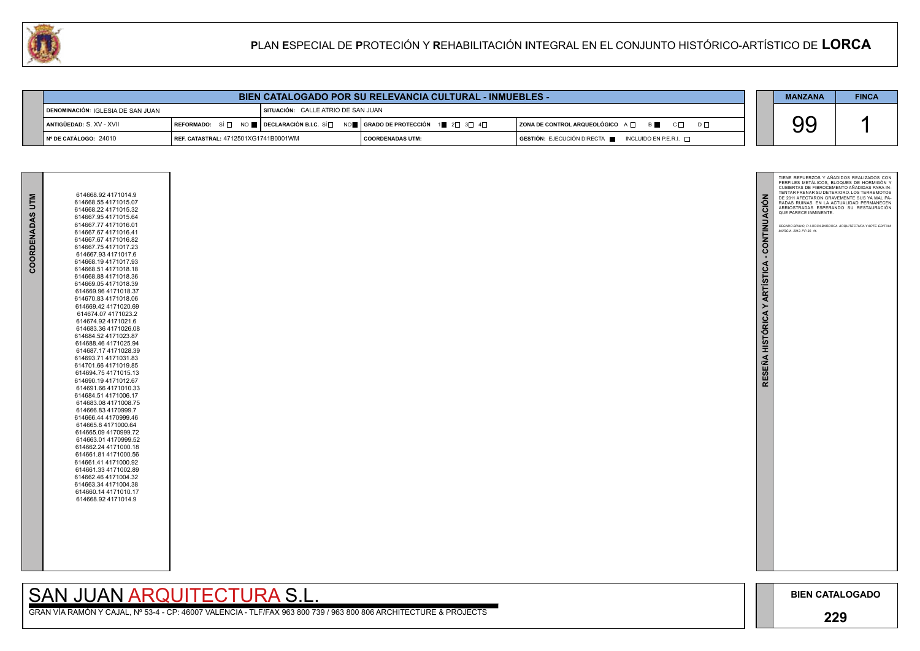# PLAN ESPECIAL DE PROTECIÓN Y REHABILITACIÓN INTEGRAL EN EL CONJUNTO HISTÓRICO-ARTÍSTICO DE LORCA

## BIEN CATALOGADO POR SU RELEVANCIA CULTURAL - INMUEBLES -

| | | | |
|---|---|---|---|
| DENOMINACIÓN: IGLESIA DE SAN JUAN | SITUACIÓN: CALLE ATRIO DE SAN JUAN | | |
| ANTIGÜEDAD: S. XV - XVII | REFORMADO: SÍ ☐ NO ■ DECLARACIÓN B.I.C. SÍ ☐ NO ■ | GRADO DE PROTECCIÓN 1 ■ 2 ☐ 3 ☐ 4 ☐ | ZONA DE CONTROL ARQUEOLÓGICO A ☐ B ■ C ☐ D ☐ |
| Nº DE CATÁLOGO: 24010 | REF. CATASTRAL: 4712501XG1741B0001WM | COORDENADAS UTM: | GESTIÓN: EJECUCIÓN DIRECTA ■ INCLUIDO EN P.E.R.I. ☐ |

| MANZANA | FINCA |
|---|---|
| 99 | 1 |

### COORDENADAS UTM

614668.92 4171014.9
614668.55 4171015.07
614668.22 4171015.32
614667.95 4171015.64
614667.77 4171016.01
614667.67 4171016.41
614667.67 4171016.82
614667.75 4171017.23
614667.93 4171017.6
614668.19 4171017.93
614668.51 4171018.18
614668.88 4171018.36
614669.05 4171018.39
614669.96 4171018.37
614670.83 4171018.06
614669.42 4171020.69
614674.07 4171023.2
614674.92 4171021.6
614683.36 4171026.08
614684.52 4171023.87
614688.46 4171025.94
614687.17 4171028.39
614693.71 4171031.83
614701.66 4171019.85
614694.75 4171015.13
614690.19 4171012.67
614691.66 4171010.33
614684.51 4171006.17
614683.08 4171008.75
614666.83 4170999.7
614666.44 4170999.46
614665.8 4171000.64
614665.09 4170999.72
614663.01 4170999.52
614662.24 4171000.18
614661.81 4171000.56
614661.41 4171000.92
614661.33 4171002.89
614662.46 4171004.32
614663.34 4171004.38
614660.14 4171010.17
614668.92 4171014.9

### RESEÑA HISTÓRICA Y ARTÍSTICA - CONTINUACIÓN

TIENE REFUERZOS Y AÑADIDOS REALIZADOS CON PERFILES METÁLICOS, BLOQUES DE HORMIGÓN Y CUBIERTAS DE FIBROCEMENTO AÑADIDAS PARA INTENTAR FRENAR SU DETERIORO. LOS TERREMOTOS DE 2011 AFECTARON GRAVEMENTE SUS YA MAL PARADAS RUINAS. EN LA ACTUALIDAD PERMANECEN ARRIOSTRADAS ESPERANDO SU RESTAURACIÓN QUE PARECE INMINENTE.

*SEGADO BRAVO, P. LORCA BARROCA. ARQUITECTURA Y ARTE. EDITUM. MURCIA. 2012. PP. 35- 41.*

SAN JUAN ARQUITECTURA S.L.

GRAN VÍA RAMÓN Y CAJAL, Nº 53-4 - CP: 46007 VALENCIA - TLF/FAX 963 800 739 / 963 800 806 ARCHITECTURE & PROJECTS

BIEN CATALOGADO

229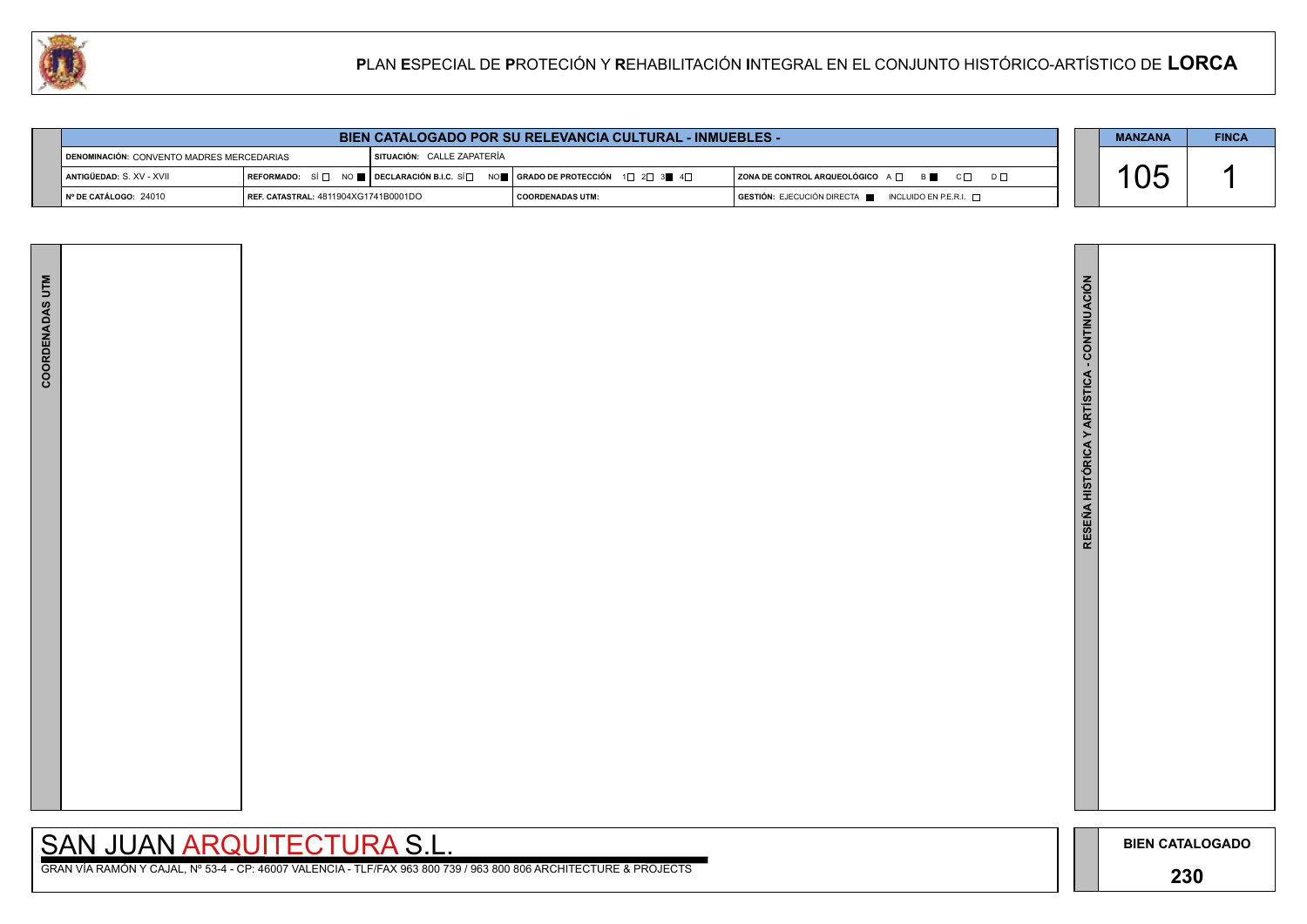# PLAN ESPECIAL DE PROTECIÓN Y REHABILITACIÓN INTEGRAL EN EL CONJUNTO HISTÓRICO-ARTÍSTICO DE LORCA

## BIEN CATALOGADO POR SU RELEVANCIA CULTURAL - INMUEBLES -

| | | | | |
|---|---|---|---|---|
| **DENOMINACIÓN:** CONVENTO MADRES MERCEDARIAS | | **SITUACIÓN:** CALLE ZAPATERÍA | | |
| **ANTIGÜEDAD:** S. XV - XVII | **REFORMADO:** SÍ ☐ NO ■ | **DECLARACIÓN B.I.C.** SÍ ☐ NO ■ | **GRADO DE PROTECCIÓN** 1☐ 2☐ 3■ 4☐ | **ZONA DE CONTROL ARQUEOLÓGICO** A ☐ B ■ C ☐ D ☐ |
| **Nº DE CATÁLOGO:** 24010 | **REF. CATASTRAL:** 4811904XG1741B0001DO | | **COORDENADAS UTM:** | **GESTIÓN:** EJECUCIÓN DIRECTA ■ INCLUIDO EN P.E.R.I. ☐ |

| MANZANA | FINCA |
|---|---|
| 105 | 1 |

**COORDENADAS UTM**

**RESEÑA HISTÓRICA Y ARTÍSTICA - CONTINUACIÓN**

SAN JUAN ARQUITECTURA S.L.

GRAN VÍA RAMÓN Y CAJAL, Nº 53-4 - CP: 46007 VALENCIA - TLF/FAX 963 800 739 / 963 800 806 ARCHITECTURE & PROJECTS

**BIEN CATALOGADO**

**230**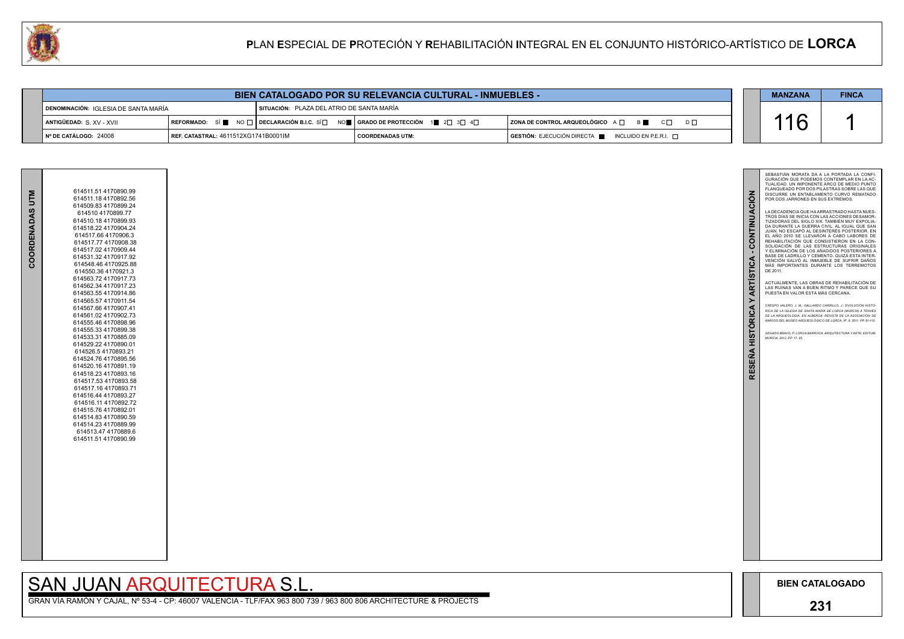# PLAN ESPECIAL DE PROTECIÓN Y REHABILITACIÓN INTEGRAL EN EL CONJUNTO HISTÓRICO-ARTÍSTICO DE LORCA

## BIEN CATALOGADO POR SU RELEVANCIA CULTURAL - INMUEBLES -

| | | | | |
|---|---|---|---|---|
| DENOMINACIÓN: IGLESIA DE SANTA MARÍA | | SITUACIÓN: PLAZA DEL ATRIO DE SANTA MARÍA | | |
| ANTIGÜEDAD: S. XV - XVII | REFORMADO: SÍ ■ NO □ | DECLARACIÓN B.I.C. SÍ □ NO ■ | GRADO DE PROTECCIÓN 1 ■ 2 □ 3 □ 4 □ | ZONA DE CONTROL ARQUEOLÓGICO A □ B ■ C □ D □ |
| Nº DE CATÁLOGO: 24008 | REF. CATASTRAL: 4611512XG1741B0001IM | | COORDENADAS UTM: | GESTIÓN: EJECUCIÓN DIRECTA ■ INCLUIDO EN P.E.R.I. □ |

| MANZANA | FINCA |
|---|---|
| 116 | 1 |

### COORDENADAS UTM

614511.51 4170890.99
614511.18 4170892.56
614509.83 4170899.24
614510 4170899.77
614510.18 4170899.93
614518.22 4170904.24
614517.66 4170906.3
614517.77 4170908.38
614517.02 4170909.44
614531.32 4170917.92
614548.46 4170925.88
614550.36 4170921.3
614563.72 4170917.73
614562.34 4170917.23
614563.55 4170914.86
614565.57 4170911.54
614567.66 4170907.41
614561.02 4170902.73
614555.46 4170898.96
614555.33 4170899.38
614533.31 4170885.09
614529.22 4170890.01
614526.5 4170893.21
614524.76 4170895.56
614520.16 4170891.19
614518.23 4170893.16
614517.53 4170893.58
614517.16 4170893.71
614516.44 4170893.27
614516.11 4170892.72
614515.76 4170892.01
614514.83 4170890.59
614514.23 4170889.99
614513.47 4170889.6
614511.51 4170890.99

### RESEÑA HISTÓRICA Y ARTÍSTICA - CONTINUACIÓN

SEBASTIÁN MORATA DA A LA PORTADA LA CONFIGURACIÓN QUE PODEMOS CONTEMPLAR EN LA ACTUALIDAD. UN IMPONENTE ARCO DE MEDIO PUNTO FLANQUEADO POR DOS PILASTRAS SOBRE LAS QUE DISCURRE UN ENTABLAMENTO CURVO REMATADO POR DOS JARRONES EN SUS EXTREMOS.

LA DECADENCIA QUE HA ARRASTRADO HASTA NUESTROS DÍAS SE INICIA CON LAS ACCIONES DESAMORTIZADORAS DEL SIGLO XIX, TAMBIÉN MUY EXPOLIADA DURANTE LA GUERRA CIVIL, AL IGUAL QUE SAN JUAN, NO ESCAPÓ AL DESINTERÉS POSTERIOR. EN EL AÑO 2010 SE LLEVARON A CABO LABORES DE REHABILITACIÓN QUE CONSISTIERON EN LA CONSOLIDACIÓN DE LAS ESTRUCTURAS ORIGINALES Y ELIMINACIÓN DE LOS AÑADIDOS POSTERIORES A BASE DE LADRILLO Y CEMENTO. QUIZÁ ESTA INTERVENCIÓN SALVÓ AL INMUEBLE DE SUFRIR DAÑOS MÁS IMPORTANTES DURANTE LOS TERREMOTOS DE 2011.

ACTUALMENTE, LAS OBRAS DE REHABILITACIÓN DE LAS RUINAS VAN A BUEN RITMO Y PARECE QUE SU PUESTA EN VALOR ESTÁ MÁS CERCANA.

*CRESPO VALERO, J. M.; GALLARDO CARRILLO, J.: EVOLUCIÓN HISTÓRICA DE LA IGLESIA DE SANTA MARÍA DE LORCA (MURCIA) A TRAVÉS DE LA ARQUEOLOGÍA. EN ALBERCA: REVISTA DE LA ASOCIACIÓN DE AMIGOS DEL MUSEO ARQUEOLÓGICO DE LORCA. Nº. 9. 2011. PP. 81-110.*

*SEGADO BRAVO, P. LORCA BARROCA. ARQUITECTURA Y ARTE. EDITUM. MURCIA. 2012. PP. 17- 25.*

SAN JUAN ARQUITECTURA S.L.

GRAN VÍA RAMÓN Y CAJAL, Nº 53-4 - CP: 46007 VALENCIA - TLF/FAX 963 800 739 / 963 800 806 ARCHITECTURE & PROJECTS

BIEN CATALOGADO

231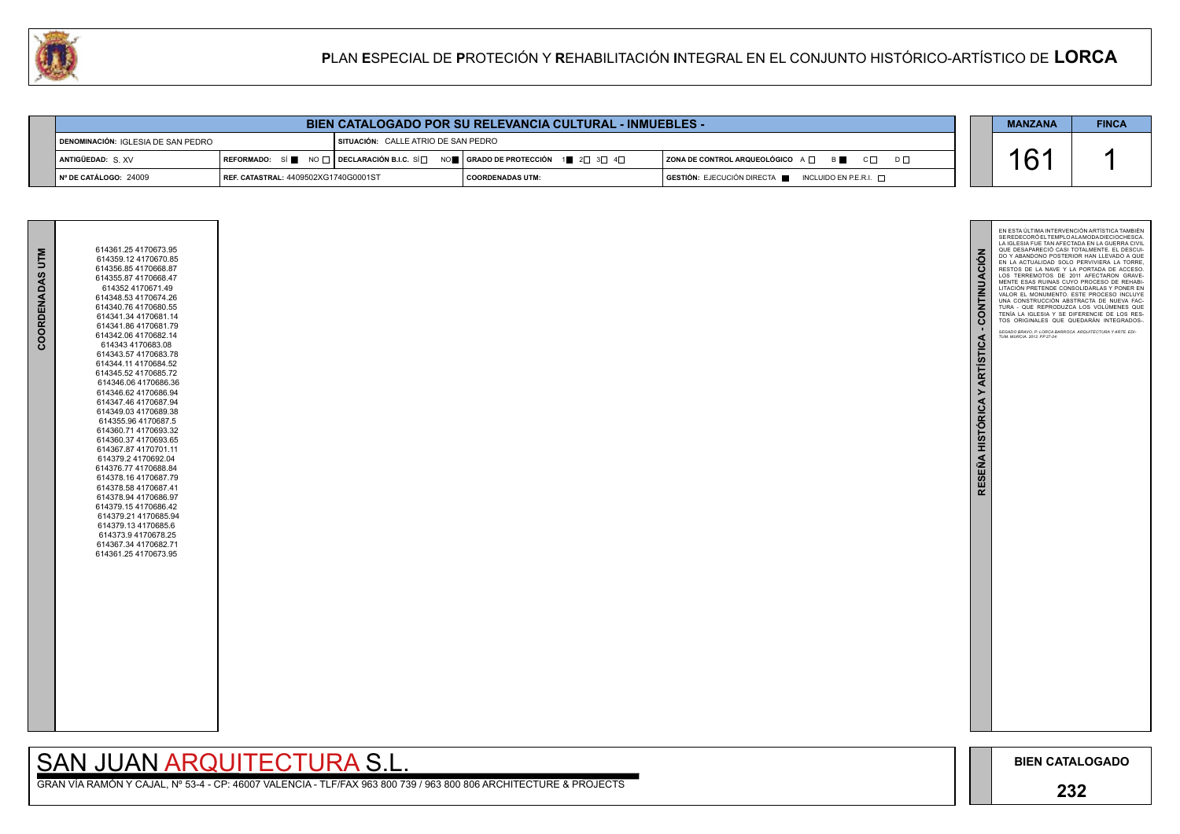# PLAN ESPECIAL DE PROTECIÓN Y REHABILITACIÓN INTEGRAL EN EL CONJUNTO HISTÓRICO-ARTÍSTICO DE LORCA

## BIEN CATALOGADO POR SU RELEVANCIA CULTURAL - INMUEBLES -

| DENOMINACIÓN: IGLESIA DE SAN PEDRO | | SITUACIÓN: CALLE ATRIO DE SAN PEDRO | | |
|---|---|---|---|---|
| ANTIGÜEDAD: S. XV | REFORMADO: SÍ ■ NO □ | DECLARACIÓN B.I.C. SÍ □ NO ■ | GRADO DE PROTECCIÓN 1 ■ 2 □ 3 □ 4 □ | ZONA DE CONTROL ARQUEOLÓGICO A □ B ■ C □ D □ |
| Nº DE CATÁLOGO: 24009 | REF. CATASTRAL: 4409502XG1740G0001ST | | COORDENADAS UTM: | GESTIÓN: EJECUCIÓN DIRECTA ■ INCLUIDO EN P.E.R.I. □ |

| MANZANA | FINCA |
|---|---|
| 161 | 1 |

### COORDENADAS UTM

614361.25 4170673.95
614359.12 4170670.85
614356.85 4170668.87
614355.87 4170668.47
614352 4170671.49
614348.53 4170674.26
614340.76 4170680.55
614341.34 4170681.14
614341.86 4170681.79
614342.06 4170682.14
614343 4170683.08
614343.57 4170683.78
614344.11 4170684.52
614345.52 4170685.72
614346.06 4170686.36
614346.62 4170686.94
614347.46 4170687.94
614349.03 4170689.38
614355.96 4170687.5
614360.71 4170693.32
614360.37 4170693.65
614367.87 4170701.11
614379.2 4170692.04
614376.77 4170688.84
614378.16 4170687.79
614378.58 4170687.41
614378.94 4170686.97
614379.15 4170686.42
614379.21 4170685.94
614379.13 4170685.6
614373.9 4170678.25
614367.34 4170682.71
614361.25 4170673.95

### RESEÑA HISTÓRICA Y ARTÍSTICA - CONTINUACIÓN

EN ESTA ÚLTIMA INTERVENCIÓN ARTÍSTICA TAMBIÉN SE REDECORÓ EL TEMPLO A LA MODA DIECIOCHESCA. LA IGLESIA FUE TAN AFECTADA EN LA GUERRA CIVIL QUE DESAPARECIÓ CASI TOTALMENTE. EL DESCUIDO Y ABANDONO POSTERIOR HAN LLEVADO A QUE EN LA ACTUALIDAD SOLO PERVIVIERA LA TORRE, RESTOS DE LA NAVE Y LA PORTADA DE ACCESO. LOS TERREMOTOS DE 2011 AFECTARON GRAVEMENTE ESAS RUINAS CUYO PROCESO DE REHABILITACIÓN PRETENDE CONSOLIDARLAS Y PONER EN VALOR EL MONUMENTO. ESTE PROCESO INCLUYE UNA CONSTRUCCIÓN ABSTRACTA DE NUEVA FACTURA - QUE REPRODUZCA LOS VOLÚMENES QUE TENÍA LA IGLESIA Y SE DIFERENCIE DE LOS RESTOS ORIGINALES QUE QUEDARÁN INTEGRADOS-.

*SEGADO BRAVO, P. LORCA BARROCA. ARQUITECTURA Y ARTE. EDITUM. MURCIA. 2012. PP 27-24.*

SAN JUAN ARQUITECTURA S.L.

GRAN VÍA RAMÓN Y CAJAL, Nº 53-4 - CP: 46007 VALENCIA - TLF/FAX 963 800 739 / 963 800 806 ARCHITECTURE & PROJECTS

BIEN CATALOGADO

232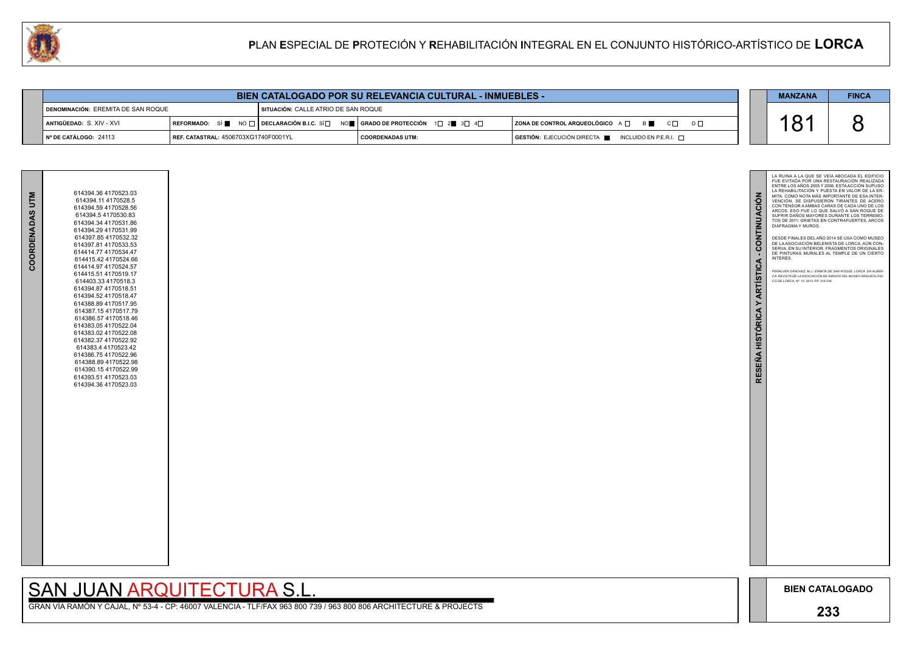# PLAN ESPECIAL DE PROTECIÓN Y REHABILITACIÓN INTEGRAL EN EL CONJUNTO HISTÓRICO-ARTÍSTICO DE LORCA

## BIEN CATALOGADO POR SU RELEVANCIA CULTURAL - INMUEBLES -

| | | | | | |
|---|---|---|---|---|---|
| **DENOMINACIÓN:** ERMITA DE SAN ROQUE | | **SITUACIÓN:** CALLE ATRIO DE SAN ROQUE | | | |
| **ANTIGÜEDAD:** S. XIV - XVI | **REFORMADO:** SÍ ■ NO ☐ | **DECLARACIÓN B.I.C.** SÍ ☐ NO ■ | **GRADO DE PROTECCIÓN** 1☐ 2■ 3☐ 4☐ | **ZONA DE CONTROL ARQUEOLÓGICO** A ☐ B ■ C ☐ D ☐ | |
| **Nº DE CATÁLOGO:** 24113 | **REF. CATASTRAL:** 4506703XG1740F0001YL | | **COORDENADAS UTM:** | **GESTIÓN:** EJECUCIÓN DIRECTA ■ INCLUIDO EN P.E.R.I. ☐ | |

| MANZANA | FINCA |
|---|---|
| 181 | 8 |

## COORDENADAS UTM

614394.36 4170523.03
614394.11 4170528.5
614394.59 4170528.56
614394.5 4170530.83
614394.34 4170531.86
614394.29 4170531.99
614397.85 4170532.32
614397.81 4170533.53
614414.77 4170534.47
614415.42 4170524.66
614414.97 4170524.57
614415.51 4170519.17
614403.33 4170518.3
614394.87 4170518.51
614394.52 4170518.47
614388.89 4170517.95
614387.15 4170517.79
614386.57 4170518.46
614383.05 4170522.04
614383.02 4170522.08
614382.37 4170522.92
614383.4 4170523.42
614386.75 4170522.96
614388.89 4170522.98
614390.15 4170522.99
614393.51 4170523.03
614394.36 4170523.03

## RESEÑA HISTÓRICA Y ARTÍSTICA - CONTINUACIÓN

LA RUINA A LA QUE SE VEÍA ABOCADA EL EDIFICIO FUE EVITADA POR UNA RESTAURACIÓN REALIZADA ENTRE LOS AÑOS 2005 Y 2006. ESTA ACCIÓN SUPUSO LA REHABILITACIÓN Y PUESTA EN VALOR DE LA ERMITA. COMO NOTA MÁS IMPORTANTE DE ESA INTERVENCIÓN, SE DISPUSIERON TIRANTES DE ACERO CON TENSOR A AMBAS CARAS DE CADA UNO DE LOS ARCOS. ESO FUE LO QUE SALVÓ A SAN ROQUE DE SUFRIR DAÑOS MAYORES DURANTE LOS TERREMOTOS DE 2011: GRIETAS EN CONTRAFUERTES, ARCOS DIAFRAGMA Y MUROS.

DESDE FINALES DEL AÑO 2014 SE USA COMO MUSEO DE LA ASOCIACIÓN BELENISTA DE LORCA. AÚN CONSERVA, EN SU INTERIOR, FRAGMENTOS ORIGINALES DE PINTURAS MURALES AL TEMPLE DE UN CIERTO INTERÉS.

*PEÑALVER SÁNCHEZ, M.J.: ERMITA DE SAN ROQUE, LORCA. EN ALBERCA: REVISTA DE LA ASOCIACIÓN DE AMIGOS DEL MUSEO ARQUEOLÓGICO DE LORCA, Nº 10, 2012. PP. 213-216.*

SAN JUAN ARQUITECTURA S.L.

GRAN VÍA RAMÓN Y CAJAL, Nº 53-4 - CP: 46007 VALENCIA - TLF/FAX 963 800 739 / 963 800 806 ARCHITECTURE & PROJECTS

**BIEN CATALOGADO**

**233**